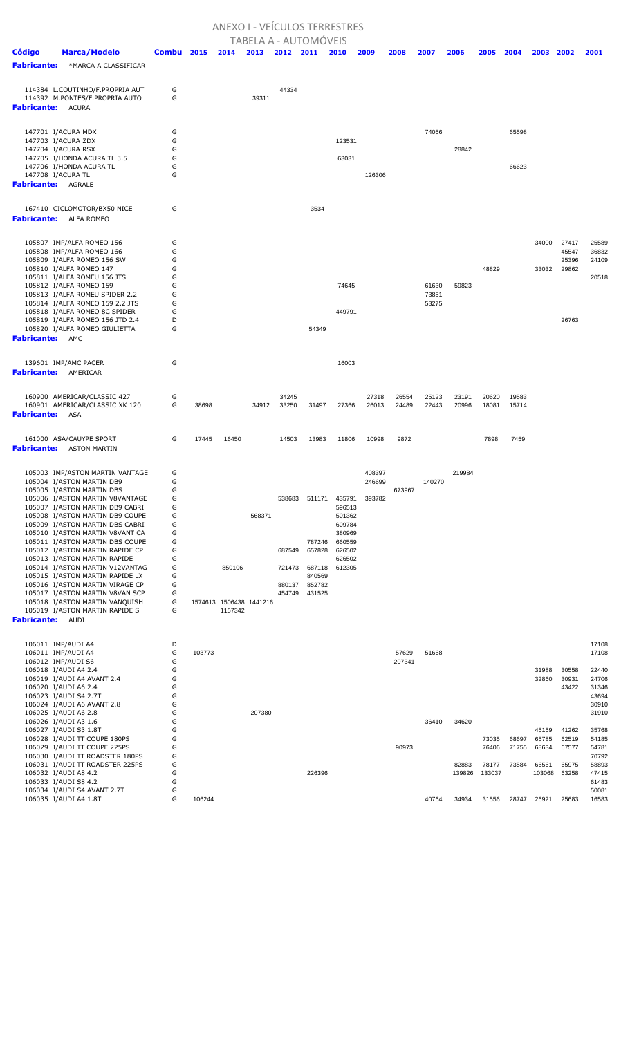# ANEXO I - VEÍCULOS TERRESTRES

## TABELA A - AUTOMÓVEIS

| Código | Marca/Modelo | Combu | 2015 | 2014 | 2013 | 2012 | 2011 | 2010 | 2009 | 2008 | 2007 | 2006 | 2005 | 2004 | 2003 | 2002 | 2001 |
|---|---|---|---|---|---|---|---|---|---|---|---|---|---|---|---|---|---|
| **Fabricante:** | *MARCA A CLASSIFICAR | | | | | | | | | | | | | | | | |
| 114384 | L.COUTINHO/F.PROPRIA AUT | G | | | | 44334 | | | | | | | | | | | |
| 114392 | M.PONTES/F.PROPRIA AUTO | G | | | 39311 | | | | | | | | | | | | |
| **Fabricante:** | ACURA | | | | | | | | | | | | | | | | |
| 147701 | I/ACURA MDX | G | | | | | | | | | 74056 | | | 65598 | | | |
| 147703 | I/ACURA ZDX | G | | | | | | 123531 | | | | | | | | | |
| 147704 | I/ACURA RSX | G | | | | | | | | | | 28842 | | | | | |
| 147705 | I/HONDA ACURA TL 3.5 | G | | | | | | 63031 | | | | | | | | | |
| 147706 | I/HONDA ACURA TL | G | | | | | | | | | | | | 66623 | | | |
| 147708 | I/ACURA TL | G | | | | | | | 126306 | | | | | | | | |
| **Fabricante:** | AGRALE | | | | | | | | | | | | | | | | |
| 167410 | CICLOMOTOR/BX50 NICE | G | | | | | 3534 | | | | | | | | | | |
| **Fabricante:** | ALFA ROMEO | | | | | | | | | | | | | | | | |
| 105807 | IMP/ALFA ROMEO 156 | G | | | | | | | | | | | | | 34000 | 27417 | 25589 |
| 105808 | IMP/ALFA ROMEO 166 | G | | | | | | | | | | | | | | 45547 | 36832 |
| 105809 | I/ALFA ROMEO 156 SW | G | | | | | | | | | | | | | | 25396 | 24109 |
| 105810 | I/ALFA ROMEO 147 | G | | | | | | | | | | | 48829 | | 33032 | 29862 | |
| 105811 | I/ALFA ROMEU 156 JTS | G | | | | | | | | | | | | | | | 20518 |
| 105812 | I/ALFA ROMEO 159 | G | | | | | | 74645 | | | 61630 | 59823 | | | | | |
| 105813 | I/ALFA ROMEU SPIDER 2.2 | G | | | | | | | | | 73851 | | | | | | |
| 105814 | I/ALFA ROMEO 159 2.2 JTS | G | | | | | | | | | 53275 | | | | | | |
| 105818 | I/ALFA ROMEO 8C SPIDER | G | | | | | | 449791 | | | | | | | | | |
| 105819 | I/ALFA ROMEO 156 JTD 2.4 | D | | | | | | | | | | | | | | 26763 | |
| 105820 | I/ALFA ROMEO GIULIETTA | G | | | | | 54349 | | | | | | | | | | |
| **Fabricante:** | AMC | | | | | | | | | | | | | | | | |
| 139601 | IMP/AMC PACER | G | | | | | | 16003 | | | | | | | | | |
| **Fabricante:** | AMERICAR | | | | | | | | | | | | | | | | |
| 160900 | AMERICAR/CLASSIC 427 | G | | | | 34245 | | | 27318 | 26554 | 25123 | 23191 | 20620 | 19583 | | | |
| 160901 | AMERICAR/CLASSIC XK 120 | G | 38698 | | 34912 | 33250 | 31497 | 27366 | 26013 | 24489 | 22443 | 20996 | 18081 | 15714 | | | |
| **Fabricante:** | ASA | | | | | | | | | | | | | | | | |
| 161000 | ASA/CAUYPE SPORT | G | 17445 | 16450 | | 14503 | 13983 | 11806 | 10998 | 9872 | | | 7898 | 7459 | | | |
| **Fabricante:** | ASTON MARTIN | | | | | | | | | | | | | | | | |
| 105003 | IMP/ASTON MARTIN VANTAGE | G | | | | | | | 408397 | | | 219984 | | | | | |
| 105004 | I/ASTON MARTIN DB9 | G | | | | | | | 246699 | | 140270 | | | | | | |
| 105005 | I/ASTON MARTIN DBS | G | | | | | | | | 673967 | | | | | | | |
| 105006 | I/ASTON MARTIN V8VANTAGE | G | | | | 538683 | 511171 | 435791 | 393782 | | | | | | | | |
| 105007 | I/ASTON MARTIN DB9 CABRI | G | | | | | | 596513 | | | | | | | | | |
| 105008 | I/ASTON MARTIN DB9 COUPE | G | | | 568371 | | | 501362 | | | | | | | | | |
| 105009 | I/ASTON MARTIN DBS CABRI | G | | | | | | 609784 | | | | | | | | | |
| 105010 | I/ASTON MARTIN V8VANT CA | G | | | | | | 380969 | | | | | | | | | |
| 105011 | I/ASTON MARTIN DBS COUPE | G | | | | | 787246 | 660559 | | | | | | | | | |
| 105012 | I/ASTON MARTIN RAPIDE CP | G | | | | 687549 | 657828 | 626502 | | | | | | | | | |
| 105013 | I/ASTON MARTIN RAPIDE | G | | | | | | 626502 | | | | | | | | | |
| 105014 | I/ASTON MARTIN V12VANTAG | G | | 850106 | | 721473 | 687118 | 612305 | | | | | | | | | |
| 105015 | I/ASTON MARTIN RAPIDE LX | G | | | | | 840569 | | | | | | | | | | |
| 105016 | I/ASTON MARTIN VIRAGE CP | G | | | | 880137 | 852782 | | | | | | | | | | |
| 105017 | I/ASTON MARTIN V8VAN SCP | G | | | | 454749 | 431525 | | | | | | | | | | |
| 105018 | I/ASTON MARTIN VANQUISH | G | 1574613 | 1506438 | 1441216 | | | | | | | | | | | | |
| 105019 | I/ASTON MARTIN RAPIDE S | G | | 1157342 | | | | | | | | | | | | | |
| **Fabricante:** | AUDI | | | | | | | | | | | | | | | | |
| 106011 | IMP/AUDI A4 | D | | | | | | | | | | | | | | | 17108 |
| 106011 | IMP/AUDI A4 | G | 103773 | | | | | | | 57629 | 51668 | | | | | | 17108 |
| 106012 | IMP/AUDI S6 | G | | | | | | | | 207341 | | | | | | | |
| 106018 | I/AUDI A4 2.4 | G | | | | | | | | | | | | | 31988 | 30558 | 22440 |
| 106019 | I/AUDI A4 AVANT 2.4 | G | | | | | | | | | | | | | 32860 | 30931 | 24706 |
| 106020 | I/AUDI A6 2.4 | G | | | | | | | | | | | | | | 43422 | 31346 |
| 106023 | I/AUDI S4 2.7T | G | | | | | | | | | | | | | | | 43694 |
| 106024 | I/AUDI A6 AVANT 2.8 | G | | | | | | | | | | | | | | | 30910 |
| 106025 | I/AUDI A6 2.8 | G | | | 207380 | | | | | | | | | | | | 31910 |
| 106026 | I/AUDI A3 1.6 | G | | | | | | | | | 36410 | 34620 | | | | | |
| 106027 | I/AUDI S3 1.8T | G | | | | | | | | | | | | | 45159 | 41262 | 35768 |
| 106028 | I/AUDI TT COUPE 180PS | G | | | | | | | | | | | 73035 | 68697 | 65785 | 62519 | 54185 |
| 106029 | I/AUDI TT COUPE 225PS | G | | | | | | | | 90973 | | | 76406 | 71755 | 68634 | 67577 | 54781 |
| 106030 | I/AUDI TT ROADSTER 180PS | G | | | | | | | | | | | | | | | 70792 |
| 106031 | I/AUDI TT ROADSTER 225PS | G | | | | | | | | | | 82883 | 78177 | 73584 | 66561 | 65975 | 58893 |
| 106032 | I/AUDI A8 4.2 | G | | | | | 226396 | | | | | 139826 | 133037 | | 103068 | 63258 | 47415 |
| 106033 | I/AUDI S8 4.2 | G | | | | | | | | | | | | | | | 61483 |
| 106034 | I/AUDI S4 AVANT 2.7T | G | | | | | | | | | | | | | | | 50081 |
| 106035 | I/AUDI A4 1.8T | G | 106244 | | | | | | | | 40764 | 34934 | 31556 | 28747 | 26921 | 25683 | 16583 |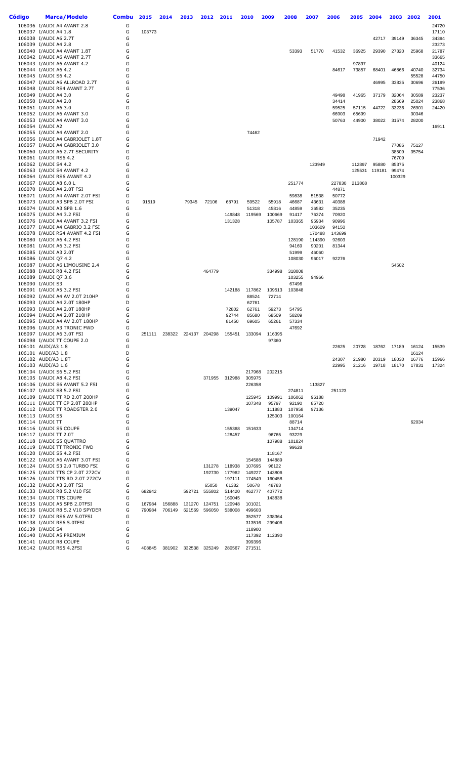| Código | Marca/Modelo | Combu | 2015 | 2014 | 2013 | 2012 | 2011 | 2010 | 2009 | 2008 | 2007 | 2006 | 2005 | 2004 | 2003 | 2002 | 2001 |
|---|---|---|---|---|---|---|---|---|---|---|---|---|---|---|---|---|---|
| 106036 | I/AUDI A4 AVANT 2.8 | G | | | | | | | | | | | | | | | 24720 |
| 106037 | I/AUDI A4 1.8 | G | 103773 | | | | | | | | | | | | | | 17110 |
| 106038 | I/AUDI A6 2.7T | G | | | | | | | | | | | | 42717 | 39149 | 36345 | 34394 |
| 106039 | I/AUDI A4 2.8 | G | | | | | | | | | | | | | | | 23273 |
| 106040 | I/AUDI A4 AVANT 1.8T | G | | | | | | | | 53393 | 51770 | 41532 | 36925 | 29390 | 27320 | 25968 | 21787 |
| 106042 | I/AUDI A6 AVANT 2.7T | G | | | | | | | | | | | | | | | 33665 |
| 106043 | I/AUDI A6 AVANT 4.2 | G | | | | | | | | | | | 97897 | | | | 40124 |
| 106044 | I/AUDI A6 4.2 | G | | | | | | | | | | 84617 | 73857 | 68401 | 46866 | 40740 | 32734 |
| 106045 | I/AUDI S6 4.2 | G | | | | | | | | | | | | | | 55528 | 44750 |
| 106047 | I/AUDI A6 ALLROAD 2.7T | G | | | | | | | | | | | | 46995 | 33835 | 30696 | 26199 |
| 106048 | I/AUDI RS4 AVANT 2.7T | G | | | | | | | | | | | | | | | 77536 |
| 106049 | I/AUDI A4 3.0 | G | | | | | | | | | | 49498 | 41965 | 37179 | 32064 | 30589 | 23237 |
| 106050 | I/AUDI A4 2.0 | G | | | | | | | | | | 34414 | | | 28669 | 25024 | 23868 |
| 106051 | I/AUDI A6 3.0 | G | | | | | | | | | | 59525 | 57115 | 44722 | 33236 | 26901 | 24420 |
| 106052 | I/AUDI A6 AVANT 3.0 | G | | | | | | | | | | 66903 | 65699 | | | 30346 | |
| 106053 | I/AUDI A4 AVANT 3.0 | G | | | | | | | | | | 50763 | 44900 | 38022 | 31574 | 28200 | |
| 106054 | I/AUDI A2 | G | | | | | | | | | | | | | | | 16911 |
| 106055 | I/AUDI A4 AVANT 2.0 | G | | | | | | 74462 | | | | | | | | | |
| 106056 | I/AUDI A4 CABRIOLET 1.8T | G | | | | | | | | | | | | 71942 | | | |
| 106057 | I/AUDI A4 CABRIOLET 3.0 | G | | | | | | | | | | | | | 77086 | 75127 | |
| 106060 | I/AUDI A6 2.7T SECURITY | G | | | | | | | | | | | | | 38509 | 35754 | |
| 106061 | I/AUDI RS6 4.2 | G | | | | | | | | | | | | | 76709 | | |
| 106062 | I/AUDI S4 4.2 | G | | | | | | | | | 123949 | | 112897 | 95880 | 85375 | | |
| 106063 | I/AUDI S4 AVANT 4.2 | G | | | | | | | | | | | 125531 | 119181 | 99474 | | |
| 106064 | I/AUDI RS6 AVANT 4.2 | G | | | | | | | | | | | | | 100329 | | |
| 106067 | I/AUDI A8 6.0 L | G | | | | | | | | 251774 | | 227830 | 213868 | | | | |
| 106070 | I/AUDI A4 2.0T FSI | G | | | | | | | | | | 44871 | | | | | |
| 106071 | I/AUDI A4 AVANT 2.0T FSI | G | | | | | | | | 59838 | 51538 | 50772 | | | | | |
| 106073 | I/AUDI A3 SPB 2.0T FSI | G | 91519 | | 79345 | 72106 | 68791 | 59522 | 55918 | 46687 | 43631 | 40388 | | | | | |
| 106074 | I/AUDI A3 SPB 1.6 | G | | | | | | 51318 | 45816 | 44859 | 36582 | 35235 | | | | | |
| 106075 | I/AUDI A4 3.2 FSI | G | | | | | 149848 | 119569 | 100669 | 91417 | 76374 | 70920 | | | | | |
| 106076 | I/AUDI A4 AVANT 3.2 FSI | G | | | | | 131328 | | 105787 | 103365 | 95934 | 90996 | | | | | |
| 106077 | I/AUDI A4 CABRIO 3.2 FSI | G | | | | | | | | | 103609 | 94150 | | | | | |
| 106078 | I/AUDI RS4 AVANT 4.2 FSI | G | | | | | | | | | 170488 | 143699 | | | | | |
| 106080 | I/AUDI A6 4.2 FSI | G | | | | | | | | 128190 | 114390 | 92603 | | | | | |
| 106081 | I/AUDI A6 3.2 FSI | G | | | | | | | | 94169 | 90201 | 81344 | | | | | |
| 106085 | I/AUDI A3 2.0T | G | | | | | | | | 51999 | 46060 | | | | | | |
| 106086 | I/AUDI Q7 4.2 | G | | | | | | | | 108030 | 96017 | 92276 | | | | | |
| 106087 | I/AUDI A6 LIMOUSINE 2.4 | G | | | | | | | | | | | | | 54502 | | |
| 106088 | I/AUDI R8 4.2 FSI | G | | | | 464779 | | | 334998 | 318008 | | | | | | | |
| 106089 | I/AUDI Q7 3.6 | G | | | | | | | | 103255 | 94966 | | | | | | |
| 106090 | I/AUDI S3 | G | | | | | | | | 67496 | | | | | | | |
| 106091 | I/AUDI A5 3.2 FSI | G | | | | | 142188 | 117862 | 109513 | 103848 | | | | | | | |
| 106092 | I/AUDI A4 AV 2.0T 210HP | G | | | | | | 88524 | 72714 | | | | | | | | |
| 106093 | I/AUDI A4 2.0T 180HP | D | | | | | | 62761 | | | | | | | | | |
| 106093 | I/AUDI A4 2.0T 180HP | G | | | | | 72802 | 62761 | 59273 | 54795 | | | | | | | |
| 106094 | I/AUDI A4 2.0T 210HP | G | | | | | 92744 | 85680 | 68509 | 58209 | | | | | | | |
| 106095 | I/AUDI A4 AV 2.0T 180HP | G | | | | | 81450 | 69605 | 65261 | 57334 | | | | | | | |
| 106096 | I/AUDI A3 TRONIC FWD | G | | | | | | | | 47692 | | | | | | | |
| 106097 | I/AUDI A6 3.0T FSI | G | 251111 | 238322 | 224137 | 204298 | 155451 | 133094 | 116395 | | | | | | | | |
| 106098 | I/AUDI TT COUPE 2.0 | G | | | | | | | 97360 | | | | | | | | |
| 106101 | AUDI/A3 1.8 | G | | | | | | | | | | 22625 | 20728 | 18762 | 17189 | 16124 | 15539 |
| 106101 | AUDI/A3 1.8 | D | | | | | | | | | | | | | | 16124 | |
| 106102 | AUDI/A3 1.8T | G | | | | | | | | | | 24307 | 21980 | 20319 | 18030 | 16776 | 15966 |
| 106103 | AUDI/A3 1.6 | G | | | | | | | | | | 22995 | 21216 | 19718 | 18170 | 17831 | 17324 |
| 106104 | I/AUDI S6 5.2 FSI | G | | | | | | 217968 | 202215 | | | | | | | | |
| 106105 | I/AUDI A8 4.2 FSI | G | | | | 371955 | 312988 | 305975 | | | | | | | | | |
| 106106 | I/AUDI S6 AVANT 5.2 FSI | G | | | | | | 226358 | | | 113827 | | | | | | |
| 106107 | I/AUDI S8 5.2 FSI | G | | | | | | | | 274811 | | 251123 | | | | | |
| 106109 | I/AUDI TT RD 2.0T 200HP | G | | | | | | 125945 | 109991 | 106062 | 96188 | | | | | | |
| 106111 | I/AUDI TT CP 2.0T 200HP | G | | | | | | 107348 | 95797 | 92190 | 85720 | | | | | | |
| 106112 | I/AUDI TT ROADSTER 2.0 | G | | | | | 139047 | | 111883 | 107958 | 97136 | | | | | | |
| 106113 | I/AUDI S5 | G | | | | | | | 125003 | 100164 | | | | | | | |
| 106114 | I/AUDI TT | G | | | | | | | | 88714 | | | | | | 62034 | |
| 106116 | I/AUDI S5 COUPE | G | | | | | 155368 | 151633 | | 134714 | | | | | | | |
| 106117 | I/AUDI TT 2.0T | G | | | | | 128457 | | 96765 | 93229 | | | | | | | |
| 106118 | I/AUDI S5 QUATTRO | G | | | | | | | 107988 | 101824 | | | | | | | |
| 106119 | I/AUDI TT TRONIC FWD | G | | | | | | | | 99628 | | | | | | | |
| 106120 | I/AUDI S5 4.2 FSI | G | | | | | | | 118167 | | | | | | | | |
| 106122 | I/AUDI A6 AVANT 3.0T FSI | G | | | | | | 154588 | 144889 | | | | | | | | |
| 106124 | I/AUDI S3 2.0 TURBO FSI | G | | | | 131278 | 118938 | 107695 | 96122 | | | | | | | | |
| 106125 | I/AUDI TTS CP 2.0T 272CV | G | | | | 192730 | 177962 | 149227 | 143806 | | | | | | | | |
| 106126 | I/AUDI TTS RD 2.0T 272CV | G | | | | | 197111 | 174549 | 160458 | | | | | | | | |
| 106132 | I/AUDI A3 2.0T FSI | G | | | | 65050 | 61382 | 50678 | 48783 | | | | | | | | |
| 106133 | I/AUDI R8 5.2 V10 FSI | G | 682942 | | 592721 | 555802 | 514420 | 462777 | 407772 | | | | | | | | |
| 106134 | I/AUDI TTS COUPE | G | | | | | 160045 | | 143838 | | | | | | | | |
| 106135 | I/AUDI A5 SPB 2.0TFSI | G | 167984 | 156888 | 131270 | 124751 | 120948 | 101021 | | | | | | | | | |
| 106136 | I/AUDI R8 5.2 V10 SPYDER | G | 790984 | 706149 | 621569 | 596050 | 538008 | 499603 | | | | | | | | | |
| 106137 | I/AUDI RS6 AV 5.0TFSI | G | | | | | | 352577 | 338364 | | | | | | | | |
| 106138 | I/AUDI RS6 5.0TFSI | G | | | | | | 313516 | 299406 | | | | | | | | |
| 106139 | I/AUDI S4 | G | | | | | | 118900 | | | | | | | | | |
| 106140 | I/AUDI A5 PREMIUM | G | | | | | | 117392 | 112390 | | | | | | | | |
| 106141 | I/AUDI R8 COUPE | G | | | | | | 399396 | | | | | | | | | |
| 106142 | I/AUDI RS5 4.2FSI | G | 408845 | 381902 | 332538 | 325249 | 280567 | 271511 | | | | | | | | | |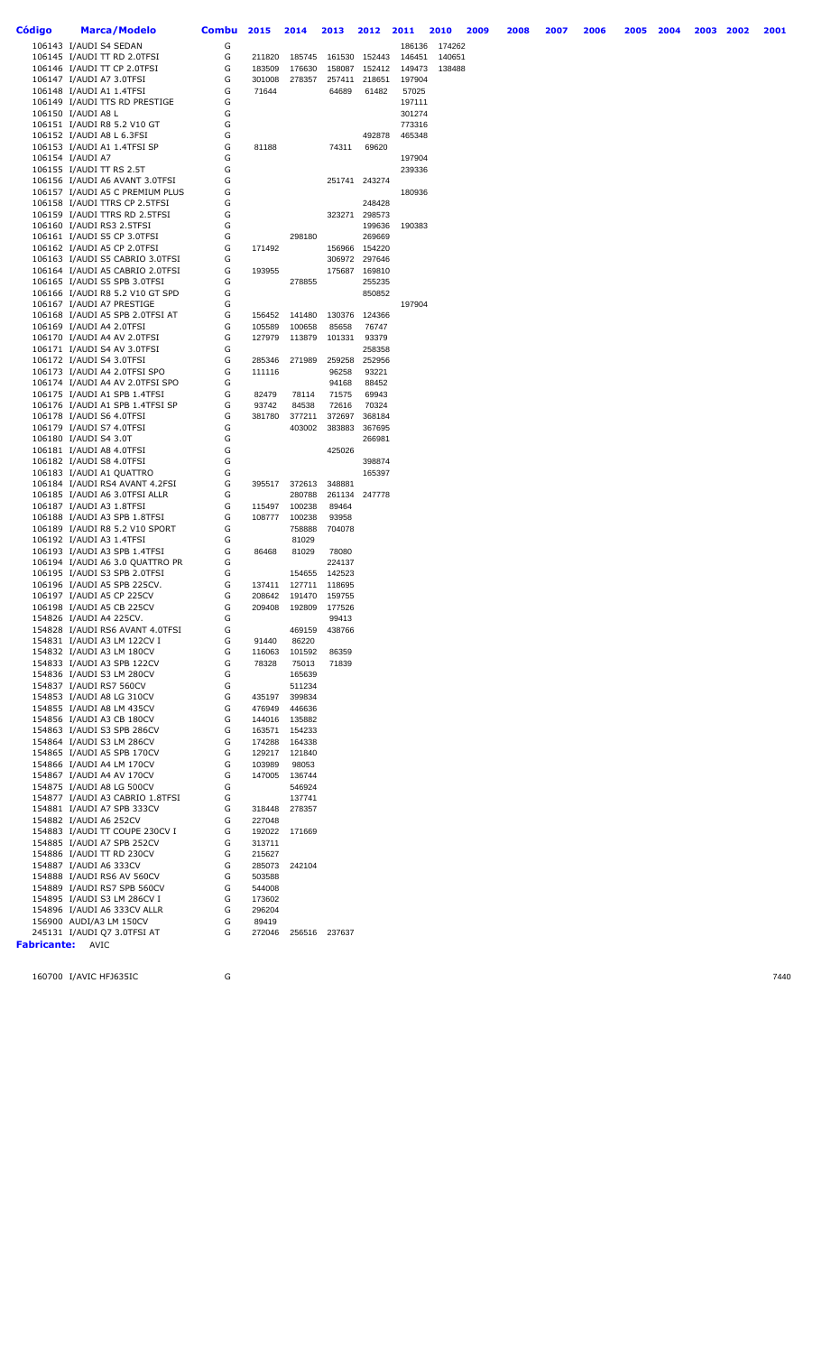| Código | Marca/Modelo | Combu | 2015 | 2014 | 2013 | 2012 | 2011 | 2010 | 2009 | 2008 | 2007 | 2006 | 2005 | 2004 | 2003 | 2002 | 2001 |
|---|---|---|---|---|---|---|---|---|---|---|---|---|---|---|---|---|---|
| 106143 | I/AUDI S4 SEDAN | G | | | | | 186136 | 174262 | | | | | | | | | |
| 106145 | I/AUDI TT RD 2.0TFSI | G | 211820 | 185745 | 161530 | 152443 | 146451 | 140651 | | | | | | | | | |
| 106146 | I/AUDI TT CP 2.0TFSI | G | 183509 | 176630 | 158087 | 152412 | 149473 | 138488 | | | | | | | | | |
| 106147 | I/AUDI A7 3.0TFSI | G | 301008 | 278357 | 257411 | 218651 | 197904 | | | | | | | | | | |
| 106148 | I/AUDI A1 1.4TFSI | G | 71644 | | 64689 | 61482 | 57025 | | | | | | | | | | |
| 106149 | I/AUDI TTS RD PRESTIGE | G | | | | | 197111 | | | | | | | | | | |
| 106150 | I/AUDI A8 L | G | | | | | 301274 | | | | | | | | | | |
| 106151 | I/AUDI R8 5.2 V10 GT | G | | | | | 773316 | | | | | | | | | | |
| 106152 | I/AUDI A8 L 6.3FSI | G | | | | 492878 | 465348 | | | | | | | | | | |
| 106153 | I/AUDI A1 1.4TFSI SP | G | 81188 | | 74311 | 69620 | | | | | | | | | | | |
| 106154 | I/AUDI A7 | G | | | | | 197904 | | | | | | | | | | |
| 106155 | I/AUDI TT RS 2.5T | G | | | | | 239336 | | | | | | | | | | |
| 106156 | I/AUDI A6 AVANT 3.0TFSI | G | | | 251741 | 243274 | | | | | | | | | | | |
| 106157 | I/AUDI A5 C PREMIUM PLUS | G | | | | | 180936 | | | | | | | | | | |
| 106158 | I/AUDI TTRS CP 2.5TFSI | G | | | | 248428 | | | | | | | | | | | |
| 106159 | I/AUDI TTRS RD 2.5TFSI | G | | | 323271 | 298573 | | | | | | | | | | | |
| 106160 | I/AUDI RS3 2.5TFSI | G | | | | 199636 | 190383 | | | | | | | | | | |
| 106161 | I/AUDI S5 CP 3.0TFSI | G | | 298180 | | 269669 | | | | | | | | | | | |
| 106162 | I/AUDI A5 CP 2.0TFSI | G | 171492 | | 156966 | 154220 | | | | | | | | | | | |
| 106163 | I/AUDI S5 CABRIO 3.0TFSI | G | | | 306972 | 297646 | | | | | | | | | | | |
| 106164 | I/AUDI A5 CABRIO 2.0TFSI | G | 193955 | | 175687 | 169810 | | | | | | | | | | | |
| 106165 | I/AUDI S5 SPB 3.0TFSI | G | | 278855 | | 255235 | | | | | | | | | | | |
| 106166 | I/AUDI R8 5.2 V10 GT SPD | G | | | | 850852 | | | | | | | | | | | |
| 106167 | I/AUDI A7 PRESTIGE | G | | | | | 197904 | | | | | | | | | | |
| 106168 | I/AUDI A5 SPB 2.0TFSI AT | G | 156452 | 141480 | 130376 | 124366 | | | | | | | | | | | |
| 106169 | I/AUDI A4 2.0TFSI | G | 105589 | 100658 | 85658 | 76747 | | | | | | | | | | | |
| 106170 | I/AUDI A4 AV 2.0TFSI | G | 127979 | 113879 | 101331 | 93379 | | | | | | | | | | | |
| 106171 | I/AUDI S4 AV 3.0TFSI | G | | | | 258358 | | | | | | | | | | | |
| 106172 | I/AUDI S4 3.0TFSI | G | 285346 | 271989 | 259258 | 252956 | | | | | | | | | | | |
| 106173 | I/AUDI A4 2.0TFSI SPO | G | 111116 | | 96258 | 93221 | | | | | | | | | | | |
| 106174 | I/AUDI A4 AV 2.0TFSI SPO | G | | | 94168 | 88452 | | | | | | | | | | | |
| 106175 | I/AUDI A1 SPB 1.4TFSI | G | 82479 | 78114 | 71575 | 69943 | | | | | | | | | | | |
| 106176 | I/AUDI A1 SPB 1.4TFSI SP | G | 93742 | 84538 | 72616 | 70324 | | | | | | | | | | | |
| 106178 | I/AUDI S6 4.0TFSI | G | 381780 | 377211 | 372697 | 368184 | | | | | | | | | | | |
| 106179 | I/AUDI S7 4.0TFSI | G | | 403002 | 383883 | 367695 | | | | | | | | | | | |
| 106180 | I/AUDI S4 3.0T | G | | | | 266981 | | | | | | | | | | | |
| 106181 | I/AUDI A8 4.0TFSI | G | | | 425026 | | | | | | | | | | | | |
| 106182 | I/AUDI S8 4.0TFSI | G | | | | 398874 | | | | | | | | | | | |
| 106183 | I/AUDI A1 QUATTRO | G | | | | 165397 | | | | | | | | | | | |
| 106184 | I/AUDI RS4 AVANT 4.2FSI | G | 395517 | 372613 | 348881 | | | | | | | | | | | | |
| 106185 | I/AUDI A6 3.0TFSI ALLR | G | | 280788 | 261134 | 247778 | | | | | | | | | | | |
| 106187 | I/AUDI A3 1.8TFSI | G | 115497 | 100238 | 89464 | | | | | | | | | | | | |
| 106188 | I/AUDI A3 SPB 1.8TFSI | G | 108777 | 100238 | 93958 | | | | | | | | | | | | |
| 106189 | I/AUDI R8 5.2 V10 SPORT | G | | 758888 | 704078 | | | | | | | | | | | | |
| 106192 | I/AUDI A3 1.4TFSI | G | | 81029 | | | | | | | | | | | | | |
| 106193 | I/AUDI A3 SPB 1.4TFSI | G | 86468 | 81029 | 78080 | | | | | | | | | | | | |
| 106194 | I/AUDI A6 3.0 QUATTRO PR | G | | | 224137 | | | | | | | | | | | | |
| 106195 | I/AUDI S3 SPB 2.0TFSI | G | | 154655 | 142523 | | | | | | | | | | | | |
| 106196 | I/AUDI A5 SPB 225CV. | G | 137411 | 127711 | 118695 | | | | | | | | | | | | |
| 106197 | I/AUDI A5 CP 225CV | G | 208642 | 191470 | 159755 | | | | | | | | | | | | |
| 106198 | I/AUDI A5 CB 225CV | G | 209408 | 192809 | 177526 | | | | | | | | | | | | |
| 154826 | I/AUDI A4 225CV. | G | | | 99413 | | | | | | | | | | | | |
| 154828 | I/AUDI RS6 AVANT 4.0TFSI | G | | 469159 | 438766 | | | | | | | | | | | | |
| 154831 | I/AUDI A3 LM 122CV I | G | 91440 | 86220 | | | | | | | | | | | | | |
| 154832 | I/AUDI A3 LM 180CV | G | 116063 | 101592 | 86359 | | | | | | | | | | | | |
| 154833 | I/AUDI A3 SPB 122CV | G | 78328 | 75013 | 71839 | | | | | | | | | | | | |
| 154836 | I/AUDI S3 LM 280CV | G | | 165639 | | | | | | | | | | | | | |
| 154837 | I/AUDI RS7 560CV | G | | 511234 | | | | | | | | | | | | | |
| 154853 | I/AUDI A8 LG 310CV | G | 435197 | 399834 | | | | | | | | | | | | | |
| 154855 | I/AUDI A8 LM 435CV | G | 476949 | 446636 | | | | | | | | | | | | | |
| 154856 | I/AUDI A3 CB 180CV | G | 144016 | 135882 | | | | | | | | | | | | | |
| 154863 | I/AUDI S3 SPB 286CV | G | 163571 | 154233 | | | | | | | | | | | | | |
| 154864 | I/AUDI S3 LM 286CV | G | 174288 | 164338 | | | | | | | | | | | | | |
| 154865 | I/AUDI A5 SPB 170CV | G | 129217 | 121840 | | | | | | | | | | | | | |
| 154866 | I/AUDI A4 LM 170CV | G | 103989 | 98053 | | | | | | | | | | | | | |
| 154867 | I/AUDI A4 AV 170CV | G | 147005 | 136744 | | | | | | | | | | | | | |
| 154875 | I/AUDI A8 LG 500CV | G | | 546924 | | | | | | | | | | | | | |
| 154877 | I/AUDI A3 CABRIO 1.8TFSI | G | | 137741 | | | | | | | | | | | | | |
| 154881 | I/AUDI A7 SPB 333CV | G | 318448 | 278357 | | | | | | | | | | | | | |
| 154882 | I/AUDI A6 252CV | G | 227048 | | | | | | | | | | | | | | |
| 154883 | I/AUDI TT COUPE 230CV I | G | 192022 | 171669 | | | | | | | | | | | | | |
| 154885 | I/AUDI A7 SPB 252CV | G | 313711 | | | | | | | | | | | | | | |
| 154886 | I/AUDI TT RD 230CV | G | 215627 | | | | | | | | | | | | | | |
| 154887 | I/AUDI A6 333CV | G | 285073 | 242104 | | | | | | | | | | | | | |
| 154888 | I/AUDI RS6 AV 560CV | G | 503588 | | | | | | | | | | | | | | |
| 154889 | I/AUDI RS7 SPB 560CV | G | 544008 | | | | | | | | | | | | | | |
| 154895 | I/AUDI S3 LM 286CV I | G | 173602 | | | | | | | | | | | | | | |
| 154896 | I/AUDI A6 333CV ALLR | G | 296204 | | | | | | | | | | | | | | |
| 156900 | AUDI/A3 LM 150CV | G | 89419 | | | | | | | | | | | | | | |
| 245131 | I/AUDI Q7 3.0TFSI AT | G | 272046 | 256516 | 237637 | | | | | | | | | | | | |

**Fabricante:** AVIC

| Código | Marca/Modelo | Combu | 2015 | 2014 | 2013 | 2012 | 2011 | 2010 | 2009 | 2008 | 2007 | 2006 | 2005 | 2004 | 2003 | 2002 | 2001 |
|---|---|---|---|---|---|---|---|---|---|---|---|---|---|---|---|---|---|
| 160700 | I/AVIC HFJ635IC | G | | | | | | | | | | | | | | | 7440 |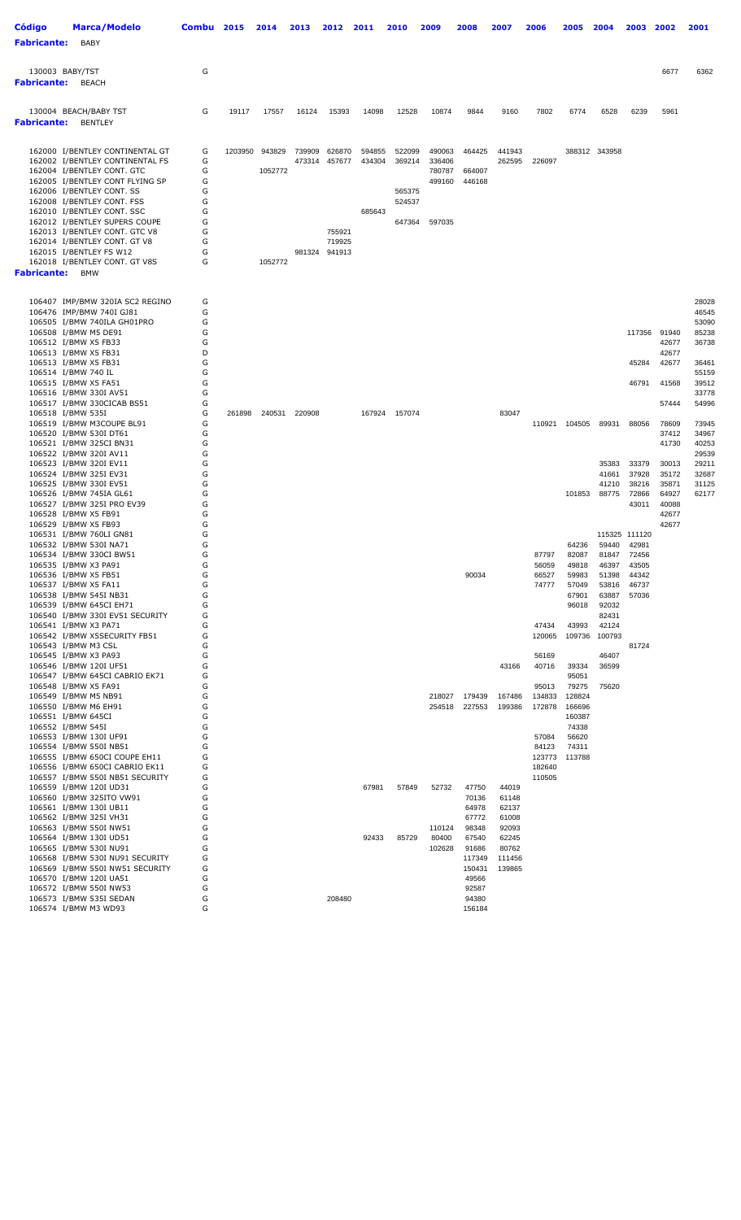| Código | Marca/Modelo | Combu | 2015 | 2014 | 2013 | 2012 | 2011 | 2010 | 2009 | 2008 | 2007 | 2006 | 2005 | 2004 | 2003 | 2002 | 2001 |
|---|---|---|---|---|---|---|---|---|---|---|---|---|---|---|---|---|---|
| **Fabricante:** | BABY | | | | | | | | | | | | | | | | |
| 130003 | BABY/TST | G | | | | | | | | | | | | | | 6677 | 6362 |
| **Fabricante:** | BEACH | | | | | | | | | | | | | | | | |
| 130004 | BEACH/BABY TST | G | 19117 | 17557 | 16124 | 15393 | 14098 | 12528 | 10874 | 9844 | 9160 | 7802 | 6774 | 6528 | 6239 | 5961 | |
| **Fabricante:** | BENTLEY | | | | | | | | | | | | | | | | |
| 162000 | I/BENTLEY CONTINENTAL GT | G | 1203950 | 943829 | 739909 | 626870 | 594855 | 522099 | 490063 | 464425 | 441943 | | 388312 | 343958 | | | |
| 162002 | I/BENTLEY CONTINENTAL FS | G | | | 473314 | 457677 | 434304 | 369214 | 336406 | | 262595 | 226097 | | | | | |
| 162004 | I/BENTLEY CONT. GTC | G | | 1052772 | | | | | 780787 | 664007 | | | | | | | |
| 162005 | I/BENTLEY CONT FLYING SP | G | | | | | | | 499160 | 446168 | | | | | | | |
| 162006 | I/BENTLEY CONT. SS | G | | | | | | 565375 | | | | | | | | | |
| 162008 | I/BENTLEY CONT. FSS | G | | | | | | 524537 | | | | | | | | | |
| 162010 | I/BENTLEY CONT. SSC | G | | | | | 685643 | | | | | | | | | | |
| 162012 | I/BENTLEY SUPERS COUPE | G | | | | | | 647364 | 597035 | | | | | | | | |
| 162013 | I/BENTLEY CONT. GTC V8 | G | | | | 755921 | | | | | | | | | | | |
| 162014 | I/BENTLEY CONT. GT V8 | G | | | | 719925 | | | | | | | | | | | |
| 162015 | I/BENTLEY FS W12 | G | | | 981324 | 941913 | | | | | | | | | | | |
| 162018 | I/BENTLEY CONT. GT V8S | G | | 1052772 | | | | | | | | | | | | | |
| **Fabricante:** | BMW | | | | | | | | | | | | | | | | |
| 106407 | IMP/BMW 320IA SC2 REGINO | G | | | | | | | | | | | | | | | 28028 |
| 106476 | IMP/BMW 740I GJ81 | G | | | | | | | | | | | | | | | 46545 |
| 106505 | I/BMW 740ILA GH01PRO | G | | | | | | | | | | | | | | | 53090 |
| 106508 | I/BMW M5 DE91 | G | | | | | | | | | | | | | 117356 | 91940 | 85238 |
| 106512 | I/BMW X5 FB33 | G | | | | | | | | | | | | | | 42677 | 36738 |
| 106513 | I/BMW X5 FB31 | D | | | | | | | | | | | | | | 42677 | |
| 106513 | I/BMW X5 FB31 | G | | | | | | | | | | | | | 45284 | 42677 | 36461 |
| 106514 | I/BMW 740 IL | G | | | | | | | | | | | | | | | 55159 |
| 106515 | I/BMW X5 FA51 | G | | | | | | | | | | | | | 46791 | 41568 | 39512 |
| 106516 | I/BMW 330I AV51 | G | | | | | | | | | | | | | | | 33778 |
| 106517 | I/BMW 330CICAB BS51 | G | | | | | | | | | | | | | | 57444 | 54996 |
| 106518 | I/BMW 535I | G | 261898 | 240531 | 220908 | | 167924 | 157074 | | | 83047 | | | | | | |
| 106519 | I/BMW M3COUPE BL91 | G | | | | | | | | | | 110921 | 104505 | 89931 | 88056 | 78609 | 73945 |
| 106520 | I/BMW 530I DT61 | G | | | | | | | | | | | | | | 37412 | 34967 |
| 106521 | I/BMW 325CI BN31 | G | | | | | | | | | | | | | | 41730 | 40253 |
| 106522 | I/BMW 320I AV11 | G | | | | | | | | | | | | | | | 29539 |
| 106523 | I/BMW 320I EV11 | G | | | | | | | | | | | | 35383 | 33379 | 30013 | 29211 |
| 106524 | I/BMW 325I EV31 | G | | | | | | | | | | | | 41661 | 37928 | 35172 | 32687 |
| 106525 | I/BMW 330I EV51 | G | | | | | | | | | | | | 41210 | 38216 | 35871 | 31125 |
| 106526 | I/BMW 745IA GL61 | G | | | | | | | | | | | 101853 | 88775 | 72866 | 64927 | 62177 |
| 106527 | I/BMW 325I PRO EV39 | G | | | | | | | | | | | | | 43011 | 40088 | |
| 106528 | I/BMW X5 FB91 | G | | | | | | | | | | | | | | 42677 | |
| 106529 | I/BMW X5 FB93 | G | | | | | | | | | | | | | | 42677 | |
| 106531 | I/BMW 760LI GN81 | G | | | | | | | | | | | | 115325 | 111120 | | |
| 106532 | I/BMW 530I NA71 | G | | | | | | | | | | | 64236 | 59440 | 42981 | | |
| 106534 | I/BMW 330CI BW51 | G | | | | | | | | | | 87797 | 82087 | 81847 | 72456 | | |
| 106535 | I/BMW X3 PA91 | G | | | | | | | | | | 56059 | 49818 | 46397 | 43505 | | |
| 106536 | I/BMW X5 FB51 | G | | | | | | | | 90034 | | 66527 | 59983 | 51398 | 44342 | | |
| 106537 | I/BMW X5 FA11 | G | | | | | | | | | | 74777 | 57049 | 53816 | 46737 | | |
| 106538 | I/BMW 545I NB31 | G | | | | | | | | | | | 67901 | 63887 | 57036 | | |
| 106539 | I/BMW 645CI EH71 | G | | | | | | | | | | | 96018 | 92032 | | | |
| 106540 | I/BMW 330I EV51 SECURITY | G | | | | | | | | | | | | 82431 | | | |
| 106541 | I/BMW X3 PA71 | G | | | | | | | | | | 47434 | 43993 | 42124 | | | |
| 106542 | I/BMW X5SECURITY FB51 | G | | | | | | | | | | 120065 | 109736 | 100793 | | | |
| 106543 | I/BMW M3 CSL | G | | | | | | | | | | | | | 81724 | | |
| 106545 | I/BMW X3 PA93 | G | | | | | | | | | | 56169 | | 46407 | | | |
| 106546 | I/BMW 120I UF51 | G | | | | | | | | | 43166 | 40716 | 39334 | 36599 | | | |
| 106547 | I/BMW 645CI CABRIO EK71 | G | | | | | | | | | | | 95051 | | | | |
| 106548 | I/BMW X5 FA91 | G | | | | | | | | | | 95013 | 79275 | 75620 | | | |
| 106549 | I/BMW M5 NB91 | G | | | | | | | 218027 | 179439 | 167486 | 134833 | 128824 | | | | |
| 106550 | I/BMW M6 EH91 | G | | | | | | | 254518 | 227553 | 199386 | 172878 | 166696 | | | | |
| 106551 | I/BMW 645CI | G | | | | | | | | | | | 160387 | | | | |
| 106552 | I/BMW 545I | G | | | | | | | | | | | 74338 | | | | |
| 106553 | I/BMW 130I UF91 | G | | | | | | | | | | 57084 | 56620 | | | | |
| 106554 | I/BMW 550I NB51 | G | | | | | | | | | | 84123 | 74311 | | | | |
| 106555 | I/BMW 650CI COUPE EH11 | G | | | | | | | | | | 123773 | 113788 | | | | |
| 106556 | I/BMW 650CI CABRIO EK11 | G | | | | | | | | | | 182640 | | | | | |
| 106557 | I/BMW 550I NB51 SECURITY | G | | | | | | | | | | 110505 | | | | | |
| 106559 | I/BMW 120I UD31 | G | | | | | 67981 | 57849 | 52732 | 47750 | 44019 | | | | | | |
| 106560 | I/BMW 325ITO VW91 | G | | | | | | | | 70136 | 61148 | | | | | | |
| 106561 | I/BMW 130I UB11 | G | | | | | | | | 64978 | 62137 | | | | | | |
| 106562 | I/BMW 325I VH31 | G | | | | | | | | 67772 | 61008 | | | | | | |
| 106563 | I/BMW 550I NW51 | G | | | | | | | 110124 | 98348 | 92093 | | | | | | |
| 106564 | I/BMW 130I UD51 | G | | | | | 92433 | 85729 | 80400 | 67540 | 62245 | | | | | | |
| 106565 | I/BMW 530I NU91 | G | | | | | | | 102628 | 91686 | 80762 | | | | | | |
| 106568 | I/BMW 530I NU91 SECURITY | G | | | | | | | | 117349 | 111456 | | | | | | |
| 106569 | I/BMW 550I NW51 SECURITY | G | | | | | | | | 150431 | 139865 | | | | | | |
| 106570 | I/BMW 120I UA51 | G | | | | | | | | 49566 | | | | | | | |
| 106572 | I/BMW 550I NW53 | G | | | | | | | | 92587 | | | | | | | |
| 106573 | I/BMW 535I SEDAN | G | | | | 208480 | | | | 94380 | | | | | | | |
| 106574 | I/BMW M3 WD93 | G | | | | | | | | 156184 | | | | | | | |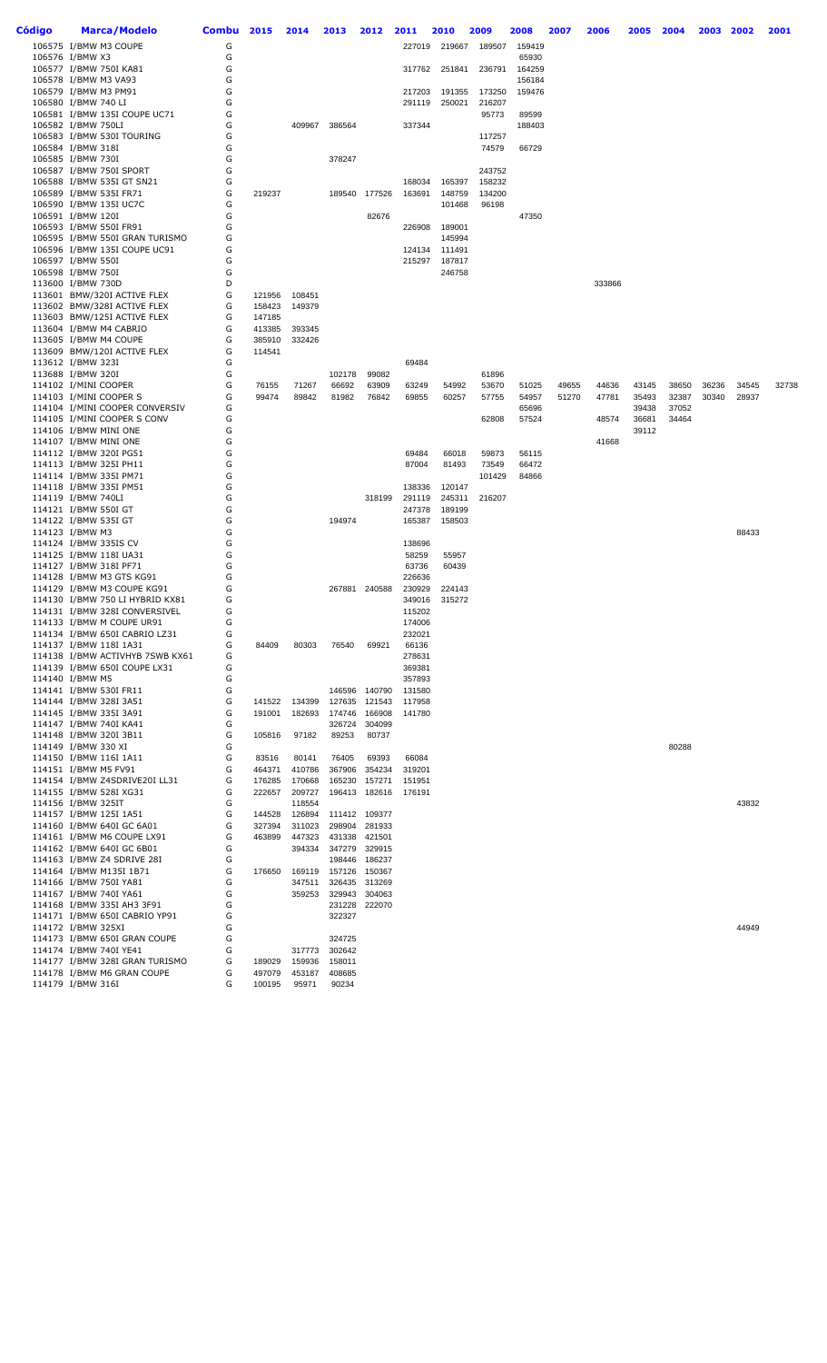| Código | Marca/Modelo | Combu | 2015 | 2014 | 2013 | 2012 | 2011 | 2010 | 2009 | 2008 | 2007 | 2006 | 2005 | 2004 | 2003 | 2002 | 2001 |
|---|---|---|---|---|---|---|---|---|---|---|---|---|---|---|---|---|---|
| 106575 | I/BMW M3 COUPE | G | | | | | 227019 | 219667 | 189507 | 159419 | | | | | | | |
| 106576 | I/BMW X3 | G | | | | | | | | 65930 | | | | | | | |
| 106577 | I/BMW 750I KA81 | G | | | | | 317762 | 251841 | 236791 | 164259 | | | | | | | |
| 106578 | I/BMW M3 VA93 | G | | | | | | | | 156184 | | | | | | | |
| 106579 | I/BMW M3 PM91 | G | | | | | 217203 | 191355 | 173250 | 159476 | | | | | | | |
| 106580 | I/BMW 740 LI | G | | | | | 291119 | 250021 | 216207 | | | | | | | | |
| 106581 | I/BMW 135I COUPE UC71 | G | | | | | | | 95773 | 89599 | | | | | | | |
| 106582 | I/BMW 750LI | G | | 409967 | 386564 | | 337344 | | | 188403 | | | | | | | |
| 106583 | I/BMW 530I TOURING | G | | | | | | | 117257 | | | | | | | | |
| 106584 | I/BMW 318I | G | | | | | | | 74579 | 66729 | | | | | | | |
| 106585 | I/BMW 730I | G | | | 378247 | | | | | | | | | | | | |
| 106587 | I/BMW 750I SPORT | G | | | | | | | 243752 | | | | | | | | |
| 106588 | I/BMW 535I GT SN21 | G | | | | | 168034 | 165397 | 158232 | | | | | | | | |
| 106589 | I/BMW 535I FR71 | G | 219237 | | 189540 | 177526 | 163691 | 148759 | 134200 | | | | | | | | |
| 106590 | I/BMW 135I UC7C | G | | | | | | 101468 | 96198 | | | | | | | | |
| 106591 | I/BMW 120I | G | | | | 82676 | | | | 47350 | | | | | | | |
| 106593 | I/BMW 550I FR91 | G | | | | | 226908 | 189001 | | | | | | | | | |
| 106595 | I/BMW 550I GRAN TURISMO | G | | | | | | 145994 | | | | | | | | | |
| 106596 | I/BMW 135I COUPE UC91 | G | | | | | 124134 | 111491 | | | | | | | | | |
| 106597 | I/BMW 550I | G | | | | | 215297 | 187817 | | | | | | | | | |
| 106598 | I/BMW 750I | G | | | | | | 246758 | | | | | | | | | |
| 113600 | I/BMW 730D | D | | | | | | | | | | 333866 | | | | | |
| 113601 | BMW/320I ACTIVE FLEX | G | 121956 | 108451 | | | | | | | | | | | | | |
| 113602 | BMW/328I ACTIVE FLEX | G | 158423 | 149379 | | | | | | | | | | | | | |
| 113603 | BMW/125I ACTIVE FLEX | G | 147185 | | | | | | | | | | | | | | |
| 113604 | I/BMW M4 CABRIO | G | 413385 | 393345 | | | | | | | | | | | | | |
| 113605 | I/BMW M4 COUPE | G | 385910 | 332426 | | | | | | | | | | | | | |
| 113609 | BMW/120I ACTIVE FLEX | G | 114541 | | | | | | | | | | | | | | |
| 113612 | I/BMW 323I | G | | | | | 69484 | | | | | | | | | | |
| 113688 | I/BMW 320I | G | | | 102178 | 99082 | | | 61896 | | | | | | | | |
| 114102 | I/MINI COOPER | G | 76155 | 71267 | 66692 | 63909 | 63249 | 54992 | 53670 | 51025 | 49655 | 44636 | 43145 | 38650 | 36236 | 34545 | 32738 |
| 114103 | I/MINI COOPER S | G | 99474 | 89842 | 81982 | 76842 | 69855 | 60257 | 57755 | 54957 | 51270 | 47781 | 35493 | 32387 | 30340 | 28937 | |
| 114104 | I/MINI COOPER CONVERSIV | G | | | | | | | | 65696 | | | 39438 | 37052 | | | |
| 114105 | I/MINI COOPER S CONV | G | | | | | | | 62808 | 57524 | | 48574 | 36681 | 34464 | | | |
| 114106 | I/BMW MINI ONE | G | | | | | | | | | | | 39112 | | | | |
| 114107 | I/BMW MINI ONE | G | | | | | | | | | | 41668 | | | | | |
| 114112 | I/BMW 320I PG51 | G | | | | | 69484 | 66018 | 59873 | 56115 | | | | | | | |
| 114113 | I/BMW 325I PH11 | G | | | | | 87004 | 81493 | 73549 | 66472 | | | | | | | |
| 114114 | I/BMW 335I PM71 | G | | | | | | | 101429 | 84866 | | | | | | | |
| 114118 | I/BMW 335I PM51 | G | | | | | 138336 | 120147 | | | | | | | | | |
| 114119 | I/BMW 740LI | G | | | | 318199 | 291119 | 245311 | 216207 | | | | | | | | |
| 114121 | I/BMW 550I GT | G | | | | | 247378 | 189199 | | | | | | | | | |
| 114122 | I/BMW 535I GT | G | | | 194974 | | 165387 | 158503 | | | | | | | | | |
| 114123 | I/BMW M3 | G | | | | | | | | | | | | | | 88433 | |
| 114124 | I/BMW 335IS CV | G | | | | | 138696 | | | | | | | | | | |
| 114125 | I/BMW 118I UA31 | G | | | | | 58259 | 55957 | | | | | | | | | |
| 114127 | I/BMW 318I PF71 | G | | | | | 63736 | 60439 | | | | | | | | | |
| 114128 | I/BMW M3 GTS KG91 | G | | | | | 226636 | | | | | | | | | | |
| 114129 | I/BMW M3 COUPE KG91 | G | | | 267881 | 240588 | 230929 | 224143 | | | | | | | | | |
| 114130 | I/BMW 750 LI HYBRID KX81 | G | | | | | 349016 | 315272 | | | | | | | | | |
| 114131 | I/BMW 328I CONVERSIVEL | G | | | | | 115202 | | | | | | | | | | |
| 114133 | I/BMW M COUPE UR91 | G | | | | | 174006 | | | | | | | | | | |
| 114134 | I/BMW 650I CABRIO LZ31 | G | | | | | 232021 | | | | | | | | | | |
| 114137 | I/BMW 118I 1A31 | G | 84409 | 80303 | 76540 | 69921 | 66136 | | | | | | | | | | |
| 114138 | I/BMW ACTIVHYB 7SWB KX61 | G | | | | | 278631 | | | | | | | | | | |
| 114139 | I/BMW 650I COUPE LX31 | G | | | | | 369381 | | | | | | | | | | |
| 114140 | I/BMW M5 | G | | | | | 357893 | | | | | | | | | | |
| 114141 | I/BMW 530I FR11 | G | | | 146596 | 140790 | 131580 | | | | | | | | | | |
| 114144 | I/BMW 328I 3A51 | G | 141522 | 134399 | 127635 | 121543 | 117958 | | | | | | | | | | |
| 114145 | I/BMW 335I 3A91 | G | 191001 | 182693 | 174746 | 166908 | 141780 | | | | | | | | | | |
| 114147 | I/BMW 740I KA41 | G | | | 326724 | 304099 | | | | | | | | | | | |
| 114148 | I/BMW 320I 3B11 | G | 105816 | 97182 | 89253 | 80737 | | | | | | | | | | | |
| 114149 | I/BMW 330 XI | G | | | | | | | | | | | | 80288 | | | |
| 114150 | I/BMW 116I 1A11 | G | 83516 | 80141 | 76405 | 69393 | 66084 | | | | | | | | | | |
| 114151 | I/BMW M5 FV91 | G | 464371 | 410786 | 367906 | 354234 | 319201 | | | | | | | | | | |
| 114154 | I/BMW Z4SDRIVE20I LL31 | G | 176285 | 170668 | 165230 | 157271 | 151951 | | | | | | | | | | |
| 114155 | I/BMW 528I XG31 | G | 222657 | 209727 | 196413 | 182616 | 176191 | | | | | | | | | | |
| 114156 | I/BMW 325IT | G | | 118554 | | | | | | | | | | | | 43832 | |
| 114157 | I/BMW 125I 1A51 | G | 144528 | 126894 | 111412 | 109377 | | | | | | | | | | | |
| 114160 | I/BMW 640I GC 6A01 | G | 327394 | 311023 | 298904 | 281933 | | | | | | | | | | | |
| 114161 | I/BMW M6 COUPE LX91 | G | 463899 | 447323 | 431338 | 421501 | | | | | | | | | | | |
| 114162 | I/BMW 640I GC 6B01 | G | | 394334 | 347279 | 329915 | | | | | | | | | | | |
| 114163 | I/BMW Z4 SDRIVE 28I | G | | | 198446 | 186237 | | | | | | | | | | | |
| 114164 | I/BMW M135I 1B71 | G | 176650 | 169119 | 157126 | 150367 | | | | | | | | | | | |
| 114166 | I/BMW 750I YA81 | G | | 347511 | 326435 | 313269 | | | | | | | | | | | |
| 114167 | I/BMW 740I YA61 | G | | 359253 | 329943 | 304063 | | | | | | | | | | | |
| 114168 | I/BMW 335I AH3 3F91 | G | | | 231228 | 222070 | | | | | | | | | | | |
| 114171 | I/BMW 650I CABRIO YP91 | G | | | 322327 | | | | | | | | | | | | |
| 114172 | I/BMW 325XI | G | | | | | | | | | | | | | | 44949 | |
| 114173 | I/BMW 650I GRAN COUPE | G | | | 324725 | | | | | | | | | | | | |
| 114174 | I/BMW 740I YE41 | G | | 317773 | 302642 | | | | | | | | | | | | |
| 114177 | I/BMW 328I GRAN TURISMO | G | 189029 | 159936 | 158011 | | | | | | | | | | | | |
| 114178 | I/BMW M6 GRAN COUPE | G | 497079 | 453187 | 408685 | | | | | | | | | | | | |
| 114179 | I/BMW 316I | G | 100195 | 95971 | 90234 | | | | | | | | | | | | |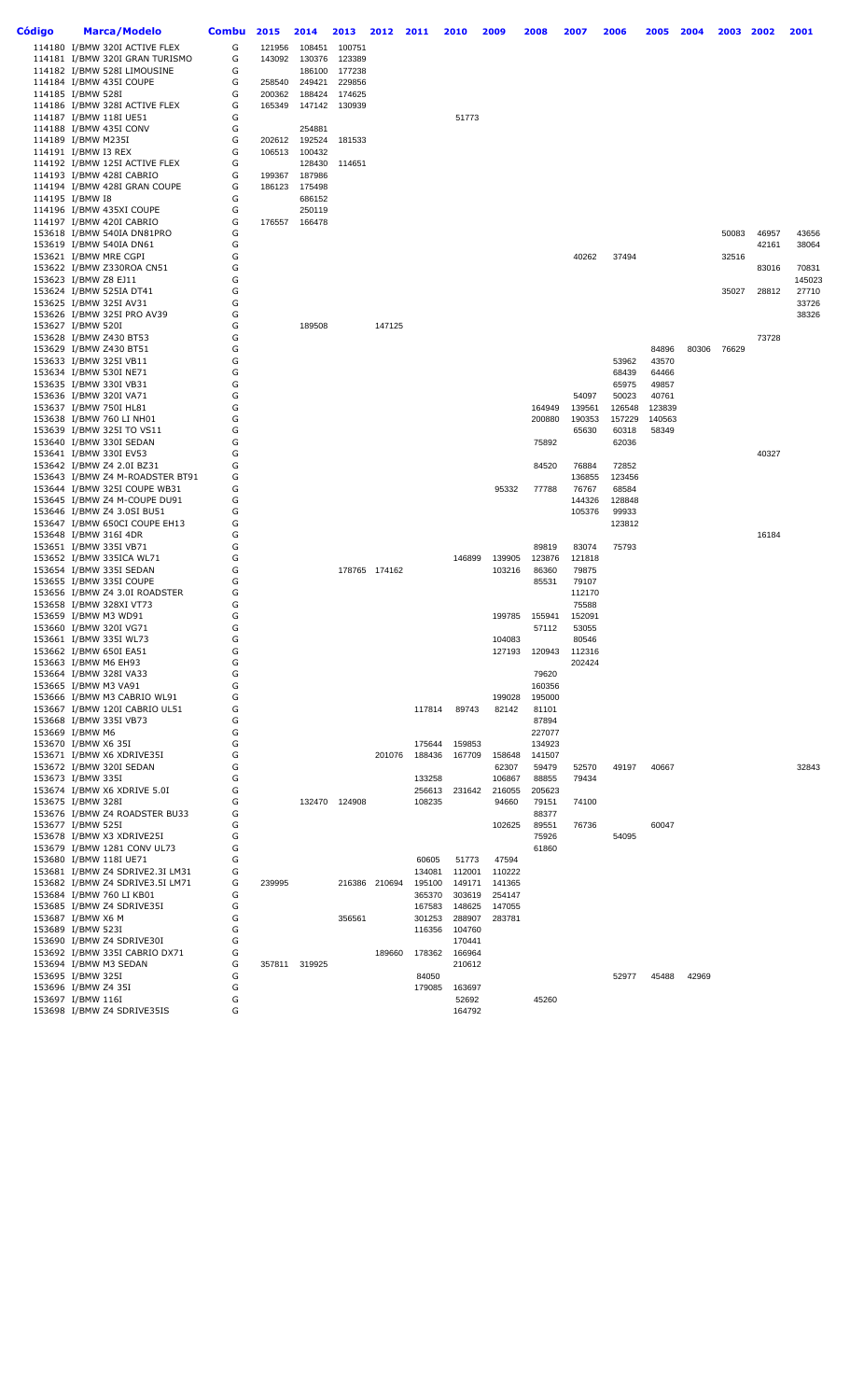| Código | Marca/Modelo | Combu | 2015 | 2014 | 2013 | 2012 | 2011 | 2010 | 2009 | 2008 | 2007 | 2006 | 2005 | 2004 | 2003 | 2002 | 2001 |
|---|---|---|---|---|---|---|---|---|---|---|---|---|---|---|---|---|---|
| 114180 | I/BMW 320I ACTIVE FLEX | G | 121956 | 108451 | 100751 | | | | | | | | | | | | |
| 114181 | I/BMW 320I GRAN TURISMO | G | 143092 | 130376 | 123389 | | | | | | | | | | | | |
| 114182 | I/BMW 528I LIMOUSINE | G | | 186100 | 177238 | | | | | | | | | | | | |
| 114184 | I/BMW 435I COUPE | G | 258540 | 249421 | 229856 | | | | | | | | | | | | |
| 114185 | I/BMW 528I | G | 200362 | 188424 | 174625 | | | | | | | | | | | | |
| 114186 | I/BMW 328I ACTIVE FLEX | G | 165349 | 147142 | 130939 | | | | | | | | | | | | |
| 114187 | I/BMW 118I UE51 | G | | | | | | 51773 | | | | | | | | | |
| 114188 | I/BMW 435I CONV | G | | 254881 | | | | | | | | | | | | | |
| 114189 | I/BMW M235I | G | 202612 | 192524 | 181533 | | | | | | | | | | | | |
| 114191 | I/BMW I3 REX | G | 106513 | 100432 | | | | | | | | | | | | | |
| 114192 | I/BMW 125I ACTIVE FLEX | G | | 128430 | 114651 | | | | | | | | | | | | |
| 114193 | I/BMW 428I CABRIO | G | 199367 | 187986 | | | | | | | | | | | | | |
| 114194 | I/BMW 428I GRAN COUPE | G | 186123 | 175498 | | | | | | | | | | | | | |
| 114195 | I/BMW I8 | G | | 686152 | | | | | | | | | | | | | |
| 114196 | I/BMW 435XI COUPE | G | | 250119 | | | | | | | | | | | | | |
| 114197 | I/BMW 420I CABRIO | G | 176557 | 166478 | | | | | | | | | | | | | |
| 153618 | I/BMW 540IA DN81PRO | G | | | | | | | | | | | | | 50083 | 46957 | 43656 |
| 153619 | I/BMW 540IA DN61 | G | | | | | | | | | | | | | | 42161 | 38064 |
| 153621 | I/BMW MRE CGPI | G | | | | | | | | | 40262 | 37494 | | | 32516 | | |
| 153622 | I/BMW Z330ROA CN51 | G | | | | | | | | | | | | | | 83016 | 70831 |
| 153623 | I/BMW Z8 EJ11 | G | | | | | | | | | | | | | | | 145023 |
| 153624 | I/BMW 525IA DT41 | G | | | | | | | | | | | | | 35027 | 28812 | 27710 |
| 153625 | I/BMW 325I AV31 | G | | | | | | | | | | | | | | | 33726 |
| 153626 | I/BMW 325I PRO AV39 | G | | | | | | | | | | | | | | | 38326 |
| 153627 | I/BMW 520I | G | | 189508 | | 147125 | | | | | | | | | | | |
| 153628 | I/BMW Z430 BT53 | G | | | | | | | | | | | | | | 73728 | |
| 153629 | I/BMW Z430 BT51 | G | | | | | | | | | | | 84896 | 80306 | 76629 | | |
| 153633 | I/BMW 325I VB11 | G | | | | | | | | | | 53962 | 43570 | | | | |
| 153634 | I/BMW 530I NE71 | G | | | | | | | | | | 68439 | 64466 | | | | |
| 153635 | I/BMW 330I VB31 | G | | | | | | | | | | 65975 | 49857 | | | | |
| 153636 | I/BMW 320I VA71 | G | | | | | | | | | 54097 | 50023 | 40761 | | | | |
| 153637 | I/BMW 750I HL81 | G | | | | | | | | 164949 | 139561 | 126548 | 123839 | | | | |
| 153638 | I/BMW 760 LI NH01 | G | | | | | | | | 200880 | 190353 | 157229 | 140563 | | | | |
| 153639 | I/BMW 325I TO VS11 | G | | | | | | | | | 65630 | 60318 | 58349 | | | | |
| 153640 | I/BMW 330I SEDAN | G | | | | | | | | 75892 | | 62036 | | | | | |
| 153641 | I/BMW 330I EV53 | G | | | | | | | | | | | | | | 40327 | |
| 153642 | I/BMW Z4 2.0I BZ31 | G | | | | | | | | 84520 | 76884 | 72852 | | | | | |
| 153643 | I/BMW Z4 M-ROADSTER BT91 | G | | | | | | | | | 136855 | 123456 | | | | | |
| 153644 | I/BMW 325I COUPE WB31 | G | | | | | | | 95332 | 77788 | 76767 | 68584 | | | | | |
| 153645 | I/BMW Z4 M-COUPE DU91 | G | | | | | | | | | 144326 | 128848 | | | | | |
| 153646 | I/BMW Z4 3.0SI BU51 | G | | | | | | | | | 105376 | 99933 | | | | | |
| 153647 | I/BMW 650CI COUPE EH13 | G | | | | | | | | | | 123812 | | | | | |
| 153648 | I/BMW 316I 4DR | G | | | | | | | | | | | | | | 16184 | |
| 153651 | I/BMW 335I VB71 | G | | | | | | | | 89819 | 83074 | 75793 | | | | | |
| 153652 | I/BMW 335ICA WL71 | G | | | | | | 146899 | 139905 | 123876 | 121818 | | | | | | |
| 153654 | I/BMW 335I SEDAN | G | | | 178765 | 174162 | | | 103216 | 86360 | 79875 | | | | | | |
| 153655 | I/BMW 335I COUPE | G | | | | | | | | 85531 | 79107 | | | | | | |
| 153656 | I/BMW Z4 3.0I ROADSTER | G | | | | | | | | | 112170 | | | | | | |
| 153658 | I/BMW 328XI VT73 | G | | | | | | | | | 75588 | | | | | | |
| 153659 | I/BMW M3 WD91 | G | | | | | | | 199785 | 155941 | 152091 | | | | | | |
| 153660 | I/BMW 320I VG71 | G | | | | | | | | 57112 | 53055 | | | | | | |
| 153661 | I/BMW 335I WL73 | G | | | | | | | 104083 | | 80546 | | | | | | |
| 153662 | I/BMW 650I EA51 | G | | | | | | | 127193 | 120943 | 112316 | | | | | | |
| 153663 | I/BMW M6 EH93 | G | | | | | | | | | 202424 | | | | | | |
| 153664 | I/BMW 328I VA33 | G | | | | | | | | 79620 | | | | | | | |
| 153665 | I/BMW M3 VA91 | G | | | | | | | | 160356 | | | | | | | |
| 153666 | I/BMW M3 CABRIO WL91 | G | | | | | | | 199028 | 195000 | | | | | | | |
| 153667 | I/BMW 120I CABRIO UL51 | G | | | | | 117814 | 89743 | 82142 | 81101 | | | | | | | |
| 153668 | I/BMW 335I VB73 | G | | | | | | | | 87894 | | | | | | | |
| 153669 | I/BMW M6 | G | | | | | | | | 227077 | | | | | | | |
| 153670 | I/BMW X6 35I | G | | | | | 175644 | 159853 | | 134923 | | | | | | | |
| 153671 | I/BMW X6 XDRIVE35I | G | | | | 201076 | 188436 | 167709 | 158648 | 141507 | | | | | | | |
| 153672 | I/BMW 320I SEDAN | G | | | | | | | 62307 | 59479 | 52570 | 49197 | 40667 | | | | 32843 |
| 153673 | I/BMW 335I | G | | | | | 133258 | | 106867 | 88855 | 79434 | | | | | | |
| 153674 | I/BMW X6 XDRIVE 5.0I | G | | | | | 256613 | 231642 | 216055 | 205623 | | | | | | | |
| 153675 | I/BMW 328I | G | | 132470 | 124908 | | 108235 | | 94660 | 79151 | 74100 | | | | | | |
| 153676 | I/BMW Z4 ROADSTER BU33 | G | | | | | | | | 88377 | | | | | | | |
| 153677 | I/BMW 525I | G | | | | | | | 102625 | 89551 | 76736 | | 60047 | | | | |
| 153678 | I/BMW X3 XDRIVE25I | G | | | | | | | | 75926 | | 54095 | | | | | |
| 153679 | I/BMW 128I CONV UL73 | G | | | | | | | | 61860 | | | | | | | |
| 153680 | I/BMW 118I UE71 | G | | | | | 60605 | 51773 | 47594 | | | | | | | | |
| 153681 | I/BMW Z4 SDRIVE2.3I LM31 | G | | | | | 134081 | 112001 | 110222 | | | | | | | | |
| 153682 | I/BMW Z4 SDRIVE3.5I LM71 | G | 239995 | | 216386 | 210694 | 195100 | 149171 | 141365 | | | | | | | | |
| 153684 | I/BMW 760 LI KB01 | G | | | | | 365370 | 303619 | 254147 | | | | | | | | |
| 153685 | I/BMW Z4 SDRIVE35I | G | | | | | 167583 | 148625 | 147055 | | | | | | | | |
| 153687 | I/BMW X6 M | G | | | 356561 | | 301253 | 288907 | 283781 | | | | | | | | |
| 153689 | I/BMW 523I | G | | | | | 116356 | 104760 | | | | | | | | | |
| 153690 | I/BMW Z4 SDRIVE30I | G | | | | | | 170441 | | | | | | | | | |
| 153692 | I/BMW 335I CABRIO DX71 | G | | | | 189660 | 178362 | 166964 | | | | | | | | | |
| 153694 | I/BMW M3 SEDAN | G | 357811 | 319925 | | | | 210612 | | | | | | | | | |
| 153695 | I/BMW 325I | G | | | | | 84050 | | | | | 52977 | 45488 | 42969 | | | |
| 153696 | I/BMW Z4 35I | G | | | | | 179085 | 163697 | | | | | | | | | |
| 153697 | I/BMW 116I | G | | | | | | 52692 | | 45260 | | | | | | | |
| 153698 | I/BMW Z4 SDRIVE35IS | G | | | | | | 164792 | | | | | | | | | |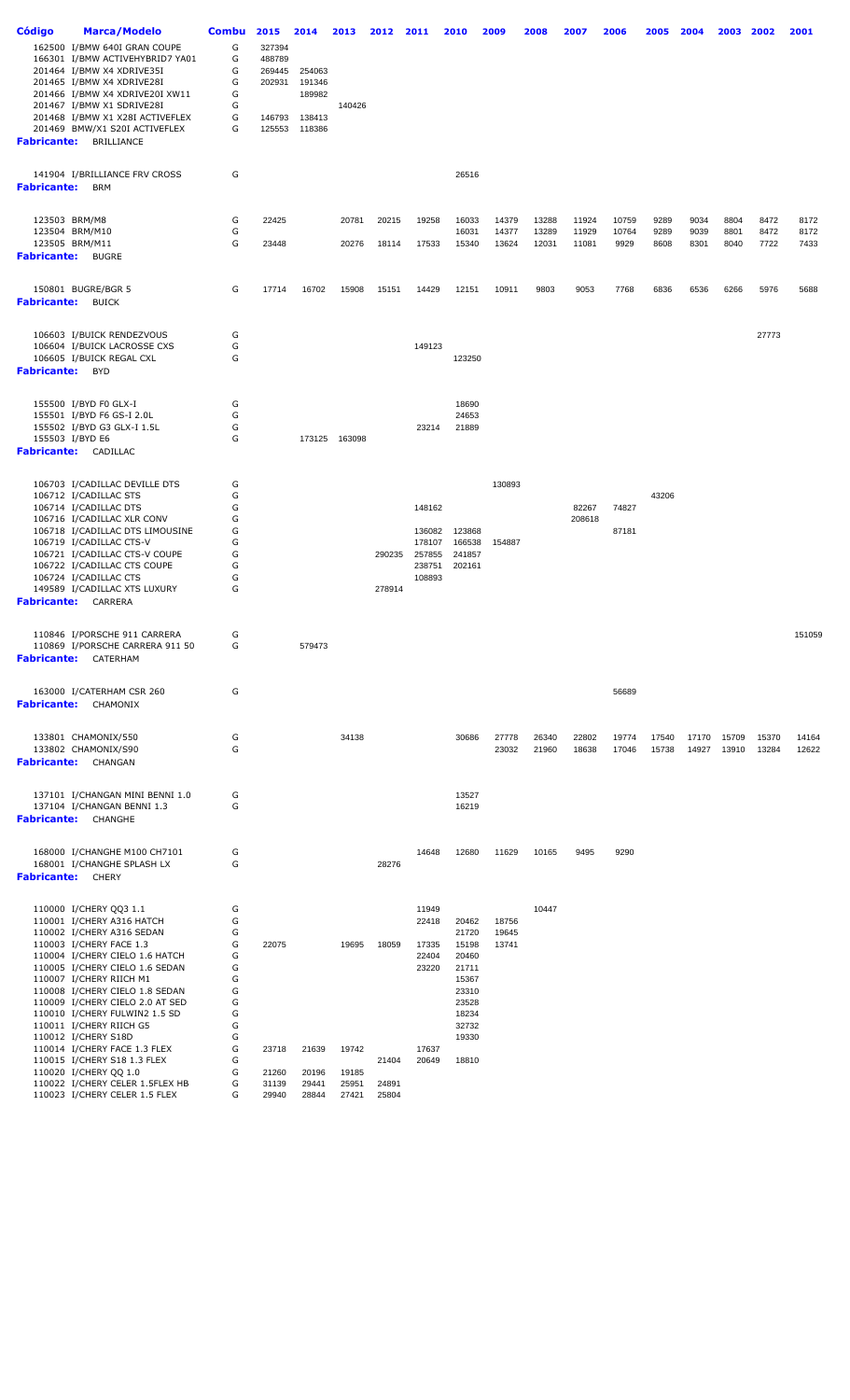| Código | Marca/Modelo | Combu | 2015 | 2014 | 2013 | 2012 | 2011 | 2010 | 2009 | 2008 | 2007 | 2006 | 2005 | 2004 | 2003 | 2002 | 2001 |
|---|---|---|---|---|---|---|---|---|---|---|---|---|---|---|---|---|---|
| 162500 | I/BMW 640I GRAN COUPE | G | 327394 | | | | | | | | | | | | | | |
| 166301 | I/BMW ACTIVEHYBRID7 YA01 | G | 488789 | | | | | | | | | | | | | | |
| 201464 | I/BMW X4 XDRIVE35I | G | 269445 | 254063 | | | | | | | | | | | | | |
| 201465 | I/BMW X4 XDRIVE28I | G | 202931 | 191346 | | | | | | | | | | | | | |
| 201466 | I/BMW X4 XDRIVE20I XW11 | G | | 189982 | | | | | | | | | | | | | |
| 201467 | I/BMW X1 SDRIVE28I | G | | | 140426 | | | | | | | | | | | | |
| 201468 | I/BMW X1 X28I ACTIVEFLEX | G | 146793 | 138413 | | | | | | | | | | | | | |
| 201469 | BMW/X1 S20I ACTIVEFLEX | G | 125553 | 118386 | | | | | | | | | | | | | |
| **Fabricante:** | BRILLIANCE | | | | | | | | | | | | | | | | |
| 141904 | I/BRILLIANCE FRV CROSS | G | | | | | | 26516 | | | | | | | | | |
| **Fabricante:** | BRM | | | | | | | | | | | | | | | | |
| 123503 | BRM/M8 | G | 22425 | | 20781 | 20215 | 19258 | 16033 | 14379 | 13288 | 11924 | 10759 | 9289 | 9034 | 8804 | 8472 | 8172 |
| 123504 | BRM/M10 | G | | | | | | 16031 | 14377 | 13289 | 11929 | 10764 | 9289 | 9039 | 8801 | 8472 | 8172 |
| 123505 | BRM/M11 | G | 23448 | | 20276 | 18114 | 17533 | 15340 | 13624 | 12031 | 11081 | 9929 | 8608 | 8301 | 8040 | 7722 | 7433 |
| **Fabricante:** | BUGRE | | | | | | | | | | | | | | | | |
| 150801 | BUGRE/BGR 5 | G | 17714 | 16702 | 15908 | 15151 | 14429 | 12151 | 10911 | 9803 | 9053 | 7768 | 6836 | 6536 | 6266 | 5976 | 5688 |
| **Fabricante:** | BUICK | | | | | | | | | | | | | | | | |
| 106603 | I/BUICK RENDEZVOUS | G | | | | | | | | | | | | | | 27773 | |
| 106604 | I/BUICK LACROSSE CXS | G | | | | | 149123 | | | | | | | | | | |
| 106605 | I/BUICK REGAL CXL | G | | | | | | 123250 | | | | | | | | | |
| **Fabricante:** | BYD | | | | | | | | | | | | | | | | |
| 155500 | I/BYD F0 GLX-I | G | | | | | | 18690 | | | | | | | | | |
| 155501 | I/BYD F6 GS-I 2.0L | G | | | | | | 24653 | | | | | | | | | |
| 155502 | I/BYD G3 GLX-I 1.5L | G | | | | | 23214 | 21889 | | | | | | | | | |
| 155503 | I/BYD E6 | G | | 173125 | 163098 | | | | | | | | | | | | |
| **Fabricante:** | CADILLAC | | | | | | | | | | | | | | | | |
| 106703 | I/CADILLAC DEVILLE DTS | G | | | | | | | 130893 | | | | | | | | |
| 106712 | I/CADILLAC STS | G | | | | | | | | | | | 43206 | | | | |
| 106714 | I/CADILLAC DTS | G | | | | | 148162 | | | | 82267 | 74827 | | | | | |
| 106716 | I/CADILLAC XLR CONV | G | | | | | | | | | 208618 | | | | | | |
| 106718 | I/CADILLAC DTS LIMOUSINE | G | | | | | 136082 | 123868 | | | | 87181 | | | | | |
| 106719 | I/CADILLAC CTS-V | G | | | | | 178107 | 166538 | 154887 | | | | | | | | |
| 106721 | I/CADILLAC CTS-V COUPE | G | | | | 290235 | 257855 | 241857 | | | | | | | | | |
| 106722 | I/CADILLAC CTS COUPE | G | | | | | 238751 | 202161 | | | | | | | | | |
| 106724 | I/CADILLAC CTS | G | | | | | 108893 | | | | | | | | | | |
| 149589 | I/CADILLAC XTS LUXURY | G | | | | 278914 | | | | | | | | | | | |
| **Fabricante:** | CARRERA | | | | | | | | | | | | | | | | |
| 110846 | I/PORSCHE 911 CARRERA | G | | | | | | | | | | | | | | | 151059 |
| 110869 | I/PORSCHE CARRERA 911 50 | G | | 579473 | | | | | | | | | | | | | |
| **Fabricante:** | CATERHAM | | | | | | | | | | | | | | | | |
| 163000 | I/CATERHAM CSR 260 | G | | | | | | | | | | 56689 | | | | | |
| **Fabricante:** | CHAMONIX | | | | | | | | | | | | | | | | |
| 133801 | CHAMONIX/550 | G | | | 34138 | | | 30686 | 27778 | 26340 | 22802 | 19774 | 17540 | 17170 | 15709 | 15370 | 14164 |
| 133802 | CHAMONIX/S90 | G | | | | | | | 23032 | 21960 | 18638 | 17046 | 15738 | 14927 | 13910 | 13284 | 12622 |
| **Fabricante:** | CHANGAN | | | | | | | | | | | | | | | | |
| 137101 | I/CHANGAN MINI BENNI 1.0 | G | | | | | | 13527 | | | | | | | | | |
| 137104 | I/CHANGAN BENNI 1.3 | G | | | | | | 16219 | | | | | | | | | |
| **Fabricante:** | CHANGHE | | | | | | | | | | | | | | | | |
| 168000 | I/CHANGHE M100 CH7101 | G | | | | | 14648 | 12680 | 11629 | 10165 | 9495 | 9290 | | | | | |
| 168001 | I/CHANGHE SPLASH LX | G | | | | 28276 | | | | | | | | | | | |
| **Fabricante:** | CHERY | | | | | | | | | | | | | | | | |
| 110000 | I/CHERY QQ3 1.1 | G | | | | | 11949 | | | 10447 | | | | | | | |
| 110001 | I/CHERY A316 HATCH | G | | | | | 22418 | 20462 | 18756 | | | | | | | | |
| 110002 | I/CHERY A316 SEDAN | G | | | | | | 21720 | 19645 | | | | | | | | |
| 110003 | I/CHERY FACE 1.3 | G | 22075 | | 19695 | 18059 | 17335 | 15198 | 13741 | | | | | | | | |
| 110004 | I/CHERY CIELO 1.6 HATCH | G | | | | | 22404 | 20460 | | | | | | | | | |
| 110005 | I/CHERY CIELO 1.6 SEDAN | G | | | | | 23220 | 21711 | | | | | | | | | |
| 110007 | I/CHERY RIICH M1 | G | | | | | | 15367 | | | | | | | | | |
| 110008 | I/CHERY CIELO 1.8 SEDAN | G | | | | | | 23310 | | | | | | | | | |
| 110009 | I/CHERY CIELO 2.0 AT SED | G | | | | | | 23528 | | | | | | | | | |
| 110010 | I/CHERY FULWIN2 1.5 SD | G | | | | | | 18234 | | | | | | | | | |
| 110011 | I/CHERY RIICH G5 | G | | | | | | 32732 | | | | | | | | | |
| 110012 | I/CHERY S18D | G | | | | | | 19330 | | | | | | | | | |
| 110014 | I/CHERY FACE 1.3 FLEX | G | 23718 | 21639 | 19742 | | 17637 | | | | | | | | | | |
| 110015 | I/CHERY S18 1.3 FLEX | G | | | | 21404 | 20649 | 18810 | | | | | | | | | |
| 110020 | I/CHERY QQ 1.0 | G | 21260 | 20196 | 19185 | | | | | | | | | | | | |
| 110022 | I/CHERY CELER 1.5FLEX HB | G | 31139 | 29441 | 25951 | 24891 | | | | | | | | | | | |
| 110023 | I/CHERY CELER 1.5 FLEX | G | 29940 | 28844 | 27421 | 25804 | | | | | | | | | | | |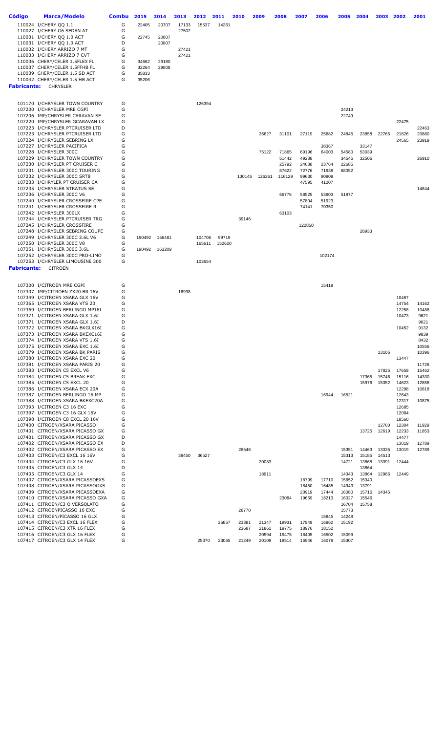| Código | Marca/Modelo | Combu | 2015 | 2014 | 2013 | 2012 | 2011 | 2010 | 2009 | 2008 | 2007 | 2006 | 2005 | 2004 | 2003 | 2002 | 2001 |
|---|---|---|---|---|---|---|---|---|---|---|---|---|---|---|---|---|---|
| 110024 | I/CHERY QQ 1.1 | G | 22405 | 20707 | 17133 | 15537 | 14261 | | | | | | | | | | |
| 110027 | I/CHERY G6 SEDAN AT | G | | | 27502 | | | | | | | | | | | | |
| 110031 | I/CHERY QQ 1.0 ACT | G | 22745 | 20807 | | | | | | | | | | | | | |
| 110031 | I/CHERY QQ 1.0 ACT | D | | 20807 | | | | | | | | | | | | | |
| 110032 | I/CHERY ARRIZO 7 MT | G | | | 27421 | | | | | | | | | | | | |
| 110033 | I/CHERY ARRIZO 7 CVT | G | | | 27421 | | | | | | | | | | | | |
| 110036 | CHERY/CELER 1.5FLEX FL | G | 34662 | 29180 | | | | | | | | | | | | | |
| 110037 | CHERY/CELER 1.5FFHB FL | G | 32264 | 29808 | | | | | | | | | | | | | |
| 110039 | CHERY/CELER 1.5 SD ACT | G | 35833 | | | | | | | | | | | | | | |
| 110042 | CHERY/CELER 1.5 HB ACT | G | 35206 | | | | | | | | | | | | | | |
| **Fabricante:** | CHRYSLER | | | | | | | | | | | | | | | | |
| 101170 | I/CHRYSLER TOWN COUNTRY | G | | | | 126394 | | | | | | | | | | | |
| 107200 | I/CHRYSLER MRE CGPI | G | | | | | | | | | | | 24213 | | | | |
| 107206 | IMP/CHRYSLER CARAVAN SE | G | | | | | | | | | | | 22749 | | | | |
| 107220 | IMP/CHRYSLER GCARAVAN LX | G | | | | | | | | | | | | | | 22475 | |
| 107223 | I/CHRYSLER PTCRUISER LTD | D | | | | | | | | | | | | | | | 22463 |
| 107223 | I/CHRYSLER PTCRUISER LTD | G | | | | | | | 36627 | 31101 | 27119 | 25682 | 24845 | 23858 | 22765 | 21826 | 20880 |
| 107224 | I/CHRYSLER SEBRING LX | G | | | | | | | | | | | | | | 24565 | 23919 |
| 107227 | I/CHRYSLER PACIFICA | G | | | | | | | | | | 38367 | | 33147 | | | |
| 107228 | I/CHRYSLER 300C | G | | | | | | | 75122 | 71865 | 69196 | 64003 | 54580 | 53039 | | | |
| 107229 | I/CHRYSLER TOWN COUNTRY | G | | | | | | | | 51442 | 49288 | | 34545 | 32506 | | | 26910 |
| 107230 | I/CHRYSLER PT CRUISER C | G | | | | | | | | 25792 | 24688 | 23764 | 22685 | | | | |
| 107231 | I/CHRYSLER 300C TOURING | G | | | | | | | | 87622 | 72776 | 71938 | 68052 | | | | |
| 107232 | I/CHRYSLER 300C SRT8 | G | | | | | | 130146 | 126261 | 116129 | 99630 | 90909 | | | | | |
| 107233 | I/CHRYLER PT CRUISER CA | G | | | | | | | | | 47595 | 41207 | | | | | |
| 107235 | I/CHRYSLER STRATUS SE | G | | | | | | | | | | | | | | | 14844 |
| 107236 | I/CHRYSLER 300C V6 | G | | | | | | | | 66776 | 58525 | 53903 | 51877 | | | | |
| 107240 | I/CHRYSLER CROSSFIRE CPE | G | | | | | | | | | 57804 | 51923 | | | | | |
| 107241 | I/CHRYSLER CROSSFIRE R | G | | | | | | | | | 74141 | 70350 | | | | | |
| 107242 | I/CHRYSLER 300LX | G | | | | | | | | 63103 | | | | | | | |
| 107244 | I/CHRYSLER PTCRUISER TRG | G | | | | | | 39146 | | | | | | | | | |
| 107245 | I/CHRYSLER CROSSFIRE | G | | | | | | | | | 122850 | | | | | | |
| 107248 | I/CHRYSLER SEBRING COUPE | G | | | | | | | | | | | | 28933 | | | |
| 107249 | I/CHRYSLER 300C 3.6L V6 | G | 190492 | 156481 | | 104706 | 99719 | | | | | | | | | | |
| 107250 | I/CHRYSLER 300C V8 | G | | | | 165611 | 152620 | | | | | | | | | | |
| 107251 | I/CHRYSLER 300C 3.6L | G | 190492 | 163209 | | | | | | | | | | | | | |
| 107252 | I/CHRYSLER 300C PRO-LIMO | G | | | | | | | | | | 102174 | | | | | |
| 107253 | I/CHRYSLER LIMOUSINE 300 | G | | | | 103654 | | | | | | | | | | | |
| **Fabricante:** | CITROEN | | | | | | | | | | | | | | | | |
| 107300 | I/CITROEN MRE CGPI | G | | | | | | | | | | 15418 | | | | | |
| 107307 | IMP/CITROEN ZX20 BR 16V | G | | | 16998 | | | | | | | | | | | | |
| 107349 | I/CITROEN XSARA GLX 16V | G | | | | | | | | | | | | | | 10467 | |
| 107365 | I/CITROEN XSARA VTS 20 | G | | | | | | | | | | | | | | 14754 | 14162 |
| 107369 | I/CITROEN BERLINGO MP18I | G | | | | | | | | | | | | | | 12258 | 10488 |
| 107371 | I/CITROEN XSARA GLX 1.6I | G | | | | | | | | | | | | | | 10473 | 9621 |
| 107371 | I/CITROEN XSARA GLX 1.6I | D | | | | | | | | | | | | | | | 9621 |
| 107372 | I/CITROEN XSARA BKGLX16I | G | | | | | | | | | | | | | | 10452 | 9132 |
| 107373 | I/CITROEN XSARA BKEXC16I | G | | | | | | | | | | | | | | | 9839 |
| 107374 | I/CITROEN XSARA VTS 1.6I | G | | | | | | | | | | | | | | | 8432 |
| 107375 | I/CITROEN XSARA EXC 1.6I | G | | | | | | | | | | | | | | | 10556 |
| 107379 | I/CITROEN XSARA BK PARIS | G | | | | | | | | | | | | | 13105 | | 10396 |
| 107380 | I/CITROEN XSARA EXC 20 | G | | | | | | | | | | | | | | 13447 | |
| 107381 | I/CITROEN XSARA PARIS 20 | G | | | | | | | | | | | | | | | 11726 |
| 107383 | I/CITROEN C5 EXCL V6 | G | | | | | | | | | | | | | 17825 | 17659 | 15462 |
| 107384 | I/CITROEN C5 BREAK EXCL | G | | | | | | | | | | | | 17365 | 15746 | 15116 | 14330 |
| 107385 | I/CITROEN C5 EXCL 20 | G | | | | | | | | | | | | 15976 | 15352 | 14623 | 12858 |
| 107386 | I/CITROEN XSARA ECX 20A | G | | | | | | | | | | | | | | 12298 | 10818 |
| 107387 | I/CITROEN BERLINGO 16 MP | G | | | | | | | | | | 16944 | 16521 | | | 12643 | |
| 107388 | I/CITROEN XSARA BKEXC20A | G | | | | | | | | | | | | | | 12317 | 10875 |
| 107393 | I/CITROEN C3 16 EXC | G | | | | | | | | | | | | | | 12685 | |
| 107397 | I/CITROEN C3 16 GLX 16V | G | | | | | | | | | | | | | | 12084 | |
| 107398 | I/CITROEN C8 EXCL 20 16V | G | | | | | | | | | | | | | | 18560 | |
| 107400 | CITROEN/XSARA PICASSO | G | | | | | | | | | | | | | 12700 | 12304 | 11929 |
| 107401 | CITROEN/XSARA PICASSO GX | G | | | | | | | | | | | | 13725 | 12619 | 12233 | 11853 |
| 107401 | CITROEN/XSARA PICASSO GX | D | | | | | | | | | | | | | | 14477 | |
| 107402 | CITROEN/XSARA PICASSO EX | D | | | | | | | | | | | | | | 13019 | 12789 |
| 107402 | CITROEN/XSARA PICASSO EX | G | | | | | | 26548 | | | | | 15351 | 14463 | 13335 | 13019 | 12789 |
| 107403 | CITROEN/C3 EXCL 16 16V | G | | | 38450 | 36527 | | | | | | | 15313 | 15185 | 14513 | | |
| 107404 | CITROEN/C3 GLX 16 16V | G | | | | | | | 20083 | | | | 14721 | 13868 | 13391 | 12444 | |
| 107405 | CITROEN/C3 GLX 14 | D | | | | | | | | | | | | 13864 | | | |
| 107405 | CITROEN/C3 GLX 14 | G | | | | | | | 18911 | | | | 14343 | 13864 | 12986 | 12449 | |
| 107407 | CITROEN/XSARA PICASSOEXS | G | | | | | | | | | 18799 | 17710 | 15652 | 15340 | | | |
| 107408 | CITROEN/XSARA PICASSOGXS | G | | | | | | | | | 18450 | 16485 | 14943 | 13791 | | | |
| 107409 | CITROEN/XSARA PICASSOEXA | G | | | | | | | | | 20919 | 17444 | 16080 | 15716 | 14345 | | |
| 107410 | CITROEN/XSARA PICASSO GXA | G | | | | | | | | 23084 | 19669 | 18213 | 16027 | 15546 | | | |
| 107411 | CITROEN/C3 O VERSOLATO | G | | | | | | | | | | | 16704 | 15758 | | | |
| 107412 | CITROENPICASSO 16 EXC | G | | | | | | 28770 | | | | | 15773 | | | | |
| 107413 | CITROEN/PICASSO 16 GLX | G | | | | | | | | | | 15845 | 14248 | | | | |
| 107414 | CITROEN/C3 EXCL 16 FLEX | G | | | | | 26857 | 23381 | 21347 | 19931 | 17949 | 16962 | 15192 | | | | |
| 107415 | CITROEN/C3 XTR 16 FLEX | G | | | | | | 23687 | 21861 | 19775 | 18976 | 18152 | | | | | |
| 107416 | CITROEN/C3 GLX 16 FLEX | G | | | | | | | 20594 | 19475 | 18405 | 16502 | 15099 | | | | |
| 107417 | CITROEN/C3 GLX 14 FLEX | G | | | | 25370 | 23065 | 21249 | 20109 | 18514 | 16946 | 16078 | 15307 | | | | |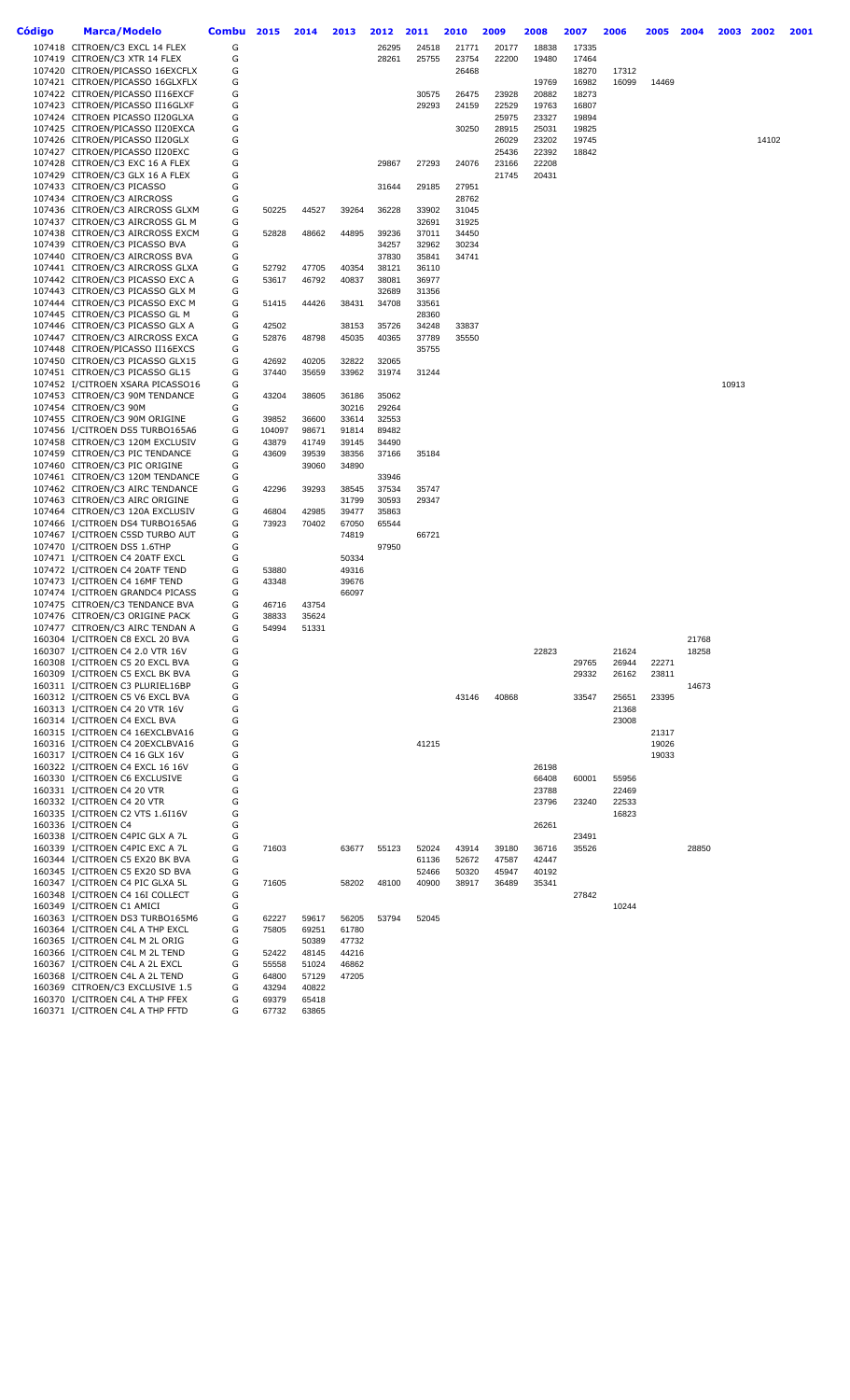| Código | Marca/Modelo | Combu | 2015 | 2014 | 2013 | 2012 | 2011 | 2010 | 2009 | 2008 | 2007 | 2006 | 2005 | 2004 | 2003 | 2002 | 2001 |
|---|---|---|---|---|---|---|---|---|---|---|---|---|---|---|---|---|---|
| 107418 | CITROEN/C3 EXCL 14 FLEX | G | | | | 26295 | 24518 | 21771 | 20177 | 18838 | 17335 | | | | | | |
| 107419 | CITROEN/C3 XTR 14 FLEX | G | | | | 28261 | 25755 | 23754 | 22200 | 19480 | 17464 | | | | | | |
| 107420 | CITROEN/PICASSO 16EXCFLX | G | | | | | | 26468 | | | 18270 | 17312 | | | | | |
| 107421 | CITROEN/PICASSO 16GLXFLX | G | | | | | | | | 19769 | 16982 | 16099 | 14469 | | | | |
| 107422 | CITROEN/PICASSO II16EXCF | G | | | | | 30575 | 26475 | 23928 | 20882 | 18273 | | | | | | |
| 107423 | CITROEN/PICASSO II16GLXF | G | | | | | 29293 | 24159 | 22529 | 19763 | 16807 | | | | | | |
| 107424 | CITROEN PICASSO II20GLXA | G | | | | | | | 25975 | 23327 | 19894 | | | | | | |
| 107425 | CITROEN/PICASSO II20EXCA | G | | | | | | 30250 | 28915 | 25031 | 19825 | | | | | | |
| 107426 | CITROEN/PICASSO II20GLX | G | | | | | | | 26029 | 23202 | 19745 | | | | | 14102 | |
| 107427 | CITROEN/PICASSO II20EXC | G | | | | | | | 25436 | 22392 | 18842 | | | | | | |
| 107428 | CITROEN/C3 EXC 16 A FLEX | G | | | | 29867 | 27293 | 24076 | 23166 | 22208 | | | | | | | |
| 107429 | CITROEN/C3 GLX 16 A FLEX | G | | | | | | | 21745 | 20431 | | | | | | | |
| 107433 | CITROEN/C3 PICASSO | G | | | | 31644 | 29185 | 27951 | | | | | | | | | |
| 107434 | CITROEN/C3 AIRCROSS | G | | | | | | 28762 | | | | | | | | | |
| 107436 | CITROEN/C3 AIRCROSS GLXM | G | 50225 | 44527 | 39264 | 36228 | 33902 | 31045 | | | | | | | | | |
| 107437 | CITROEN/C3 AIRCROSS GL M | G | | | | | 32691 | 31925 | | | | | | | | | |
| 107438 | CITROEN/C3 AIRCROSS EXCM | G | 52828 | 48662 | 44895 | 39236 | 37011 | 34450 | | | | | | | | | |
| 107439 | CITROEN/C3 PICASSO BVA | G | | | | 34257 | 32962 | 30234 | | | | | | | | | |
| 107440 | CITROEN/C3 AIRCROSS BVA | G | | | | 37830 | 35841 | 34741 | | | | | | | | | |
| 107441 | CITROEN/C3 AIRCROSS GLXA | G | 52792 | 47705 | 40354 | 38121 | 36110 | | | | | | | | | | |
| 107442 | CITROEN/C3 PICASSO EXC A | G | 53617 | 46792 | 40837 | 38081 | 36977 | | | | | | | | | | |
| 107443 | CITROEN/C3 PICASSO GLX M | G | | | | 32689 | 31356 | | | | | | | | | | |
| 107444 | CITROEN/C3 PICASSO EXC M | G | 51415 | 44426 | 38431 | 34708 | 33561 | | | | | | | | | | |
| 107445 | CITROEN/C3 PICASSO GL M | G | | | | | 28360 | | | | | | | | | | |
| 107446 | CITROEN/C3 PICASSO GLX A | G | 42502 | | 38153 | 35726 | 34248 | 33837 | | | | | | | | | |
| 107447 | CITROEN/C3 AIRCROSS EXCA | G | 52876 | 48798 | 45035 | 40365 | 37789 | 35550 | | | | | | | | | |
| 107448 | CITROEN/PICASSO II16EXCS | G | | | | | 35755 | | | | | | | | | | |
| 107450 | CITROEN/C3 PICASSO GLX15 | G | 42692 | 40205 | 32822 | 32065 | | | | | | | | | | | |
| 107451 | CITROEN/C3 PICASSO GL15 | G | 37440 | 35659 | 33962 | 31974 | 31244 | | | | | | | | | | |
| 107452 | I/CITROEN XSARA PICASSO16 | G | | | | | | | | | | | | | 10913 | | |
| 107453 | CITROEN/C3 90M TENDANCE | G | 43204 | 38605 | 36186 | 35062 | | | | | | | | | | | |
| 107454 | CITROEN/C3 90M | G | | | 30216 | 29264 | | | | | | | | | | | |
| 107455 | CITROEN/C3 90M ORIGINE | G | 39852 | 36600 | 33614 | 32553 | | | | | | | | | | | |
| 107456 | I/CITROEN DS5 TURBO165A6 | G | 104097 | 98671 | 91814 | 89482 | | | | | | | | | | | |
| 107458 | CITROEN/C3 120M EXCLUSIV | G | 43879 | 41749 | 39145 | 34490 | | | | | | | | | | | |
| 107459 | CITROEN/C3 PIC TENDANCE | G | 43609 | 39539 | 38356 | 37166 | 35184 | | | | | | | | | | |
| 107460 | CITROEN/C3 PIC ORIGINE | G | | 39060 | 34890 | | | | | | | | | | | | |
| 107461 | CITROEN/C3 120M TENDANCE | G | | | | 33946 | | | | | | | | | | | |
| 107462 | CITROEN/C3 AIRC TENDANCE | G | 42296 | 39293 | 38545 | 37534 | 35747 | | | | | | | | | | |
| 107463 | CITROEN/C3 AIRC ORIGINE | G | | | 31799 | 30593 | 29347 | | | | | | | | | | |
| 107464 | CITROEN/C3 120A EXCLUSIV | G | 46804 | 42985 | 39477 | 35863 | | | | | | | | | | | |
| 107466 | I/CITROEN DS4 TURBO165A6 | G | 73923 | 70402 | 67050 | 65544 | | | | | | | | | | | |
| 107467 | I/CITROEN C5SD TURBO AUT | G | | | 74819 | | 66721 | | | | | | | | | | |
| 107470 | I/CITROEN DS5 1.6THP | G | | | | 97950 | | | | | | | | | | | |
| 107471 | I/CITROEN C4 20ATF EXCL | G | | | 50334 | | | | | | | | | | | | |
| 107472 | I/CITROEN C4 20ATF TEND | G | 53880 | | 49316 | | | | | | | | | | | | |
| 107473 | I/CITROEN C4 16MF TEND | G | 43348 | | 39676 | | | | | | | | | | | | |
| 107474 | I/CITROEN GRANDC4 PICASS | G | | | 66097 | | | | | | | | | | | | |
| 107475 | CITROEN/C3 TENDANCE BVA | G | 46716 | 43754 | | | | | | | | | | | | | |
| 107476 | CITROEN/C3 ORIGINE PACK | G | 38833 | 35624 | | | | | | | | | | | | | |
| 107477 | CITROEN/C3 AIRC TENDAN A | G | 54994 | 51331 | | | | | | | | | | | | | |
| 160304 | I/CITROEN C8 EXCL 20 BVA | G | | | | | | | | | | | | 21768 | | | |
| 160307 | I/CITROEN C4 2.0 VTR 16V | G | | | | | | | | 22823 | | 21624 | | 18258 | | | |
| 160308 | I/CITROEN C5 20 EXCL BVA | G | | | | | | | | | 29765 | 26944 | 22271 | | | | |
| 160309 | I/CITROEN C5 EXCL BK BVA | G | | | | | | | | | 29332 | 26162 | 23811 | | | | |
| 160311 | I/CITROEN C3 PLURIEL16BP | G | | | | | | | | | | | | 14673 | | | |
| 160312 | I/CITROEN C5 V6 EXCL BVA | G | | | | | | 43146 | 40868 | | 33547 | 25651 | 23395 | | | | |
| 160313 | I/CITROEN C4 20 VTR 16V | G | | | | | | | | | | 21368 | | | | | |
| 160314 | I/CITROEN C4 EXCL BVA | G | | | | | | | | | | 23008 | | | | | |
| 160315 | I/CITROEN C4 16EXCLBVA16 | G | | | | | | | | | | | 21317 | | | | |
| 160316 | I/CITROEN C4 20EXCLBVA16 | G | | | | | 41215 | | | | | | 19026 | | | | |
| 160317 | I/CITROEN C4 16 GLX 16V | G | | | | | | | | | | | 19033 | | | | |
| 160322 | I/CITROEN C4 EXCL 16 16V | G | | | | | | | | 26198 | | | | | | | |
| 160330 | I/CITROEN C6 EXCLUSIVE | G | | | | | | | | 66408 | 60001 | 55956 | | | | | |
| 160331 | I/CITROEN C4 20 VTR | G | | | | | | | | 23788 | | 22469 | | | | | |
| 160332 | I/CITROEN C4 20 VTR | G | | | | | | | | 23796 | 23240 | 22533 | | | | | |
| 160335 | I/CITROEN C2 VTS 1.6I16V | G | | | | | | | | | | 16823 | | | | | |
| 160336 | I/CITROEN C4 | G | | | | | | | | 26261 | | | | | | | |
| 160338 | I/CITROEN C4PIC GLX A 7L | G | | | | | | | | | 23491 | | | | | | |
| 160339 | I/CITROEN C4PIC EXC A 7L | G | 71603 | | 63677 | 55123 | 52024 | 43914 | 39180 | 36716 | 35526 | | | 28850 | | | |
| 160344 | I/CITROEN C5 EX20 BK BVA | G | | | | | 61136 | 52672 | 47587 | 42447 | | | | | | | |
| 160345 | I/CITROEN C5 EX20 SD BVA | G | | | | | 52466 | 50320 | 45947 | 40192 | | | | | | | |
| 160347 | I/CITROEN C4 PIC GLXA 5L | G | 71605 | | 58202 | 48100 | 40900 | 38917 | 36489 | 35341 | | | | | | | |
| 160348 | I/CITROEN C4 16I COLLECT | G | | | | | | | | | 27842 | | | | | | |
| 160349 | I/CITROEN C1 AMICI | G | | | | | | | | | | 10244 | | | | | |
| 160363 | I/CITROEN DS3 TURBO165M6 | G | 62227 | 59617 | 56205 | 53794 | 52045 | | | | | | | | | | |
| 160364 | I/CITROEN C4L A THP EXCL | G | 75805 | 69251 | 61780 | | | | | | | | | | | | |
| 160365 | I/CITROEN C4L M 2L ORIG | G | | 50389 | 47732 | | | | | | | | | | | | |
| 160366 | I/CITROEN C4L M 2L TEND | G | 52422 | 48145 | 44216 | | | | | | | | | | | | |
| 160367 | I/CITROEN C4L A 2L EXCL | G | 55558 | 51024 | 46862 | | | | | | | | | | | | |
| 160368 | I/CITROEN C4L A 2L TEND | G | 64800 | 57129 | 47205 | | | | | | | | | | | | |
| 160369 | CITROEN/C3 EXCLUSIVE 1.5 | G | 43294 | 40822 | | | | | | | | | | | | | |
| 160370 | I/CITROEN C4L A THP FFEX | G | 69379 | 65418 | | | | | | | | | | | | | |
| 160371 | I/CITROEN C4L A THP FFTD | G | 67732 | 63865 | | | | | | | | | | | | | |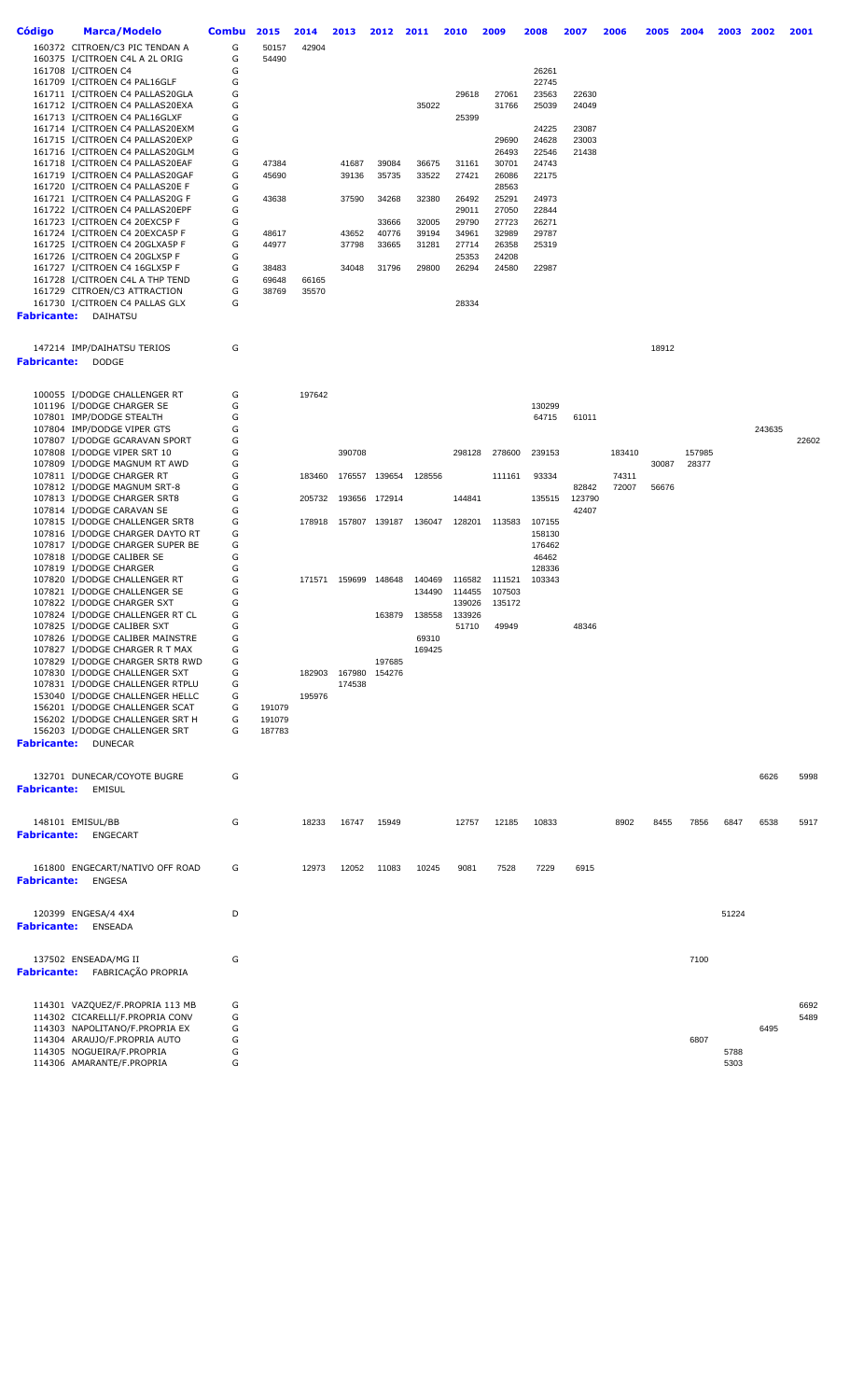| Código | Marca/Modelo | Combu | 2015 | 2014 | 2013 | 2012 | 2011 | 2010 | 2009 | 2008 | 2007 | 2006 | 2005 | 2004 | 2003 | 2002 | 2001 |
|---|---|---|---|---|---|---|---|---|---|---|---|---|---|---|---|---|---|
| 160372 | CITROEN/C3 PIC TENDAN A | G | 50157 | 42904 | | | | | | | | | | | | | |
| 160375 | I/CITROEN C4L A 2L ORIG | G | 54490 | | | | | | | | | | | | | | |
| 161708 | I/CITROEN C4 | G | | | | | | | | 26261 | | | | | | | |
| 161709 | I/CITROEN C4 PAL16GLF | G | | | | | | | | 22745 | | | | | | | |
| 161711 | I/CITROEN C4 PALLAS20GLA | G | | | | | | 29618 | 27061 | 23563 | 22630 | | | | | | |
| 161712 | I/CITROEN C4 PALLAS20EXA | G | | | | | 35022 | | 31766 | 25039 | 24049 | | | | | | |
| 161713 | I/CITROEN C4 PAL16GLXF | G | | | | | | 25399 | | | | | | | | | |
| 161714 | I/CITROEN C4 PALLAS20EXM | G | | | | | | | | 24225 | 23087 | | | | | | |
| 161715 | I/CITROEN C4 PALLAS20EXP | G | | | | | | | 29690 | 24628 | 23003 | | | | | | |
| 161716 | I/CITROEN C4 PALLAS20GLM | G | | | | | | | 26493 | 22546 | 21438 | | | | | | |
| 161718 | I/CITROEN C4 PALLAS20EAF | G | 47384 | | 41687 | 39084 | 36675 | 31161 | 30701 | 24743 | | | | | | | |
| 161719 | I/CITROEN C4 PALLAS20GAF | G | 45690 | | 39136 | 35735 | 33522 | 27421 | 26086 | 22175 | | | | | | | |
| 161720 | I/CITROEN C4 PALLAS20E F | G | | | | | | | 28563 | | | | | | | | |
| 161721 | I/CITROEN C4 PALLAS20G F | G | 43638 | | 37590 | 34268 | 32380 | 26492 | 25291 | 24973 | | | | | | | |
| 161722 | I/CITROEN C4 PALLAS20EPF | G | | | | | | 29011 | 27050 | 22844 | | | | | | | |
| 161723 | I/CITROEN C4 20EXCSP F | G | | | | 33666 | 32005 | 29790 | 27723 | 26271 | | | | | | | |
| 161724 | I/CITROEN C4 20EXCASP F | G | 48617 | | 43652 | 40776 | 39194 | 34961 | 32989 | 29787 | | | | | | | |
| 161725 | I/CITROEN C4 20GLXASP F | G | 44977 | | 37798 | 33665 | 31281 | 27714 | 26358 | 25319 | | | | | | | |
| 161726 | I/CITROEN C4 20GLXSP F | G | | | | | | 25353 | 24208 | | | | | | | | |
| 161727 | I/CITROEN C4 16GLXSP F | G | 38483 | | 34048 | 31796 | 29800 | 26294 | 24580 | 22987 | | | | | | | |
| 161728 | I/CITROEN C4L A THP TEND | G | 69648 | 66165 | | | | | | | | | | | | | |
| 161729 | CITROEN/C3 ATTRACTION | G | 38769 | 35570 | | | | | | | | | | | | | |
| 161730 | I/CITROEN C4 PALLAS GLX | G | | | | | | 28334 | | | | | | | | | |
| **Fabricante:** | DAIHATSU | | | | | | | | | | | | | | | | |
| 147214 | IMP/DAIHATSU TERIOS | G | | | | | | | | | | | 18912 | | | | |
| **Fabricante:** | DODGE | | | | | | | | | | | | | | | | |
| 100055 | I/DODGE CHALLENGER RT | G | | 197642 | | | | | | | | | | | | | |
| 101196 | I/DODGE CHARGER SE | G | | | | | | | | 130299 | | | | | | | |
| 107801 | IMP/DODGE STEALTH | G | | | | | | | | 64715 | 61011 | | | | | | |
| 107804 | IMP/DODGE VIPER GTS | G | | | | | | | | | | | | | | 243635 | |
| 107807 | I/DODGE GCARAVAN SPORT | G | | | | | | | | | | | | | | | 22602 |
| 107808 | I/DODGE VIPER SRT 10 | G | | | 390708 | | | 298128 | 278600 | 239153 | | 183410 | | 157985 | | | |
| 107809 | I/DODGE MAGNUM RT AWD | G | | | | | | | | | | | 30087 | 28377 | | | |
| 107811 | I/DODGE CHARGER RT | G | | 183460 | 176557 | 139654 | 128556 | | 111161 | 93334 | | 74311 | | | | | |
| 107812 | I/DODGE MAGNUM SRT-8 | G | | | | | | | | | 82842 | 72007 | 56676 | | | | |
| 107813 | I/DODGE CHARGER SRT8 | G | | 205732 | 193656 | 172914 | | 144841 | | 135515 | 123790 | | | | | | |
| 107814 | I/DODGE CARAVAN SE | G | | | | | | | | | 42407 | | | | | | |
| 107815 | I/DODGE CHALLENGER SRT8 | G | | 178918 | 157807 | 139187 | 136047 | 128201 | 113583 | 107155 | | | | | | | |
| 107816 | I/DODGE CHARGER DAYTO RT | G | | | | | | | | 158130 | | | | | | | |
| 107817 | I/DODGE CHARGER SUPER BE | G | | | | | | | | 176462 | | | | | | | |
| 107818 | I/DODGE CALIBER SE | G | | | | | | | | 46462 | | | | | | | |
| 107819 | I/DODGE CHARGER | G | | | | | | | | 128336 | | | | | | | |
| 107820 | I/DODGE CHALLENGER RT | G | | 171571 | 159699 | 148648 | 140469 | 116582 | 111521 | 103343 | | | | | | | |
| 107821 | I/DODGE CHALLENGER SE | G | | | | | 134490 | 114455 | 107503 | | | | | | | | |
| 107822 | I/DODGE CHARGER SXT | G | | | | | | 139026 | 135172 | | | | | | | | |
| 107824 | I/DODGE CHALLENGER RT CL | G | | | | 163879 | 138558 | 133926 | | | | | | | | | |
| 107825 | I/DODGE CALIBER SXT | G | | | | | | 51710 | 49949 | | 48346 | | | | | | |
| 107826 | I/DODGE CALIBER MAINSTRE | G | | | | | 69310 | | | | | | | | | | |
| 107827 | I/DODGE CHARGER R T MAX | G | | | | | 169425 | | | | | | | | | | |
| 107829 | I/DODGE CHARGER SRT8 RWD | G | | | | 197685 | | | | | | | | | | | |
| 107830 | I/DODGE CHALLENGER SXT | G | | 182903 | 167980 | 154276 | | | | | | | | | | | |
| 107831 | I/DODGE CHALLENGER RTPLU | G | | | 174538 | | | | | | | | | | | | |
| 153040 | I/DODGE CHALLENGER HELLC | G | | 195976 | | | | | | | | | | | | | |
| 156201 | I/DODGE CHALLENGER SCAT | G | 191079 | | | | | | | | | | | | | | |
| 156202 | I/DODGE CHALLENGER SRT H | G | 191079 | | | | | | | | | | | | | | |
| 156203 | I/DODGE CHALLENGER SRT | G | 187783 | | | | | | | | | | | | | | |
| **Fabricante:** | DUNECAR | | | | | | | | | | | | | | | | |
| 132701 | DUNECAR/COYOTE BUGRE | G | | | | | | | | | | | | | | 6626 | 5998 |
| **Fabricante:** | EMISUL | | | | | | | | | | | | | | | | |
| 148101 | EMISUL/BB | G | | 18233 | 16747 | 15949 | | 12757 | 12185 | 10833 | | 8902 | 8455 | 7856 | 6847 | 6538 | 5917 |
| **Fabricante:** | ENGECART | | | | | | | | | | | | | | | | |
| 161800 | ENGECART/NATIVO OFF ROAD | G | | 12973 | 12052 | 11083 | 10245 | 9081 | 7528 | 7229 | 6915 | | | | | | |
| **Fabricante:** | ENGESA | | | | | | | | | | | | | | | | |
| 120399 | ENGESA/4 4X4 | D | | | | | | | | | | | | | 51224 | | |
| **Fabricante:** | ENSEADA | | | | | | | | | | | | | | | | |
| 137502 | ENSEADA/MG II | G | | | | | | | | | | | | 7100 | | | |
| **Fabricante:** | FABRICAÇÃO PROPRIA | | | | | | | | | | | | | | | | |
| 114301 | VAZQUEZ/F.PROPRIA 113 MB | G | | | | | | | | | | | | | | | 6692 |
| 114302 | CICARELLI/F.PROPRIA CONV | G | | | | | | | | | | | | | | | 5489 |
| 114303 | NAPOLITANO/F.PROPRIA EX | G | | | | | | | | | | | | | | 6495 | |
| 114304 | ARAUJO/F.PROPRIA AUTO | G | | | | | | | | | | | | 6807 | | | |
| 114305 | NOGUEIRA/F.PROPRIA | G | | | | | | | | | | | | | 5788 | | |
| 114306 | AMARANTE/F.PROPRIA | G | | | | | | | | | | | | | 5303 | | |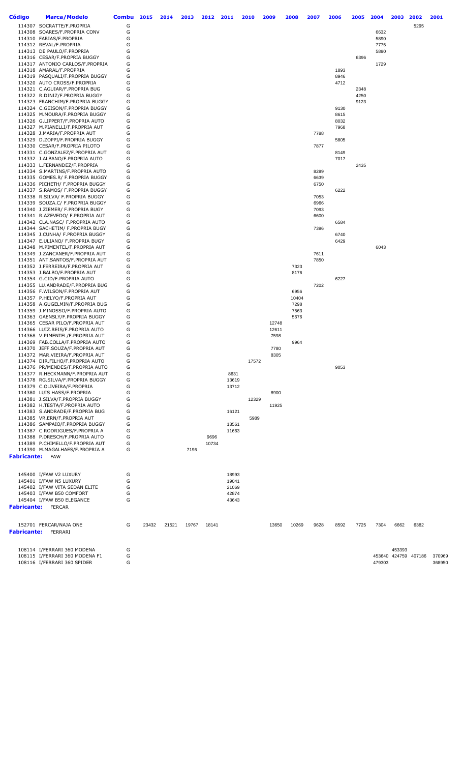| Código | Marca/Modelo | Combu | 2015 | 2014 | 2013 | 2012 | 2011 | 2010 | 2009 | 2008 | 2007 | 2006 | 2005 | 2004 | 2003 | 2002 | 2001 |
|---|---|---|---|---|---|---|---|---|---|---|---|---|---|---|---|---|---|
| 114307 | SOCRATTE/F.PROPRIA | G | | | | | | | | | | | | | | 5295 | |
| 114308 | SOARES/F.PROPRIA CONV | G | | | | | | | | | | | | 6632 | | | |
| 114310 | FARIAS/F.PROPRIA | G | | | | | | | | | | | | 5890 | | | |
| 114312 | REVAL/F.PROPRIA | G | | | | | | | | | | | | 7775 | | | |
| 114313 | DE PAULO/F.PROPRIA | G | | | | | | | | | | | | 5890 | | | |
| 114316 | CESAR/F.PROPRIA BUGGY | G | | | | | | | | | | | 6396 | | | | |
| 114317 | ANTONIO CARLOS/F.PROPRIA | G | | | | | | | | | | | | 1729 | | | |
| 114318 | AMARAL/F.PROPRIA | G | | | | | | | | | | 1893 | | | | | |
| 114319 | PASQUALI/F.PROPRIA BUGGY | G | | | | | | | | | | 8946 | | | | | |
| 114320 | AUTO CROSS/F.PROPRIA | G | | | | | | | | | | 4712 | | | | | |
| 114321 | C.AGUIAR/F.PROPRIA BUG | G | | | | | | | | | | | 2348 | | | | |
| 114322 | R.DINIZ/F.PROPRIA BUGGY | G | | | | | | | | | | | 4250 | | | | |
| 114323 | FRANCHIM/F.PROPRIA BUGGY | G | | | | | | | | | | | 9123 | | | | |
| 114324 | C.GEISON/F.PROPRIA BUGGY | G | | | | | | | | | | 9130 | | | | | |
| 114325 | M.MOURA/F.PROPRIA BUGGY | G | | | | | | | | | | 8615 | | | | | |
| 114326 | G.LIPPERT/F.PROPRIA AUTO | G | | | | | | | | | | 8032 | | | | | |
| 114327 | M.PIANELLI/F.PROPRIA AUT | G | | | | | | | | | | 7968 | | | | | |
| 114328 | J.MARIA/F.PROPRIA AUT | G | | | | | | | | | 7788 | | | | | | |
| 114329 | D.ZOPPI/F.PROPRIA BUGGY | G | | | | | | | | | | 5805 | | | | | |
| 114330 | CESAR/F.PROPRIA PILOTO | G | | | | | | | | | 7877 | | | | | | |
| 114331 | C.GONZALEZ/F.PROPRIA AUT | G | | | | | | | | | | 8149 | | | | | |
| 114332 | J.ALBANO/F.PROPRIA AUTO | G | | | | | | | | | | 7017 | | | | | |
| 114333 | L.FERNANDEZ/F.PROPRIA | G | | | | | | | | | | | 2435 | | | | |
| 114334 | S.MARTINS/F.PROPRIA AUTO | G | | | | | | | | | 8289 | | | | | | |
| 114335 | GOMES.R/ F.PROPRIA BUGGY | G | | | | | | | | | 6639 | | | | | | |
| 114336 | PICHETH/ F.PROPRIA BUGGY | G | | | | | | | | | 6750 | | | | | | |
| 114337 | S.RAMOS/ F.PROPRIA BUGGY | G | | | | | | | | | | 6222 | | | | | |
| 114338 | R.SILVA/ F.PROPRIA BUGGY | G | | | | | | | | | 7053 | | | | | | |
| 114339 | SOUZA.C/ F.PROPRIA BUGGY | G | | | | | | | | | 6966 | | | | | | |
| 114340 | J.ZIEMER/ F.PROPRIA BUGY | G | | | | | | | | | 7093 | | | | | | |
| 114341 | R.AZEVEDO/ F.PROPRIA AUT | G | | | | | | | | | 6600 | | | | | | |
| 114342 | CLA.NASC/ F.PROPRIA AUTO | G | | | | | | | | | | 6584 | | | | | |
| 114344 | SACHETIM/ F.PROPRIA BUGY | G | | | | | | | | | 7396 | | | | | | |
| 114345 | J.CUNHA/ F.PROPRIA BUGGY | G | | | | | | | | | | 6740 | | | | | |
| 114347 | E.ULIANO/ F.PROPRIA BUGY | G | | | | | | | | | | 6429 | | | | | |
| 114348 | M.PIMENTEL/F.PROPRIA AUT | G | | | | | | | | | | | | 6043 | | | |
| 114349 | J.ZANCANER/F.PROPRIA AUT | G | | | | | | | | | 7611 | | | | | | |
| 114351 | ANT.SANTOS/F.PROPRIA AUT | G | | | | | | | | | 7850 | | | | | | |
| 114352 | J.FERREIRA/F.PROPRIA AUT | G | | | | | | | | 7323 | | | | | | | |
| 114353 | J.BALBO/F.PROPRIA AUT | G | | | | | | | | 8176 | | | | | | | |
| 114354 | G.CID/F.PROPRIA AUTO | G | | | | | | | | | | 6227 | | | | | |
| 114355 | LU.ANDRADE/F.PROPRIA BUG | G | | | | | | | | | 7202 | | | | | | |
| 114356 | F.WILSON/F.PROPRIA AUT | G | | | | | | | | 6956 | | | | | | | |
| 114357 | P.HELYO/F.PROPRIA AUT | G | | | | | | | | 10404 | | | | | | | |
| 114358 | A.GUGELMIN/F.PROPRIA BUG | G | | | | | | | | 7298 | | | | | | | |
| 114359 | J.MINOSSO/F.PROPRIA AUTO | G | | | | | | | | 7563 | | | | | | | |
| 114363 | GAENSLY/F.PROPRIA BUGGY | G | | | | | | | | 5676 | | | | | | | |
| 114365 | CESAR PILO/F.PROPRIA AUT | G | | | | | | | 12748 | | | | | | | | |
| 114366 | LUIZ.REIS/F.PROPRIA AUTO | G | | | | | | | 12611 | | | | | | | | |
| 114368 | V.PIMENTEL/F.PROPRIA AUT | G | | | | | | | 7598 | | | | | | | | |
| 114369 | FAB.COLLA/F.PROPRIA AUTO | G | | | | | | | | 9964 | | | | | | | |
| 114370 | JEFF.SOUZA/F.PROPRIA AUT | G | | | | | | | 7780 | | | | | | | | |
| 114372 | MAR.VIEIRA/F.PROPRIA AUT | G | | | | | | | 8305 | | | | | | | | |
| 114374 | DIR.FILHO/F.PROPRIA AUTO | G | | | | | | 17572 | | | | | | | | | |
| 114376 | PR/MENDES/F.PROPRIA AUTO | G | | | | | | | | | | 9053 | | | | | |
| 114377 | R.HECKMANN/F.PROPRIA AUT | G | | | | | 8631 | | | | | | | | | | |
| 114378 | RG.SILVA/F.PROPRIA BUGGY | G | | | | | 13619 | | | | | | | | | | |
| 114379 | C.OLIVEIRA/F.PROPRIA | G | | | | | 13712 | | | | | | | | | | |
| 114380 | LUIS HASS/F.PROPRIA | G | | | | | | | 8900 | | | | | | | | |
| 114381 | J.SILVA/F.PROPRIA BUGGY | G | | | | | | 12329 | | | | | | | | | |
| 114382 | H.TESTA/F.PROPRIA AUTO | G | | | | | | | 11925 | | | | | | | | |
| 114383 | S.ANDRADE/F.PROPRIA BUG | G | | | | | 16121 | | | | | | | | | | |
| 114385 | VR.ERN/F.PROPRIA AUT | G | | | | | | 5989 | | | | | | | | | |
| 114386 | SAMPAIO/F.PROPRIA BUGGY | G | | | | | 13561 | | | | | | | | | | |
| 114387 | C RODRIGUES/F.PROPRIA A | G | | | | | 11663 | | | | | | | | | | |
| 114388 | P.DRESCH/F.PROPRIA AUTO | G | | | | 9696 | | | | | | | | | | | |
| 114389 | P.CHIMELLO/F.PROPRIA AUT | G | | | | 10734 | | | | | | | | | | | |
| 114390 | M.MAGALHAES/F.PROPRIA A | G | | | 7196 | | | | | | | | | | | | |

**Fabricante:** FAW

| Código | Marca/Modelo | Combu | 2015 | 2014 | 2013 | 2012 | 2011 | 2010 | 2009 | 2008 | 2007 | 2006 | 2005 | 2004 | 2003 | 2002 | 2001 |
|---|---|---|---|---|---|---|---|---|---|---|---|---|---|---|---|---|---|
| 145400 | I/FAW V2 LUXURY | G | | | | | 18993 | | | | | | | | | | |
| 145401 | I/FAW N5 LUXURY | G | | | | | 19041 | | | | | | | | | | |
| 145402 | I/FAW VITA SEDAN ELITE | G | | | | | 21069 | | | | | | | | | | |
| 145403 | I/FAW B50 COMFORT | G | | | | | 42874 | | | | | | | | | | |
| 145404 | I/FAW B50 ELEGANCE | G | | | | | 43643 | | | | | | | | | | |

**Fabricante:** FERCAR

| Código | Marca/Modelo | Combu | 2015 | 2014 | 2013 | 2012 | 2011 | 2010 | 2009 | 2008 | 2007 | 2006 | 2005 | 2004 | 2003 | 2002 | 2001 |
|---|---|---|---|---|---|---|---|---|---|---|---|---|---|---|---|---|---|
| 152701 | FERCAR/NAJA ONE | G | 23432 | 21521 | 19767 | 18141 | | | 13650 | 10269 | 9628 | 8592 | 7725 | 7304 | 6662 | 6382 | |

**Fabricante:** FERRARI

| Código | Marca/Modelo | Combu | 2015 | 2014 | 2013 | 2012 | 2011 | 2010 | 2009 | 2008 | 2007 | 2006 | 2005 | 2004 | 2003 | 2002 | 2001 |
|---|---|---|---|---|---|---|---|---|---|---|---|---|---|---|---|---|---|
| 108114 | I/FERRARI 360 MODENA | G | | | | | | | | | | | | | 453393 | | |
| 108115 | I/FERRARI 360 MODENA F1 | G | | | | | | | | | | | | 453640 | 424759 | 407186 | 370969 |
| 108116 | I/FERRARI 360 SPIDER | G | | | | | | | | | | | | 479303 | | | 368950 |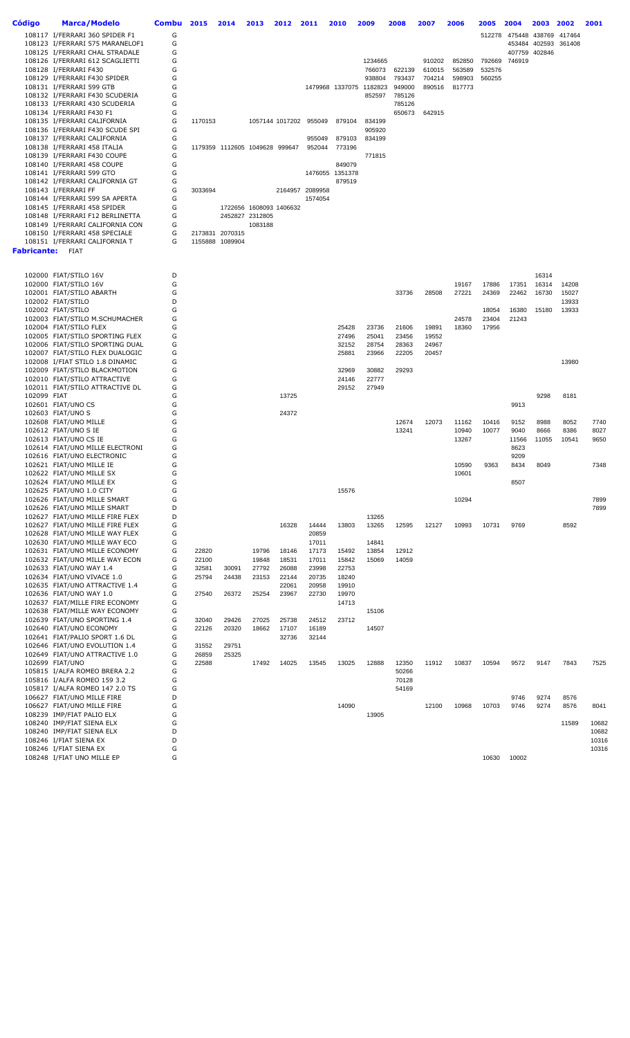| Código | Marca/Modelo | Combu | 2015 | 2014 | 2013 | 2012 | 2011 | 2010 | 2009 | 2008 | 2007 | 2006 | 2005 | 2004 | 2003 | 2002 | 2001 |
|---|---|---|---|---|---|---|---|---|---|---|---|---|---|---|---|---|---|
| 108117 | I/FERRARI 360 SPIDER F1 | G | | | | | | | | | | | 512278 | 475448 | 438769 | 417464 | |
| 108123 | I/FERRARI 575 MARANELOF1 | G | | | | | | | | | | | | 453484 | 402593 | 361408 | |
| 108125 | I/FERRARI CHAL STRADALE | G | | | | | | | | | | | | 407759 | 402846 | | |
| 108126 | I/FERRARI 612 SCAGLIETTI | G | | | | | | | 1234665 | | 910202 | 852850 | 792669 | 746919 | | | |
| 108128 | I/FERRARI F430 | G | | | | | | | 766073 | 622139 | 610015 | 563589 | 532576 | | | | |
| 108129 | I/FERRARI F430 SPIDER | G | | | | | | | 938804 | 793437 | 704214 | 598903 | 560255 | | | | |
| 108131 | I/FERRARI 599 GTB | G | | | | | 1479968 | 1337075 | 1182823 | 949000 | 890516 | 817773 | | | | | |
| 108132 | I/FERRARI F430 SCUDERIA | G | | | | | | | 852597 | 785126 | | | | | | | |
| 108133 | I/FERRARI 430 SCUDERIA | G | | | | | | | | 785126 | | | | | | | |
| 108134 | I/FERRARI F430 F1 | G | | | | | | | | 650673 | 642915 | | | | | | |
| 108135 | I/FERRARI CALIFORNIA | G | 1170153 | | 1057144 | 1017202 | 955049 | 879104 | 834199 | | | | | | | | |
| 108136 | I/FERRARI F430 SCUDE SPI | G | | | | | | | 905920 | | | | | | | | |
| 108137 | I/FERRARI CALIFORNIA | G | | | | | 955049 | 879103 | 834199 | | | | | | | | |
| 108138 | I/FERRARI 458 ITALIA | G | 1179359 | 1112605 | 1049628 | 999647 | 952044 | 773196 | | | | | | | | | |
| 108139 | I/FERRARI F430 COUPE | G | | | | | | | 771815 | | | | | | | | |
| 108140 | I/FERRARI 458 COUPE | G | | | | | | 849079 | | | | | | | | | |
| 108141 | I/FERRARI 599 GTO | G | | | | | 1476055 | 1351378 | | | | | | | | | |
| 108142 | I/FERRARI CALIFORNIA GT | G | | | | | | 879519 | | | | | | | | | |
| 108143 | I/FERRARI FF | G | 3033694 | | | 2164957 | 2089958 | | | | | | | | | | |
| 108144 | I/FERRARI 599 SA APERTA | G | | | | | 1574054 | | | | | | | | | | |
| 108145 | I/FERRARI 458 SPIDER | G | | 1722656 | 1608093 | 1406632 | | | | | | | | | | | |
| 108148 | I/FERRARI F12 BERLINETTA | G | | 2452827 | 2312805 | | | | | | | | | | | | |
| 108149 | I/FERRARI CALIFORNIA CON | G | | | 1083188 | | | | | | | | | | | | |
| 108150 | I/FERRARI 458 SPECIALE | G | 2173831 | 2070315 | | | | | | | | | | | | | |
| 108151 | I/FERRARI CALIFORNIA T | G | 1155888 | 1089904 | | | | | | | | | | | | | |
| **Fabricante:** | FIAT | | | | | | | | | | | | | | | | |
| 102000 | FIAT/STILO 16V | D | | | | | | | | | | | | | 16314 | | |
| 102000 | FIAT/STILO 16V | G | | | | | | | | | | 19167 | 17886 | 17351 | 16314 | 14208 | |
| 102001 | FIAT/STILO ABARTH | G | | | | | | | | 33736 | 28508 | 27221 | 24369 | 22462 | 16730 | 15027 | |
| 102002 | FIAT/STILO | D | | | | | | | | | | | | | | 13933 | |
| 102002 | FIAT/STILO | G | | | | | | | | | | | 18054 | 16380 | 15180 | 13933 | |
| 102003 | FIAT/STILO M.SCHUMACHER | G | | | | | | | | | | 24578 | 23404 | 21243 | | | |
| 102004 | FIAT/STILO FLEX | G | | | | | | 25428 | 23736 | 21606 | 19891 | 18360 | 17956 | | | | |
| 102005 | FIAT/STILO SPORTING FLEX | G | | | | | | 27496 | 25041 | 23456 | 19552 | | | | | | |
| 102006 | FIAT/STILO SPORTING DUAL | G | | | | | | 32152 | 28754 | 28363 | 24967 | | | | | | |
| 102007 | FIAT/STILO FLEX DUALOGIC | G | | | | | | 25881 | 23966 | 22205 | 20457 | | | | | | |
| 102008 | I/FIAT STILO 1.8 DINAMIC | G | | | | | | | | | | | | | | 13980 | |
| 102009 | FIAT/STILO BLACKMOTION | G | | | | | | 32969 | 30882 | 29293 | | | | | | | |
| 102010 | FIAT/STILO ATTRACTIVE | G | | | | | | 24146 | 22777 | | | | | | | | |
| 102011 | FIAT/STILO ATTRACTIVE DL | G | | | | | | 29152 | 27949 | | | | | | | | |
| 102099 | FIAT | G | | | | 13725 | | | | | | | | | 9298 | 8181 | |
| 102601 | FIAT/UNO CS | G | | | | | | | | | | | | 9913 | | | |
| 102603 | FIAT/UNO S | G | | | | 24372 | | | | | | | | | | | |
| 102608 | FIAT/UNO MILLE | G | | | | | | | | 12674 | 12073 | 11162 | 10416 | 9152 | 8988 | 8052 | 7740 |
| 102612 | FIAT/UNO S IE | G | | | | | | | | 13241 | | 10940 | 10077 | 9040 | 8666 | 8386 | 8027 |
| 102613 | FIAT/UNO CS IE | G | | | | | | | | | | 13267 | | 11566 | 11055 | 10541 | 9650 |
| 102614 | FIAT/UNO MILLE ELECTRONI | G | | | | | | | | | | | | 8623 | | | |
| 102616 | FIAT/UNO ELECTRONIC | G | | | | | | | | | | | | 9209 | | | |
| 102621 | FIAT/UNO MILLE IE | G | | | | | | | | | | 10590 | 9363 | 8434 | 8049 | | 7348 |
| 102622 | FIAT/UNO MILLE SX | G | | | | | | | | | | 10601 | | | | | |
| 102624 | FIAT/UNO MILLE EX | G | | | | | | | | | | | | 8507 | | | |
| 102625 | FIAT/UNO 1.0 CITY | G | | | | | | 15576 | | | | | | | | | |
| 102626 | FIAT/UNO MILLE SMART | G | | | | | | | | | | 10294 | | | | | 7899 |
| 102626 | FIAT/UNO MILLE SMART | D | | | | | | | | | | | | | | | 7899 |
| 102627 | FIAT/UNO MILLE FIRE FLEX | D | | | | | | | 13265 | | | | | | | | |
| 102627 | FIAT/UNO MILLE FIRE FLEX | G | | | | 16328 | 14444 | 13803 | 13265 | 12595 | 12127 | 10993 | 10731 | 9769 | | 8592 | |
| 102628 | FIAT/UNO MILLE WAY FLEX | G | | | | | 20859 | | | | | | | | | | |
| 102630 | FIAT/UNO MILLE WAY ECO | G | | | | | 17011 | | 14841 | | | | | | | | |
| 102631 | FIAT/UNO MILLE ECONOMY | G | 22820 | | 19796 | 18146 | 17173 | 15492 | 13854 | 12912 | | | | | | | |
| 102632 | FIAT/UNO MILLE WAY ECON | G | 22100 | | 19848 | 18531 | 17011 | 15842 | 15069 | 14059 | | | | | | | |
| 102633 | FIAT/UNO WAY 1.4 | G | 32581 | 30091 | 27792 | 26088 | 23998 | 22753 | | | | | | | | | |
| 102634 | FIAT/UNO VIVACE 1.0 | G | 25794 | 24438 | 23153 | 22144 | 20735 | 18240 | | | | | | | | | |
| 102635 | FIAT/UNO ATTRACTIVE 1.4 | G | | | | 22061 | 20958 | 19910 | | | | | | | | | |
| 102636 | FIAT/UNO WAY 1.0 | G | 27540 | 26372 | 25254 | 23967 | 22730 | 19970 | | | | | | | | | |
| 102637 | FIAT/MILLE FIRE ECONOMY | G | | | | | | 14713 | | | | | | | | | |
| 102638 | FIAT/MILLE WAY ECONOMY | G | | | | | | | 15106 | | | | | | | | |
| 102639 | FIAT/UNO SPORTING 1.4 | G | 32040 | 29426 | 27025 | 25738 | 24512 | 23712 | | | | | | | | | |
| 102640 | FIAT/UNO ECONOMY | G | 22126 | 20320 | 18662 | 17107 | 16189 | | 14507 | | | | | | | | |
| 102641 | FIAT/PALIO SPORT 1.6 DL | G | | | | 32736 | 32144 | | | | | | | | | | |
| 102646 | FIAT/UNO EVOLUTION 1.4 | G | 31552 | 29751 | | | | | | | | | | | | | |
| 102649 | FIAT/UNO ATTRACTIVE 1.0 | G | 26859 | 25325 | | | | | | | | | | | | | |
| 102699 | FIAT/UNO | G | 22588 | | 17492 | 14025 | 13545 | 13025 | 12888 | 12350 | 11912 | 10837 | 10594 | 9572 | 9147 | 7843 | 7525 |
| 105815 | I/ALFA ROMEO BRERA 2.2 | G | | | | | | | | 50266 | | | | | | | |
| 105816 | I/ALFA ROMEO 159 3.2 | G | | | | | | | | 70128 | | | | | | | |
| 105817 | I/ALFA ROMEO 147 2.0 TS | G | | | | | | | | 54169 | | | | | | | |
| 106627 | FIAT/UNO MILLE FIRE | D | | | | | | | | | | | | 9746 | 9274 | 8576 | |
| 106627 | FIAT/UNO MILLE FIRE | G | | | | | | 14090 | | | 12100 | 10968 | 10703 | 9746 | 9274 | 8576 | 8041 |
| 108239 | IMP/FIAT PALIO ELX | G | | | | | | | 13905 | | | | | | | | |
| 108240 | IMP/FIAT SIENA ELX | G | | | | | | | | | | | | | | 11589 | 10682 |
| 108240 | IMP/FIAT SIENA ELX | D | | | | | | | | | | | | | | | 10682 |
| 108246 | I/FIAT SIENA EX | D | | | | | | | | | | | | | | | 10316 |
| 108246 | I/FIAT SIENA EX | G | | | | | | | | | | | | | | | 10316 |
| 108248 | I/FIAT UNO MILLE EP | G | | | | | | | | | | | 10630 | 10002 | | | |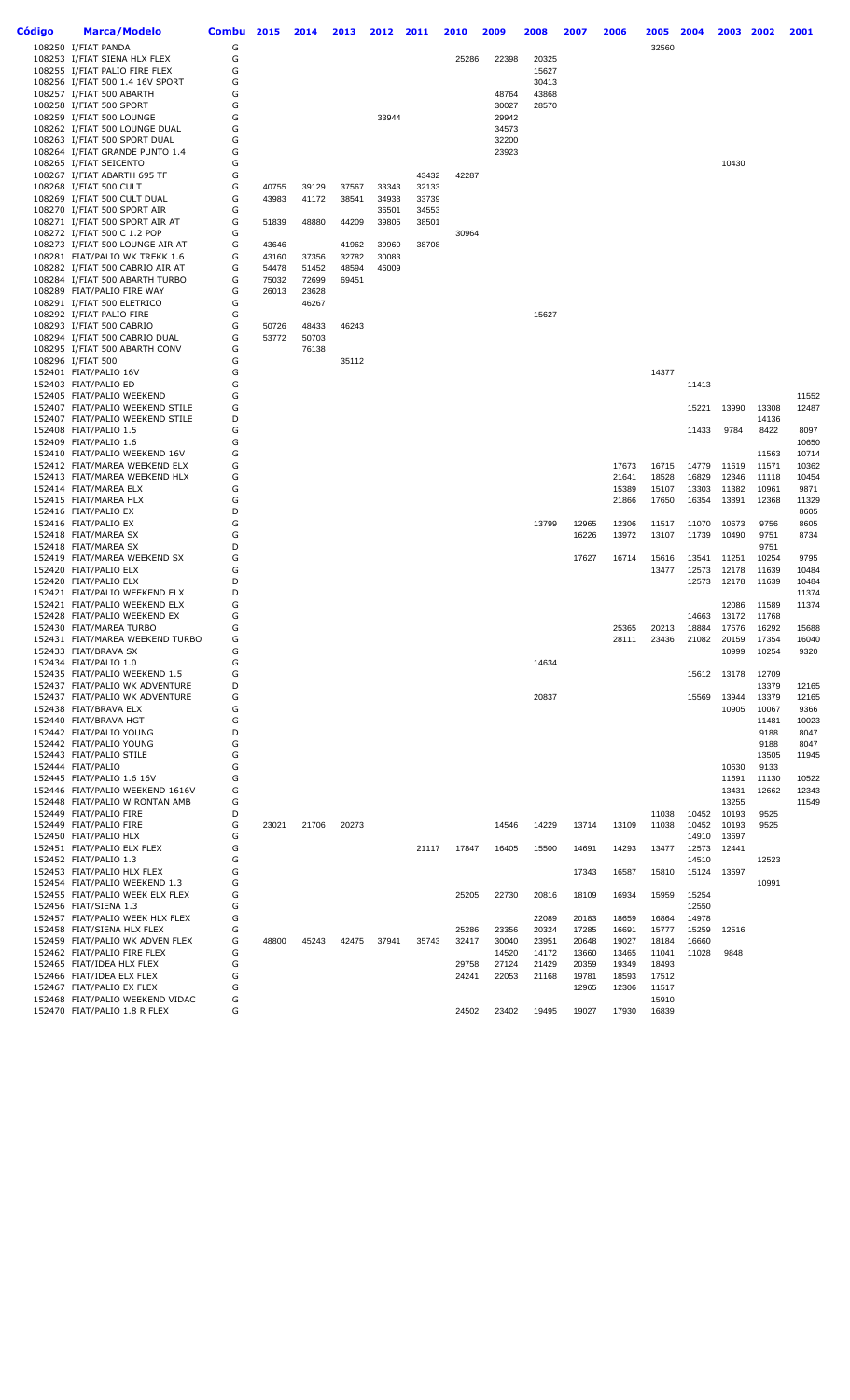| Código | Marca/Modelo | Combu | 2015 | 2014 | 2013 | 2012 | 2011 | 2010 | 2009 | 2008 | 2007 | 2006 | 2005 | 2004 | 2003 | 2002 | 2001 |
|---|---|---|---|---|---|---|---|---|---|---|---|---|---|---|---|---|---|
| 108250 | I/FIAT PANDA | G | | | | | | | | | | | 32560 | | | | |
| 108253 | I/FIAT SIENA HLX FLEX | G | | | | | | 25286 | 22398 | 20325 | | | | | | | |
| 108255 | I/FIAT PALIO FIRE FLEX | G | | | | | | | | 15627 | | | | | | | |
| 108256 | I/FIAT 500 1.4 16V SPORT | G | | | | | | | | 30413 | | | | | | | |
| 108257 | I/FIAT 500 ABARTH | G | | | | | | | 48764 | 43868 | | | | | | | |
| 108258 | I/FIAT 500 SPORT | G | | | | | | | 30027 | 28570 | | | | | | | |
| 108259 | I/FIAT 500 LOUNGE | G | | | | 33944 | | | 29942 | | | | | | | | |
| 108262 | I/FIAT 500 LOUNGE DUAL | G | | | | | | | 34573 | | | | | | | | |
| 108263 | I/FIAT 500 SPORT DUAL | G | | | | | | | 32200 | | | | | | | | |
| 108264 | I/FIAT GRANDE PUNTO 1.4 | G | | | | | | | 23923 | | | | | | | | |
| 108265 | I/FIAT SEICENTO | G | | | | | | | | | | | | | 10430 | | |
| 108267 | I/FIAT ABARTH 695 TF | G | | | | | 43432 | 42287 | | | | | | | | | |
| 108268 | I/FIAT 500 CULT | G | 40755 | 39129 | 37567 | 33343 | 32133 | | | | | | | | | | |
| 108269 | I/FIAT 500 CULT DUAL | G | 43983 | 41172 | 38541 | 34938 | 33739 | | | | | | | | | | |
| 108270 | I/FIAT 500 SPORT AIR | G | | | | 36501 | 34553 | | | | | | | | | | |
| 108271 | I/FIAT 500 SPORT AIR AT | G | 51839 | 48880 | 44209 | 39805 | 38501 | | | | | | | | | | |
| 108272 | I/FIAT 500 C 1.2 POP | G | | | | | | 30964 | | | | | | | | | |
| 108273 | I/FIAT 500 LOUNGE AIR AT | G | 43646 | | 41962 | 39960 | 38708 | | | | | | | | | | |
| 108281 | FIAT/PALIO WK TREKK 1.6 | G | 43160 | 37356 | 32782 | 30083 | | | | | | | | | | | |
| 108282 | I/FIAT 500 CABRIO AIR AT | G | 54478 | 51452 | 48594 | 46009 | | | | | | | | | | | |
| 108284 | I/FIAT 500 ABARTH TURBO | G | 75032 | 72699 | 69451 | | | | | | | | | | | | |
| 108289 | FIAT/PALIO FIRE WAY | G | 26013 | 23628 | | | | | | | | | | | | | |
| 108291 | I/FIAT 500 ELETRICO | G | | 46267 | | | | | | | | | | | | | |
| 108292 | I/FIAT PALIO FIRE | G | | | | | | | | 15627 | | | | | | | |
| 108293 | I/FIAT 500 CABRIO | G | 50726 | 48433 | 46243 | | | | | | | | | | | | |
| 108294 | I/FIAT 500 CABRIO DUAL | G | 53772 | 50703 | | | | | | | | | | | | | |
| 108295 | I/FIAT 500 ABARTH CONV | G | | 76138 | | | | | | | | | | | | | |
| 108296 | I/FIAT 500 | G | | | 35112 | | | | | | | | | | | | |
| 152401 | FIAT/PALIO 16V | G | | | | | | | | | | | 14377 | | | | |
| 152403 | FIAT/PALIO ED | G | | | | | | | | | | | | 11413 | | | |
| 152405 | FIAT/PALIO WEEKEND | G | | | | | | | | | | | | | | | 11552 |
| 152407 | FIAT/PALIO WEEKEND STILE | G | | | | | | | | | | | | 15221 | 13990 | 13308 | 12487 |
| 152407 | FIAT/PALIO WEEKEND STILE | D | | | | | | | | | | | | | | 14136 | |
| 152408 | FIAT/PALIO 1.5 | G | | | | | | | | | | | | 11433 | 9784 | 8422 | 8097 |
| 152409 | FIAT/PALIO 1.6 | G | | | | | | | | | | | | | | | 10650 |
| 152410 | FIAT/PALIO WEEKEND 16V | G | | | | | | | | | | | | | | 11563 | 10714 |
| 152412 | FIAT/MAREA WEEKEND ELX | G | | | | | | | | | | 17673 | 16715 | 14779 | 11619 | 11571 | 10362 |
| 152413 | FIAT/MAREA WEEKEND HLX | G | | | | | | | | | | 21641 | 18528 | 16829 | 12346 | 11118 | 10454 |
| 152414 | FIAT/MAREA ELX | G | | | | | | | | | | 15389 | 15107 | 13303 | 11382 | 10961 | 9871 |
| 152415 | FIAT/MAREA HLX | G | | | | | | | | | | 21866 | 17650 | 16354 | 13891 | 12368 | 11329 |
| 152416 | FIAT/PALIO EX | D | | | | | | | | | | | | | | | 8605 |
| 152416 | FIAT/PALIO EX | G | | | | | | | | 13799 | 12965 | 12306 | 11517 | 11070 | 10673 | 9756 | 8605 |
| 152418 | FIAT/MAREA SX | G | | | | | | | | | 16226 | 13972 | 13107 | 11739 | 10490 | 9751 | 8734 |
| 152418 | FIAT/MAREA SX | D | | | | | | | | | | | | | | 9751 | |
| 152419 | FIAT/MAREA WEEKEND SX | G | | | | | | | | | 17627 | 16714 | 15616 | 13541 | 11251 | 10254 | 9795 |
| 152420 | FIAT/PALIO ELX | G | | | | | | | | | | | 13477 | 12573 | 12178 | 11639 | 10484 |
| 152420 | FIAT/PALIO ELX | D | | | | | | | | | | | | 12573 | 12178 | 11639 | 10484 |
| 152421 | FIAT/PALIO WEEKEND ELX | D | | | | | | | | | | | | | | | 11374 |
| 152421 | FIAT/PALIO WEEKEND ELX | G | | | | | | | | | | | | | 12086 | 11589 | 11374 |
| 152428 | FIAT/PALIO WEEKEND EX | G | | | | | | | | | | | | 14663 | 13172 | 11768 | |
| 152430 | FIAT/MAREA TURBO | G | | | | | | | | | | 25365 | 20213 | 18884 | 17576 | 16292 | 15688 |
| 152431 | FIAT/MAREA WEEKEND TURBO | G | | | | | | | | | | 28111 | 23436 | 21082 | 20159 | 17354 | 16040 |
| 152433 | FIAT/BRAVA SX | G | | | | | | | | | | | | | 10999 | 10254 | 9320 |
| 152434 | FIAT/PALIO 1.0 | G | | | | | | | | 14634 | | | | | | | |
| 152435 | FIAT/PALIO WEEKEND 1.5 | G | | | | | | | | | | | | 15612 | 13178 | 12709 | |
| 152437 | FIAT/PALIO WK ADVENTURE | D | | | | | | | | | | | | | | 13379 | 12165 |
| 152437 | FIAT/PALIO WK ADVENTURE | G | | | | | | | | 20837 | | | | 15569 | 13944 | 13379 | 12165 |
| 152438 | FIAT/BRAVA ELX | G | | | | | | | | | | | | | 10905 | 10067 | 9366 |
| 152440 | FIAT/BRAVA HGT | G | | | | | | | | | | | | | | 11481 | 10023 |
| 152442 | FIAT/PALIO YOUNG | D | | | | | | | | | | | | | | 9188 | 8047 |
| 152442 | FIAT/PALIO YOUNG | G | | | | | | | | | | | | | | 9188 | 8047 |
| 152443 | FIAT/PALIO STILE | G | | | | | | | | | | | | | | 13505 | 11945 |
| 152444 | FIAT/PALIO | G | | | | | | | | | | | | | 10630 | 9133 | |
| 152445 | FIAT/PALIO 1.6 16V | G | | | | | | | | | | | | | 11691 | 11130 | 10522 |
| 152446 | FIAT/PALIO WEEKEND 1616V | G | | | | | | | | | | | | | 13431 | 12662 | 12343 |
| 152448 | FIAT/PALIO W RONTAN AMB | G | | | | | | | | | | | | | 13255 | | 11549 |
| 152449 | FIAT/PALIO FIRE | D | | | | | | | | | | | 11038 | 10452 | 10193 | 9525 | |
| 152449 | FIAT/PALIO FIRE | G | 23021 | 21706 | 20273 | | | | 14546 | 14229 | 13714 | 13109 | 11038 | 10452 | 10193 | 9525 | |
| 152450 | FIAT/PALIO HLX | G | | | | | | | | | | | | 14910 | 13697 | | |
| 152451 | FIAT/PALIO ELX FLEX | G | | | | | 21117 | 17847 | 16405 | 15500 | 14691 | 14293 | 13477 | 12573 | 12441 | | |
| 152452 | FIAT/PALIO 1.3 | G | | | | | | | | | | | | 14510 | | 12523 | |
| 152453 | FIAT/PALIO HLX FLEX | G | | | | | | | | | 17343 | 16587 | 15810 | 15124 | 13697 | | |
| 152454 | FIAT/PALIO WEEKEND 1.3 | G | | | | | | | | | | | | | | 10991 | |
| 152455 | FIAT/PALIO WEEK ELX FLEX | G | | | | | | 25205 | 22730 | 20816 | 18109 | 16934 | 15959 | 15254 | | | |
| 152456 | FIAT/SIENA 1.3 | G | | | | | | | | | | | | 12550 | | | |
| 152457 | FIAT/PALIO WEEK HLX FLEX | G | | | | | | | | 22089 | 20183 | 18659 | 16864 | 14978 | | | |
| 152458 | FIAT/SIENA HLX FLEX | G | | | | | | 25286 | 23356 | 20324 | 17285 | 16691 | 15777 | 15259 | 12516 | | |
| 152459 | FIAT/PALIO WK ADVEN FLEX | G | 48800 | 45243 | 42475 | 37941 | 35743 | 32417 | 30040 | 23951 | 20648 | 19027 | 18184 | 16660 | | | |
| 152462 | FIAT/PALIO FIRE FLEX | G | | | | | | | 14520 | 14172 | 13660 | 13465 | 11041 | 11028 | 9848 | | |
| 152465 | FIAT/IDEA HLX FLEX | G | | | | | | 29758 | 27124 | 21429 | 20359 | 19349 | 18493 | | | | |
| 152466 | FIAT/IDEA ELX FLEX | G | | | | | | 24241 | 22053 | 21168 | 19781 | 18593 | 17512 | | | | |
| 152467 | FIAT/PALIO EX FLEX | G | | | | | | | | | 12965 | 12306 | 11517 | | | | |
| 152468 | FIAT/PALIO WEEKEND VIDAC | G | | | | | | | | | | | 15910 | | | | |
| 152470 | FIAT/PALIO 1.8 R FLEX | G | | | | | | 24502 | 23402 | 19495 | 19027 | 17930 | 16839 | | | | |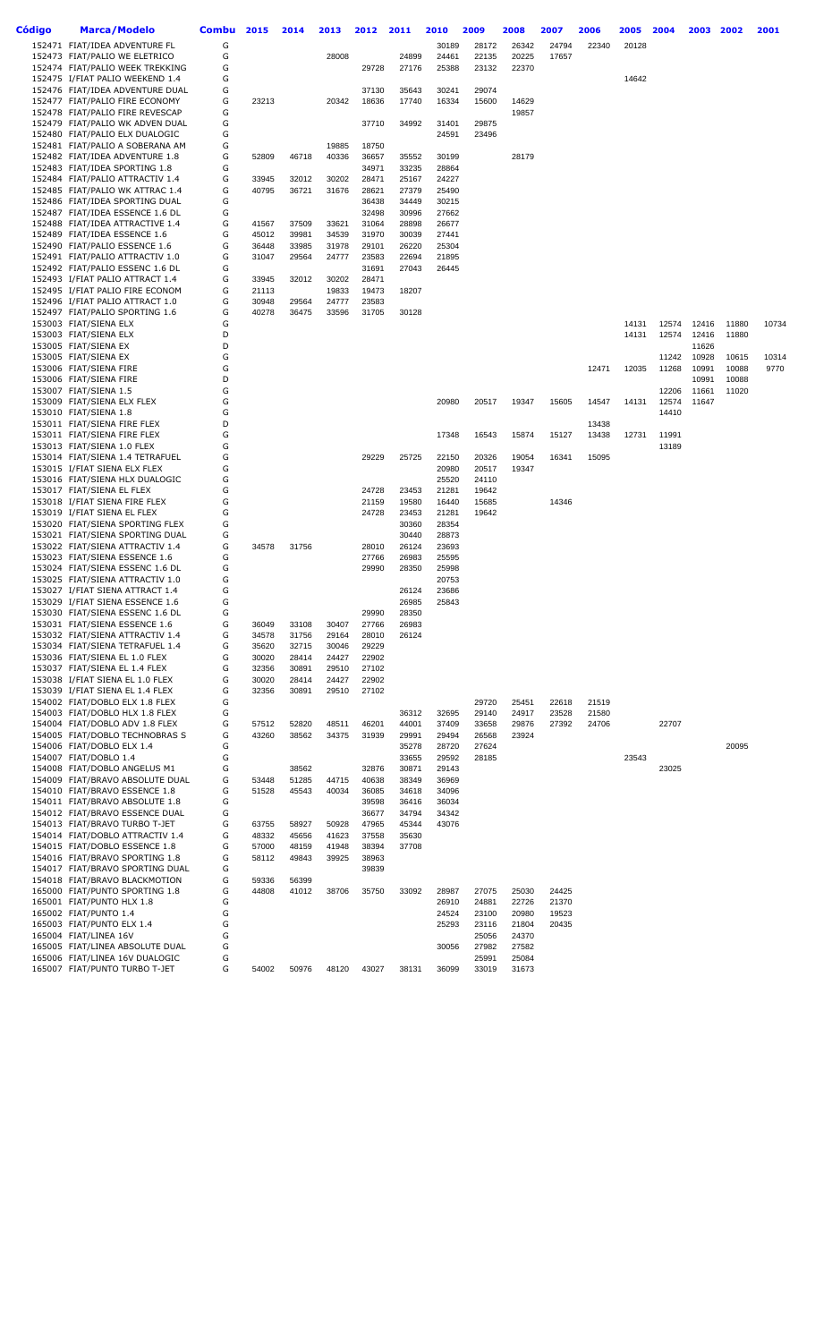| Código | Marca/Modelo | Combu | 2015 | 2014 | 2013 | 2012 | 2011 | 2010 | 2009 | 2008 | 2007 | 2006 | 2005 | 2004 | 2003 | 2002 | 2001 |
|---|---|---|---|---|---|---|---|---|---|---|---|---|---|---|---|---|---|
| 152471 | FIAT/IDEA ADVENTURE FL | G | | | | | | 30189 | 28172 | 26342 | 24794 | 22340 | 20128 | | | | |
| 152473 | FIAT/PALIO WE ELETRICO | G | | | 28008 | | 24899 | 24461 | 22135 | 20225 | 17657 | | | | | | |
| 152474 | FIAT/PALIO WEEK TREKKING | G | | | | 29728 | 27176 | 25388 | 23132 | 22370 | | | | | | | |
| 152475 | I/FIAT PALIO WEEKEND 1.4 | G | | | | | | | | | | | 14642 | | | | |
| 152476 | FIAT/IDEA ADVENTURE DUAL | G | | | | 37130 | 35643 | 30241 | 29074 | | | | | | | | |
| 152477 | FIAT/PALIO FIRE ECONOMY | G | 23213 | | 20342 | 18636 | 17740 | 16334 | 15600 | 14629 | | | | | | | |
| 152478 | FIAT/PALIO FIRE REVESCAP | G | | | | | | | | 19857 | | | | | | | |
| 152479 | FIAT/PALIO WK ADVEN DUAL | G | | | | 37710 | 34992 | 31401 | 29875 | | | | | | | | |
| 152480 | FIAT/PALIO ELX DUALOGIC | G | | | | | | 24591 | 23496 | | | | | | | | |
| 152481 | FIAT/PALIO A SOBERANA AM | G | | | 19885 | 18750 | | | | | | | | | | | |
| 152482 | FIAT/IDEA ADVENTURE 1.8 | G | 52809 | 46718 | 40336 | 36657 | 35552 | 30199 | | 28179 | | | | | | | |
| 152483 | FIAT/IDEA SPORTING 1.8 | G | | | | 34971 | 33235 | 28864 | | | | | | | | | |
| 152484 | FIAT/PALIO ATTRACTIV 1.4 | G | 33945 | 32012 | 30202 | 28471 | 25167 | 24227 | | | | | | | | | |
| 152485 | FIAT/PALIO WK ATTRAC 1.4 | G | 40795 | 36721 | 31676 | 28621 | 27379 | 25490 | | | | | | | | | |
| 152486 | FIAT/IDEA SPORTING DUAL | G | | | | 36438 | 34449 | 30215 | | | | | | | | | |
| 152487 | FIAT/IDEA ESSENCE 1.6 DL | G | | | | 32498 | 30996 | 27662 | | | | | | | | | |
| 152488 | FIAT/IDEA ATTRACTIVE 1.4 | G | 41567 | 37509 | 33621 | 31064 | 28898 | 26677 | | | | | | | | | |
| 152489 | FIAT/IDEA ESSENCE 1.6 | G | 45012 | 39981 | 34539 | 31970 | 30039 | 27441 | | | | | | | | | |
| 152490 | FIAT/PALIO ESSENCE 1.6 | G | 36448 | 33985 | 31978 | 29101 | 26220 | 25304 | | | | | | | | | |
| 152491 | FIAT/PALIO ATTRACTIV 1.0 | G | 31047 | 29564 | 24777 | 23583 | 22694 | 21895 | | | | | | | | | |
| 152492 | FIAT/PALIO ESSENC 1.6 DL | G | | | | 31691 | 27043 | 26445 | | | | | | | | | |
| 152493 | I/FIAT PALIO ATTRACT 1.4 | G | 33945 | 32012 | 30202 | 28471 | | | | | | | | | | | |
| 152495 | I/FIAT PALIO FIRE ECONOM | G | 21113 | | 19833 | 19473 | 18207 | | | | | | | | | | |
| 152496 | I/FIAT PALIO ATTRACT 1.0 | G | 30948 | 29564 | 24777 | 23583 | | | | | | | | | | | |
| 152497 | FIAT/PALIO SPORTING 1.6 | G | 40278 | 36475 | 33596 | 31705 | 30128 | | | | | | | | | | |
| 153003 | FIAT/SIENA ELX | G | | | | | | | | | | | 14131 | 12574 | 12416 | 11880 | 10734 |
| 153003 | FIAT/SIENA ELX | D | | | | | | | | | | | 14131 | 12574 | 12416 | 11880 | |
| 153005 | FIAT/SIENA EX | D | | | | | | | | | | | | | 11626 | | |
| 153005 | FIAT/SIENA EX | G | | | | | | | | | | | | 11242 | 10928 | 10615 | 10314 |
| 153006 | FIAT/SIENA FIRE | G | | | | | | | | | | 12471 | 12035 | 11268 | 10991 | 10088 | 9770 |
| 153006 | FIAT/SIENA FIRE | D | | | | | | | | | | | | | 10991 | 10088 | |
| 153007 | FIAT/SIENA 1.5 | G | | | | | | | | | | | | 12206 | 11661 | 11020 | |
| 153009 | FIAT/SIENA ELX FLEX | G | | | | | | 20980 | 20517 | 19347 | 15605 | 14547 | 14131 | 12574 | 11647 | | |
| 153010 | FIAT/SIENA 1.8 | G | | | | | | | | | | | | 14410 | | | |
| 153011 | FIAT/SIENA FIRE FLEX | D | | | | | | | | | | 13438 | | | | | |
| 153011 | FIAT/SIENA FIRE FLEX | G | | | | | | 17348 | 16543 | 15874 | 15127 | 13438 | 12731 | 11991 | | | |
| 153013 | FIAT/SIENA 1.0 FLEX | G | | | | | | | | | | | | 13189 | | | |
| 153014 | FIAT/SIENA 1.4 TETRAFUEL | G | | | | 29229 | 25725 | 22150 | 20326 | 19054 | 16341 | 15095 | | | | | |
| 153015 | I/FIAT SIENA ELX FLEX | G | | | | | | 20980 | 20517 | 19347 | | | | | | | |
| 153016 | FIAT/SIENA HLX DUALOGIC | G | | | | | | 25520 | 24110 | | | | | | | | |
| 153017 | FIAT/SIENA EL FLEX | G | | | | 24728 | 23453 | 21281 | 19642 | | | | | | | | |
| 153018 | I/FIAT SIENA FIRE FLEX | G | | | | 21159 | 19580 | 16440 | 15685 | | 14346 | | | | | | |
| 153019 | I/FIAT SIENA EL FLEX | G | | | | 24728 | 23453 | 21281 | 19642 | | | | | | | | |
| 153020 | FIAT/SIENA SPORTING FLEX | G | | | | | 30360 | 28354 | | | | | | | | | |
| 153021 | FIAT/SIENA SPORTING DUAL | G | | | | | 30440 | 28873 | | | | | | | | | |
| 153022 | FIAT/SIENA ATTRACTIV 1.4 | G | 34578 | 31756 | | 28010 | 26124 | 23693 | | | | | | | | | |
| 153023 | FIAT/SIENA ESSENCE 1.6 | G | | | | 27766 | 26983 | 25595 | | | | | | | | | |
| 153024 | FIAT/SIENA ESSENC 1.6 DL | G | | | | 29990 | 28350 | 25998 | | | | | | | | | |
| 153025 | FIAT/SIENA ATTRACTIV 1.0 | G | | | | | | 20753 | | | | | | | | | |
| 153027 | I/FIAT SIENA ATTRACT 1.4 | G | | | | | 26124 | 23686 | | | | | | | | | |
| 153029 | I/FIAT SIENA ESSENCE 1.6 | G | | | | | 26985 | 25843 | | | | | | | | | |
| 153030 | FIAT/SIENA ESSENC 1.6 DL | G | | | | 29990 | 28350 | | | | | | | | | | |
| 153031 | FIAT/SIENA ESSENCE 1.6 | G | 36049 | 33108 | 30407 | 27766 | 26983 | | | | | | | | | | |
| 153032 | FIAT/SIENA ATTRACTIV 1.4 | G | 34578 | 31756 | 29164 | 28010 | 26124 | | | | | | | | | | |
| 153034 | FIAT/SIENA TETRAFUEL 1.4 | G | 35620 | 32715 | 30046 | 29229 | | | | | | | | | | | |
| 153036 | FIAT/SIENA EL 1.0 FLEX | G | 30020 | 28414 | 24427 | 22902 | | | | | | | | | | | |
| 153037 | FIAT/SIENA EL 1.4 FLEX | G | 32356 | 30891 | 29510 | 27102 | | | | | | | | | | | |
| 153038 | I/FIAT SIENA EL 1.0 FLEX | G | 30020 | 28414 | 24427 | 22902 | | | | | | | | | | | |
| 153039 | I/FIAT SIENA EL 1.4 FLEX | G | 32356 | 30891 | 29510 | 27102 | | | | | | | | | | | |
| 154002 | FIAT/DOBLO ELX 1.8 FLEX | G | | | | | | | 29720 | 25451 | 22618 | 21519 | | | | | |
| 154003 | FIAT/DOBLO HLX 1.8 FLEX | G | | | | | 36312 | 32695 | 29140 | 24917 | 23528 | 21580 | | | | | |
| 154004 | FIAT/DOBLO ADV 1.8 FLEX | G | 57512 | 52820 | 48511 | 46201 | 44001 | 37409 | 33658 | 29876 | 27392 | 24706 | | 22707 | | | |
| 154005 | FIAT/DOBLO TECHNOBRAS S | G | 43260 | 38562 | 34375 | 31939 | 29991 | 29494 | 26568 | 23924 | | | | | | | |
| 154006 | FIAT/DOBLO ELX 1.4 | G | | | | | 35278 | 28720 | 27624 | | | | | | | 20095 | |
| 154007 | FIAT/DOBLO 1.4 | G | | | | | 33655 | 29592 | 28185 | | | | 23543 | | | | |
| 154008 | FIAT/DOBLO ANGELUS M1 | G | | 38562 | | 32876 | 30871 | 29143 | | | | | | 23025 | | | |
| 154009 | FIAT/BRAVO ABSOLUTE DUAL | G | 53448 | 51285 | 44715 | 40638 | 38349 | 36969 | | | | | | | | | |
| 154010 | FIAT/BRAVO ESSENCE 1.8 | G | 51528 | 45543 | 40034 | 36085 | 34618 | 34096 | | | | | | | | | |
| 154011 | FIAT/BRAVO ABSOLUTE 1.8 | G | | | | 39598 | 36416 | 36034 | | | | | | | | | |
| 154012 | FIAT/BRAVO ESSENCE DUAL | G | | | | 36677 | 34794 | 34342 | | | | | | | | | |
| 154013 | FIAT/BRAVO TURBO T-JET | G | 63755 | 58927 | 50928 | 47965 | 45344 | 43076 | | | | | | | | | |
| 154014 | FIAT/DOBLO ATTRACTIV 1.4 | G | 48332 | 45656 | 41623 | 37558 | 35630 | | | | | | | | | | |
| 154015 | FIAT/DOBLO ESSENCE 1.8 | G | 57000 | 48159 | 41948 | 38394 | 37708 | | | | | | | | | | |
| 154016 | FIAT/BRAVO SPORTING 1.8 | G | 58112 | 49843 | 39925 | 38963 | | | | | | | | | | | |
| 154017 | FIAT/BRAVO SPORTING DUAL | G | | | | 39839 | | | | | | | | | | | |
| 154018 | FIAT/BRAVO BLACKMOTION | G | 59336 | 56399 | | | | | | | | | | | | | |
| 165000 | FIAT/PUNTO SPORTING 1.8 | G | 44808 | 41012 | 38706 | 35750 | 33092 | 28987 | 27075 | 25030 | 24425 | | | | | | |
| 165001 | FIAT/PUNTO HLX 1.8 | G | | | | | | 26910 | 24881 | 22726 | 21370 | | | | | | |
| 165002 | FIAT/PUNTO 1.4 | G | | | | | | 24524 | 23100 | 20980 | 19523 | | | | | | |
| 165003 | FIAT/PUNTO ELX 1.4 | G | | | | | | 25293 | 23116 | 21804 | 20435 | | | | | | |
| 165004 | FIAT/LINEA 16V | G | | | | | | | 25056 | 24370 | | | | | | | |
| 165005 | FIAT/LINEA ABSOLUTE DUAL | G | | | | | | 30056 | 27982 | 27582 | | | | | | | |
| 165006 | FIAT/LINEA 16V DUALOGIC | G | | | | | | | 25991 | 25084 | | | | | | | |
| 165007 | FIAT/PUNTO TURBO T-JET | G | 54002 | 50976 | 48120 | 43027 | 38131 | 36099 | 33019 | 31673 | | | | | | | |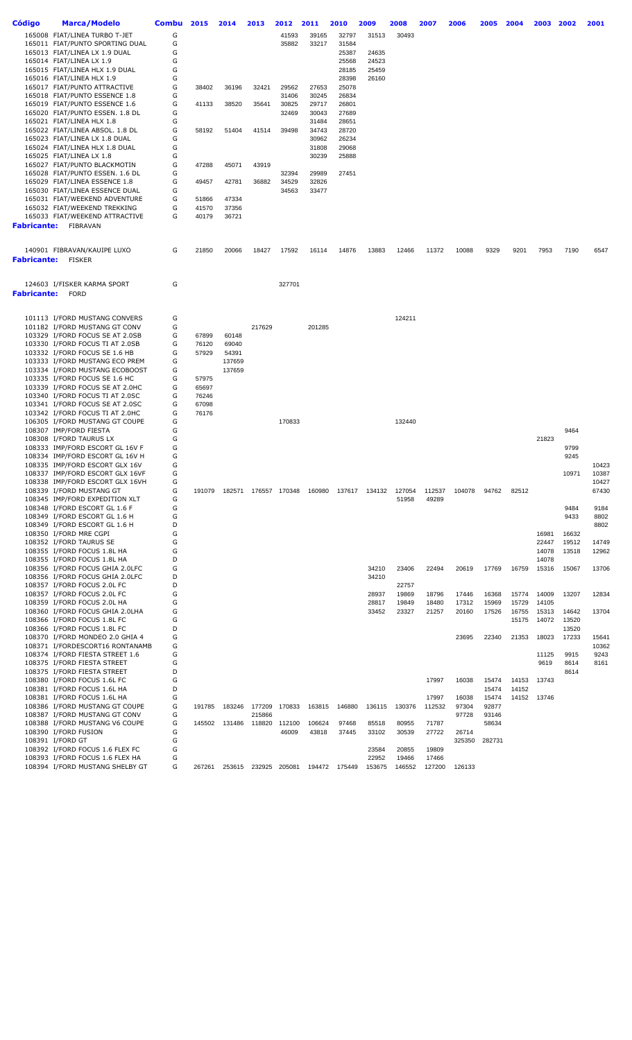| Código | Marca/Modelo | Combu | 2015 | 2014 | 2013 | 2012 | 2011 | 2010 | 2009 | 2008 | 2007 | 2006 | 2005 | 2004 | 2003 | 2002 | 2001 |
|---|---|---|---|---|---|---|---|---|---|---|---|---|---|---|---|---|---|
| 165008 | FIAT/LINEA TURBO T-JET | G | | | | 41593 | 39165 | 32797 | 31513 | 30493 | | | | | | | |
| 165011 | FIAT/PUNTO SPORTING DUAL | G | | | | 35882 | 33217 | 31584 | | | | | | | | | |
| 165013 | FIAT/LINEA LX 1.9 DUAL | G | | | | | | 25387 | 24635 | | | | | | | | |
| 165014 | FIAT/LINEA LX 1.9 | G | | | | | | 25568 | 24523 | | | | | | | | |
| 165015 | FIAT/LINEA HLX 1.9 DUAL | G | | | | | | 28185 | 25459 | | | | | | | | |
| 165016 | FIAT/LINEA HLX 1.9 | G | | | | | | 28398 | 26160 | | | | | | | | |
| 165017 | FIAT/PUNTO ATTRACTIVE | G | 38402 | 36196 | 32421 | 29562 | 27653 | 25078 | | | | | | | | | |
| 165018 | FIAT/PUNTO ESSENCE 1.8 | G | | | | 31406 | 30245 | 26834 | | | | | | | | | |
| 165019 | FIAT/PUNTO ESSENCE 1.6 | G | 41133 | 38520 | 35641 | 30825 | 29717 | 26801 | | | | | | | | | |
| 165020 | FIAT/PUNTO ESSEN. 1.8 DL | G | | | | 32469 | 30043 | 27689 | | | | | | | | | |
| 165021 | FIAT/LINEA HLX 1.8 | G | | | | | 31484 | 28651 | | | | | | | | | |
| 165022 | FIAT/LINEA ABSOL. 1.8 DL | G | 58192 | 51404 | 41514 | 39498 | 34743 | 28720 | | | | | | | | | |
| 165023 | FIAT/LINEA LX 1.8 DUAL | G | | | | | 30962 | 26234 | | | | | | | | | |
| 165024 | FIAT/LINEA HLX 1.8 DUAL | G | | | | | 31808 | 29068 | | | | | | | | | |
| 165025 | FIAT/LINEA LX 1.8 | G | | | | | 30239 | 25888 | | | | | | | | | |
| 165027 | FIAT/PUNTO BLACKMOTIN | G | 47288 | 45071 | 43919 | | | | | | | | | | | | |
| 165028 | FIAT/PUNTO ESSEN. 1.6 DL | G | | | | 32394 | 29989 | 27451 | | | | | | | | | |
| 165029 | FIAT/LINEA ESSENCE 1.8 | G | 49457 | 42781 | 36882 | 34529 | 32826 | | | | | | | | | | |
| 165030 | FIAT/LINEA ESSENCE DUAL | G | | | | 34563 | 33477 | | | | | | | | | | |
| 165031 | FIAT/WEEKEND ADVENTURE | G | 51866 | 47334 | | | | | | | | | | | | | |
| 165032 | FIAT/WEEKEND TREKKING | G | 41570 | 37356 | | | | | | | | | | | | | |
| 165033 | FIAT/WEEKEND ATTRACTIVE | G | 40179 | 36721 | | | | | | | | | | | | | |
| **Fabricante:** | FIBRAVAN | | | | | | | | | | | | | | | | |
| 140901 | FIBRAVAN/KAUIPE LUXO | G | 21850 | 20066 | 18427 | 17592 | 16114 | 14876 | 13883 | 12466 | 11372 | 10088 | 9329 | 9201 | 7953 | 7190 | 6547 |
| **Fabricante:** | FISKER | | | | | | | | | | | | | | | | |
| 124603 | I/FISKER KARMA SPORT | G | | | | 327701 | | | | | | | | | | | |
| **Fabricante:** | FORD | | | | | | | | | | | | | | | | |
| 101113 | I/FORD MUSTANG CONVERS | G | | | | | | | | 124211 | | | | | | | |
| 101182 | I/FORD MUSTANG GT CONV | G | | | 217629 | | 201285 | | | | | | | | | | |
| 103329 | I/FORD FOCUS SE AT 2.0SB | G | 67899 | 60148 | | | | | | | | | | | | | |
| 103330 | I/FORD FOCUS TI AT 2.0SB | G | 76120 | 69040 | | | | | | | | | | | | | |
| 103332 | I/FORD FOCUS SE 1.6 HB | G | 57929 | 54391 | | | | | | | | | | | | | |
| 103333 | I/FORD MUSTANG ECO PREM | G | | 137659 | | | | | | | | | | | | | |
| 103334 | I/FORD MUSTANG ECOBOOST | G | | 137659 | | | | | | | | | | | | | |
| 103335 | I/FORD FOCUS SE 1.6 HC | G | 57975 | | | | | | | | | | | | | | |
| 103339 | I/FORD FOCUS SE AT 2.0HC | G | 65697 | | | | | | | | | | | | | | |
| 103340 | I/FORD FOCUS TI AT 2.0SC | G | 76246 | | | | | | | | | | | | | | |
| 103341 | I/FORD FOCUS SE AT 2.0SC | G | 67098 | | | | | | | | | | | | | | |
| 103342 | I/FORD FOCUS TI AT 2.0HC | G | 76176 | | | | | | | | | | | | | | |
| 106305 | I/FORD MUSTANG GT COUPE | G | | | | 170833 | | | | 132440 | | | | | | | |
| 108307 | IMP/FORD FIESTA | G | | | | | | | | | | | | | | 9464 | |
| 108308 | I/FORD TAURUS LX | G | | | | | | | | | | | | | 21823 | | |
| 108333 | IMP/FORD ESCORT GL 16V F | G | | | | | | | | | | | | | | 9799 | |
| 108334 | IMP/FORD ESCORT GL 16V H | G | | | | | | | | | | | | | | 9245 | |
| 108335 | IMP/FORD ESCORT GLX 16V | G | | | | | | | | | | | | | | | 10423 |
| 108337 | IMP/FORD ESCORT GLX 16VF | G | | | | | | | | | | | | | | 10971 | 10387 |
| 108338 | IMP/FORD ESCORT GLX 16VH | G | | | | | | | | | | | | | | | 10427 |
| 108339 | I/FORD MUSTANG GT | G | 191079 | 182571 | 176557 | 170348 | 160980 | 137617 | 134132 | 127054 | 112537 | 104078 | 94762 | 82512 | | | 67430 |
| 108345 | IMP/FORD EXPEDITION XLT | G | | | | | | | | 51958 | 49289 | | | | | | |
| 108348 | I/FORD ESCORT GL 1.6 F | G | | | | | | | | | | | | | | 9484 | 9184 |
| 108349 | I/FORD ESCORT GL 1.6 H | G | | | | | | | | | | | | | | 9433 | 8802 |
| 108349 | I/FORD ESCORT GL 1.6 H | D | | | | | | | | | | | | | | | 8802 |
| 108350 | I/FORD MRE CGPI | G | | | | | | | | | | | | | 16981 | 16632 | |
| 108352 | I/FORD TAURUS SE | G | | | | | | | | | | | | | 22447 | 19512 | 14749 |
| 108355 | I/FORD FOCUS 1.8L HA | G | | | | | | | | | | | | | 14078 | 13518 | 12962 |
| 108355 | I/FORD FOCUS 1.8L HA | D | | | | | | | | | | | | | 14078 | | |
| 108356 | I/FORD FOCUS GHIA 2.0LFC | G | | | | | | | 34210 | 23406 | 22494 | 20619 | 17769 | 16759 | 15316 | 15067 | 13706 |
| 108356 | I/FORD FOCUS GHIA 2.0LFC | D | | | | | | | 34210 | | | | | | | | |
| 108357 | I/FORD FOCUS 2.0L FC | D | | | | | | | | 22757 | | | | | | | |
| 108357 | I/FORD FOCUS 2.0L FC | G | | | | | | | 28937 | 19869 | 18796 | 17446 | 16368 | 15774 | 14009 | 13207 | 12834 |
| 108359 | I/FORD FOCUS 2.0L HA | G | | | | | | | 28817 | 19849 | 18480 | 17312 | 15969 | 15729 | 14105 | | |
| 108360 | I/FORD FOCUS GHIA 2.0LHA | G | | | | | | | 33452 | 23327 | 21257 | 20160 | 17526 | 16755 | 15313 | 14642 | 13704 |
| 108366 | I/FORD FOCUS 1.8L FC | G | | | | | | | | | | | | 15175 | 14072 | 13520 | |
| 108366 | I/FORD FOCUS 1.8L FC | D | | | | | | | | | | | | | | 13520 | |
| 108370 | I/FORD MONDEO 2.0 GHIA 4 | G | | | | | | | | | | 23695 | 22340 | 21353 | 18023 | 17233 | 15641 |
| 108371 | I/FORDESCORT16 RONTANAMB | G | | | | | | | | | | | | | | | 10362 |
| 108374 | I/FORD FIESTA STREET 1.6 | G | | | | | | | | | | | | | 11125 | 9915 | 9243 |
| 108375 | I/FORD FIESTA STREET | G | | | | | | | | | | | | | 9619 | 8614 | 8161 |
| 108375 | I/FORD FIESTA STREET | D | | | | | | | | | | | | | | 8614 | |
| 108380 | I/FORD FOCUS 1.6L FC | G | | | | | | | | | 17997 | 16038 | 15474 | 14153 | 13743 | | |
| 108381 | I/FORD FOCUS 1.6L HA | D | | | | | | | | | | | 15474 | 14152 | | | |
| 108381 | I/FORD FOCUS 1.6L HA | G | | | | | | | | | 17997 | 16038 | 15474 | 14152 | 13746 | | |
| 108386 | I/FORD MUSTANG GT COUPE | G | 191785 | 183246 | 177209 | 170833 | 163815 | 146880 | 136115 | 130376 | 112532 | 97304 | 92877 | | | | |
| 108387 | I/FORD MUSTANG GT CONV | G | | | 215866 | | | | | | | 97728 | 93146 | | | | |
| 108388 | I/FORD MUSTANG V6 COUPE | G | 145502 | 131486 | 118820 | 112100 | 106624 | 97468 | 85518 | 80955 | 71787 | | 58634 | | | | |
| 108390 | I/FORD FUSION | G | | | | 46009 | 43818 | 37445 | 33102 | 30539 | 27722 | 26714 | | | | | |
| 108391 | I/FORD GT | G | | | | | | | | | | 325350 | 282731 | | | | |
| 108392 | I/FORD FOCUS 1.6 FLEX FC | G | | | | | | | 23584 | 20855 | 19809 | | | | | | |
| 108393 | I/FORD FOCUS 1.6 FLEX HA | G | | | | | | | 22952 | 19466 | 17466 | | | | | | |
| 108394 | I/FORD MUSTANG SHELBY GT | G | 267261 | 253615 | 232925 | 205081 | 194472 | 175449 | 153675 | 146552 | 127200 | 126133 | | | | | |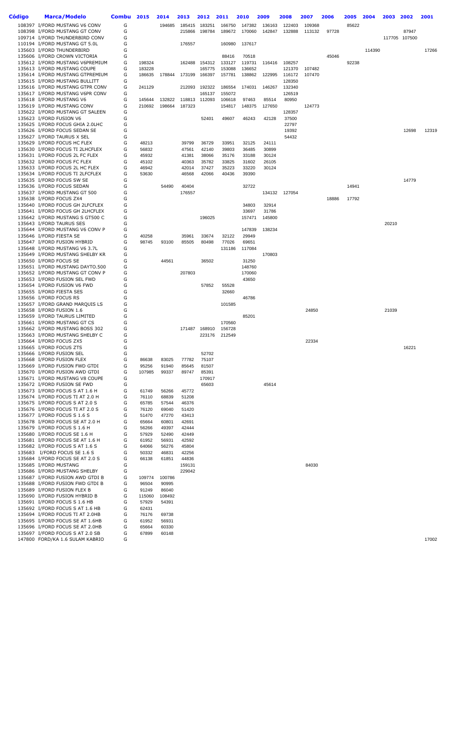| Código | Marca/Modelo | Combu | 2015 | 2014 | 2013 | 2012 | 2011 | 2010 | 2009 | 2008 | 2007 | 2006 | 2005 | 2004 | 2003 | 2002 | 2001 |
|---|---|---|---|---|---|---|---|---|---|---|---|---|---|---|---|---|---|
| 108397 | I/FORD MUSTANG V6 CONV | G | | 194685 | 185415 | 183251 | 166750 | 147382 | 136163 | 122403 | 109368 | | 85622 | | | 87947 | |
| 108398 | I/FORD MUSTANG GT CONV | G | | | 215866 | 198784 | 189672 | 170060 | 142847 | 132888 | 113132 | 97728 | | | | | |
| 109714 | I/FORD THUNDERBIRD CONV | G | | | | | | | | | | | | | 117705 | 107500 | |
| 110194 | I/FORD MUSTANG GT 5.0L | G | | | 176557 | | 160980 | 137617 | | | | | | | | | |
| 135603 | I/FORD THUNDERBIRD | G | | | | | | | | | | | | 114390 | | | 17266 |
| 135606 | I/FORD CROWN VICTORIA | G | | | | | 88416 | 70518 | | | | 45046 | | | | | |
| 135612 | I/FORD MUSTANG V6PREMIUM | G | 198324 | | 162488 | 154312 | 133127 | 119731 | 116416 | 108257 | | | 92238 | | | | |
| 135613 | I/FORD MUSTANG COUPE | G | 183228 | | | 165775 | 153088 | 136652 | | 121370 | 107482 | | | | | | |
| 135614 | I/FORD MUSTANG GTPREMIUM | G | 186635 | 178844 | 173199 | 166397 | 157781 | 138862 | 122995 | 116172 | 107470 | | | | | | |
| 135615 | I/FORD MUSTANG BULLITT | G | | | | | | | | 128350 | | | | | | | |
| 135616 | I/FORD MUSTANG GTPR CONV | G | 241129 | | 212093 | 192322 | 186554 | 174031 | 146267 | 132340 | | | | | | | |
| 135617 | I/FORD MUSTANG V6PR CONV | G | | | | 165137 | 155072 | | | 126519 | | | | | | | |
| 135618 | I/FORD MUSTANG V6 | G | 145644 | 132822 | 118813 | 112093 | 106618 | 97463 | 85514 | 80950 | | | | | | | |
| 135619 | I/FORD MUSTANG CONV | G | 210692 | 198664 | 187323 | | 154817 | 148375 | 127650 | | 124773 | | | | | | |
| 135622 | I/FORD MUSTANG GT SALEEN | G | | | | | | | | 128357 | | | | | | | |
| 135623 | I/FORD FUSION V6 | G | | | | 52401 | 49607 | 46243 | 42128 | 37500 | | | | | | | |
| 135625 | I/FORD FOCUS GHIA 2.0LHC | G | | | | | | | | 22797 | | | | | | | |
| 135626 | I/FORD FOCUS SEDAN SE | G | | | | | | | | 19392 | | | | | | 12698 | 12319 |
| 135627 | I/FORD TAURUS X SEL | G | | | | | | | | 54432 | | | | | | | |
| 135629 | I/FORD FOCUS HC FLEX | G | 48213 | | 39799 | 36729 | 33951 | 32125 | 24111 | | | | | | | | |
| 135630 | I/FORD FOCUS TI 2LHCFLEX | G | 56832 | | 47561 | 42140 | 39803 | 36485 | 30899 | | | | | | | | |
| 135631 | I/FORD FOCUS 2L FC FLEX | G | 45932 | | 41381 | 38066 | 35176 | 33188 | 30124 | | | | | | | | |
| 135632 | I/FORD FOCUS FC FLEX | G | 45102 | | 40363 | 35782 | 33825 | 31602 | 26105 | | | | | | | | |
| 135633 | I/FORD FOCUS 2L HC FLEX | G | 46942 | | 42014 | 37427 | 35223 | 33220 | 30124 | | | | | | | | |
| 135634 | I/FORD FOCUS TI 2LFCFLEX | G | 53630 | | 46568 | 42066 | 40436 | 39390 | | | | | | | | | |
| 135635 | I/FORD FOCUS SW SE | G | | | | | | | | | | | | | | 14779 | |
| 135636 | I/FORD FOCUS SEDAN | G | | 54490 | 40404 | | | 32722 | | | | | 14941 | | | | |
| 135637 | I/FORD MUSTANG GT 500 | G | | | 176557 | | | | 134132 | 127054 | | | | | | | |
| 135638 | I/FORD FOCUS ZX4 | G | | | | | | | | | | 18886 | 17792 | | | | |
| 135640 | I/FORD FOCUS GH 2LFCFLEX | G | | | | | | 34803 | 32914 | | | | | | | | |
| 135641 | I/FORD FOCUS GH 2LHCFLEX | G | | | | | | 33697 | 31786 | | | | | | | | |
| 135642 | I/FORD MUSTANG S GT500 C | G | | | | 196025 | | 157471 | 145800 | | | | | | | | |
| 135643 | I/FORD TAURUS SES | G | | | | | | | | | | | | | 20210 | | |
| 135644 | I/FORD MUSTANG V6 CONV P | G | | | | | | 147839 | 138234 | | | | | | | | |
| 135646 | I/FORD FIESTA SE | G | 40258 | | 35961 | 33674 | 32122 | 29949 | | | | | | | | | |
| 135647 | I/FORD FUSION HYBRID | G | 98745 | 93100 | 85505 | 80498 | 77026 | 69651 | | | | | | | | | |
| 135648 | I/FORD MUSTANG V6 3.7L | G | | | | | 131186 | 117084 | | | | | | | | | |
| 135649 | I/FORD MUSTANG SHELBY KR | G | | | | | | | 170803 | | | | | | | | |
| 135650 | I/FORD FOCUS SE | G | | 44561 | | 36502 | | 31250 | | | | | | | | | |
| 135651 | I/FORD MUSTANG DAYTO.500 | G | | | | | | 148760 | | | | | | | | | |
| 135652 | I/FORD MUSTANG GT CONV P | G | | | 207803 | | | 170060 | | | | | | | | | |
| 135653 | I/FORD FUSION SEL FWD | G | | | | | | 43650 | | | | | | | | | |
| 135654 | I/FORD FUSION V6 FWD | G | | | | 57852 | 55528 | | | | | | | | | | |
| 135655 | I/FORD FIESTA SES | G | | | | | 32660 | | | | | | | | | | |
| 135656 | I/FORD FOCUS RS | G | | | | | | 46786 | | | | | | | | | |
| 135657 | I/FORD GRAND MARQUIS LS | G | | | | | 101585 | | | | | | | | | | |
| 135658 | I/FORD FUSION 1.6 | G | | | | | | | | | 24850 | | | | 21039 | | |
| 135659 | I/FORD TAURUS LIMITED | G | | | | | | 85201 | | | | | | | | | |
| 135661 | I/FORD MUSTANG GT CS | G | | | | | 170560 | | | | | | | | | | |
| 135662 | I/FORD MUSTANG BOSS 302 | G | | | 171487 | 168910 | 156728 | | | | | | | | | | |
| 135663 | I/FORD MUSTANG SHELBY C | G | | | | 223176 | 212549 | | | | | | | | | | |
| 135664 | I/FORD FOCUS ZX5 | G | | | | | | | | | 22334 | | | | | | |
| 135665 | I/FORD FOCUS ZTS | G | | | | | | | | | | | | | | 16221 | |
| 135666 | I/FORD FUSION SEL | G | | | | 52702 | | | | | | | | | | | |
| 135668 | I/FORD FUSION FLEX | G | 86638 | 83025 | 77782 | 75107 | | | | | | | | | | | |
| 135669 | I/FORD FUSION FWD GTDI | G | 95256 | 91940 | 85645 | 81507 | | | | | | | | | | | |
| 135670 | I/FORD FUSION AWD GTDI | G | 107985 | 99337 | 89747 | 85391 | | | | | | | | | | | |
| 135671 | I/FORD MUSTANG V8 COUPE | G | | | | 170917 | | | | | | | | | | | |
| 135672 | I/FORD FUSION SE FWD | G | | | | 65603 | | | 45614 | | | | | | | | |
| 135673 | I/FORD FOCUS S AT 1.6 H | G | 61749 | 56266 | 45772 | | | | | | | | | | | | |
| 135674 | I/FORD FOCUS TI AT 2.0 H | G | 76110 | 68839 | 51208 | | | | | | | | | | | | |
| 135675 | I/FORD FOCUS S AT 2.0 S | G | 65785 | 57544 | 46376 | | | | | | | | | | | | |
| 135676 | I/FORD FOCUS TI AT 2.0 S | G | 76120 | 69040 | 51420 | | | | | | | | | | | | |
| 135677 | I/FORD FOCUS S 1.6 S | G | 51470 | 47270 | 43413 | | | | | | | | | | | | |
| 135678 | I/FORD FOCUS SE AT 2.0 H | G | 65664 | 60801 | 42691 | | | | | | | | | | | | |
| 135679 | I/FORD FOCUS S 1.6 H | G | 56266 | 49397 | 42444 | | | | | | | | | | | | |
| 135680 | I/FORD FOCUS SE 1.6 H | G | 57929 | 52490 | 42449 | | | | | | | | | | | | |
| 135681 | I/FORD FOCUS SE AT 1.6 H | G | 61952 | 56931 | 42592 | | | | | | | | | | | | |
| 135682 | I/FORD FOCUS S AT 1.6 S | G | 64066 | 56276 | 45804 | | | | | | | | | | | | |
| 135683 | I/FORD FOCUS SE 1.6 S | G | 50332 | 46831 | 42256 | | | | | | | | | | | | |
| 135684 | I/FORD FOCUS SE AT 2.0 S | G | 66138 | 61851 | 44836 | | | | | | | | | | | | |
| 135685 | I/FORD MUSTANG | G | | | 159131 | | | | | | 84030 | | | | | | |
| 135686 | I/FORD MUSTANG SHELBY | G | | | 229042 | | | | | | | | | | | | |
| 135687 | I/FORD FUSION AWD GTDI B | G | 109774 | 100786 | | | | | | | | | | | | | |
| 135688 | I/FORD FUSION FWD GTDI B | G | 96504 | 90995 | | | | | | | | | | | | | |
| 135689 | I/FORD FUSION FLEX B | G | 91249 | 86040 | | | | | | | | | | | | | |
| 135690 | I/FORD FUSION HYBRID B | G | 115060 | 108492 | | | | | | | | | | | | | |
| 135691 | I/FORD FOCUS S 1.6 HB | G | 57929 | 54391 | | | | | | | | | | | | | |
| 135692 | I/FORD FOCUS S AT 1.6 HB | G | 62431 | | | | | | | | | | | | | | |
| 135694 | I/FORD FOCUS TI AT 2.0HB | G | 76176 | 69738 | | | | | | | | | | | | | |
| 135695 | I/FORD FOCUS SE AT 1.6HB | G | 61952 | 56931 | | | | | | | | | | | | | |
| 135696 | I/FORD FOCUS SE AT 2.0HB | G | 65664 | 60330 | | | | | | | | | | | | | |
| 135697 | I/FORD FOCUS S AT 2.0 SB | G | 67899 | 60148 | | | | | | | | | | | | | |
| 147800 | FORD/KA 1.6 SULAM KABRIO | G | | | | | | | | | | | | | | | 17002 |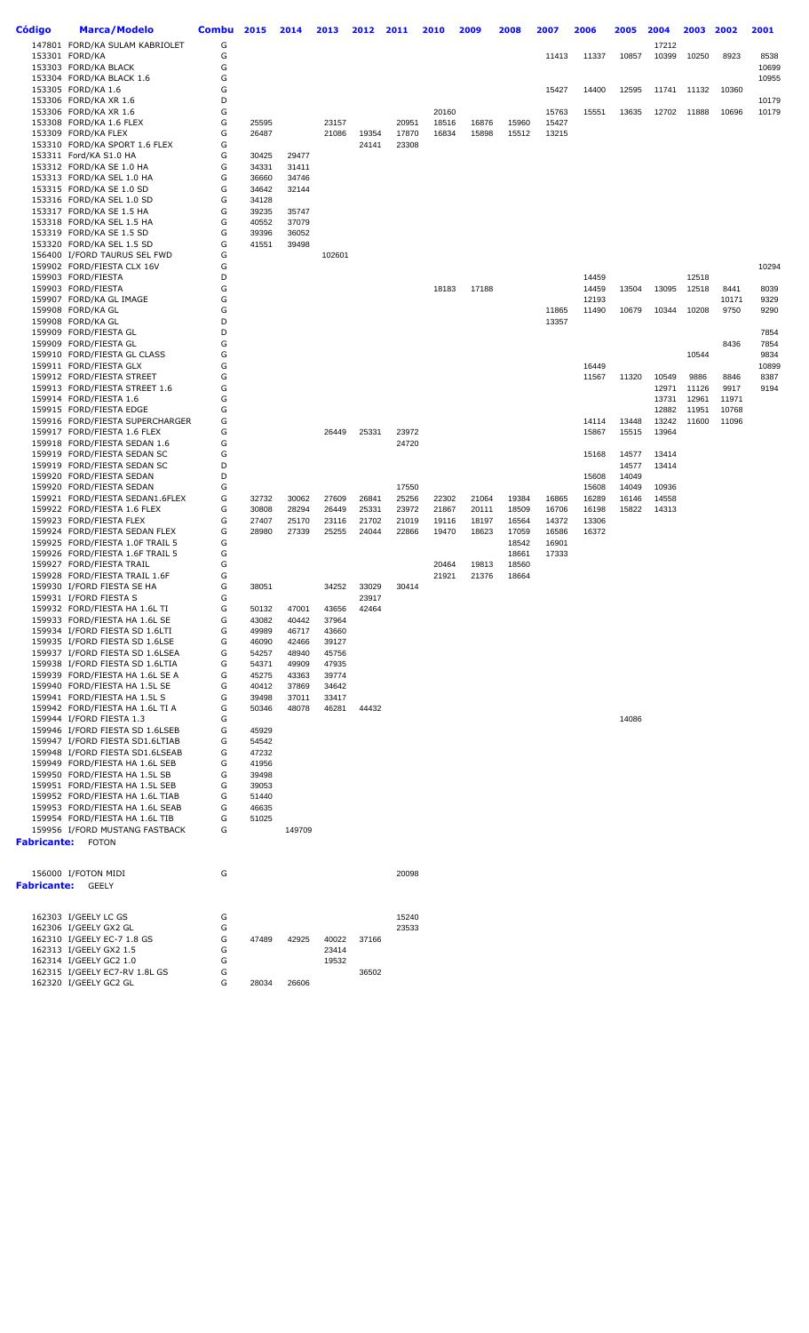| Código | Marca/Modelo | Combu | 2015 | 2014 | 2013 | 2012 | 2011 | 2010 | 2009 | 2008 | 2007 | 2006 | 2005 | 2004 | 2003 | 2002 | 2001 |
|---|---|---|---|---|---|---|---|---|---|---|---|---|---|---|---|---|---|
| 147801 | FORD/KA SULAM KABRIOLET | G | | | | | | | | | | | | 17212 | | | |
| 153301 | FORD/KA | G | | | | | | | | | 11413 | 11337 | 10857 | 10399 | 10250 | 8923 | 8538 |
| 153303 | FORD/KA BLACK | G | | | | | | | | | | | | | | | 10699 |
| 153304 | FORD/KA BLACK 1.6 | G | | | | | | | | | | | | | | | 10955 |
| 153305 | FORD/KA 1.6 | G | | | | | | | | | 15427 | 14400 | 12595 | 11741 | 11132 | 10360 | |
| 153306 | FORD/KA XR 1.6 | D | | | | | | | | | | | | | | | 10179 |
| 153306 | FORD/KA XR 1.6 | G | | | | | | 20160 | | | 15763 | 15551 | 13635 | 12702 | 11888 | 10696 | 10179 |
| 153308 | FORD/KA 1.6 FLEX | G | 25595 | | 23157 | | 20951 | 18516 | 16876 | 15960 | 15427 | | | | | | |
| 153309 | FORD/KA FLEX | G | 26487 | | 21086 | 19354 | 17870 | 16834 | 15898 | 15512 | 13215 | | | | | | |
| 153310 | FORD/KA SPORT 1.6 FLEX | G | | | | 24141 | 23308 | | | | | | | | | | |
| 153311 | Ford/KA S1.0 HA | G | 30425 | 29477 | | | | | | | | | | | | | |
| 153312 | FORD/KA SE 1.0 HA | G | 34331 | 31411 | | | | | | | | | | | | | |
| 153313 | FORD/KA SEL 1.0 HA | G | 36660 | 34746 | | | | | | | | | | | | | |
| 153315 | FORD/KA SE 1.0 SD | G | 34642 | 32144 | | | | | | | | | | | | | |
| 153316 | FORD/KA SEL 1.0 SD | G | 34128 | | | | | | | | | | | | | | |
| 153317 | FORD/KA SE 1.5 HA | G | 39235 | 35747 | | | | | | | | | | | | | |
| 153318 | FORD/KA SEL 1.5 HA | G | 40552 | 37079 | | | | | | | | | | | | | |
| 153319 | FORD/KA SE 1.5 SD | G | 39396 | 36052 | | | | | | | | | | | | | |
| 153320 | FORD/KA SEL 1.5 SD | G | 41551 | 39498 | | | | | | | | | | | | | |
| 156400 | I/FORD TAURUS SEL FWD | G | | | 102601 | | | | | | | | | | | | |
| 159902 | FORD/FIESTA CLX 16V | G | | | | | | | | | | | | | | | 10294 |
| 159903 | FORD/FIESTA | D | | | | | | | | | | 14459 | | | 12518 | | |
| 159903 | FORD/FIESTA | G | | | | | | 18183 | 17188 | | | 14459 | 13504 | 13095 | 12518 | 8441 | 8039 |
| 159907 | FORD/KA GL IMAGE | G | | | | | | | | | | 12193 | | | | 10171 | 9329 |
| 159908 | FORD/KA GL | G | | | | | | | | | 11865 | 11490 | 10679 | 10344 | 10208 | 9750 | 9290 |
| 159908 | FORD/KA GL | D | | | | | | | | | 13357 | | | | | | |
| 159909 | FORD/FIESTA GL | D | | | | | | | | | | | | | | | 7854 |
| 159909 | FORD/FIESTA GL | G | | | | | | | | | | | | | | 8436 | 7854 |
| 159910 | FORD/FIESTA GL CLASS | G | | | | | | | | | | | | | 10544 | | 9834 |
| 159911 | FORD/FIESTA GLX | G | | | | | | | | | | 16449 | | | | | 10899 |
| 159912 | FORD/FIESTA STREET | G | | | | | | | | | | 11567 | 11320 | 10549 | 9886 | 8846 | 8387 |
| 159913 | FORD/FIESTA STREET 1.6 | G | | | | | | | | | | | | 12971 | 11126 | 9917 | 9194 |
| 159914 | FORD/FIESTA 1.6 | G | | | | | | | | | | | | 13731 | 12961 | 11971 | |
| 159915 | FORD/FIESTA EDGE | G | | | | | | | | | | | | 12882 | 11951 | 10768 | |
| 159916 | FORD/FIESTA SUPERCHARGER | G | | | | | | | | | | 14114 | 13448 | 13242 | 11600 | 11096 | |
| 159917 | FORD/FIESTA 1.6 FLEX | G | | | 26449 | 25331 | 23972 | | | | | 15867 | 15515 | 13964 | | | |
| 159918 | FORD/FIESTA SEDAN 1.6 | G | | | | | 24720 | | | | | | | | | | |
| 159919 | FORD/FIESTA SEDAN SC | G | | | | | | | | | | 15168 | 14577 | 13414 | | | |
| 159919 | FORD/FIESTA SEDAN SC | D | | | | | | | | | | | 14577 | 13414 | | | |
| 159920 | FORD/FIESTA SEDAN | D | | | | | | | | | | 15608 | 14049 | | | | |
| 159920 | FORD/FIESTA SEDAN | G | | | | | 17550 | | | | | 15608 | 14049 | 10936 | | | |
| 159921 | FORD/FIESTA SEDAN1.6FLEX | G | 32732 | 30062 | 27609 | 26841 | 25256 | 22302 | 21064 | 19384 | 16865 | 16289 | 16146 | 14558 | | | |
| 159922 | FORD/FIESTA 1.6 FLEX | G | 30808 | 28294 | 26449 | 25331 | 23972 | 21867 | 20111 | 18509 | 16706 | 16198 | 15822 | 14313 | | | |
| 159923 | FORD/FIESTA FLEX | G | 27407 | 25170 | 23116 | 21702 | 21019 | 19116 | 18197 | 16564 | 14372 | 13306 | | | | | |
| 159924 | FORD/FIESTA SEDAN FLEX | G | 28980 | 27339 | 25255 | 24044 | 22866 | 19470 | 18623 | 17059 | 16586 | 16372 | | | | | |
| 159925 | FORD/FIESTA 1.0F TRAIL 5 | G | | | | | | | | 18542 | 16901 | | | | | | |
| 159926 | FORD/FIESTA 1.6F TRAIL 5 | G | | | | | | | | 18661 | 17333 | | | | | | |
| 159927 | FORD/FIESTA TRAIL | G | | | | | | 20464 | 19813 | 18560 | | | | | | | |
| 159928 | FORD/FIESTA TRAIL 1.6F | G | | | | | | 21921 | 21376 | 18664 | | | | | | | |
| 159930 | I/FORD FIESTA SE HA | G | 38051 | | 34252 | 33029 | 30414 | | | | | | | | | | |
| 159931 | I/FORD FIESTA S | G | | | | 23917 | | | | | | | | | | | |
| 159932 | FORD/FIESTA HA 1.6L TI | G | 50132 | 47001 | 43656 | 42464 | | | | | | | | | | | |
| 159933 | FORD/FIESTA HA 1.6L SE | G | 43082 | 40442 | 37964 | | | | | | | | | | | | |
| 159934 | I/FORD FIESTA SD 1.6LTI | G | 49989 | 46717 | 43660 | | | | | | | | | | | | |
| 159935 | I/FORD FIESTA SD 1.6LSE | G | 46090 | 42466 | 39127 | | | | | | | | | | | | |
| 159937 | I/FORD FIESTA SD 1.6LSEA | G | 54257 | 48940 | 45756 | | | | | | | | | | | | |
| 159938 | I/FORD FIESTA SD 1.6LTIA | G | 54371 | 49909 | 47935 | | | | | | | | | | | | |
| 159939 | FORD/FIESTA HA 1.6L SE A | G | 45275 | 43363 | 39774 | | | | | | | | | | | | |
| 159940 | FORD/FIESTA HA 1.5L SE | G | 40412 | 37869 | 34642 | | | | | | | | | | | | |
| 159941 | FORD/FIESTA HA 1.5L S | G | 39498 | 37011 | 33417 | | | | | | | | | | | | |
| 159942 | FORD/FIESTA HA 1.6L TI A | G | 50346 | 48078 | 46281 | 44432 | | | | | | | | | | | |
| 159944 | I/FORD FIESTA 1.3 | G | | | | | | | | | | | 14086 | | | | |
| 159946 | I/FORD FIESTA SD 1.6LSEB | G | 45929 | | | | | | | | | | | | | | |
| 159947 | I/FORD FIESTA SD1.6LTIAB | G | 54542 | | | | | | | | | | | | | | |
| 159948 | I/FORD FIESTA SD1.6LSEAB | G | 47232 | | | | | | | | | | | | | | |
| 159949 | FORD/FIESTA HA 1.6L SEB | G | 41956 | | | | | | | | | | | | | | |
| 159950 | FORD/FIESTA HA 1.5L SB | G | 39498 | | | | | | | | | | | | | | |
| 159951 | FORD/FIESTA HA 1.5L SEB | G | 39053 | | | | | | | | | | | | | | |
| 159952 | FORD/FIESTA HA 1.6L TIAB | G | 51440 | | | | | | | | | | | | | | |
| 159953 | FORD/FIESTA HA 1.6L SEAB | G | 46635 | | | | | | | | | | | | | | |
| 159954 | FORD/FIESTA HA 1.6L TIB | G | 51025 | | | | | | | | | | | | | | |
| 159956 | I/FORD MUSTANG FASTBACK | G | | 149709 | | | | | | | | | | | | | |

**Fabricante:** FOTON

| Código | Marca/Modelo | Combu | 2015 | 2014 | 2013 | 2012 | 2011 | 2010 | 2009 | 2008 | 2007 | 2006 | 2005 | 2004 | 2003 | 2002 | 2001 |
|---|---|---|---|---|---|---|---|---|---|---|---|---|---|---|---|---|---|
| 156000 | I/FOTON MIDI | G | | | | | 20098 | | | | | | | | | | |

**Fabricante:** GEELY

| Código | Marca/Modelo | Combu | 2015 | 2014 | 2013 | 2012 | 2011 | 2010 | 2009 | 2008 | 2007 | 2006 | 2005 | 2004 | 2003 | 2002 | 2001 |
|---|---|---|---|---|---|---|---|---|---|---|---|---|---|---|---|---|---|
| 162303 | I/GEELY LC GS | G | | | | | 15240 | | | | | | | | | | |
| 162306 | I/GEELY GX2 GL | G | | | | | 23533 | | | | | | | | | | |
| 162310 | I/GEELY EC-7 1.8 GS | G | 47489 | 42925 | 40022 | 37166 | | | | | | | | | | | |
| 162313 | I/GEELY GX2 1.5 | G | | | 23414 | | | | | | | | | | | | |
| 162314 | I/GEELY GC2 1.0 | G | | | 19532 | | | | | | | | | | | | |
| 162315 | I/GEELY EC7-RV 1.8L GS | G | | | | 36502 | | | | | | | | | | | |
| 162320 | I/GEELY GC2 GL | G | 28034 | 26606 | | | | | | | | | | | | | |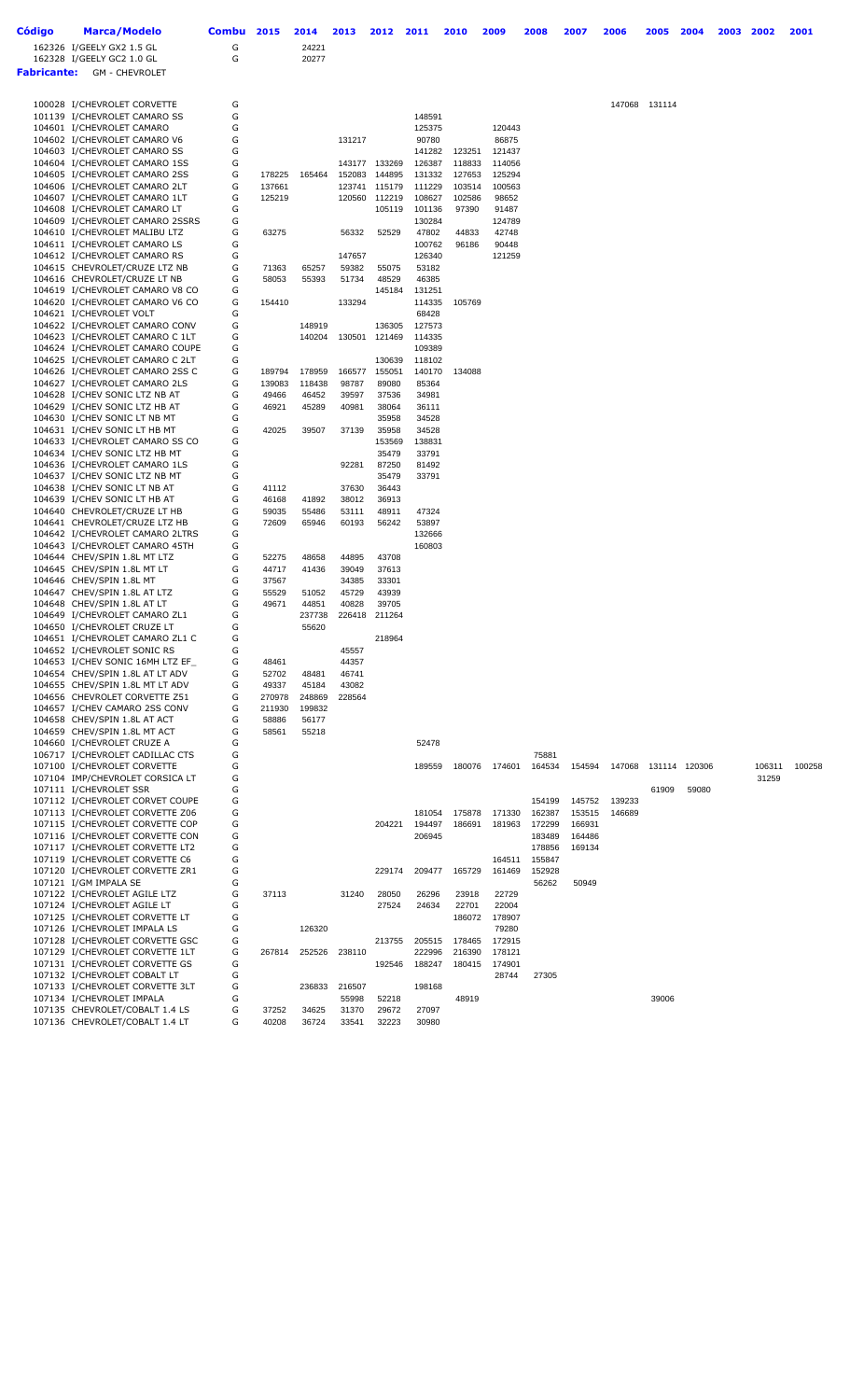| Código | Marca/Modelo | Combu | 2015 | 2014 | 2013 | 2012 | 2011 | 2010 | 2009 | 2008 | 2007 | 2006 | 2005 | 2004 | 2003 | 2002 | 2001 |
|---|---|---|---|---|---|---|---|---|---|---|---|---|---|---|---|---|---|
| 162326 | I/GEELY GX2 1.5 GL | G | | 24221 | | | | | | | | | | | | | |
| 162328 | I/GEELY GC2 1.0 GL | G | | 20277 | | | | | | | | | | | | | |

**Fabricante:** GM - CHEVROLET

| Código | Marca/Modelo | Combu | 2015 | 2014 | 2013 | 2012 | 2011 | 2010 | 2009 | 2008 | 2007 | 2006 | 2005 | 2004 | 2003 | 2002 | 2001 |
|---|---|---|---|---|---|---|---|---|---|---|---|---|---|---|---|---|---|
| 100028 | I/CHEVROLET CORVETTE | G | | | | | | | | | | 147068 | 131114 | | | | |
| 101139 | I/CHEVROLET CAMARO SS | G | | | | | 148591 | | | | | | | | | | |
| 104601 | I/CHEVROLET CAMARO | G | | | | | 125375 | | 120443 | | | | | | | | |
| 104602 | I/CHEVROLET CAMARO V6 | G | | | 131217 | | 90780 | | 86875 | | | | | | | | |
| 104603 | I/CHEVROLET CAMARO SS | G | | | | | 141282 | 123251 | 121437 | | | | | | | | |
| 104604 | I/CHEVROLET CAMARO 1SS | G | | | 143177 | 133269 | 126387 | 118833 | 114056 | | | | | | | | |
| 104605 | I/CHEVROLET CAMARO 2SS | G | 178225 | 165464 | 152083 | 144895 | 131332 | 127653 | 125294 | | | | | | | | |
| 104606 | I/CHEVROLET CAMARO 2LT | G | 137661 | | 123741 | 115179 | 111229 | 103514 | 100563 | | | | | | | | |
| 104607 | I/CHEVROLET CAMARO 1LT | G | 125219 | | 120560 | 112219 | 108627 | 102586 | 98652 | | | | | | | | |
| 104608 | I/CHEVROLET CAMARO LT | G | | | | 105119 | 101136 | 97390 | 91487 | | | | | | | | |
| 104609 | I/CHEVROLET CAMARO 2SSRS | G | | | | | 130284 | | 124789 | | | | | | | | |
| 104610 | I/CHEVROLET MALIBU LTZ | G | 63275 | | 56332 | 52529 | 47802 | 44833 | 42748 | | | | | | | | |
| 104611 | I/CHEVROLET CAMARO LS | G | | | | | 100762 | 96186 | 90448 | | | | | | | | |
| 104612 | I/CHEVROLET CAMARO RS | G | | | 147657 | | 126340 | | 121259 | | | | | | | | |
| 104615 | CHEVROLET/CRUZE LTZ NB | G | 71363 | 65257 | 59382 | 55075 | 53182 | | | | | | | | | | |
| 104616 | CHEVROLET/CRUZE LT NB | G | 58053 | 55393 | 51734 | 48529 | 46385 | | | | | | | | | | |
| 104619 | I/CHEVROLET CAMARO V8 CO | G | | | | 145184 | 131251 | | | | | | | | | | |
| 104620 | I/CHEVROLET CAMARO V6 CO | G | 154410 | | 133294 | | 114335 | 105769 | | | | | | | | | |
| 104621 | I/CHEVROLET VOLT | G | | | | | 68428 | | | | | | | | | | |
| 104622 | I/CHEVROLET CAMARO CONV | G | | 148919 | | 136305 | 127573 | | | | | | | | | | |
| 104623 | I/CHEVROLET CAMARO C 1LT | G | | 140204 | 130501 | 121469 | 114335 | | | | | | | | | | |
| 104624 | I/CHEVROLET CAMARO COUPE | G | | | | | 109389 | | | | | | | | | | |
| 104625 | I/CHEVROLET CAMARO C 2LT | G | | | | 130639 | 118102 | | | | | | | | | | |
| 104626 | I/CHEVROLET CAMARO 2SS C | G | 189794 | 178959 | 166577 | 155051 | 140170 | 134088 | | | | | | | | | |
| 104627 | I/CHEVROLET CAMARO 2LS | G | 139083 | 118438 | 98787 | 89080 | 85364 | | | | | | | | | | |
| 104628 | I/CHEV SONIC LTZ NB AT | G | 49466 | 46452 | 39597 | 37536 | 34981 | | | | | | | | | | |
| 104629 | I/CHEV SONIC LTZ HB AT | G | 46921 | 45289 | 40981 | 38064 | 36111 | | | | | | | | | | |
| 104630 | I/CHEV SONIC LT NB MT | G | | | | 35958 | 34528 | | | | | | | | | | |
| 104631 | I/CHEV SONIC LT HB MT | G | 42025 | 39507 | 37139 | 35958 | 34528 | | | | | | | | | | |
| 104633 | I/CHEVROLET CAMARO SS CO | G | | | | 153569 | 138831 | | | | | | | | | | |
| 104634 | I/CHEV SONIC LTZ HB MT | G | | | | 35479 | 33791 | | | | | | | | | | |
| 104636 | I/CHEVROLET CAMARO 1LS | G | | | 92281 | 87250 | 81492 | | | | | | | | | | |
| 104637 | I/CHEV SONIC LTZ NB MT | G | | | | 35479 | 33791 | | | | | | | | | | |
| 104638 | I/CHEV SONIC LT NB AT | G | 41112 | | 37630 | 36443 | | | | | | | | | | | |
| 104639 | I/CHEV SONIC LT HB AT | G | 46168 | 41892 | 38012 | 36913 | | | | | | | | | | | |
| 104640 | CHEVROLET/CRUZE LT HB | G | 59035 | 55486 | 53111 | 48911 | 47324 | | | | | | | | | | |
| 104641 | CHEVROLET/CRUZE LTZ HB | G | 72609 | 65946 | 60193 | 56242 | 53897 | | | | | | | | | | |
| 104642 | I/CHEVROLET CAMARO 2LTRS | G | | | | | 132666 | | | | | | | | | | |
| 104643 | I/CHEVROLET CAMARO 45TH | G | | | | | 160803 | | | | | | | | | | |
| 104644 | CHEV/SPIN 1.8L MT LTZ | G | 52275 | 48658 | 44895 | 43708 | | | | | | | | | | | |
| 104645 | CHEV/SPIN 1.8L MT LT | G | 44717 | 41436 | 39049 | 37613 | | | | | | | | | | | |
| 104646 | CHEV/SPIN 1.8L MT | G | 37567 | | 34385 | 33301 | | | | | | | | | | | |
| 104647 | CHEV/SPIN 1.8L AT LTZ | G | 55529 | 51052 | 45729 | 43939 | | | | | | | | | | | |
| 104648 | CHEV/SPIN 1.8L AT LT | G | 49671 | 44851 | 40828 | 39705 | | | | | | | | | | | |
| 104649 | I/CHEVROLET CAMARO ZL1 | G | | 237738 | 226418 | 211264 | | | | | | | | | | | |
| 104650 | I/CHEVROLET CRUZE LT | G | | 55620 | | | | | | | | | | | | | |
| 104651 | I/CHEVROLET CAMARO ZL1 C | G | | | | 218964 | | | | | | | | | | | |
| 104652 | I/CHEVROLET SONIC RS | G | | | 45557 | | | | | | | | | | | | |
| 104653 | I/CHEV SONIC 16MH LTZ EF_ | G | 48461 | | 44357 | | | | | | | | | | | | |
| 104654 | CHEV/SPIN 1.8L AT LT ADV | G | 52702 | 48481 | 46741 | | | | | | | | | | | | |
| 104655 | CHEV/SPIN 1.8L MT LT ADV | G | 49337 | 45184 | 43082 | | | | | | | | | | | | |
| 104656 | CHEVROLET CORVETTE Z51 | G | 270978 | 248869 | 228564 | | | | | | | | | | | | |
| 104657 | I/CHEV CAMARO 2SS CONV | G | 211930 | 199832 | | | | | | | | | | | | | |
| 104658 | CHEV/SPIN 1.8L AT ACT | G | 58886 | 56177 | | | | | | | | | | | | | |
| 104659 | CHEV/SPIN 1.8L MT ACT | G | 58561 | 55218 | | | | | | | | | | | | | |
| 104660 | I/CHEVROLET CRUZE A | G | | | | | 52478 | | | | | | | | | | |
| 106717 | I/CHEVROLET CADILLAC CTS | G | | | | | | | | 75881 | | | | | | | |
| 107100 | I/CHEVROLET CORVETTE | G | | | | | 189559 | 180076 | 174601 | 164534 | 154594 | 147068 | 131114 | 120306 | | 106311 | 100258 |
| 107104 | IMP/CHEVROLET CORSICA LT | G | | | | | | | | | | | | | | 31259 | |
| 107111 | I/CHEVROLET SSR | G | | | | | | | | | | | 61909 | 59080 | | | |
| 107112 | I/CHEVROLET CORVET COUPE | G | | | | | | | | 154199 | 145752 | 139233 | | | | | |
| 107113 | I/CHEVROLET CORVETTE Z06 | G | | | | | 181054 | 175878 | 171330 | 162387 | 153515 | 146689 | | | | | |
| 107115 | I/CHEVROLET CORVETTE COP | G | | | | 204221 | 194497 | 186691 | 181963 | 172299 | 166931 | | | | | | |
| 107116 | I/CHEVROLET CORVETTE CON | G | | | | | 206945 | | | 183489 | 164486 | | | | | | |
| 107117 | I/CHEVROLET CORVETTE LT2 | G | | | | | | | | 178856 | 169134 | | | | | | |
| 107119 | I/CHEVROLET CORVETTE C6 | G | | | | | | | 164511 | 155847 | | | | | | | |
| 107120 | I/CHEVROLET CORVETTE ZR1 | G | | | | 229174 | 209477 | 165729 | 161469 | 152928 | | | | | | | |
| 107121 | I/GM IMPALA SE | G | | | | | | | | 56262 | 50949 | | | | | | |
| 107122 | I/CHEVROLET AGILE LTZ | G | 37113 | | 31240 | 28050 | 26296 | 23918 | 22729 | | | | | | | | |
| 107124 | I/CHEVROLET AGILE LT | G | | | | 27524 | 24634 | 22701 | 22004 | | | | | | | | |
| 107125 | I/CHEVROLET CORVETTE LT | G | | | | | | 186072 | 178907 | | | | | | | | |
| 107126 | I/CHEVROLET IMPALA LS | G | | 126320 | | | | | 79280 | | | | | | | | |
| 107128 | I/CHEVROLET CORVETTE GSC | G | | | | 213755 | 205515 | 178465 | 172915 | | | | | | | | |
| 107129 | I/CHEVROLET CORVETTE 1LT | G | 267814 | 252526 | 238110 | | 222996 | 216390 | 178121 | | | | | | | | |
| 107131 | I/CHEVROLET CORVETTE GS | G | | | | 192546 | 188247 | 180415 | 174901 | | | | | | | | |
| 107132 | I/CHEVROLET COBALT LT | G | | | | | | | 28744 | 27305 | | | | | | | |
| 107133 | I/CHEVROLET CORVETTE 3LT | G | | 236833 | 216507 | | 198168 | | | | | | | | | | |
| 107134 | I/CHEVROLET IMPALA | G | | | 55998 | 52218 | | 48919 | | | | | 39006 | | | | |
| 107135 | CHEVROLET/COBALT 1.4 LS | G | 37252 | 34625 | 31370 | 29672 | 27097 | | | | | | | | | | |
| 107136 | CHEVROLET/COBALT 1.4 LT | G | 40208 | 36724 | 33541 | 32223 | 30980 | | | | | | | | | | |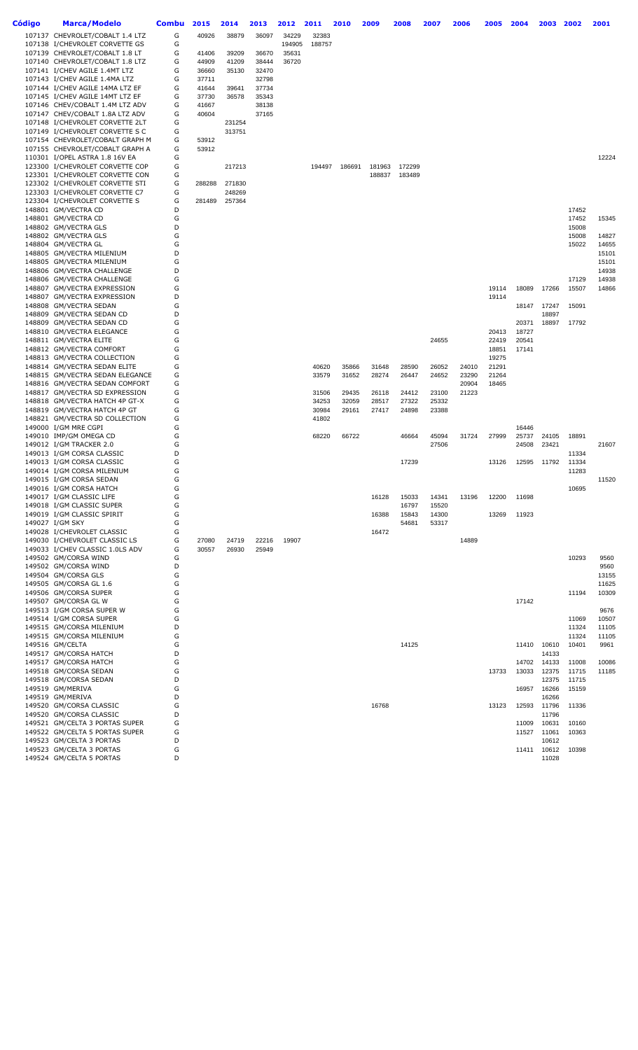| Código | Marca/Modelo | Combu | 2015 | 2014 | 2013 | 2012 | 2011 | 2010 | 2009 | 2008 | 2007 | 2006 | 2005 | 2004 | 2003 | 2002 | 2001 |
|---|---|---|---|---|---|---|---|---|---|---|---|---|---|---|---|---|---|
| 107137 | CHEVROLET/COBALT 1.4 LTZ | G | 40926 | 38879 | 36097 | 34229 | 32383 | | | | | | | | | | |
| 107138 | I/CHEVROLET CORVETTE GS | G | | | | 194905 | 188757 | | | | | | | | | | |
| 107139 | CHEVROLET/COBALT 1.8 LT | G | 41406 | 39209 | 36670 | 35631 | | | | | | | | | | | |
| 107140 | CHEVROLET/COBALT 1.8 LTZ | G | 44909 | 41209 | 38444 | 36720 | | | | | | | | | | | |
| 107141 | I/CHEV AGILE 1.4MT LTZ | G | 36660 | 35130 | 32470 | | | | | | | | | | | | |
| 107143 | I/CHEV AGILE 1.4MA LTZ | G | 37711 | | 32798 | | | | | | | | | | | | |
| 107144 | I/CHEV AGILE 14MA LTZ EF | G | 41644 | 39641 | 37734 | | | | | | | | | | | | |
| 107145 | I/CHEV AGILE 14MT LTZ EF | G | 37730 | 36578 | 35343 | | | | | | | | | | | | |
| 107146 | CHEV/COBALT 1.4M LTZ ADV | G | 41667 | | 38138 | | | | | | | | | | | | |
| 107147 | CHEV/COBALT 1.8A LTZ ADV | G | 40604 | | 37165 | | | | | | | | | | | | |
| 107148 | I/CHEVROLET CORVETTE 2LT | G | | 231254 | | | | | | | | | | | | | |
| 107149 | I/CHEVROLET CORVETTE S C | G | | 313751 | | | | | | | | | | | | | |
| 107154 | CHEVROLET/COBALT GRAPH M | G | 53912 | | | | | | | | | | | | | | |
| 107155 | CHEVROLET/COBALT GRAPH A | G | 53912 | | | | | | | | | | | | | | |
| 110301 | I/OPEL ASTRA 1.8 16V EA | G | | | | | | | | | | | | | | | 12224 |
| 123300 | I/CHEVROLET CORVETTE COP | G | | 217213 | | | 194497 | 186691 | 181963 | 172299 | | | | | | | |
| 123301 | I/CHEVROLET CORVETTE CON | G | | | | | | | 188837 | 183489 | | | | | | | |
| 123302 | I/CHEVROLET CORVETTE STI | G | 288288 | 271830 | | | | | | | | | | | | | |
| 123303 | I/CHEVROLET CORVETTE C7 | G | | 248269 | | | | | | | | | | | | | |
| 123304 | I/CHEVROLET CORVETTE S | G | 281489 | 257364 | | | | | | | | | | | | | |
| 148801 | GM/VECTRA CD | D | | | | | | | | | | | | | | 17452 | |
| 148801 | GM/VECTRA CD | G | | | | | | | | | | | | | | 17452 | 15345 |
| 148802 | GM/VECTRA GLS | D | | | | | | | | | | | | | | 15008 | |
| 148802 | GM/VECTRA GLS | G | | | | | | | | | | | | | | 15008 | 14827 |
| 148804 | GM/VECTRA GL | G | | | | | | | | | | | | | | 15022 | 14655 |
| 148805 | GM/VECTRA MILENIUM | D | | | | | | | | | | | | | | | 15101 |
| 148805 | GM/VECTRA MILENIUM | G | | | | | | | | | | | | | | | 15101 |
| 148806 | GM/VECTRA CHALLENGE | D | | | | | | | | | | | | | | | 14938 |
| 148806 | GM/VECTRA CHALLENGE | G | | | | | | | | | | | | | | 17129 | 14938 |
| 148807 | GM/VECTRA EXPRESSION | G | | | | | | | | | | | 19114 | 18089 | 17266 | 15507 | 14866 |
| 148807 | GM/VECTRA EXPRESSION | D | | | | | | | | | | | 19114 | | | | |
| 148808 | GM/VECTRA SEDAN | G | | | | | | | | | | | | 18147 | 17247 | 15091 | |
| 148809 | GM/VECTRA SEDAN CD | D | | | | | | | | | | | | | 18897 | | |
| 148809 | GM/VECTRA SEDAN CD | G | | | | | | | | | | | | 20371 | 18897 | 17792 | |
| 148810 | GM/VECTRA ELEGANCE | G | | | | | | | | | | | 20413 | 18727 | | | |
| 148811 | GM/VECTRA ELITE | G | | | | | | | | | 24655 | | 22419 | 20541 | | | |
| 148812 | GM/VECTRA COMFORT | G | | | | | | | | | | | 18851 | 17141 | | | |
| 148813 | GM/VECTRA COLLECTION | G | | | | | | | | | | | 19275 | | | | |
| 148814 | GM/VECTRA SEDAN ELITE | G | | | | | 40620 | 35866 | 31648 | 28590 | 26052 | 24010 | 21291 | | | | |
| 148815 | GM/VECTRA SEDAN ELEGANCE | G | | | | | 33579 | 31652 | 28274 | 26447 | 24652 | 23290 | 21264 | | | | |
| 148816 | GM/VECTRA SEDAN COMFORT | G | | | | | | | | | | 20904 | 18465 | | | | |
| 148817 | GM/VECTRA SD EXPRESSION | G | | | | | 31506 | 29435 | 26118 | 24412 | 23100 | 21223 | | | | | |
| 148818 | GM/VECTRA HATCH 4P GT-X | G | | | | | 34253 | 32059 | 28517 | 27322 | 25332 | | | | | | |
| 148819 | GM/VECTRA HATCH 4P GT | G | | | | | 30984 | 29161 | 27417 | 24898 | 23388 | | | | | | |
| 148821 | GM/VECTRA SD COLLECTION | G | | | | | 41802 | | | | | | | | | | |
| 149000 | I/GM MRE CGPI | G | | | | | | | | | | | | 16446 | | | |
| 149010 | IMP/GM OMEGA CD | G | | | | | 68220 | 66722 | | 46664 | 45094 | 31724 | 27999 | 25737 | 24105 | 18891 | |
| 149012 | I/GM TRACKER 2.0 | G | | | | | | | | | 27506 | | | 24508 | 23421 | | 21607 |
| 149013 | I/GM CORSA CLASSIC | D | | | | | | | | | | | | | | 11334 | |
| 149013 | I/GM CORSA CLASSIC | G | | | | | | | | 17239 | | | 13126 | 12595 | 11792 | 11334 | |
| 149014 | I/GM CORSA MILENIUM | G | | | | | | | | | | | | | | 11283 | |
| 149015 | I/GM CORSA SEDAN | G | | | | | | | | | | | | | | | 11520 |
| 149016 | I/GM CORSA HATCH | G | | | | | | | | | | | | | | 10695 | |
| 149017 | I/GM CLASSIC LIFE | G | | | | | | | 16128 | 15033 | 14341 | 13196 | 12200 | 11698 | | | |
| 149018 | I/GM CLASSIC SUPER | G | | | | | | | | 16797 | 15520 | | | | | | |
| 149019 | I/GM CLASSIC SPIRIT | G | | | | | | | 16388 | 15843 | 14300 | | 13269 | 11923 | | | |
| 149027 | I/GM SKY | G | | | | | | | | 54681 | 53317 | | | | | | |
| 149028 | I/CHEVROLET CLASSIC | G | | | | | | | 16472 | | | | | | | | |
| 149030 | I/CHEVROLET CLASSIC LS | G | 27080 | 24719 | 22216 | 19907 | | | | | | 14889 | | | | | |
| 149033 | I/CHEV CLASSIC 1.0LS ADV | G | 30557 | 26930 | 25949 | | | | | | | | | | | | |
| 149502 | GM/CORSA WIND | G | | | | | | | | | | | | | | 10293 | 9560 |
| 149502 | GM/CORSA WIND | D | | | | | | | | | | | | | | | 9560 |
| 149504 | GM/CORSA GLS | G | | | | | | | | | | | | | | | 13155 |
| 149505 | GM/CORSA GL 1.6 | G | | | | | | | | | | | | | | | 11625 |
| 149506 | GM/CORSA SUPER | G | | | | | | | | | | | | | | 11194 | 10309 |
| 149507 | GM/CORSA GL W | G | | | | | | | | | | | | 17142 | | | |
| 149513 | I/GM CORSA SUPER W | G | | | | | | | | | | | | | | | 9676 |
| 149514 | I/GM CORSA SUPER | G | | | | | | | | | | | | | | 11069 | 10507 |
| 149515 | GM/CORSA MILENIUM | D | | | | | | | | | | | | | | 11324 | 11105 |
| 149515 | GM/CORSA MILENIUM | G | | | | | | | | | | | | | | 11324 | 11105 |
| 149516 | GM/CELTA | G | | | | | | | | 14125 | | | | 11410 | 10610 | 10401 | 9961 |
| 149517 | GM/CORSA HATCH | D | | | | | | | | | | | | | 14133 | | |
| 149517 | GM/CORSA HATCH | G | | | | | | | | | | | | 14702 | 14133 | 11008 | 10086 |
| 149518 | GM/CORSA SEDAN | G | | | | | | | | | | | 13733 | 13033 | 12375 | 11715 | 11185 |
| 149518 | GM/CORSA SEDAN | D | | | | | | | | | | | | | 12375 | 11715 | |
| 149519 | GM/MERIVA | G | | | | | | | | | | | | 16957 | 16266 | 15159 | |
| 149519 | GM/MERIVA | D | | | | | | | | | | | | | 16266 | | |
| 149520 | GM/CORSA CLASSIC | G | | | | | | | 16768 | | | | 13123 | 12593 | 11796 | 11336 | |
| 149520 | GM/CORSA CLASSIC | D | | | | | | | | | | | | | 11796 | | |
| 149521 | GM/CELTA 3 PORTAS SUPER | G | | | | | | | | | | | | 11009 | 10631 | 10160 | |
| 149522 | GM/CELTA 5 PORTAS SUPER | G | | | | | | | | | | | | 11527 | 11061 | 10363 | |
| 149523 | GM/CELTA 3 PORTAS | D | | | | | | | | | | | | | 10612 | | |
| 149523 | GM/CELTA 3 PORTAS | G | | | | | | | | | | | | 11411 | 10612 | 10398 | |
| 149524 | GM/CELTA 5 PORTAS | D | | | | | | | | | | | | | 11028 | | |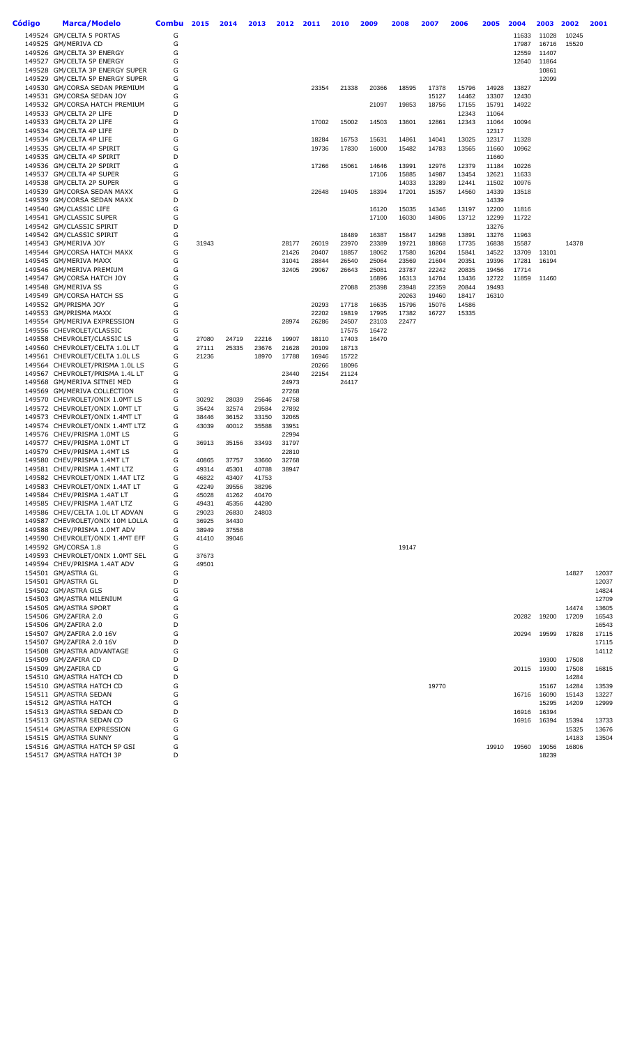| Código | Marca/Modelo | Combu | 2015 | 2014 | 2013 | 2012 | 2011 | 2010 | 2009 | 2008 | 2007 | 2006 | 2005 | 2004 | 2003 | 2002 | 2001 |
|---|---|---|---|---|---|---|---|---|---|---|---|---|---|---|---|---|---|
| 149524 | GM/CELTA 5 PORTAS | G | | | | | | | | | | | | 11633 | 11028 | 10245 | |
| 149525 | GM/MERIVA CD | G | | | | | | | | | | | | 17987 | 16716 | 15520 | |
| 149526 | GM/CELTA 3P ENERGY | G | | | | | | | | | | | | 12559 | 11407 | | |
| 149527 | GM/CELTA 5P ENERGY | G | | | | | | | | | | | | 12640 | 11864 | | |
| 149528 | GM/CELTA 3P ENERGY SUPER | G | | | | | | | | | | | | | 10861 | | |
| 149529 | GM/CELTA 5P ENERGY SUPER | G | | | | | | | | | | | | | 12099 | | |
| 149530 | GM/CORSA SEDAN PREMIUM | G | | | | | 23354 | 21338 | 20366 | 18595 | 17378 | 15796 | 14928 | 13827 | | | |
| 149531 | GM/CORSA SEDAN JOY | G | | | | | | | | | 15127 | 14462 | 13307 | 12430 | | | |
| 149532 | GM/CORSA HATCH PREMIUM | G | | | | | | | 21097 | 19853 | 18756 | 17155 | 15791 | 14922 | | | |
| 149533 | GM/CELTA 2P LIFE | D | | | | | | | | | | 12343 | 11064 | | | | |
| 149533 | GM/CELTA 2P LIFE | G | | | | | 17002 | 15002 | 14503 | 13601 | 12861 | 12343 | 11064 | 10094 | | | |
| 149534 | GM/CELTA 4P LIFE | D | | | | | | | | | | | 12317 | | | | |
| 149534 | GM/CELTA 4P LIFE | G | | | | | 18284 | 16753 | 15631 | 14861 | 14041 | 13025 | 12317 | 11328 | | | |
| 149535 | GM/CELTA 4P SPIRIT | G | | | | | 19736 | 17830 | 16000 | 15482 | 14783 | 13565 | 11660 | 10962 | | | |
| 149535 | GM/CELTA 4P SPIRIT | D | | | | | | | | | | | 11660 | | | | |
| 149536 | GM/CELTA 2P SPIRIT | G | | | | | 17266 | 15061 | 14646 | 13991 | 12976 | 12379 | 11184 | 10226 | | | |
| 149537 | GM/CELTA 4P SUPER | G | | | | | | | 17106 | 15885 | 14987 | 13454 | 12621 | 11633 | | | |
| 149538 | GM/CELTA 2P SUPER | G | | | | | | | | 14033 | 13289 | 12441 | 11502 | 10976 | | | |
| 149539 | GM/CORSA SEDAN MAXX | G | | | | | 22648 | 19405 | 18394 | 17201 | 15357 | 14560 | 14339 | 13518 | | | |
| 149539 | GM/CORSA SEDAN MAXX | D | | | | | | | | | | | 14339 | | | | |
| 149540 | GM/CLASSIC LIFE | G | | | | | | | 16120 | 15035 | 14346 | 13197 | 12200 | 11816 | | | |
| 149541 | GM/CLASSIC SUPER | G | | | | | | | 17100 | 16030 | 14806 | 13712 | 12299 | 11722 | | | |
| 149542 | GM/CLASSIC SPIRIT | D | | | | | | | | | | | 13276 | | | | |
| 149542 | GM/CLASSIC SPIRIT | G | | | | | | 18489 | 16387 | 15847 | 14298 | 13891 | 13276 | 11963 | | | |
| 149543 | GM/MERIVA JOY | G | 31943 | | | 28177 | 26019 | 23970 | 23389 | 19721 | 18868 | 17735 | 16838 | 15587 | | 14378 | |
| 149544 | GM/CORSA HATCH MAXX | G | | | | 21426 | 20407 | 18857 | 18062 | 17580 | 16204 | 15841 | 14522 | 13709 | 13101 | | |
| 149545 | GM/MERIVA MAXX | G | | | | 31041 | 28844 | 26540 | 25064 | 23569 | 21604 | 20351 | 19396 | 17281 | 16194 | | |
| 149546 | GM/MERIVA PREMIUM | G | | | | 32405 | 29067 | 26643 | 25081 | 23787 | 22242 | 20835 | 19456 | 17714 | | | |
| 149547 | GM/CORSA HATCH JOY | G | | | | | | | 16896 | 16313 | 14704 | 13436 | 12722 | 11859 | 11460 | | |
| 149548 | GM/MERIVA SS | G | | | | | | 27088 | 25398 | 23948 | 22359 | 20844 | 19493 | | | | |
| 149549 | GM/CORSA HATCH SS | G | | | | | | | | 20263 | 19460 | 18417 | 16310 | | | | |
| 149552 | GM/PRISMA JOY | G | | | | | 20293 | 17718 | 16635 | 15796 | 15076 | 14586 | | | | | |
| 149553 | GM/PRISMA MAXX | G | | | | | 22202 | 19819 | 17995 | 17382 | 16727 | 15335 | | | | | |
| 149554 | GM/MERIVA EXPRESSION | G | | | | 28974 | 26286 | 24507 | 23103 | 22477 | | | | | | | |
| 149556 | CHEVROLET/CLASSIC | G | | | | | | 17575 | 16472 | | | | | | | | |
| 149558 | CHEVROLET/CLASSIC LS | G | 27080 | 24719 | 22216 | 19907 | 18110 | 17403 | 16470 | | | | | | | | |
| 149560 | CHEVROLET/CELTA 1.0L LT | G | 27111 | 25335 | 23676 | 21628 | 20109 | 18713 | | | | | | | | | |
| 149561 | CHEVROLET/CELTA 1.0L LS | G | 21236 | | 18970 | 17788 | 16946 | 15722 | | | | | | | | | |
| 149564 | CHEVROLET/PRISMA 1.0L LS | G | | | | | 20266 | 18096 | | | | | | | | | |
| 149567 | CHEVROLET/PRISMA 1.4L LT | G | | | | 23440 | 22154 | 21124 | | | | | | | | | |
| 149568 | GM/MERIVA SITNEI MED | G | | | | 24973 | | 24417 | | | | | | | | | |
| 149569 | GM/MERIVA COLLECTION | G | | | | 27268 | | | | | | | | | | | |
| 149570 | CHEVROLET/ONIX 1.0MT LS | G | 30292 | 28039 | 25646 | 24758 | | | | | | | | | | | |
| 149572 | CHEVROLET/ONIX 1.0MT LT | G | 35424 | 32574 | 29584 | 27892 | | | | | | | | | | | |
| 149573 | CHEVROLET/ONIX 1.4MT LT | G | 38446 | 36152 | 33150 | 32065 | | | | | | | | | | | |
| 149574 | CHEVROLET/ONIX 1.4MT LTZ | G | 43039 | 40012 | 35588 | 33951 | | | | | | | | | | | |
| 149576 | CHEV/PRISMA 1.0MT LS | G | | | | 22994 | | | | | | | | | | | |
| 149577 | CHEV/PRISMA 1.0MT LT | G | 36913 | 35156 | 33493 | 31797 | | | | | | | | | | | |
| 149579 | CHEV/PRISMA 1.4MT LS | G | | | | 22810 | | | | | | | | | | | |
| 149580 | CHEV/PRISMA 1.4MT LT | G | 40865 | 37757 | 33660 | 32768 | | | | | | | | | | | |
| 149581 | CHEV/PRISMA 1.4MT LTZ | G | 49314 | 45301 | 40788 | 38947 | | | | | | | | | | | |
| 149582 | CHEVROLET/ONIX 1.4AT LTZ | G | 46822 | 43407 | 41753 | | | | | | | | | | | | |
| 149583 | CHEVROLET/ONIX 1.4AT LT | G | 42249 | 39556 | 38296 | | | | | | | | | | | | |
| 149584 | CHEV/PRISMA 1.4AT LT | G | 45028 | 41262 | 40470 | | | | | | | | | | | | |
| 149585 | CHEV/PRISMA 1.4AT LTZ | G | 49431 | 45356 | 44280 | | | | | | | | | | | | |
| 149586 | CHEV/CELTA 1.0L LT ADVAN | G | 29023 | 26830 | 24803 | | | | | | | | | | | | |
| 149587 | CHEVROLET/ONIX 10M LOLLA | G | 36925 | 34430 | | | | | | | | | | | | | |
| 149588 | CHEV/PRISMA 1.0MT ADV | G | 38949 | 37558 | | | | | | | | | | | | | |
| 149590 | CHEVROLET/ONIX 1.4MT EFF | G | 41410 | 39046 | | | | | | | | | | | | | |
| 149592 | GM/CORSA 1.8 | G | | | | | | | | 19147 | | | | | | | |
| 149593 | CHEVROLET/ONIX 1.0MT SEL | G | 37673 | | | | | | | | | | | | | | |
| 149594 | CHEV/PRISMA 1.4AT ADV | G | 49501 | | | | | | | | | | | | | | |
| 154501 | GM/ASTRA GL | G | | | | | | | | | | | | | | 14827 | 12037 |
| 154501 | GM/ASTRA GL | D | | | | | | | | | | | | | | | 12037 |
| 154502 | GM/ASTRA GLS | G | | | | | | | | | | | | | | | 14824 |
| 154503 | GM/ASTRA MILENIUM | G | | | | | | | | | | | | | | | 12709 |
| 154505 | GM/ASTRA SPORT | G | | | | | | | | | | | | | | 14474 | 13605 |
| 154506 | GM/ZAFIRA 2.0 | G | | | | | | | | | | | | 20282 | 19200 | 17209 | 16543 |
| 154506 | GM/ZAFIRA 2.0 | D | | | | | | | | | | | | | | | 16543 |
| 154507 | GM/ZAFIRA 2.0 16V | G | | | | | | | | | | | | 20294 | 19599 | 17828 | 17115 |
| 154507 | GM/ZAFIRA 2.0 16V | D | | | | | | | | | | | | | | | 17115 |
| 154508 | GM/ASTRA ADVANTAGE | G | | | | | | | | | | | | | | | 14112 |
| 154509 | GM/ZAFIRA CD | D | | | | | | | | | | | | | 19300 | 17508 | |
| 154509 | GM/ZAFIRA CD | G | | | | | | | | | | | | 20115 | 19300 | 17508 | 16815 |
| 154510 | GM/ASTRA HATCH CD | D | | | | | | | | | | | | | | 14284 | |
| 154510 | GM/ASTRA HATCH CD | G | | | | | | | | | 19770 | | | | 15167 | 14284 | 13539 |
| 154511 | GM/ASTRA SEDAN | G | | | | | | | | | | | | 16716 | 16090 | 15143 | 13227 |
| 154512 | GM/ASTRA HATCH | G | | | | | | | | | | | | | 15295 | 14209 | 12999 |
| 154513 | GM/ASTRA SEDAN CD | D | | | | | | | | | | | | 16916 | 16394 | | |
| 154513 | GM/ASTRA SEDAN CD | G | | | | | | | | | | | | 16916 | 16394 | 15394 | 13733 |
| 154514 | GM/ASTRA EXPRESSION | G | | | | | | | | | | | | | | 15325 | 13676 |
| 154515 | GM/ASTRA SUNNY | G | | | | | | | | | | | | | | 14183 | 13504 |
| 154516 | GM/ASTRA HATCH 5P GSI | G | | | | | | | | | | | 19910 | 19560 | 19056 | 16806 | |
| 154517 | GM/ASTRA HATCH 3P | D | | | | | | | | | | | | | 18239 | | |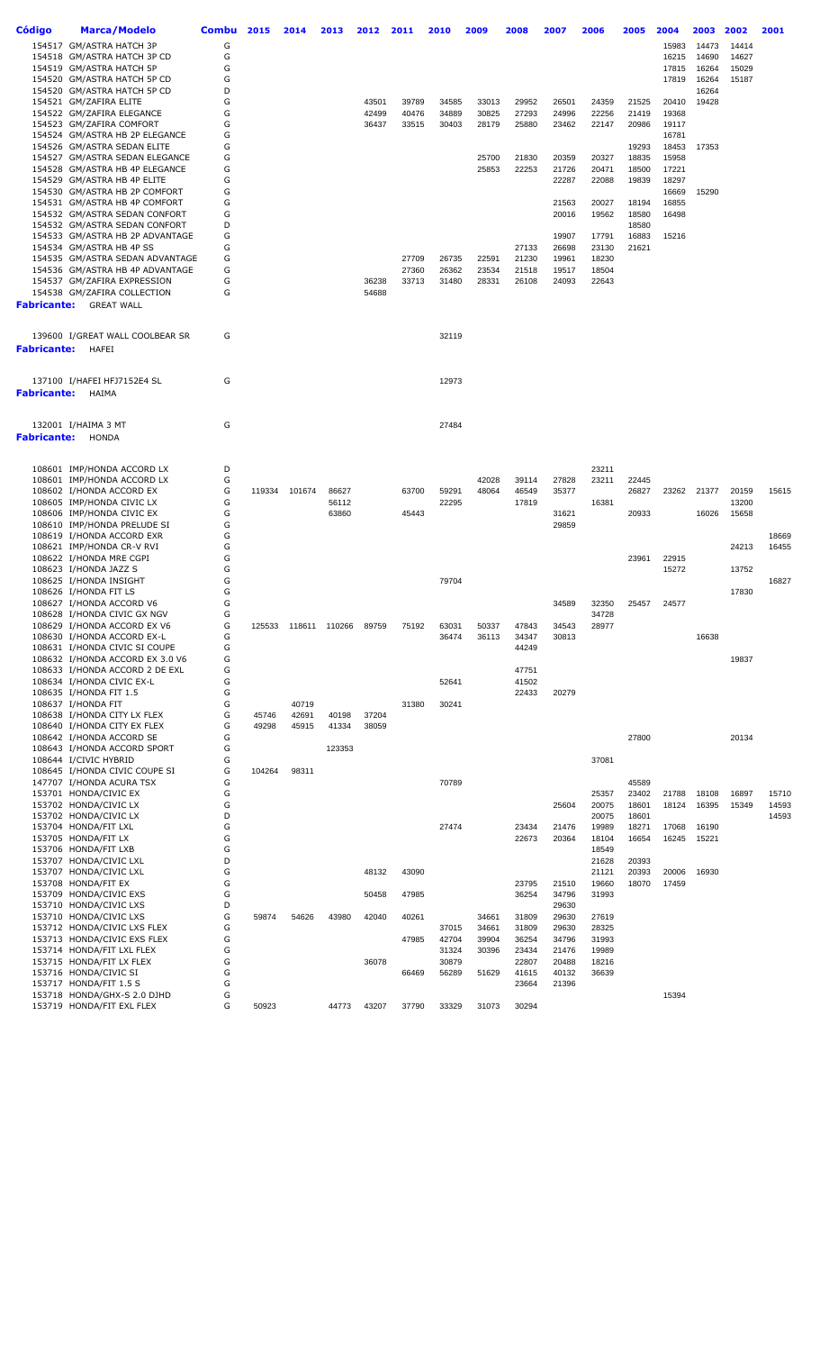| Código | Marca/Modelo | Combu | 2015 | 2014 | 2013 | 2012 | 2011 | 2010 | 2009 | 2008 | 2007 | 2006 | 2005 | 2004 | 2003 | 2002 | 2001 |
|---|---|---|---|---|---|---|---|---|---|---|---|---|---|---|---|---|---|
| 154517 | GM/ASTRA HATCH 3P | G | | | | | | | | | | | | 15983 | 14473 | 14414 | |
| 154518 | GM/ASTRA HATCH 3P CD | G | | | | | | | | | | | | 16215 | 14690 | 14627 | |
| 154519 | GM/ASTRA HATCH 5P | G | | | | | | | | | | | | 17815 | 16264 | 15029 | |
| 154520 | GM/ASTRA HATCH 5P CD | G | | | | | | | | | | | | 17819 | 16264 | 15187 | |
| 154520 | GM/ASTRA HATCH 5P CD | D | | | | | | | | | | | | | 16264 | | |
| 154521 | GM/ZAFIRA ELITE | G | | | | 43501 | 39789 | 34585 | 33013 | 29952 | 26501 | 24359 | 21525 | 20410 | 19428 | | |
| 154522 | GM/ZAFIRA ELEGANCE | G | | | | 42499 | 40476 | 34889 | 30825 | 27293 | 24996 | 22256 | 21419 | 19368 | | | |
| 154523 | GM/ZAFIRA COMFORT | G | | | | 36437 | 33515 | 30403 | 28179 | 25880 | 23462 | 22147 | 20986 | 19117 | | | |
| 154524 | GM/ASTRA HB 2P ELEGANCE | G | | | | | | | | | | | | 16781 | | | |
| 154526 | GM/ASTRA SEDAN ELITE | G | | | | | | | | | | | 19293 | 18453 | 17353 | | |
| 154527 | GM/ASTRA SEDAN ELEGANCE | G | | | | | | | 25700 | 21830 | 20359 | 20327 | 18835 | 15958 | | | |
| 154528 | GM/ASTRA HB 4P ELEGANCE | G | | | | | | | 25853 | 22253 | 21726 | 20471 | 18500 | 17221 | | | |
| 154529 | GM/ASTRA HB 4P ELITE | G | | | | | | | | | 22287 | 22088 | 19839 | 18297 | | | |
| 154530 | GM/ASTRA HB 2P COMFORT | G | | | | | | | | | | | | 16669 | 15290 | | |
| 154531 | GM/ASTRA HB 4P COMFORT | G | | | | | | | | | 21563 | 20027 | 18194 | 16855 | | | |
| 154532 | GM/ASTRA SEDAN COMFORT | G | | | | | | | | | 20016 | 19562 | 18580 | 16498 | | | |
| 154532 | GM/ASTRA SEDAN COMFORT | D | | | | | | | | | | | 18580 | | | | |
| 154533 | GM/ASTRA HB 2P ADVANTAGE | G | | | | | | | | | 19907 | 17791 | 16883 | 15216 | | | |
| 154534 | GM/ASTRA HB 4P SS | G | | | | | | | | 27133 | 26698 | 23130 | 21621 | | | | |
| 154535 | GM/ASTRA SEDAN ADVANTAGE | G | | | | | 27709 | 26735 | 22591 | 21230 | 19961 | 18230 | | | | | |
| 154536 | GM/ASTRA HB 4P ADVANTAGE | G | | | | | 27360 | 26362 | 23534 | 21518 | 19517 | 18504 | | | | | |
| 154537 | GM/ZAFIRA EXPRESSION | G | | | | 36238 | 33713 | 31480 | 28331 | 26108 | 24093 | 22643 | | | | | |
| 154538 | GM/ZAFIRA COLLECTION | G | | | | 54688 | | | | | | | | | | | |
| **Fabricante:** | GREAT WALL | | | | | | | | | | | | | | | | |
| 139600 | I/GREAT WALL COOLBEAR SR | G | | | | | | 32119 | | | | | | | | | |
| **Fabricante:** | HAFEI | | | | | | | | | | | | | | | | |
| 137100 | I/HAFEI HFJ7152E4 SL | G | | | | | | 12973 | | | | | | | | | |
| **Fabricante:** | HAIMA | | | | | | | | | | | | | | | | |
| 132001 | I/HAIMA 3 MT | G | | | | | | 27484 | | | | | | | | | |
| **Fabricante:** | HONDA | | | | | | | | | | | | | | | | |
| 108601 | IMP/HONDA ACCORD LX | D | | | | | | | | | | 23211 | | | | | |
| 108601 | IMP/HONDA ACCORD LX | G | | | | | | | 42028 | 39114 | 27828 | 23211 | 22445 | | | | |
| 108602 | I/HONDA ACCORD EX | G | 119334 | 101674 | 86627 | | 63700 | 59291 | 48064 | 46549 | 35377 | | 26827 | 23262 | 21377 | 20159 | 15615 |
| 108605 | IMP/HONDA CIVIC LX | G | | | 56112 | | | 22295 | | 17819 | | 16381 | | | | 13200 | |
| 108606 | IMP/HONDA CIVIC EX | G | | | 63860 | | 45443 | | | | 31621 | | 20933 | | 16026 | 15658 | |
| 108610 | IMP/HONDA PRELUDE SI | G | | | | | | | | | 29859 | | | | | | |
| 108619 | I/HONDA ACCORD EXR | G | | | | | | | | | | | | | | | 18669 |
| 108621 | IMP/HONDA CR-V RVI | G | | | | | | | | | | | | | | 24213 | 16455 |
| 108622 | I/HONDA MRE CGPI | G | | | | | | | | | | | 23961 | 22915 | | | |
| 108623 | I/HONDA JAZZ S | G | | | | | | | | | | | | 15272 | | 13752 | |
| 108625 | I/HONDA INSIGHT | G | | | | | | 79704 | | | | | | | | | 16827 |
| 108626 | I/HONDA FIT LS | G | | | | | | | | | | | | | | 17830 | |
| 108627 | I/HONDA ACCORD V6 | G | | | | | | | | | 34589 | 32350 | 25457 | 24577 | | | |
| 108628 | I/HONDA CIVIC GX NGV | G | | | | | | | | | | 34728 | | | | | |
| 108629 | I/HONDA ACCORD EX V6 | G | 125533 | 118611 | 110266 | 89759 | 75192 | 63031 | 50337 | 47843 | 34543 | 28977 | | | | | |
| 108630 | I/HONDA ACCORD EX-L | G | | | | | | 36474 | 36113 | 34347 | 30813 | | | | 16638 | | |
| 108631 | I/HONDA CIVIC SI COUPE | G | | | | | | | | 44249 | | | | | | | |
| 108632 | I/HONDA ACCORD EX 3.0 V6 | G | | | | | | | | | | | | | | 19837 | |
| 108633 | I/HONDA ACCORD 2 DE EXL | G | | | | | | | | 47751 | | | | | | | |
| 108634 | I/HONDA CIVIC EX-L | G | | | | | | 52641 | | 41502 | | | | | | | |
| 108635 | I/HONDA FIT 1.5 | G | | | | | | | | 22433 | 20279 | | | | | | |
| 108637 | I/HONDA FIT | G | | 40719 | | | 31380 | 30241 | | | | | | | | | |
| 108638 | I/HONDA CITY LX FLEX | G | 45746 | 42691 | 40198 | 37204 | | | | | | | | | | | |
| 108640 | I/HONDA CITY EX FLEX | G | 49298 | 45915 | 41334 | 38059 | | | | | | | | | | | |
| 108642 | I/HONDA ACCORD SE | G | | | | | | | | | | | 27800 | | | 20134 | |
| 108643 | I/HONDA ACCORD SPORT | G | | | 123353 | | | | | | | | | | | | |
| 108644 | I/CIVIC HYBRID | G | | | | | | | | | | 37081 | | | | | |
| 108645 | I/HONDA CIVIC COUPE SI | G | 104264 | 98311 | | | | | | | | | | | | | |
| 147707 | I/HONDA ACURA TSX | G | | | | | | 70789 | | | | | 45589 | | | | |
| 153701 | HONDA/CIVIC EX | G | | | | | | | | | | 25357 | 23402 | 21788 | 18108 | 16897 | 15710 |
| 153702 | HONDA/CIVIC LX | G | | | | | | | | | 25604 | 20075 | 18601 | 18124 | 16395 | 15349 | 14593 |
| 153702 | HONDA/CIVIC LX | D | | | | | | | | | | 20075 | 18601 | | | | 14593 |
| 153704 | HONDA/FIT LXL | G | | | | | | 27474 | | 23434 | 21476 | 19989 | 18271 | 17068 | 16190 | | |
| 153705 | HONDA/FIT LX | G | | | | | | | | 22673 | 20364 | 18104 | 16654 | 16245 | 15221 | | |
| 153706 | HONDA/FIT LXB | G | | | | | | | | | | 18549 | | | | | |
| 153707 | HONDA/CIVIC LXL | D | | | | | | | | | | 21628 | 20393 | | | | |
| 153707 | HONDA/CIVIC LXL | G | | | | 48132 | 43090 | | | | | 21121 | 20393 | 20006 | 16930 | | |
| 153708 | HONDA/FIT EX | G | | | | | | | | 23795 | 21510 | 19660 | 18070 | 17459 | | | |
| 153709 | HONDA/CIVIC EXS | G | | | | 50458 | 47985 | | | 36254 | 34796 | 31993 | | | | | |
| 153710 | HONDA/CIVIC LXS | D | | | | | | | | | 29630 | | | | | | |
| 153710 | HONDA/CIVIC LXS | G | 59874 | 54626 | 43980 | 42040 | 40261 | | 34661 | 31809 | 29630 | 27619 | | | | | |
| 153712 | HONDA/CIVIC LXS FLEX | G | | | | | | 37015 | 34661 | 31809 | 29630 | 28325 | | | | | |
| 153713 | HONDA/CIVIC EXS FLEX | G | | | | | 47985 | 42704 | 39904 | 36254 | 34796 | 31993 | | | | | |
| 153714 | HONDA/FIT LXL FLEX | G | | | | | | 31324 | 30396 | 23434 | 21476 | 19989 | | | | | |
| 153715 | HONDA/FIT LX FLEX | G | | | | 36078 | | 30879 | | 22807 | 20488 | 18216 | | | | | |
| 153716 | HONDA/CIVIC SI | G | | | | | 66469 | 56289 | 51629 | 41615 | 40132 | 36639 | | | | | |
| 153717 | HONDA/FIT 1.5 S | G | | | | | | | | 23664 | 21396 | | | | | | |
| 153718 | HONDA/GHX-S 2.0 DJHD | G | | | | | | | | | | | | 15394 | | | |
| 153719 | HONDA/FIT EXL FLEX | G | 50923 | | 44773 | 43207 | 37790 | 33329 | 31073 | 30294 | | | | | | | |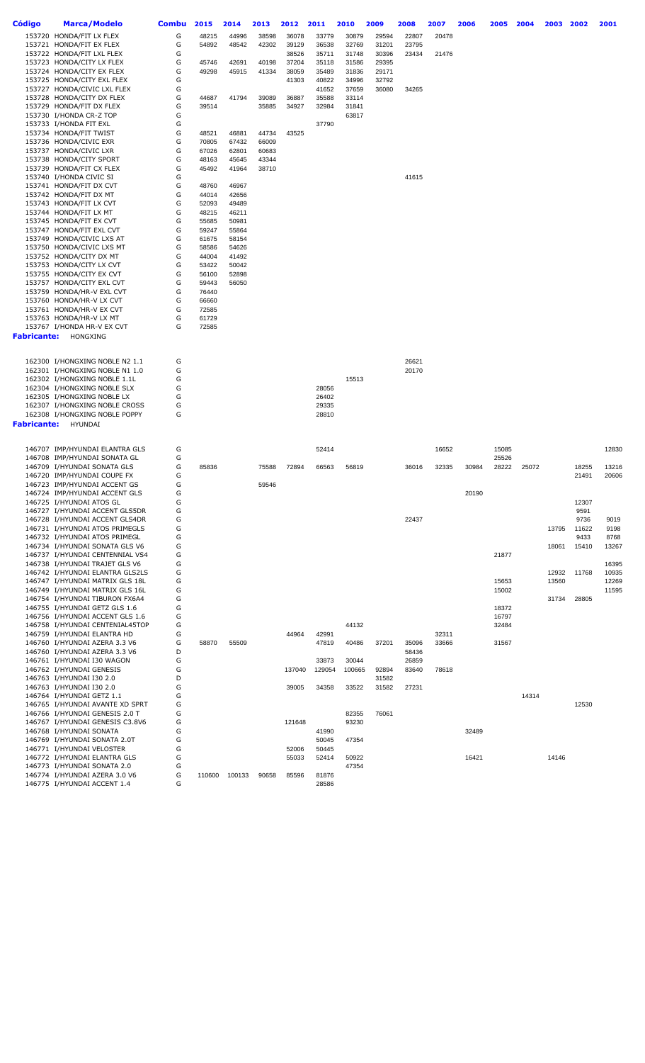| Código | Marca/Modelo | Combu | 2015 | 2014 | 2013 | 2012 | 2011 | 2010 | 2009 | 2008 | 2007 | 2006 | 2005 | 2004 | 2003 | 2002 | 2001 |
|---|---|---|---|---|---|---|---|---|---|---|---|---|---|---|---|---|---|
| 153720 | HONDA/FIT LX FLEX | G | 48215 | 44996 | 38598 | 36078 | 33779 | 30879 | 29594 | 22807 | 20478 | | | | | | |
| 153721 | HONDA/FIT EX FLEX | G | 54892 | 48542 | 42302 | 39129 | 36538 | 32769 | 31201 | 23795 | | | | | | | |
| 153722 | HONDA/FIT LXL FLEX | G | | | | 38526 | 35711 | 31748 | 30396 | 23434 | 21476 | | | | | | |
| 153723 | HONDA/CITY LX FLEX | G | 45746 | 42691 | 40198 | 37204 | 35118 | 31586 | 29395 | | | | | | | | |
| 153724 | HONDA/CITY EX FLEX | G | 49298 | 45915 | 41334 | 38059 | 35489 | 31836 | 29171 | | | | | | | | |
| 153725 | HONDA/CITY EXL FLEX | G | | | | 41303 | 40822 | 34996 | 32792 | | | | | | | | |
| 153727 | HONDA/CIVIC LXL FLEX | G | | | | | 41652 | 37659 | 36080 | 34265 | | | | | | | |
| 153728 | HONDA/CITY DX FLEX | G | 44687 | 41794 | 39089 | 36887 | 35588 | 33114 | | | | | | | | | |
| 153729 | HONDA/FIT DX FLEX | G | 39514 | | 35885 | 34927 | 32984 | 31841 | | | | | | | | | |
| 153730 | I/HONDA CR-Z TOP | G | | | | | | 63817 | | | | | | | | | |
| 153733 | I/HONDA FIT EXL | G | | | | | 37790 | | | | | | | | | | |
| 153734 | HONDA/FIT TWIST | G | 48521 | 46881 | 44734 | 43525 | | | | | | | | | | | |
| 153736 | HONDA/CIVIC EXR | G | 70805 | 67432 | 66009 | | | | | | | | | | | | |
| 153737 | HONDA/CIVIC LXR | G | 67026 | 62801 | 60683 | | | | | | | | | | | | |
| 153738 | HONDA/CITY SPORT | G | 48163 | 45645 | 43344 | | | | | | | | | | | | |
| 153739 | HONDA/FIT CX FLEX | G | 45492 | 41964 | 38710 | | | | | | | | | | | | |
| 153740 | I/HONDA CIVIC SI | G | | | | | | | | 41615 | | | | | | | |
| 153741 | HONDA/FIT DX CVT | G | 48760 | 46967 | | | | | | | | | | | | | |
| 153742 | HONDA/FIT DX MT | G | 44014 | 42656 | | | | | | | | | | | | | |
| 153743 | HONDA/FIT LX CVT | G | 52093 | 49489 | | | | | | | | | | | | | |
| 153744 | HONDA/FIT LX MT | G | 48215 | 46211 | | | | | | | | | | | | | |
| 153745 | HONDA/FIT EX CVT | G | 55685 | 50981 | | | | | | | | | | | | | |
| 153747 | HONDA/FIT EXL CVT | G | 59247 | 55864 | | | | | | | | | | | | | |
| 153749 | HONDA/CIVIC LXS AT | G | 61675 | 58154 | | | | | | | | | | | | | |
| 153750 | HONDA/CIVIC LXS MT | G | 58586 | 54626 | | | | | | | | | | | | | |
| 153752 | HONDA/CITY DX MT | G | 44004 | 41492 | | | | | | | | | | | | | |
| 153753 | HONDA/CITY LX CVT | G | 53422 | 50042 | | | | | | | | | | | | | |
| 153755 | HONDA/CITY EX CVT | G | 56100 | 52898 | | | | | | | | | | | | | |
| 153757 | HONDA/CITY EXL CVT | G | 59443 | 56050 | | | | | | | | | | | | | |
| 153759 | HONDA/HR-V EXL CVT | G | 76440 | | | | | | | | | | | | | | |
| 153760 | HONDA/HR-V LX CVT | G | 66660 | | | | | | | | | | | | | | |
| 153761 | HONDA/HR-V EX CVT | G | 72585 | | | | | | | | | | | | | | |
| 153763 | HONDA/HR-V LX MT | G | 61729 | | | | | | | | | | | | | | |
| 153767 | I/HONDA HR-V EX CVT | G | 72585 | | | | | | | | | | | | | | |
| **Fabricante:** | HONGXING | | | | | | | | | | | | | | | | |
| 162300 | I/HONGXING NOBLE N2 1.1 | G | | | | | | | | 26621 | | | | | | | |
| 162301 | I/HONGXING NOBLE N1 1.0 | G | | | | | | | | 20170 | | | | | | | |
| 162302 | I/HONGXING NOBLE 1.1L | G | | | | | | 15513 | | | | | | | | | |
| 162304 | I/HONGXING NOBLE SLX | G | | | | | 28056 | | | | | | | | | | |
| 162305 | I/HONGXING NOBLE LX | G | | | | | 26402 | | | | | | | | | | |
| 162307 | I/HONGXING NOBLE CROSS | G | | | | | 29335 | | | | | | | | | | |
| 162308 | I/HONGXING NOBLE POPPY | G | | | | | 28810 | | | | | | | | | | |
| **Fabricante:** | HYUNDAI | | | | | | | | | | | | | | | | |
| 146707 | IMP/HYUNDAI ELANTRA GLS | G | | | | | 52414 | | | | 16652 | | 15085 | | | | 12830 |
| 146708 | IMP/HYUNDAI SONATA GL | G | | | | | | | | | | | 25526 | | | | |
| 146709 | I/HYUNDAI SONATA GLS | G | 85836 | | 75588 | 72894 | 66563 | 56819 | | 36016 | 32335 | 30984 | 28222 | 25072 | | 18255 | 13216 |
| 146720 | IMP/HYUNDAI COUPE FX | G | | | | | | | | | | | | | | 21491 | 20606 |
| 146723 | IMP/HYUNDAI ACCENT GS | G | | | 59546 | | | | | | | | | | | | |
| 146724 | IMP/HYUNDAI ACCENT GLS | G | | | | | | | | | | 20190 | | | | | |
| 146725 | I/HYUNDAI ATOS GL | G | | | | | | | | | | | | | | 12307 | |
| 146727 | I/HYUNDAI ACCENT GLS5DR | G | | | | | | | | | | | | | | 9591 | |
| 146728 | I/HYUNDAI ACCENT GLS4DR | G | | | | | | | | 22437 | | | | | | 9736 | 9019 |
| 146731 | I/HYUNDAI ATOS PRIMEGLS | G | | | | | | | | | | | | | 13795 | 11622 | 9198 |
| 146732 | I/HYUNDAI ATOS PRIMEGL | G | | | | | | | | | | | | | | 9433 | 8768 |
| 146734 | I/HYUNDAI SONATA GLS V6 | G | | | | | | | | | | | | | 18061 | 15410 | 13267 |
| 146737 | I/HYUNDAI CENTENNIAL VS4 | G | | | | | | | | | | | 21877 | | | | |
| 146738 | I/HYUNDAI TRAJET GLS V6 | G | | | | | | | | | | | | | | | 16395 |
| 146742 | I/HYUNDAI ELANTRA GLS2LS | G | | | | | | | | | | | | | 12932 | 11768 | 10935 |
| 146747 | I/HYUNDAI MATRIX GLS 18L | G | | | | | | | | | | | 15653 | | 13560 | | 12269 |
| 146749 | I/HYUNDAI MATRIX GLS 16L | G | | | | | | | | | | | 15002 | | | | 11595 |
| 146754 | I/HYUNDAI TIBURON FX6A4 | G | | | | | | | | | | | | | 31734 | 28805 | |
| 146755 | I/HYUNDAI GETZ GLS 1.6 | G | | | | | | | | | | | 18372 | | | | |
| 146756 | I/HYUNDAI ACCENT GLS 1.6 | G | | | | | | | | | | | 16797 | | | | |
| 146758 | I/HYUNDAI CENTENIAL45TOP | G | | | | | | 44132 | | | | | 32484 | | | | |
| 146759 | I/HYUNDAI ELANTRA HD | G | | | | 44964 | 42991 | | | | 32311 | | | | | | |
| 146760 | I/HYUNDAI AZERA 3.3 V6 | G | 58870 | 55509 | | | 47819 | 40486 | 37201 | 35096 | 33666 | | 31567 | | | | |
| 146760 | I/HYUNDAI AZERA 3.3 V6 | D | | | | | | | | 58436 | | | | | | | |
| 146761 | I/HYUNDAI I30 WAGON | G | | | | | 33873 | 30044 | | 26859 | | | | | | | |
| 146762 | I/HYUNDAI GENESIS | G | | | | 137040 | 129054 | 100665 | 92894 | 83640 | 78618 | | | | | | |
| 146763 | I/HYUNDAI I30 2.0 | D | | | | | | | 31582 | | | | | | | | |
| 146763 | I/HYUNDAI I30 2.0 | G | | | | 39005 | 34358 | 33522 | 31582 | 27231 | | | | | | | |
| 146764 | I/HYUNDAI GETZ 1.1 | G | | | | | | | | | | | | 14314 | | | |
| 146765 | I/HYUNDAI AVANTE XD SPRT | G | | | | | | | | | | | | | | 12530 | |
| 146766 | I/HYUNDAI GENESIS 2.0 T | G | | | | | | 82355 | 76061 | | | | | | | | |
| 146767 | I/HYUNDAI GENESIS C3.8V6 | G | | | | 121648 | | 93230 | | | | | | | | | |
| 146768 | I/HYUNDAI SONATA | G | | | | | 41990 | | | | | 32489 | | | | | |
| 146769 | I/HYUNDAI SONATA 2.0T | G | | | | | 50045 | 47354 | | | | | | | | | |
| 146771 | I/HYUNDAI VELOSTER | G | | | | 52006 | 50445 | | | | | | | | | | |
| 146772 | I/HYUNDAI ELANTRA GLS | G | | | | 55033 | 52414 | 50922 | | | | 16421 | | | 14146 | | |
| 146773 | I/HYUNDAI SONATA 2.0 | G | | | | | | 47354 | | | | | | | | | |
| 146774 | I/HYUNDAI AZERA 3.0 V6 | G | 110600 | 100133 | 90658 | 85596 | 81876 | | | | | | | | | | |
| 146775 | I/HYUNDAI ACCENT 1.4 | G | | | | | 28586 | | | | | | | | | | |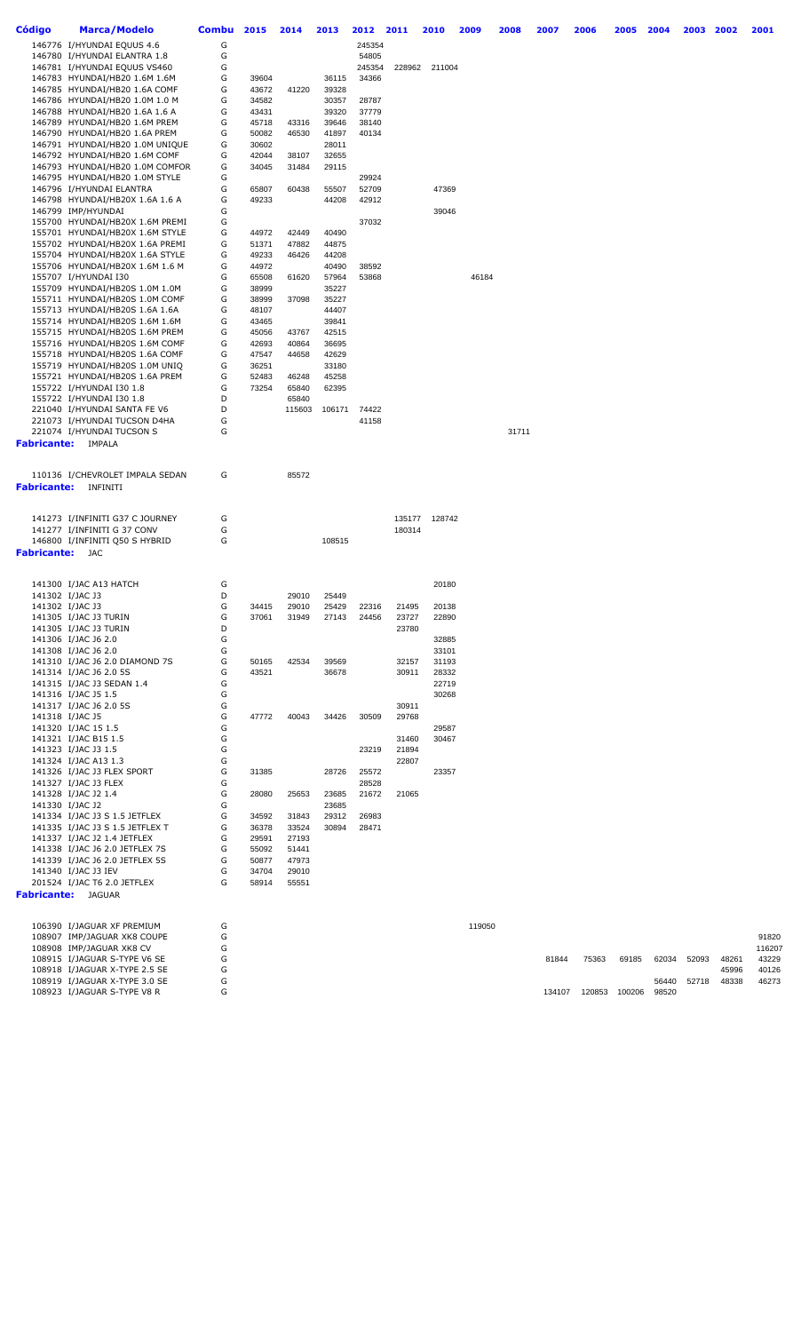| Código | Marca/Modelo | Combu | 2015 | 2014 | 2013 | 2012 | 2011 | 2010 | 2009 | 2008 | 2007 | 2006 | 2005 | 2004 | 2003 | 2002 | 2001 |
|---|---|---|---|---|---|---|---|---|---|---|---|---|---|---|---|---|---|
| 146776 | I/HYUNDAI EQUUS 4.6 | G | | | | 245354 | | | | | | | | | | | |
| 146780 | I/HYUNDAI ELANTRA 1.8 | G | | | | 54805 | | | | | | | | | | | |
| 146781 | I/HYUNDAI EQUUS VS460 | G | | | | 245354 | 228962 | 211004 | | | | | | | | | |
| 146783 | HYUNDAI/HB20 1.6M 1.6M | G | 39604 | | 36115 | 34366 | | | | | | | | | | | |
| 146785 | HYUNDAI/HB20 1.6A COMF | G | 43672 | 41220 | 39328 | | | | | | | | | | | | |
| 146786 | HYUNDAI/HB20 1.0M 1.0 M | G | 34582 | | 30357 | 28787 | | | | | | | | | | | |
| 146788 | HYUNDAI/HB20 1.6A 1.6 A | G | 43431 | | 39320 | 37779 | | | | | | | | | | | |
| 146789 | HYUNDAI/HB20 1.6M PREM | G | 45718 | 43316 | 39646 | 38140 | | | | | | | | | | | |
| 146790 | HYUNDAI/HB20 1.6A PREM | G | 50082 | 46530 | 41897 | 40134 | | | | | | | | | | | |
| 146791 | HYUNDAI/HB20 1.0M UNIQUE | G | 30602 | | 28011 | | | | | | | | | | | | |
| 146792 | HYUNDAI/HB20 1.6M COMF | G | 42044 | 38107 | 32655 | | | | | | | | | | | | |
| 146793 | HYUNDAI/HB20 1.0M COMFOR | G | 34045 | 31484 | 29115 | | | | | | | | | | | | |
| 146795 | HYUNDAI/HB20 1.0M STYLE | G | | | | 29924 | | | | | | | | | | | |
| 146796 | I/HYUNDAI ELANTRA | G | 65807 | 60438 | 55507 | 52709 | | 47369 | | | | | | | | | |
| 146798 | HYUNDAI/HB20X 1.6A 1.6 A | G | 49233 | | 44208 | 42912 | | | | | | | | | | | |
| 146799 | IMP/HYUNDAI | G | | | | | | 39046 | | | | | | | | | |
| 155700 | HYUNDAI/HB20X 1.6M PREMI | G | | | | 37032 | | | | | | | | | | | |
| 155701 | HYUNDAI/HB20X 1.6M STYLE | G | 44972 | 42449 | 40490 | | | | | | | | | | | | |
| 155702 | HYUNDAI/HB20X 1.6A PREMI | G | 51371 | 47882 | 44875 | | | | | | | | | | | | |
| 155704 | HYUNDAI/HB20X 1.6A STYLE | G | 49233 | 46426 | 44208 | | | | | | | | | | | | |
| 155706 | HYUNDAI/HB20X 1.6M 1.6 M | G | 44972 | | 40490 | 38592 | | | | | | | | | | | |
| 155707 | I/HYUNDAI I30 | G | 65508 | 61620 | 57964 | 53868 | | | 46184 | | | | | | | | |
| 155709 | HYUNDAI/HB20S 1.0M 1.0M | G | 38999 | | 35227 | | | | | | | | | | | | |
| 155711 | HYUNDAI/HB20S 1.0M COMF | G | 38999 | 37098 | 35227 | | | | | | | | | | | | |
| 155713 | HYUNDAI/HB20S 1.6A 1.6A | G | 48107 | | 44407 | | | | | | | | | | | | |
| 155714 | HYUNDAI/HB20S 1.6M 1.6M | G | 43465 | | 39841 | | | | | | | | | | | | |
| 155715 | HYUNDAI/HB20S 1.6M PREM | G | 45056 | 43767 | 42515 | | | | | | | | | | | | |
| 155716 | HYUNDAI/HB20S 1.6M COMF | G | 42693 | 40864 | 36695 | | | | | | | | | | | | |
| 155718 | HYUNDAI/HB20S 1.6A COMF | G | 47547 | 44658 | 42629 | | | | | | | | | | | | |
| 155719 | HYUNDAI/HB20S 1.0M UNIQ | G | 36251 | | 33180 | | | | | | | | | | | | |
| 155721 | HYUNDAI/HB20S 1.6A PREM | G | 52483 | 46248 | 45258 | | | | | | | | | | | | |
| 155722 | I/HYUNDAI I30 1.8 | G | 73254 | 65840 | 62395 | | | | | | | | | | | | |
| 155722 | I/HYUNDAI I30 1.8 | D | | 65840 | | | | | | | | | | | | | |
| 221040 | I/HYUNDAI SANTA FE V6 | D | | 115603 | 106171 | 74422 | | | | | | | | | | | |
| 221073 | I/HYUNDAI TUCSON D4HA | G | | | | 41158 | | | | | | | | | | | |
| 221074 | I/HYUNDAI TUCSON S | G | | | | | | | | 31711 | | | | | | | |
| **Fabricante:** | IMPALA | | | | | | | | | | | | | | | | |
| 110136 | I/CHEVROLET IMPALA SEDAN | G | | 85572 | | | | | | | | | | | | | |
| **Fabricante:** | INFINITI | | | | | | | | | | | | | | | | |
| 141273 | I/INFINITI G37 JOURNEY | G | | | | | 135177 | 128742 | | | | | | | | | |
| 141277 | I/INFINITI G 37 CONV | G | | | | | 180314 | | | | | | | | | | |
| 146800 | I/INFINITI Q50 S HYBRID | G | | | 108515 | | | | | | | | | | | | |
| **Fabricante:** | JAC | | | | | | | | | | | | | | | | |
| 141300 | I/JAC A13 HATCH | G | | | | | | 20180 | | | | | | | | | |
| 141302 | I/JAC J3 | D | | 29010 | 25449 | | | | | | | | | | | | |
| 141302 | I/JAC J3 | G | 34415 | 29010 | 25429 | 22316 | 21495 | 20138 | | | | | | | | | |
| 141305 | I/JAC J3 TURIN | G | 37061 | 31949 | 27143 | 24456 | 23727 | 22890 | | | | | | | | | |
| 141305 | I/JAC J3 TURIN | D | | | | | 23780 | | | | | | | | | | |
| 141306 | I/JAC J6 2.0 | G | | | | | | 32885 | | | | | | | | | |
| 141308 | I/JAC J6 2.0 | G | | | | | | 33101 | | | | | | | | | |
| 141310 | I/JAC J6 2.0 DIAMOND 7S | G | 50165 | 42534 | 39569 | | 32157 | 31193 | | | | | | | | | |
| 141314 | I/JAC J6 2.0 5S | G | 43521 | | 36678 | | 30911 | 28332 | | | | | | | | | |
| 141315 | I/JAC J3 SEDAN 1.4 | G | | | | | | 22719 | | | | | | | | | |
| 141316 | I/JAC J5 1.5 | G | | | | | | 30268 | | | | | | | | | |
| 141317 | I/JAC J6 2.0 5S | G | | | | | 30911 | | | | | | | | | | |
| 141318 | I/JAC J5 | G | 47772 | 40043 | 34426 | 30509 | 29768 | | | | | | | | | | |
| 141320 | I/JAC 15 1.5 | G | | | | | | 29587 | | | | | | | | | |
| 141321 | I/JAC B15 1.5 | G | | | | | 31460 | 30467 | | | | | | | | | |
| 141323 | I/JAC J3 1.5 | G | | | | 23219 | 21894 | | | | | | | | | | |
| 141324 | I/JAC A13 1.3 | G | | | | | 22807 | | | | | | | | | | |
| 141326 | I/JAC J3 FLEX SPORT | G | 31385 | | 28726 | 25572 | | 23357 | | | | | | | | | |
| 141327 | I/JAC J3 FLEX | G | | | | 28528 | | | | | | | | | | | |
| 141328 | I/JAC J2 1.4 | G | 28080 | 25653 | 23685 | 21672 | 21065 | | | | | | | | | | |
| 141330 | I/JAC J2 | G | | | 23685 | | | | | | | | | | | | |
| 141334 | I/JAC J3 S 1.5 JETFLEX | G | 34592 | 31843 | 29312 | 26983 | | | | | | | | | | | |
| 141335 | I/JAC J3 S 1.5 JETFLEX T | G | 36378 | 33524 | 30894 | 28471 | | | | | | | | | | | |
| 141337 | I/JAC J2 1.4 JETFLEX | G | 29591 | 27193 | | | | | | | | | | | | | |
| 141338 | I/JAC J6 2.0 JETFLEX 7S | G | 55092 | 51441 | | | | | | | | | | | | | |
| 141339 | I/JAC J6 2.0 JETFLEX 5S | G | 50877 | 47973 | | | | | | | | | | | | | |
| 141340 | I/JAC J3 IEV | G | 34704 | 29010 | | | | | | | | | | | | | |
| 201524 | I/JAC T6 2.0 JETFLEX | G | 58914 | 55551 | | | | | | | | | | | | | |
| **Fabricante:** | JAGUAR | | | | | | | | | | | | | | | | |
| 106390 | I/JAGUAR XF PREMIUM | G | | | | | | | 119050 | | | | | | | | |
| 108907 | IMP/JAGUAR XK8 COUPE | G | | | | | | | | | | | | | | | 91820 |
| 108908 | IMP/JAGUAR XK8 CV | G | | | | | | | | | | | | | | | 116207 |
| 108915 | I/JAGUAR S-TYPE V6 SE | G | | | | | | | | | 81844 | 75363 | 69185 | 62034 | 52093 | 48261 | 43229 |
| 108918 | I/JAGUAR X-TYPE 2.5 SE | G | | | | | | | | | | | | | | 45996 | 40126 |
| 108919 | I/JAGUAR X-TYPE 3.0 SE | G | | | | | | | | | | | | 56440 | 52718 | 48338 | 46273 |
| 108923 | I/JAGUAR S-TYPE V8 R | G | | | | | | | | | 134107 | 120853 | 100206 | 98520 | | | |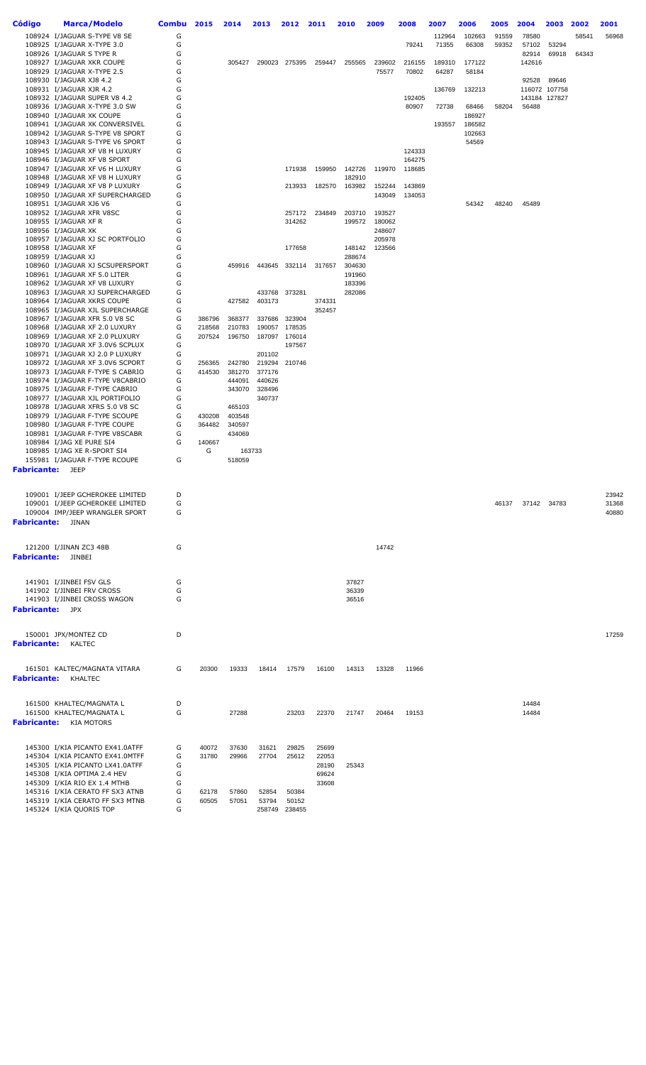| Código | Marca/Modelo | Combu | 2015 | 2014 | 2013 | 2012 | 2011 | 2010 | 2009 | 2008 | 2007 | 2006 | 2005 | 2004 | 2003 | 2002 | 2001 |
|---|---|---|---|---|---|---|---|---|---|---|---|---|---|---|---|---|---|
| 108924 | I/JAGUAR S-TYPE V8 SE | G | | | | | | | | | 112964 | 102663 | 91559 | 78580 | | 58541 | 56968 |
| 108925 | I/JAGUAR X-TYPE 3.0 | G | | | | | | | | 79241 | 71355 | 66308 | 59352 | 57102 | 53294 | | |
| 108926 | I/JAGUAR S TYPE R | G | | | | | | | | | | | | 82914 | 69918 | 64343 | |
| 108927 | I/JAGUAR XKR COUPE | G | | 305427 | 290023 | 275395 | 259447 | 255565 | 239602 | 216155 | 189310 | 177122 | | 142616 | | | |
| 108929 | I/JAGUAR X-TYPE 2.5 | G | | | | | | | 75577 | 70802 | 64287 | 58184 | | | | | |
| 108930 | I/JAGUAR XJ8 4.2 | G | | | | | | | | | | | | 92528 | 89646 | | |
| 108931 | I/JAGUAR XJR 4.2 | G | | | | | | | | | 136769 | 132213 | | 116072 | 107758 | | |
| 108932 | I/JAGUAR SUPER V8 4.2 | G | | | | | | | | 192405 | | | | 143184 | 127827 | | |
| 108936 | I/JAGUAR X-TYPE 3.0 SW | G | | | | | | | | 80907 | 72738 | 68466 | 58204 | 56488 | | | |
| 108940 | I/JAGUAR XK COUPE | G | | | | | | | | | | 186927 | | | | | |
| 108941 | I/JAGUAR XK CONVERSIVEL | G | | | | | | | | | 193557 | 186582 | | | | | |
| 108942 | I/JAGUAR S-TYPE V8 SPORT | G | | | | | | | | | | 102663 | | | | | |
| 108943 | I/JAGUAR S-TYPE V6 SPORT | G | | | | | | | | | | 54569 | | | | | |
| 108945 | I/JAGUAR XF V8 H LUXURY | G | | | | | | | | 124333 | | | | | | | |
| 108946 | I/JAGUAR XF V8 SPORT | G | | | | | | | | 164275 | | | | | | | |
| 108947 | I/JAGUAR XF V6 H LUXURY | G | | | | 171938 | 159950 | 142726 | 119970 | 118685 | | | | | | | |
| 108948 | I/JAGUAR XF V8 H LUXURY | G | | | | | | 182910 | | | | | | | | | |
| 108949 | I/JAGUAR XF V8 P LUXURY | G | | | | 213933 | 182570 | 163982 | 152244 | 143869 | | | | | | | |
| 108950 | I/JAGUAR XF SUPERCHARGED | G | | | | | | | 143049 | 134053 | | | | | | | |
| 108951 | I/JAGUAR XJ6 V6 | G | | | | | | | | | | 54342 | 48240 | 45489 | | | |
| 108952 | I/JAGUAR XFR V8SC | G | | | | 257172 | 234849 | 203710 | 193527 | | | | | | | | |
| 108955 | I/JAGUAR XF R | G | | | | 314262 | | 199572 | 180062 | | | | | | | | |
| 108956 | I/JAGUAR XK | G | | | | | | | 248607 | | | | | | | | |
| 108957 | I/JAGUAR XJ SC PORTFOLIO | G | | | | | | | 205978 | | | | | | | | |
| 108958 | I/JAGUAR XF | G | | | | 177658 | | 148142 | 123566 | | | | | | | | |
| 108959 | I/JAGUAR XJ | G | | | | | | 288674 | | | | | | | | | |
| 108960 | I/JAGUAR XJ SCSUPERSPORT | G | | 459916 | 443645 | 332114 | 317657 | 304630 | | | | | | | | | |
| 108961 | I/JAGUAR XF 5.0 LITER | G | | | | | | 191960 | | | | | | | | | |
| 108962 | I/JAGUAR XF V8 LUXURY | G | | | | | | 183396 | | | | | | | | | |
| 108963 | I/JAGUAR XJ SUPERCHARGED | G | | | 433768 | 373281 | | 282086 | | | | | | | | | |
| 108964 | I/JAGUAR XKRS COUPE | G | | 427582 | 403173 | | 374331 | | | | | | | | | | |
| 108965 | I/JAGUAR XJL SUPERCHARGE | G | | | | | 352457 | | | | | | | | | | |
| 108967 | I/JAGUAR XFR 5.0 V8 SC | G | 386796 | 368377 | 337686 | 323904 | | | | | | | | | | | |
| 108968 | I/JAGUAR XF 2.0 LUXURY | G | 218568 | 210783 | 190057 | 178535 | | | | | | | | | | | |
| 108969 | I/JAGUAR XF 2.0 PLUXURY | G | 207524 | 196750 | 187097 | 176014 | | | | | | | | | | | |
| 108970 | I/JAGUAR XF 3.0V6 SCPLUX | G | | | | 197567 | | | | | | | | | | | |
| 108971 | I/JAGUAR XJ 2.0 P LUXURY | G | | | 201102 | | | | | | | | | | | | |
| 108972 | I/JAGUAR XF 3.0V6 SCPORT | G | 256365 | 242780 | 219294 | 210746 | | | | | | | | | | | |
| 108973 | I/JAGUAR F-TYPE S CABRIO | G | 414530 | 381270 | 377176 | | | | | | | | | | | | |
| 108974 | I/JAGUAR F-TYPE V8CABRIO | G | | 444091 | 440626 | | | | | | | | | | | | |
| 108975 | I/JAGUAR F-TYPE CABRIO | G | | 343070 | 328496 | | | | | | | | | | | | |
| 108977 | I/JAGUAR XJL PORTIFOLIO | G | | | 340737 | | | | | | | | | | | | |
| 108978 | I/JAGUAR XFRS 5.0 V8 SC | G | | 465103 | | | | | | | | | | | | | |
| 108979 | I/JAGUAR F-TYPE SCOUPE | G | 430208 | 403548 | | | | | | | | | | | | | |
| 108980 | I/JAGUAR F-TYPE COUPE | G | 364482 | 340597 | | | | | | | | | | | | | |
| 108981 | I/JAGUAR F-TYPE V8SCABR | G | | 434069 | | | | | | | | | | | | | |
| 108984 | I/JAG XE PURE SI4 | G | 140667 | | | | | | | | | | | | | | |
| 108985 | I/JAG XE R-SPORT SI4 | | G | 163733 | | | | | | | | | | | | | |
| 155981 | I/JAGUAR F-TYPE RCOUPE | G | | 518059 | | | | | | | | | | | | | |
| **Fabricante:** | JEEP | | | | | | | | | | | | | | | | |
| 109001 | I/JEEP GCHEROKEE LIMITED | D | | | | | | | | | | | | | | | 23942 |
| 109001 | I/JEEP GCHEROKEE LIMITED | G | | | | | | | | | | | 46137 | 37142 | 34783 | | 31368 |
| 109004 | IMP/JEEP WRANGLER SPORT | G | | | | | | | | | | | | | | | 40880 |
| **Fabricante:** | JINAN | | | | | | | | | | | | | | | | |
| 121200 | I/JINAN ZC3 48B | G | | | | | | | 14742 | | | | | | | | |
| **Fabricante:** | JINBEI | | | | | | | | | | | | | | | | |
| 141901 | I/JINBEI FSV GLS | G | | | | | | 37827 | | | | | | | | | |
| 141902 | I/JINBEI FRV CROSS | G | | | | | | 36339 | | | | | | | | | |
| 141903 | I/JINBEI CROSS WAGON | G | | | | | | 36516 | | | | | | | | | |
| **Fabricante:** | JPX | | | | | | | | | | | | | | | | |
| 150001 | JPX/MONTEZ CD | D | | | | | | | | | | | | | | | 17259 |
| **Fabricante:** | KALTEC | | | | | | | | | | | | | | | | |
| 161501 | KALTEC/MAGNATA VITARA | G | 20300 | 19333 | 18414 | 17579 | 16100 | 14313 | 13328 | 11966 | | | | | | | |
| **Fabricante:** | KHALTEC | | | | | | | | | | | | | | | | |
| 161500 | KHALTEC/MAGNATA L | D | | | | | | | | | | | | 14484 | | | |
| 161500 | KHALTEC/MAGNATA L | G | | 27288 | | 23203 | 22370 | 21747 | 20464 | 19153 | | | | 14484 | | | |
| **Fabricante:** | KIA MOTORS | | | | | | | | | | | | | | | | |
| 145300 | I/KIA PICANTO EX41.0ATFF | G | 40072 | 37630 | 31621 | 29825 | 25699 | | | | | | | | | | |
| 145304 | I/KIA PICANTO EX41.0MTFF | G | 31780 | 29966 | 27704 | 25612 | 22053 | | | | | | | | | | |
| 145305 | I/KIA PICANTO LX41.0ATFF | G | | | | | 28190 | 25343 | | | | | | | | | |
| 145308 | I/KIA OPTIMA 2.4 HEV | G | | | | | 69624 | | | | | | | | | | |
| 145309 | I/KIA RIO EX 1.4 MTHB | G | | | | | 33608 | | | | | | | | | | |
| 145316 | I/KIA CERATO FF SX3 ATNB | G | 62178 | 57860 | 52854 | 50384 | | | | | | | | | | | |
| 145319 | I/KIA CERATO FF SX3 MTNB | G | 60505 | 57051 | 53794 | 50152 | | | | | | | | | | | |
| 145324 | I/KIA QUORIS TOP | G | | | 258749 | 238455 | | | | | | | | | | | |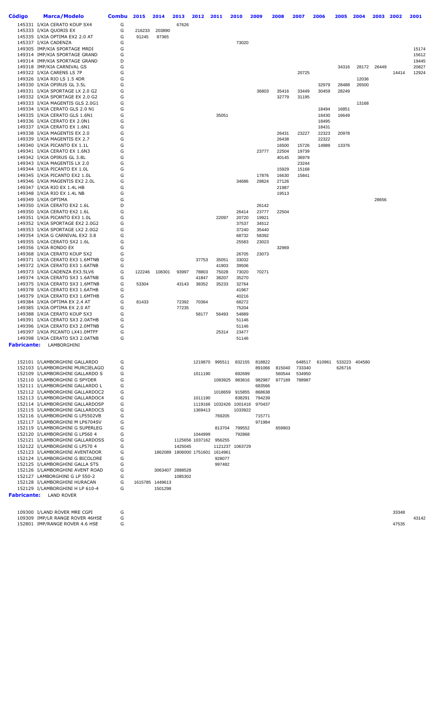| Código | Marca/Modelo | Combu | 2015 | 2014 | 2013 | 2012 | 2011 | 2010 | 2009 | 2008 | 2007 | 2006 | 2005 | 2004 | 2003 | 2002 | 2001 |
|---|---|---|---|---|---|---|---|---|---|---|---|---|---|---|---|---|---|
| 145331 | I/KIA CERATO KOUP SX4 | G | | | 67626 | | | | | | | | | | | | |
| 145333 | I/KIA QUORIS EX | G | 216233 | 203890 | | | | | | | | | | | | | |
| 145335 | I/KIA OPTIMA EX2 2.0 AT | G | 91245 | 87365 | | | | | | | | | | | | | |
| 145337 | I/KIA CADENZA | G | | | | | | 73020 | | | | | | | | | |
| 149305 | IMP/KIA SPORTAGE MRDI | G | | | | | | | | | | | | | | | 15174 |
| 149314 | IMP/KIA SPORTAGE GRAND | G | | | | | | | | | | | | | | | 15612 |
| 149314 | IMP/KIA SPORTAGE GRAND | D | | | | | | | | | | | | | | | 19445 |
| 149318 | IMP/KIA CARNIVAL GS | G | | | | | | | | | | | 34316 | 28172 | 26449 | | 20827 |
| 149322 | I/KIA CARENS LS 7P | G | | | | | | | | | 20725 | | | | | 14414 | 12924 |
| 149326 | I/KIA RIO LS 1.5 4DR | G | | | | | | | | | | | | 12036 | | | |
| 149330 | I/KIA OPIRUS GL 3.5L | G | | | | | | | | | | 32979 | 28488 | 26500 | | | |
| 149331 | I/KIA SPORTAGE LX 2.0 G2 | G | | | | | | | 36803 | 35416 | 33449 | 30459 | 28249 | | | | |
| 149332 | I/KIA SPORTAGE EX 2.0 G2 | G | | | | | | | | 32779 | 31195 | | | | | | |
| 149333 | I/KIA MAGENTIS GLS 2.0G1 | G | | | | | | | | | | | | 13168 | | | |
| 149334 | I/KIA CERATO GLS 2.0 N1 | G | | | | | | | | | | 18494 | 16851 | | | | |
| 149335 | I/KIA CERATO GLS 1.6N1 | G | | | | | 35051 | | | | | 18430 | 16649 | | | | |
| 149336 | I/KIA CERATO EX 2.0N1 | G | | | | | | | | | | 18495 | | | | | |
| 149337 | I/KIA CERATO EX 1.6N1 | G | | | | | | | | | | 18431 | | | | | |
| 149338 | I/KIA MAGENTIS EX 2.0 | G | | | | | | | | 26431 | 23227 | 22323 | 20978 | | | | |
| 149339 | I/KIA MAGENTIS EX 2.7 | G | | | | | | | | 26438 | | 22322 | | | | | |
| 149340 | I/KIA PICANTO EX 1.1L | G | | | | | | | | 16500 | 15726 | 14989 | 13376 | | | | |
| 149341 | I/KIA CERATO EX 1.6N3 | G | | | | | | | 23777 | 22504 | 19739 | | | | | | |
| 149342 | I/KIA OPIRUS GL 3.8L | G | | | | | | | | 40145 | 36979 | | | | | | |
| 149343 | I/KIA MAGENTIS LX 2.0 | G | | | | | | | | | 23244 | | | | | | |
| 149344 | I/KIA PICANTO EX 1.0L | G | | | | | | | | 15929 | 15168 | | | | | | |
| 149345 | I/KIA PICANTO EX2 1.0L | G | | | | | | | 17876 | 16630 | 15841 | | | | | | |
| 149346 | I/KIA MAGENTIS EX2 2.0L | G | | | | | | 34686 | 29824 | 27126 | | | | | | | |
| 149347 | I/KIA RIO EX 1.4L HB | G | | | | | | | | 21987 | | | | | | | |
| 149348 | I/KIA RIO EX 1.4L NB | G | | | | | | | | 19513 | | | | | | | |
| 149349 | I/KIA OPTIMA | G | | | | | | | | | | | | | 28656 | | |
| 149350 | I/KIA CERATO EX2 1.6L | D | | | | | | | 26142 | | | | | | | | |
| 149350 | I/KIA CERATO EX2 1.6L | G | | | | | | 26414 | 23777 | 22504 | | | | | | | |
| 149351 | I/KIA PICANTO EX3 1.0L | G | | | | | 22097 | 20720 | 19921 | | | | | | | | |
| 149352 | I/KIA SPORTAGE EX2 2.0G2 | G | | | | | | 37537 | 34512 | | | | | | | | |
| 149353 | I/KIA SPORTAGE LX2 2.0G2 | G | | | | | | 37240 | 35440 | | | | | | | | |
| 149354 | I/KIA G CARNIVAL EX2 3.8 | G | | | | | | 68732 | 58392 | | | | | | | | |
| 149355 | I/KIA CERATO SX2 1.6L | G | | | | | | 25583 | 23023 | | | | | | | | |
| 149356 | I/KIA RONDO EX | G | | | | | | | | 32969 | | | | | | | |
| 149368 | I/KIA CERATO KOUP SX2 | G | | | | | | 26705 | 23073 | | | | | | | | |
| 149371 | I/KIA CERATO EX3 1.6MTNB | G | | | | 37753 | 35051 | 33032 | | | | | | | | | |
| 149372 | I/KIA CERATO EX3 1.6ATNB | G | | | | | 41903 | 39506 | | | | | | | | | |
| 149373 | I/KIA CADENZA EX3.5LV6 | G | 122246 | 108301 | 93997 | 78803 | 75028 | 73020 | 70271 | | | | | | | | |
| 149374 | I/KIA CERATO SX3 1.6ATNB | G | | | | 41847 | 38207 | 35270 | | | | | | | | | |
| 149375 | I/KIA CERATO SX3 1.6MTNB | G | 53304 | | 43143 | 38352 | 35233 | 32764 | | | | | | | | | |
| 149378 | I/KIA CERATO EX3 1.6ATHB | G | | | | | | 41967 | | | | | | | | | |
| 149379 | I/KIA CERATO EX3 1.6MTHB | G | | | | | | 40216 | | | | | | | | | |
| 149384 | I/KIA OPTIMA EX 2.4 AT | G | 81433 | | 72392 | 70364 | | 68272 | | | | | | | | | |
| 149385 | I/KIA OPTIMA EX 2.0 AT | G | | | 77235 | | | 75204 | | | | | | | | | |
| 149388 | I/KIA CERATO KOUP SX3 | G | | | | 58177 | 56493 | 54889 | | | | | | | | | |
| 149391 | I/KIA CERATO SX3 2.0ATHB | G | | | | | | 51146 | | | | | | | | | |
| 149396 | I/KIA CERATO EX3 2.0MTNB | G | | | | | | 51146 | | | | | | | | | |
| 149397 | I/KIA PICANTO LX41.0MTFF | G | | | | | 25314 | 23477 | | | | | | | | | |
| 149398 | I/KIA CERATO SX3 2.0ATNB | G | | | | | | 51146 | | | | | | | | | |
| **Fabricante:** | LAMBORGHINI | | | | | | | | | | | | | | | | |
| 152101 | I/LAMBORGHINI GALLARDO | G | | | | 1219870 | 995511 | 832155 | 818822 | | 648517 | 610961 | 533223 | 404580 | | | |
| 152103 | I/LAMBORGHINI MURCIELAGO | G | | | | | | | 891066 | 815040 | 733340 | | 626716 | | | | |
| 152109 | I/LAMBORGHINI GALLARDO S | G | | | | 1011190 | | 692699 | | 560544 | 534950 | | | | | | |
| 152110 | I/LAMBORGHINI G SPYDER | G | | | | | 1083925 | 983816 | 982987 | 877189 | 788987 | | | | | | |
| 152111 | I/LAMBORGHINI GALLARDO L | G | | | | | | | 683566 | | | | | | | | |
| 152112 | I/LAMBORGHINI GALLARDOC2 | G | | | | | 1018659 | 915855 | 868638 | | | | | | | | |
| 152113 | I/LAMBORGHINI GALLARDOC4 | G | | | | 1011190 | | 838291 | 794239 | | | | | | | | |
| 152114 | I/LAMBORGHINI GALLARDOSP | G | | | | 1119166 | 1032426 | 1001416 | 970437 | | | | | | | | |
| 152115 | I/LAMBORGHINI GALLARDOCS | G | | | | 1369413 | | 1033922 | | | | | | | | | |
| 152116 | I/LAMBORGHINI G LP5502VB | G | | | | | 769205 | | 715771 | | | | | | | | |
| 152117 | I/LAMBORGHINI M LP6704SV | G | | | | | | | 971984 | | | | | | | | |
| 152119 | I/LAMBORGHINI G SUPERLEG | G | | | | | 813704 | 799552 | | 659903 | | | | | | | |
| 152120 | I/LAMBORGHINI G LP560 4 | G | | | | 1044999 | | 792868 | | | | | | | | | |
| 152121 | I/LAMBORGHINI GALLARDOSS | G | | | 1125656 | 1037162 | 956255 | | | | | | | | | | |
| 152122 | I/LAMBORGHINI G LP570 4 | G | | | 1425045 | | 1121237 | 1063729 | | | | | | | | | |
| 152123 | I/LAMBORGHINI AVENTADOR | G | | 1862089 | 1806000 | 1751601 | 1614961 | | | | | | | | | | |
| 152124 | I/LAMBORGHINI G BICOLORE | G | | | | | 928077 | | | | | | | | | | |
| 152125 | I/LAMBORGHINI GALLA STS | G | | | | | 997482 | | | | | | | | | | |
| 152126 | I/LAMBORGHINI AVENT ROAD | G | | 3063407 | 2888528 | | | | | | | | | | | | |
| 152127 | LAMBORGHINI G LP 550-2 | G | | | 1085302 | | | | | | | | | | | | |
| 152128 | I/LAMBORGHINI HURACAN | G | 1615785 | 1449613 | | | | | | | | | | | | | |
| 152129 | I/LAMBORGHINI H LP 610-4 | G | | 1501298 | | | | | | | | | | | | | |
| **Fabricante:** | LAND ROVER | | | | | | | | | | | | | | | | |
| 109300 | I/LAND ROVER MRE CGPI | G | | | | | | | | | | | | | | 33348 | |
| 109309 | IMP/LR RANGE ROVER 46HSE | G | | | | | | | | | | | | | | | 43142 |
| 152801 | IMP/RANGE ROVER 4.6 HSE | G | | | | | | | | | | | | | | 47535 | |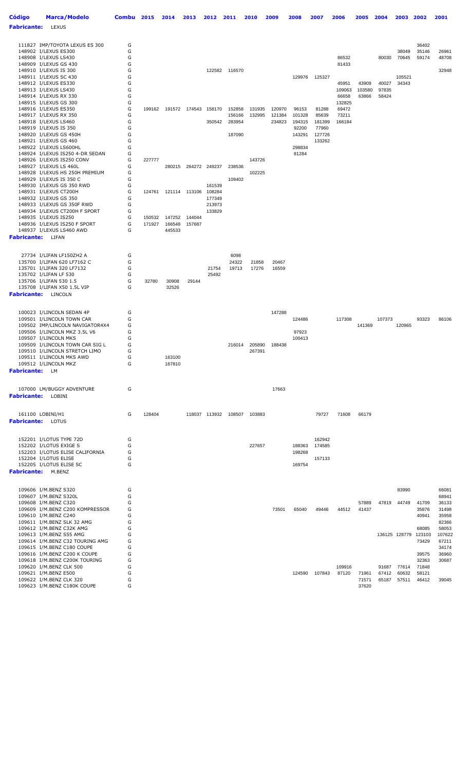| Código | Marca/Modelo | Combu | 2015 | 2014 | 2013 | 2012 | 2011 | 2010 | 2009 | 2008 | 2007 | 2006 | 2005 | 2004 | 2003 | 2002 | 2001 |
|---|---|---|---|---|---|---|---|---|---|---|---|---|---|---|---|---|---|
| **Fabricante:** | LEXUS | | | | | | | | | | | | | | | | |
| 111827 | IMP/TOYOTA LEXUS ES 300 | G | | | | | | | | | | | | | | 36402 | |
| 148902 | I/LEXUS ES300 | G | | | | | | | | | | | | | 38049 | 35146 | 26961 |
| 148908 | I/LEXUS LS430 | G | | | | | | | | | | 86532 | | 80030 | 70645 | 59174 | 48708 |
| 148909 | I/LEXUS GS 430 | G | | | | | | | | | | 81433 | | | | | |
| 148910 | I/LEXUS IS 300 | G | | | | 122582 | 116570 | | | | | | | | | | 32948 |
| 148911 | I/LEXUS SC 430 | G | | | | | | | | 129976 | 125327 | | | | 105521 | | |
| 148912 | I/LEXUS ES330 | G | | | | | | | | | | 45951 | 43909 | 40027 | 34343 | | |
| 148913 | I/LEXUS LS430 | G | | | | | | | | | | 109063 | 103580 | 97835 | | | |
| 148914 | I/LEXUS RX 330 | G | | | | | | | | | | 66658 | 63866 | 58424 | | | |
| 148915 | I/LEXUS GS 300 | G | | | | | | | | | | 132825 | | | | | |
| 148916 | I/LEXUS ES350 | G | 199162 | 191572 | 174543 | 158170 | 152858 | 131935 | 120970 | 96153 | 81288 | 69472 | | | | | |
| 148917 | I/LEXUS RX 350 | G | | | | | 156166 | 132995 | 121384 | 101328 | 85639 | 73211 | | | | | |
| 148918 | I/LEXUS LS460 | G | | | | 350542 | 283954 | | 234823 | 194315 | 181399 | 166184 | | | | | |
| 148919 | I/LEXUS IS 350 | G | | | | | | | | 92200 | 77960 | | | | | | |
| 148920 | I/LEXUS GS 450H | G | | | | | 187090 | | | 143291 | 127726 | | | | | | |
| 148921 | I/LEXUS GS 460 | G | | | | | | | | | 133262 | | | | | | |
| 148922 | I/LEXUS LS600HL | G | | | | | | | | 298834 | | | | | | | |
| 148924 | I/LEXUS IS250 4-DR SEDAN | G | | | | | | | | 81284 | | | | | | | |
| 148926 | I/LEXUS IS250 CONV | G | 227777 | | | | | 143726 | | | | | | | | | |
| 148927 | I/LEXUS LS 460L | G | | 280215 | 264272 | 249237 | 238536 | | | | | | | | | | |
| 148928 | I/LEXUS HS 250H PREMIUM | G | | | | | | 102225 | | | | | | | | | |
| 148929 | I/LEXUS IS 350 C | G | | | | | 109402 | | | | | | | | | | |
| 148930 | I/LEXUS GS 350 RWD | G | | | | 161539 | | | | | | | | | | | |
| 148931 | I/LEXUS CT200H | G | 124761 | 121114 | 113106 | 108284 | | | | | | | | | | | |
| 148932 | I/LEXUS GS 350 | G | | | | 177349 | | | | | | | | | | | |
| 148933 | I/LEXUS GS 350F RWD | G | | | | 213973 | | | | | | | | | | | |
| 148934 | I/LEXUS CT200H F SPORT | G | | | | 133829 | | | | | | | | | | | |
| 148935 | I/LEXUS IS250 | G | 150532 | 147252 | 144044 | | | | | | | | | | | | |
| 148936 | I/LEXUS IS250 F SPORT | G | 171927 | 166548 | 157687 | | | | | | | | | | | | |
| 148937 | I/LEXUS LS460 AWD | G | | 445533 | | | | | | | | | | | | | |
| **Fabricante:** | LIFAN | | | | | | | | | | | | | | | | |
| 27734 | I/LIFAN LF150ZH2 A | G | | | | | 6098 | | | | | | | | | | |
| 135700 | I/LIFAN 620 LF7162 C | G | | | | | 24322 | 21858 | 20467 | | | | | | | | |
| 135701 | I/LIFAN 320 LF7132 | G | | | | 21754 | 19713 | 17276 | 16559 | | | | | | | | |
| 135702 | I/LIFAN LF 530 | G | | | | 25492 | | | | | | | | | | | |
| 135706 | I/LIFAN 530 1.5 | G | 32780 | 30908 | 29144 | | | | | | | | | | | | |
| 135708 | I/LIFAN X50 1.5L VIP | G | | 32526 | | | | | | | | | | | | | |
| **Fabricante:** | LINCOLN | | | | | | | | | | | | | | | | |
| 100023 | I/LINCOLN SEDAN 4P | G | | | | | | | 147288 | | | | | | | | |
| 109501 | I/LINCOLN TOWN CAR | G | | | | | | | | 124486 | | 117308 | | 107373 | | 93323 | 86106 |
| 109502 | IMP/LINCOLN NAVIGATOR4X4 | G | | | | | | | | | | | 141369 | | 120965 | | |
| 109506 | I/LINCOLN MKZ 3.5L V6 | G | | | | | | | | 97923 | | | | | | | |
| 109507 | I/LINCOLN MKS | G | | | | | | | | 100413 | | | | | | | |
| 109509 | I/LINCOLN TOWN CAR SIG L | G | | | | | 216014 | 205890 | 188438 | | | | | | | | |
| 109510 | I/LINCOLN STRETCH LIMO | G | | | | | | 267391 | | | | | | | | | |
| 109511 | I/LINCOLN MKS AWD | G | | 163100 | | | | | | | | | | | | | |
| 109512 | I/LINCOLN MKZ | G | | 167810 | | | | | | | | | | | | | |
| **Fabricante:** | LM | | | | | | | | | | | | | | | | |
| 107000 | LM/BUGGY ADVENTURE | G | | | | | | | 17663 | | | | | | | | |
| **Fabricante:** | LOBINI | | | | | | | | | | | | | | | | |
| 161100 | LOBINI/H1 | G | 128404 | | 118037 | 113932 | 108507 | 103883 | | | 79727 | 71608 | 66179 | | | | |
| **Fabricante:** | LOTUS | | | | | | | | | | | | | | | | |
| 152201 | I/LOTUS TYPE 72D | G | | | | | | | | | 162942 | | | | | | |
| 152202 | I/LOTUS EXIGE S | G | | | | | | 227657 | | 188363 | 174585 | | | | | | |
| 152203 | I/LOTUS ELISE CALIFORNIA | G | | | | | | | | 198268 | | | | | | | |
| 152204 | I/LOTUS ELISE | G | | | | | | | | | 157133 | | | | | | |
| 152205 | I/LOTUS ELISE SC | G | | | | | | | | 169754 | | | | | | | |
| **Fabricante:** | M.BENZ | | | | | | | | | | | | | | | | |
| 109606 | I/M.BENZ S320 | G | | | | | | | | | | | | | 83990 | | 66081 |
| 109607 | I/M.BENZ S320L | G | | | | | | | | | | | | | | | 68941 |
| 109608 | I/M.BENZ C320 | G | | | | | | | | | | | 57889 | 47819 | 44749 | 41709 | 36133 |
| 109609 | I/M.BENZ C200 KOMPRESSOR | G | | | | | | | 73501 | 65040 | 49446 | 44512 | 41437 | | | 35876 | 31498 |
| 109610 | I/M.BENZ C240 | G | | | | | | | | | | | | | | 40941 | 35958 |
| 109611 | I/M.BENZ SLK 32 AMG | G | | | | | | | | | | | | | | | 82366 |
| 109612 | I/M.BENZ C32K AMG | G | | | | | | | | | | | | | | 68085 | 58053 |
| 109613 | I/M.BENZ S55 AMG | G | | | | | | | | | | | | 136125 | 128779 | 123103 | 107622 |
| 109614 | I/M.BENZ C32 TOURING AMG | G | | | | | | | | | | | | | | 73429 | 67211 |
| 109615 | I/M.BENZ C180 COUPE | G | | | | | | | | | | | | | | | 34174 |
| 109616 | I/M.BENZ C200 K COUPE | G | | | | | | | | | | | | | | 39575 | 36960 |
| 109618 | I/M.BENZ C200K TOURING | G | | | | | | | | | | | | | | 32363 | 30687 |
| 109620 | I/M.BENZ CLK 500 | G | | | | | | | | | | 109916 | | 91687 | 77614 | 71848 | |
| 109621 | I/M.BENZ E500 | G | | | | | | | | 124590 | 107843 | 87120 | 71961 | 67412 | 60632 | 58121 | |
| 109622 | I/M.BENZ CLK 320 | G | | | | | | | | | | | 71571 | 65187 | 57511 | 46412 | 39045 |
| 109623 | I/M.BENZ C180K COUPE | G | | | | | | | | | | | 37620 | | | | |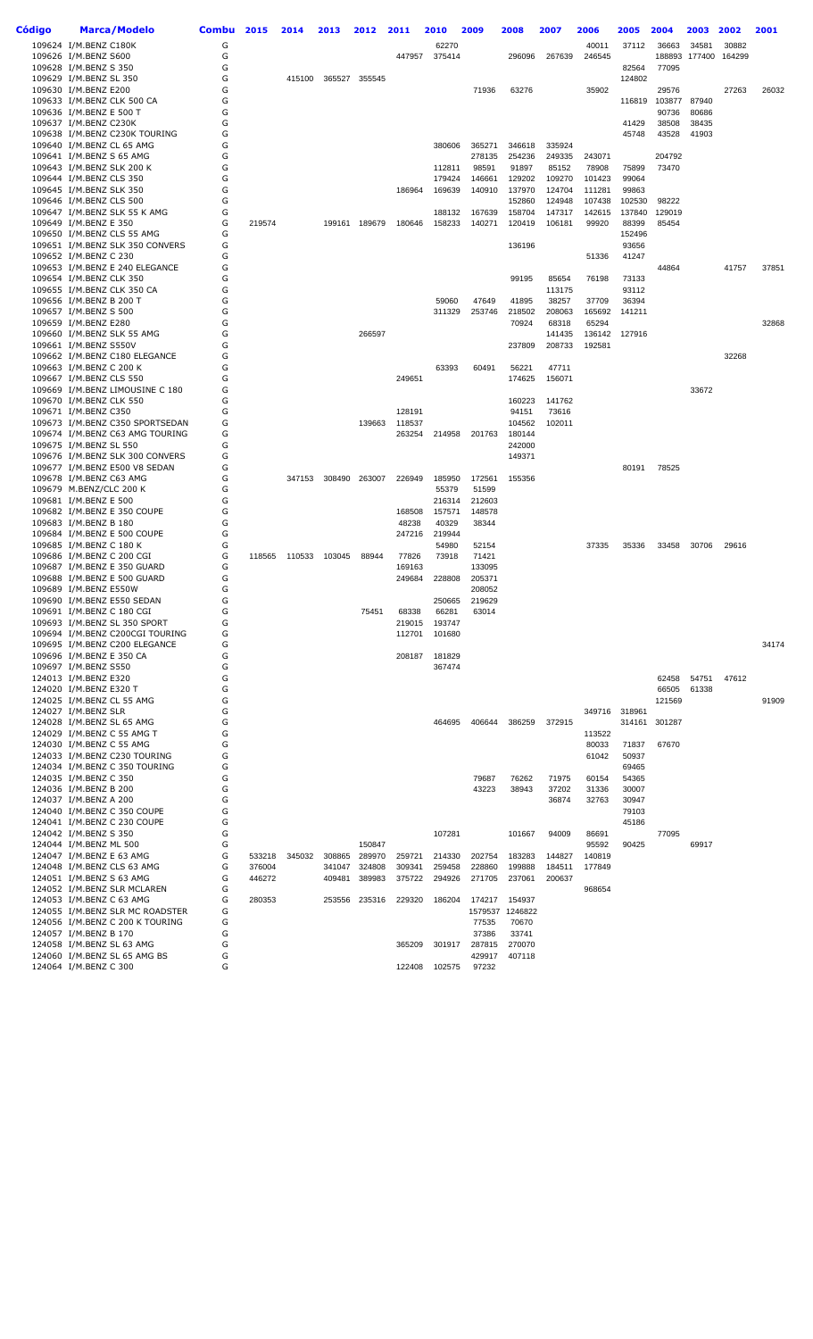| Código | Marca/Modelo | Combu | 2015 | 2014 | 2013 | 2012 | 2011 | 2010 | 2009 | 2008 | 2007 | 2006 | 2005 | 2004 | 2003 | 2002 | 2001 |
|---|---|---|---|---|---|---|---|---|---|---|---|---|---|---|---|---|---|
| 109624 | I/M.BENZ C180K | G | | | | | | 62270 | | | | 40011 | 37112 | 36663 | 34581 | 30882 | |
| 109626 | I/M.BENZ S600 | G | | | | | 447957 | 375414 | | 296096 | 267639 | 246545 | | 188893 | 177400 | 164299 | |
| 109628 | I/M.BENZ S 350 | G | | | | | | | | | | | 82564 | 77095 | | | |
| 109629 | I/M.BENZ SL 350 | G | | 415100 | 365527 | 355545 | | | | | | | 124802 | | | | |
| 109630 | I/M.BENZ E200 | G | | | | | | | 71936 | 63276 | | 35902 | | 29576 | | 27263 | 26032 |
| 109633 | I/M.BENZ CLK 500 CA | G | | | | | | | | | | | 116819 | 103877 | 87940 | | |
| 109636 | I/M.BENZ E 500 T | G | | | | | | | | | | | | 90736 | 80686 | | |
| 109637 | I/M.BENZ C230K | G | | | | | | | | | | | 41429 | 38508 | 38435 | | |
| 109638 | I/M.BENZ C230K TOURING | G | | | | | | | | | | | 45748 | 43528 | 41903 | | |
| 109640 | I/M.BENZ CL 65 AMG | G | | | | | | 380606 | 365271 | 346618 | 335924 | | | | | | |
| 109641 | I/M.BENZ S 65 AMG | G | | | | | | | 278135 | 254236 | 249335 | 243071 | | 204792 | | | |
| 109643 | I/M.BENZ SLK 200 K | G | | | | | | 112811 | 98591 | 91897 | 85152 | 78908 | 75899 | 73470 | | | |
| 109644 | I/M.BENZ CLS 350 | G | | | | | | 179424 | 146661 | 129202 | 109270 | 101423 | 99064 | | | | |
| 109645 | I/M.BENZ SLK 350 | G | | | | | 186964 | 169639 | 140910 | 137970 | 124704 | 111281 | 99863 | | | | |
| 109646 | I/M.BENZ CLS 500 | G | | | | | | | | 152860 | 124948 | 107438 | 102530 | 98222 | | | |
| 109647 | I/M.BENZ SLK 55 K AMG | G | | | | | | 188132 | 167639 | 158704 | 147317 | 142615 | 137840 | 129019 | | | |
| 109649 | I/M.BENZ E 350 | G | 219574 | | 199161 | 189679 | 180646 | 158233 | 140271 | 120419 | 106181 | 99920 | 88399 | 85454 | | | |
| 109650 | I/M.BENZ CLS 55 AMG | G | | | | | | | | | | | 152496 | | | | |
| 109651 | I/M.BENZ SLK 350 CONVERS | G | | | | | | | | 136196 | | | 93656 | | | | |
| 109652 | I/M.BENZ C 230 | G | | | | | | | | | | 51336 | 41247 | | | | |
| 109653 | I/M.BENZ E 240 ELEGANCE | G | | | | | | | | | | | | 44864 | | 41757 | 37851 |
| 109654 | I/M.BENZ CLK 350 | G | | | | | | | | 99195 | 85654 | 76198 | 73133 | | | | |
| 109655 | I/M.BENZ CLK 350 CA | G | | | | | | | | | 113175 | | 93112 | | | | |
| 109656 | I/M.BENZ B 200 T | G | | | | | | 59060 | 47649 | 41895 | 38257 | 37709 | 36394 | | | | |
| 109657 | I/M.BENZ S 500 | G | | | | | | 311329 | 253746 | 218502 | 208063 | 165692 | 141211 | | | | |
| 109659 | I/M.BENZ E280 | G | | | | | | | | 70924 | 68318 | 65294 | | | | | 32868 |
| 109660 | I/M.BENZ SLK 55 AMG | G | | | | 266597 | | | | | 141435 | 136142 | 127916 | | | | |
| 109661 | I/M.BENZ S550V | G | | | | | | | | 237809 | 208733 | 192581 | | | | | |
| 109662 | I/M.BENZ C180 ELEGANCE | G | | | | | | | | | | | | | | 32268 | |
| 109663 | I/M.BENZ C 200 K | G | | | | | | 63393 | 60491 | 56221 | 47711 | | | | | | |
| 109667 | I/M.BENZ CLS 550 | G | | | | | 249651 | | | 174625 | 156071 | | | | | | |
| 109669 | I/M.BENZ LIMOUSINE C 180 | G | | | | | | | | | | | | | 33672 | | |
| 109670 | I/M.BENZ CLK 550 | G | | | | | | | | 160223 | 141762 | | | | | | |
| 109671 | I/M.BENZ C350 | G | | | | | 128191 | | | 94151 | 73616 | | | | | | |
| 109673 | I/M.BENZ C350 SPORTSEDAN | G | | | | 139663 | 118537 | | | 104562 | 102011 | | | | | | |
| 109674 | I/M.BENZ C63 AMG TOURING | G | | | | | 263254 | 214958 | 201763 | 180144 | | | | | | | |
| 109675 | I/M.BENZ SL 550 | G | | | | | | | | 242000 | | | | | | | |
| 109676 | I/M.BENZ SLK 300 CONVERS | G | | | | | | | | 149371 | | | | | | | |
| 109677 | I/M.BENZ E500 V8 SEDAN | G | | | | | | | | | | | 80191 | 78525 | | | |
| 109678 | I/M.BENZ C63 AMG | G | | 347153 | 308490 | 263007 | 226949 | 185950 | 172561 | 155356 | | | | | | | |
| 109679 | M.BENZ/CLC 200 K | G | | | | | | 55379 | 51599 | | | | | | | | |
| 109681 | I/M.BENZ E 500 | G | | | | | | 216314 | 212603 | | | | | | | | |
| 109682 | I/M.BENZ E 350 COUPE | G | | | | | 168508 | 157571 | 148578 | | | | | | | | |
| 109683 | I/M.BENZ B 180 | G | | | | | 48238 | 40329 | 38344 | | | | | | | | |
| 109684 | I/M.BENZ E 500 COUPE | G | | | | | 247216 | 219944 | | | | | | | | | |
| 109685 | I/M.BENZ C 180 K | G | | | | | | 54980 | 52154 | | | 37335 | 35336 | 33458 | 30706 | 29616 | |
| 109686 | I/M.BENZ C 200 CGI | G | 118565 | 110533 | 103045 | 88944 | 77826 | 73918 | 71421 | | | | | | | | |
| 109687 | I/M.BENZ E 350 GUARD | G | | | | | 169163 | | 133095 | | | | | | | | |
| 109688 | I/M.BENZ E 500 GUARD | G | | | | | 249684 | 228808 | 205371 | | | | | | | | |
| 109689 | I/M.BENZ E550W | G | | | | | | | 208052 | | | | | | | | |
| 109690 | I/M.BENZ E550 SEDAN | G | | | | | | 250665 | 219629 | | | | | | | | |
| 109691 | I/M.BENZ C 180 CGI | G | | | | 75451 | 68338 | 66281 | 63014 | | | | | | | | |
| 109693 | I/M.BENZ SL 350 SPORT | G | | | | | 219015 | 193747 | | | | | | | | | |
| 109694 | I/M.BENZ C200CGI TOURING | G | | | | | 112701 | 101680 | | | | | | | | | |
| 109695 | I/M.BENZ C200 ELEGANCE | G | | | | | | | | | | | | | | | 34174 |
| 109696 | I/M.BENZ E 350 CA | G | | | | | 208187 | 181829 | | | | | | | | | |
| 109697 | I/M.BENZ S550 | G | | | | | | 367474 | | | | | | | | | |
| 124013 | I/M.BENZ E320 | G | | | | | | | | | | | | 62458 | 54751 | 47612 | |
| 124020 | I/M.BENZ E320 T | G | | | | | | | | | | | | 66505 | 61338 | | |
| 124025 | I/M.BENZ CL 55 AMG | G | | | | | | | | | | | | 121569 | | | 91909 |
| 124027 | I/M.BENZ SLR | G | | | | | | | | | | 349716 | 318961 | | | | |
| 124028 | I/M.BENZ SL 65 AMG | G | | | | | | 464695 | 406644 | 386259 | 372915 | | 314161 | 301287 | | | |
| 124029 | I/M.BENZ C 55 AMG T | G | | | | | | | | | | 113522 | | | | | |
| 124030 | I/M.BENZ C 55 AMG | G | | | | | | | | | | 80033 | 71837 | 67670 | | | |
| 124033 | I/M.BENZ C230 TOURING | G | | | | | | | | | | 61042 | 50937 | | | | |
| 124034 | I/M.BENZ C 350 TOURING | G | | | | | | | | | | | 69465 | | | | |
| 124035 | I/M.BENZ C 350 | G | | | | | | | 79687 | 76262 | 71975 | 60154 | 54365 | | | | |
| 124036 | I/M.BENZ B 200 | G | | | | | | | 43223 | 38943 | 37202 | 31336 | 30007 | | | | |
| 124037 | I/M.BENZ A 200 | G | | | | | | | | | 36874 | 32763 | 30947 | | | | |
| 124040 | I/M.BENZ C 350 COUPE | G | | | | | | | | | | | 79103 | | | | |
| 124041 | I/M.BENZ C 230 COUPE | G | | | | | | | | | | | 45186 | | | | |
| 124042 | I/M.BENZ S 350 | G | | | | | | 107281 | | 101667 | 94009 | 86691 | | 77095 | | | |
| 124044 | I/M.BENZ ML 500 | G | | | | 150847 | | | | | | 95592 | 90425 | | 69917 | | |
| 124047 | I/M.BENZ E 63 AMG | G | 533218 | 345032 | 308865 | 289970 | 259721 | 214330 | 202754 | 183283 | 144827 | 140819 | | | | | |
| 124048 | I/M.BENZ CLS 63 AMG | G | 376004 | | 341047 | 324808 | 309341 | 259458 | 228860 | 199888 | 184511 | 177849 | | | | | |
| 124051 | I/M.BENZ S 63 AMG | G | 446272 | | 409481 | 389983 | 375722 | 294926 | 271705 | 237061 | 200637 | | | | | | |
| 124052 | I/M.BENZ SLR MCLAREN | G | | | | | | | | | | 968654 | | | | | |
| 124053 | I/M.BENZ C 63 AMG | G | 280353 | | 253556 | 235316 | 229320 | 186204 | 174217 | 154937 | | | | | | | |
| 124055 | I/M.BENZ SLR MC ROADSTER | G | | | | | | | 1579537 | 1246822 | | | | | | | |
| 124056 | I/M.BENZ C 200 K TOURING | G | | | | | | | 77535 | 70670 | | | | | | | |
| 124057 | I/M.BENZ B 170 | G | | | | | | | 37386 | 33741 | | | | | | | |
| 124058 | I/M.BENZ SL 63 AMG | G | | | | | 365209 | 301917 | 287815 | 270070 | | | | | | | |
| 124060 | I/M.BENZ SL 65 AMG BS | G | | | | | | | 429917 | 407118 | | | | | | | |
| 124064 | I/M.BENZ C 300 | G | | | | | 122408 | 102575 | 97232 | | | | | | | | |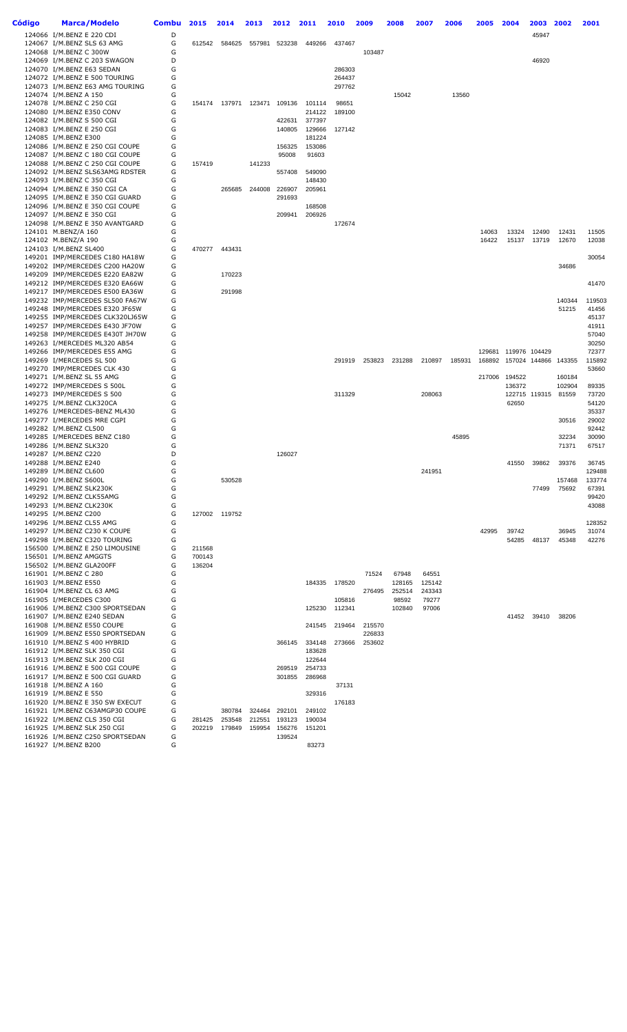| Código | Marca/Modelo | Combu | 2015 | 2014 | 2013 | 2012 | 2011 | 2010 | 2009 | 2008 | 2007 | 2006 | 2005 | 2004 | 2003 | 2002 | 2001 |
|---|---|---|---|---|---|---|---|---|---|---|---|---|---|---|---|---|---|
| 124066 | I/M.BENZ E 220 CDI | D | | | | | | | | | | | | | 45947 | | |
| 124067 | I/M.BENZ SLS 63 AMG | G | 612542 | 584625 | 557981 | 523238 | 449266 | 437467 | | | | | | | | | |
| 124068 | I/M.BENZ C 300W | G | | | | | | | 103487 | | | | | | | | |
| 124069 | I/M.BENZ C 203 SWAGON | D | | | | | | | | | | | | | 46920 | | |
| 124070 | I/M.BENZ E63 SEDAN | G | | | | | | 286303 | | | | | | | | | |
| 124072 | I/M.BENZ E 500 TOURING | G | | | | | | 264437 | | | | | | | | | |
| 124073 | I/M.BENZ E63 AMG TOURING | G | | | | | | 297762 | | | | | | | | | |
| 124074 | I/M.BENZ A 150 | G | | | | | | | | 15042 | | 13560 | | | | | |
| 124078 | I/M.BENZ C 250 CGI | G | 154174 | 137971 | 123471 | 109136 | 101114 | 98651 | | | | | | | | | |
| 124080 | I/M.BENZ E350 CONV | G | | | | | 214122 | 189100 | | | | | | | | | |
| 124082 | I/M.BENZ S 500 CGI | G | | | | 422631 | 377397 | | | | | | | | | | |
| 124083 | I/M.BENZ E 250 CGI | G | | | | 140805 | 129666 | 127142 | | | | | | | | | |
| 124085 | I/M.BENZ E300 | G | | | | | 181224 | | | | | | | | | | |
| 124086 | I/M.BENZ E 250 CGI COUPE | G | | | | 156325 | 153086 | | | | | | | | | | |
| 124087 | I/M.BENZ C 180 CGI COUPE | G | | | | 95008 | 91603 | | | | | | | | | | |
| 124088 | I/M.BENZ C 250 CGI COUPE | G | 157419 | | 141233 | | | | | | | | | | | | |
| 124092 | I/M.BENZ SLS63AMG RDSTER | G | | | | 557408 | 549090 | | | | | | | | | | |
| 124093 | I/M.BENZ C 350 CGI | G | | | | | 148430 | | | | | | | | | | |
| 124094 | I/M.BENZ E 350 CGI CA | G | | 265685 | 244008 | 226907 | 205961 | | | | | | | | | | |
| 124095 | I/M.BENZ E 350 CGI GUARD | G | | | | 291693 | | | | | | | | | | | |
| 124096 | I/M.BENZ E 350 CGI COUPE | G | | | | | 168508 | | | | | | | | | | |
| 124097 | I/M.BENZ E 350 CGI | G | | | | 209941 | 206926 | | | | | | | | | | |
| 124098 | I/M.BENZ E 350 AVANTGARD | G | | | | | | 172674 | | | | | | | | | |
| 124101 | M.BENZ/A 160 | G | | | | | | | | | | | 14063 | 13324 | 12490 | 12431 | 11505 |
| 124102 | M.BENZ/A 190 | G | | | | | | | | | | | 16422 | 15137 | 13719 | 12670 | 12038 |
| 124103 | I/M.BENZ SL400 | G | 470277 | 443431 | | | | | | | | | | | | | |
| 149201 | IMP/MERCEDES C180 HA18W | G | | | | | | | | | | | | | | | 30054 |
| 149202 | IMP/MERCEDES C200 HA20W | G | | | | | | | | | | | | | | 34686 | |
| 149209 | IMP/MERCEDES E220 EA82W | G | | 170223 | | | | | | | | | | | | | |
| 149212 | IMP/MERCEDES E320 EA66W | G | | | | | | | | | | | | | | | 41470 |
| 149217 | IMP/MERCEDES E500 EA36W | G | | 291998 | | | | | | | | | | | | | |
| 149232 | IMP/MERCEDES SL500 FA67W | G | | | | | | | | | | | | | | 140344 | 119503 |
| 149248 | IMP/MERCEDES E320 JF65W | G | | | | | | | | | | | | | | 51215 | 41456 |
| 149255 | IMP/MERCEDES CLK320LJ65W | G | | | | | | | | | | | | | | | 45137 |
| 149257 | IMP/MERCEDES E430 JF70W | G | | | | | | | | | | | | | | | 41911 |
| 149258 | IMP/MERCEDES E430T JH70W | G | | | | | | | | | | | | | | | 57040 |
| 149263 | I/MERCEDES ML320 AB54 | G | | | | | | | | | | | | | | | 30250 |
| 149266 | IMP/MERCEDES E55 AMG | G | | | | | | | | | | | 129681 | 119976 | 104429 | | 72377 |
| 149269 | I/MERCEDES SL 500 | G | | | | | | 291919 | 253823 | 231288 | 210897 | 185931 | 168892 | 157024 | 144866 | 143355 | 115892 |
| 149270 | IMP/MERCEDES CLK 430 | G | | | | | | | | | | | | | | | 53660 |
| 149271 | I/M.BENZ SL 55 AMG | G | | | | | | | | | | | 217006 | 194522 | | 160184 | |
| 149272 | IMP/MERCEDES S 500L | G | | | | | | | | | | | | 136372 | | 102904 | 89335 |
| 149273 | IMP/MERCEDES S 500 | G | | | | | | 311329 | | | 208063 | | | 122715 | 119315 | 81559 | 73720 |
| 149275 | I/M.BENZ CLK320CA | G | | | | | | | | | | | | 62650 | | | 54120 |
| 149276 | I/MERCEDES-BENZ ML430 | G | | | | | | | | | | | | | | | 35337 |
| 149277 | I/MERCEDES MRE CGPI | G | | | | | | | | | | | | | | 30516 | 29002 |
| 149282 | I/M.BENZ CL500 | G | | | | | | | | | | | | | | | 92442 |
| 149285 | I/MERCEDES BENZ C180 | G | | | | | | | | | | 45895 | | | | 32234 | 30090 |
| 149286 | I/M.BENZ SLK320 | G | | | | | | | | | | | | | | 71371 | 67517 |
| 149287 | I/M.BENZ C220 | D | | | | 126027 | | | | | | | | | | | |
| 149288 | I/M.BENZ E240 | G | | | | | | | | | | | | 41550 | 39862 | 39376 | 36745 |
| 149289 | I/M.BENZ CL600 | G | | | | | | | | | 241951 | | | | | | 129488 |
| 149290 | I/M.BENZ S600L | G | | 530528 | | | | | | | | | | | | 157468 | 133774 |
| 149291 | I/M.BENZ SLK230K | G | | | | | | | | | | | | | 77499 | 75692 | 67391 |
| 149292 | I/M.BENZ CLK55AMG | G | | | | | | | | | | | | | | | 99420 |
| 149293 | I/M.BENZ CLK230K | G | | | | | | | | | | | | | | | 43088 |
| 149295 | I/M.BENZ C200 | G | 127002 | 119752 | | | | | | | | | | | | | |
| 149296 | I/M.BENZ CL55 AMG | G | | | | | | | | | | | | | | | 128352 |
| 149297 | I/M.BENZ C230 K COUPE | G | | | | | | | | | | | 42995 | 39742 | | 36945 | 31074 |
| 149298 | I/M.BENZ C320 TOURING | G | | | | | | | | | | | | 54285 | 48137 | 45348 | 42276 |
| 156500 | I/M.BENZ E 250 LIMOUSINE | G | 211568 | | | | | | | | | | | | | | |
| 156501 | I/M.BENZ AMGGTS | G | 700143 | | | | | | | | | | | | | | |
| 156502 | I/M.BENZ GLA200FF | G | 136204 | | | | | | | | | | | | | | |
| 161901 | I/M.BENZ C 280 | G | | | | | | | 71524 | 67948 | 64551 | | | | | | |
| 161903 | I/M.BENZ E550 | G | | | | | 184335 | 178520 | | 128165 | 125142 | | | | | | |
| 161904 | I/M.BENZ CL 63 AMG | G | | | | | | | 276495 | 252514 | 243343 | | | | | | |
| 161905 | I/MERCEDES C300 | G | | | | | | 105816 | | 98592 | 79277 | | | | | | |
| 161906 | I/M.BENZ C300 SPORTSEDAN | G | | | | | 125230 | 112341 | | 102840 | 97006 | | | | | | |
| 161907 | I/M.BENZ E240 SEDAN | G | | | | | | | | | | | | 41452 | 39410 | 38206 | |
| 161908 | I/M.BENZ E550 COUPE | G | | | | | 241545 | 219464 | 215570 | | | | | | | | |
| 161909 | I/M.BENZ E550 SPORTSEDAN | G | | | | | | | 226833 | | | | | | | | |
| 161910 | I/M.BENZ S 400 HYBRID | G | | | | 366145 | 334148 | 273666 | 253602 | | | | | | | | |
| 161912 | I/M.BENZ SLK 350 CGI | G | | | | | 183628 | | | | | | | | | | |
| 161913 | I/M.BENZ SLK 200 CGI | G | | | | | 122644 | | | | | | | | | | |
| 161916 | I/M.BENZ E 500 CGI COUPE | G | | | | 269519 | 254733 | | | | | | | | | | |
| 161917 | I/M.BENZ E 500 CGI GUARD | G | | | | 301855 | 286968 | | | | | | | | | | |
| 161918 | I/M.BENZ A 160 | G | | | | | | 37131 | | | | | | | | | |
| 161919 | I/M.BENZ E 550 | G | | | | | 329316 | | | | | | | | | | |
| 161920 | I/M.BENZ E 350 SW EXECUT | G | | | | | | 176183 | | | | | | | | | |
| 161921 | I/M.BENZ C63AMGP30 COUPE | G | | 380784 | 324464 | 292101 | 249102 | | | | | | | | | | |
| 161922 | I/M.BENZ CLS 350 CGI | G | 281425 | 253548 | 212551 | 193123 | 190034 | | | | | | | | | | |
| 161925 | I/M.BENZ SLK 250 CGI | G | 202219 | 179849 | 159954 | 156276 | 151201 | | | | | | | | | | |
| 161926 | I/M.BENZ C250 SPORTSEDAN | G | | | | 139524 | | | | | | | | | | | |
| 161927 | I/M.BENZ B200 | G | | | | | 83273 | | | | | | | | | | |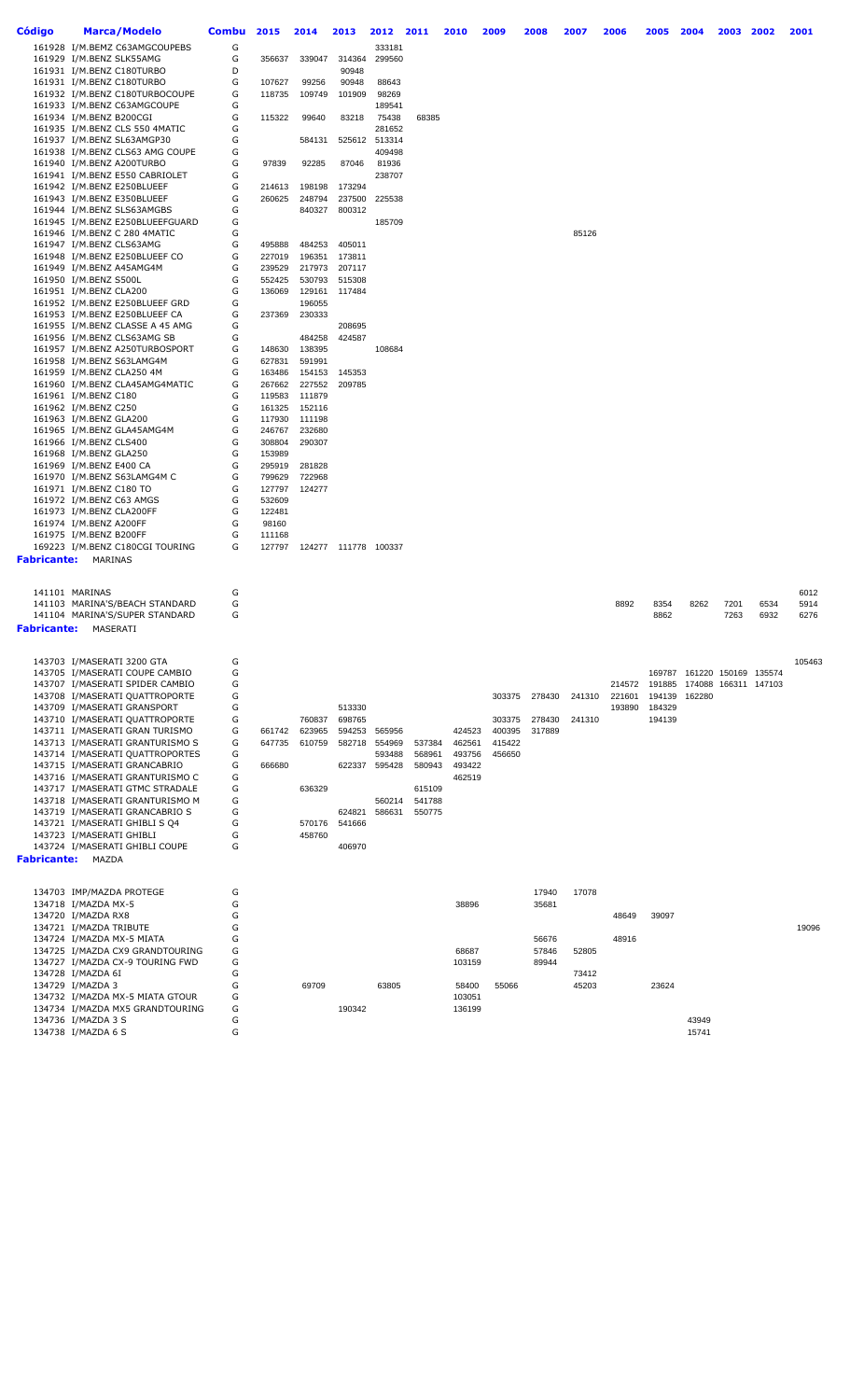| Código | Marca/Modelo | Combu | 2015 | 2014 | 2013 | 2012 | 2011 | 2010 | 2009 | 2008 | 2007 | 2006 | 2005 | 2004 | 2003 | 2002 | 2001 |
|---|---|---|---|---|---|---|---|---|---|---|---|---|---|---|---|---|---|
| 161928 | I/M.BEMZ C63AMGCOUPEBS | G | | | | 333181 | | | | | | | | | | | |
| 161929 | I/M.BENZ SLK55AMG | G | 356637 | 339047 | 314364 | 299560 | | | | | | | | | | | |
| 161931 | I/M.BENZ C180TURBO | D | | | 90948 | | | | | | | | | | | | |
| 161931 | I/M.BENZ C180TURBO | G | 107627 | 99256 | 90948 | 88643 | | | | | | | | | | | |
| 161932 | I/M.BENZ C180TURBOCOUPE | G | 118735 | 109749 | 101909 | 98269 | | | | | | | | | | | |
| 161933 | I/M.BENZ C63AMGCOUPE | G | | | | 189541 | | | | | | | | | | | |
| 161934 | I/M.BENZ B200CGI | G | 115322 | 99640 | 83218 | 75438 | 68385 | | | | | | | | | | |
| 161935 | I/M.BENZ CLS 550 4MATIC | G | | | | 281652 | | | | | | | | | | | |
| 161937 | I/M.BENZ SL63AMGP30 | G | | 584131 | 525612 | 513314 | | | | | | | | | | | |
| 161938 | I/M.BENZ CLS63 AMG COUPE | G | | | | 409498 | | | | | | | | | | | |
| 161940 | I/M.BENZ A200TURBO | G | 97839 | 92285 | 87046 | 81936 | | | | | | | | | | | |
| 161941 | I/M.BENZ E550 CABRIOLET | G | | | | 238707 | | | | | | | | | | | |
| 161942 | I/M.BENZ E250BLUEEF | G | 214613 | 198198 | 173294 | | | | | | | | | | | | |
| 161943 | I/M.BENZ E350BLUEEF | G | 260625 | 248794 | 237500 | 225538 | | | | | | | | | | | |
| 161944 | I/M.BENZ SLS63AMGBS | G | | 840327 | 800312 | | | | | | | | | | | | |
| 161945 | I/M.BENZ E250BLUEEFGUARD | G | | | | 185709 | | | | | | | | | | | |
| 161946 | I/M.BENZ C 280 4MATIC | G | | | | | | | | | 85126 | | | | | | |
| 161947 | I/M.BENZ CLS63AMG | G | 495888 | 484253 | 405011 | | | | | | | | | | | | |
| 161948 | I/M.BENZ E250BLUEEF CO | G | 227019 | 196351 | 173811 | | | | | | | | | | | | |
| 161949 | I/M.BENZ A45AMG4M | G | 239529 | 217973 | 207117 | | | | | | | | | | | | |
| 161950 | I/M.BENZ S500L | G | 552425 | 530793 | 515308 | | | | | | | | | | | | |
| 161951 | I/M.BENZ CLA200 | G | 136069 | 129161 | 117484 | | | | | | | | | | | | |
| 161952 | I/M.BENZ E250BLUEEF GRD | G | | 196055 | | | | | | | | | | | | | |
| 161953 | I/M.BENZ E250BLUEEF CA | G | 237369 | 230333 | | | | | | | | | | | | | |
| 161955 | I/M.BENZ CLASSE A 45 AMG | G | | | 208695 | | | | | | | | | | | | |
| 161956 | I/M.BENZ CLS63AMG SB | G | | 484258 | 424587 | | | | | | | | | | | | |
| 161957 | I/M.BENZ A250TURBOSPORT | G | 148630 | 138395 | | 108684 | | | | | | | | | | | |
| 161958 | I/M.BENZ S63LAMG4M | G | 627831 | 591991 | | | | | | | | | | | | | |
| 161959 | I/M.BENZ CLA250 4M | G | 163486 | 154153 | 145353 | | | | | | | | | | | | |
| 161960 | I/M.BENZ CLA45AMG4MATIC | G | 267662 | 227552 | 209785 | | | | | | | | | | | | |
| 161961 | I/M.BENZ C180 | G | 119583 | 111879 | | | | | | | | | | | | | |
| 161962 | I/M.BENZ C250 | G | 161325 | 152116 | | | | | | | | | | | | | |
| 161963 | I/M.BENZ GLA200 | G | 117930 | 111198 | | | | | | | | | | | | | |
| 161965 | I/M.BENZ GLA45AMG4M | G | 246767 | 232680 | | | | | | | | | | | | | |
| 161966 | I/M.BENZ CLS400 | G | 308804 | 290307 | | | | | | | | | | | | | |
| 161968 | I/M.BENZ GLA250 | G | 153989 | | | | | | | | | | | | | | |
| 161969 | I/M.BENZ E400 CA | G | 295919 | 281828 | | | | | | | | | | | | | |
| 161970 | I/M.BENZ S63LAMG4M C | G | 799629 | 722968 | | | | | | | | | | | | | |
| 161971 | I/M.BENZ C180 TO | G | 127797 | 124277 | | | | | | | | | | | | | |
| 161972 | I/M.BENZ C63 AMGS | G | 532609 | | | | | | | | | | | | | | |
| 161973 | I/M.BENZ CLA200FF | G | 122481 | | | | | | | | | | | | | | |
| 161974 | I/M.BENZ A200FF | G | 98160 | | | | | | | | | | | | | | |
| 161975 | I/M.BENZ B200FF | G | 111168 | | | | | | | | | | | | | | |
| 169223 | I/M.BENZ C180CGI TOURING | G | 127797 | 124277 | 111778 | 100337 | | | | | | | | | | | |

**Fabricante:** MARINAS

| Código | Marca/Modelo | Combu | 2015 | 2014 | 2013 | 2012 | 2011 | 2010 | 2009 | 2008 | 2007 | 2006 | 2005 | 2004 | 2003 | 2002 | 2001 |
|---|---|---|---|---|---|---|---|---|---|---|---|---|---|---|---|---|---|
| 141101 | MARINAS | G | | | | | | | | | | | | | | | 6012 |
| 141103 | MARINA'S/BEACH STANDARD | G | | | | | | | | | | 8892 | 8354 | 8262 | 7201 | 6534 | 5914 |
| 141104 | MARINA'S/SUPER STANDARD | G | | | | | | | | | | | 8862 | | 7263 | 6932 | 6276 |

**Fabricante:** MASERATI

| Código | Marca/Modelo | Combu | 2015 | 2014 | 2013 | 2012 | 2011 | 2010 | 2009 | 2008 | 2007 | 2006 | 2005 | 2004 | 2003 | 2002 | 2001 |
|---|---|---|---|---|---|---|---|---|---|---|---|---|---|---|---|---|---|
| 143703 | I/MASERATI 3200 GTA | G | | | | | | | | | | | | | | | 105463 |
| 143705 | I/MASERATI COUPE CAMBIO | G | | | | | | | | | | | 169787 | 161220 | 150169 | 135574 | |
| 143707 | I/MASERATI SPIDER CAMBIO | G | | | | | | | | | | 214572 | 191885 | 174088 | 166311 | 147103 | |
| 143708 | I/MASERATI QUATTROPORTE | G | | | | | | | 303375 | 278430 | 241310 | 221601 | 194139 | 162280 | | | |
| 143709 | I/MASERATI GRANSPORT | G | | | 513330 | | | | | | | 193890 | 184329 | | | | |
| 143710 | I/MASERATI QUATTROPORTE | G | | 760837 | 698765 | | | | 303375 | 278430 | 241310 | | 194139 | | | | |
| 143711 | I/MASERATI GRAN TURISMO | G | 661742 | 623965 | 594253 | 565956 | | 424523 | 400395 | 317889 | | | | | | | |
| 143713 | I/MASERATI GRANTURISMO S | G | 647735 | 610759 | 582718 | 554969 | 537384 | 462561 | 415422 | | | | | | | | |
| 143714 | I/MASERATI QUATTROPORTES | G | | | | 593488 | 568961 | 493756 | 456650 | | | | | | | | |
| 143715 | I/MASERATI GRANCABRIO | G | 666680 | | 622337 | 595428 | 580943 | 493422 | | | | | | | | | |
| 143716 | I/MASERATI GRANTURISMO C | G | | | | | | 462519 | | | | | | | | | |
| 143717 | I/MASERATI GTMC STRADALE | G | | 636329 | | | 615109 | | | | | | | | | | |
| 143718 | I/MASERATI GRANTURISMO M | G | | | | 560214 | 541788 | | | | | | | | | | |
| 143719 | I/MASERATI GRANCABRIO S | G | | | 624821 | 586631 | 550775 | | | | | | | | | | |
| 143721 | I/MASERATI GHIBLI S Q4 | G | | 570176 | 541666 | | | | | | | | | | | | |
| 143723 | I/MASERATI GHIBLI | G | | 458760 | | | | | | | | | | | | | |
| 143724 | I/MASERATI GHIBLI COUPE | G | | | 406970 | | | | | | | | | | | | |

**Fabricante:** MAZDA

| Código | Marca/Modelo | Combu | 2015 | 2014 | 2013 | 2012 | 2011 | 2010 | 2009 | 2008 | 2007 | 2006 | 2005 | 2004 | 2003 | 2002 | 2001 |
|---|---|---|---|---|---|---|---|---|---|---|---|---|---|---|---|---|---|
| 134703 | IMP/MAZDA PROTEGE | G | | | | | | | | 17940 | 17078 | | | | | | |
| 134718 | I/MAZDA MX-5 | G | | | | | | 38896 | | 35681 | | | | | | | |
| 134720 | I/MAZDA RX8 | G | | | | | | | | | | 48649 | 39097 | | | | |
| 134721 | I/MAZDA TRIBUTE | G | | | | | | | | | | | | | | | 19096 |
| 134724 | I/MAZDA MX-5 MIATA | G | | | | | | | | 56676 | | 48916 | | | | | |
| 134725 | I/MAZDA CX9 GRANDTOURING | G | | | | | | 68687 | | 57846 | 52805 | | | | | | |
| 134727 | I/MAZDA CX-9 TOURING FWD | G | | | | | | 103159 | | 89944 | | | | | | | |
| 134728 | I/MAZDA 6I | G | | | | | | | | | 73412 | | | | | | |
| 134729 | I/MAZDA 3 | G | | 69709 | | 63805 | | 58400 | 55066 | | 45203 | | 23624 | | | | |
| 134732 | I/MAZDA MX-5 MIATA GTOUR | G | | | | | | 103051 | | | | | | | | | |
| 134734 | I/MAZDA MX5 GRANDTOURING | G | | | 190342 | | | 136199 | | | | | | | | | |
| 134736 | I/MAZDA 3 S | G | | | | | | | | | | | | 43949 | | | |
| 134738 | I/MAZDA 6 S | G | | | | | | | | | | | | 15741 | | | |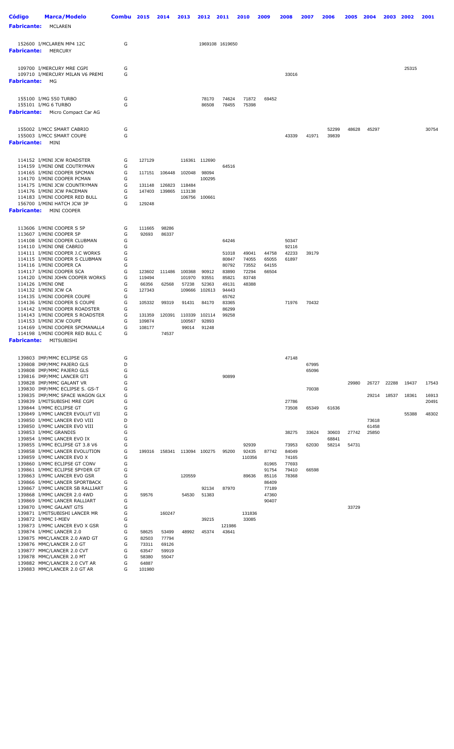| Código | Marca/Modelo | Combu | 2015 | 2014 | 2013 | 2012 | 2011 | 2010 | 2009 | 2008 | 2007 | 2006 | 2005 | 2004 | 2003 | 2002 | 2001 |
|---|---|---|---|---|---|---|---|---|---|---|---|---|---|---|---|---|---|
| **Fabricante:** | MCLAREN | | | | | | | | | | | | | | | | |
| 152600 | I/MCLAREN MP4 12C | G | | | | 1969108 | 1619650 | | | | | | | | | | |
| **Fabricante:** | MERCURY | | | | | | | | | | | | | | | | |
| 109700 | I/MERCURY MRE CGPI | G | | | | | | | | | | | | | | 25315 | |
| 109710 | I/MERCURY MILAN V6 PREMI | G | | | | | | | | 33016 | | | | | | | |
| **Fabricante:** | MG | | | | | | | | | | | | | | | | |
| 155100 | I/MG 550 TURBO | G | | | | 78170 | 74624 | 71872 | 69452 | | | | | | | | |
| 155101 | I/MG 6 TURBO | G | | | | 86508 | 78455 | 75398 | | | | | | | | | |
| **Fabricante:** | Micro Compact Car AG | | | | | | | | | | | | | | | | |
| 155002 | I/MCC SMART CABRIO | G | | | | | | | | | | 52299 | 48628 | 45297 | | | 30754 |
| 155003 | I/MCC SMART COUPE | G | | | | | | | | 43339 | 41971 | 39839 | | | | | |
| **Fabricante:** | MINI | | | | | | | | | | | | | | | | |
| 114152 | I/MINI JCW ROADSTER | G | 127129 | | 116361 | 112690 | | | | | | | | | | | |
| 114159 | I/MINI ONE COUTRYMAN | G | | | | | 64516 | | | | | | | | | | |
| 114165 | I/MINI COOPER SPCMAN | G | 117151 | 106448 | 102048 | 98094 | | | | | | | | | | | |
| 114170 | I/MINI COOPER PCMAN | G | | | | 100295 | | | | | | | | | | | |
| 114175 | I/MINI JCW COUNTRYMAN | G | 131148 | 126823 | 118484 | | | | | | | | | | | | |
| 114176 | I/MINI JCW PACEMAN | G | 147403 | 139865 | 113138 | | | | | | | | | | | | |
| 114183 | I/MINI COOPER RED BULL | G | | | 106756 | 100661 | | | | | | | | | | | |
| 156700 | I/MINI HATCH JCW 3P | G | 129248 | | | | | | | | | | | | | | |
| **Fabricante:** | MINI COOPER | | | | | | | | | | | | | | | | |
| 113606 | I/MINI COOPER S 5P | G | 111665 | 98286 | | | | | | | | | | | | | |
| 113607 | I/MINI COOPER 5P | G | 92693 | 86337 | | | | | | | | | | | | | |
| 114108 | I/MINI COOPER CLUBMAN | G | | | | | 64246 | | | 50347 | | | | | | | |
| 114110 | I/MINI ONE CABRIO | G | | | | | | | | 92116 | | | | | | | |
| 114111 | I/MINI COOPER J.C WORKS | G | | | | | 51018 | 49041 | 44758 | 42233 | 39179 | | | | | | |
| 114115 | I/MINI COOPER S CLUBMAN | G | | | | | 80847 | 74055 | 65055 | 61897 | | | | | | | |
| 114116 | I/MINI COOPER CA | G | | | | | 80792 | 73552 | 64155 | | | | | | | | |
| 114117 | I/MINI COOPER SCA | G | 123602 | 111486 | 100368 | 90912 | 83890 | 72294 | 66504 | | | | | | | | |
| 114120 | I/MINI JOHN COOPER WORKS | G | 119494 | | 101970 | 93551 | 85821 | 83748 | | | | | | | | | |
| 114126 | I/MINI ONE | G | 66356 | 62568 | 57238 | 52363 | 49131 | 48388 | | | | | | | | | |
| 114132 | I/MINI JCW CA | G | 127343 | | 109666 | 102613 | 94443 | | | | | | | | | | |
| 114135 | I/MINI COOPER COUPE | G | | | | | 65762 | | | | | | | | | | |
| 114136 | I/MINI COOPER S COUPE | G | 105332 | 99319 | 91431 | 84170 | 83365 | | | 71976 | 70432 | | | | | | |
| 114142 | I/MINI COOPER ROADSTER | G | | | | | 86299 | | | | | | | | | | |
| 114143 | I/MINI COOPER S ROADSTER | G | 131359 | 120391 | 110339 | 102114 | 99258 | | | | | | | | | | |
| 114153 | I/MINI JCW COUPE | G | 109874 | | 100567 | 92893 | | | | | | | | | | | |
| 114169 | I/MINI COOPER SPCMANALL4 | G | 108177 | | 99014 | 91248 | | | | | | | | | | | |
| 114198 | I/MINI COOPER RED BULL C | G | | 74537 | | | | | | | | | | | | | |
| **Fabricante:** | MITSUBISHI | | | | | | | | | | | | | | | | |
| 139803 | IMP/MMC ECLIPSE GS | G | | | | | | | | 47148 | | | | | | | |
| 139808 | IMP/MMC PAJERO GLS | D | | | | | | | | | 67995 | | | | | | |
| 139808 | IMP/MMC PAJERO GLS | G | | | | | | | | | 65096 | | | | | | |
| 139816 | IMP/MMC LANCER GTI | G | | | | | 90899 | | | | | | | | | | |
| 139828 | IMP/MMC GALANT VR | G | | | | | | | | | | | 29980 | 26727 | 22288 | 19437 | 17543 |
| 139830 | IMP/MMC ECLIPSE S. GS-T | G | | | | | | | | | 70038 | | | | | | |
| 139835 | IMP/MMC SPACE WAGON GLX | G | | | | | | | | | | | | 29214 | 18537 | 18361 | 16913 |
| 139839 | I/MITSUBISHI MRE CGPI | G | | | | | | | | 27786 | | | | | | | 20491 |
| 139844 | I/MMC ECLIPSE GT | G | | | | | | | | 73508 | 65349 | 61636 | | | | | |
| 139849 | I/MMC LANCER EVOLUT VII | G | | | | | | | | | | | | | | 55388 | 48302 |
| 139850 | I/MMC LANCER EVO VIII | D | | | | | | | | | | | | 73618 | | | |
| 139850 | I/MMC LANCER EVO VIII | G | | | | | | | | | | | | 61458 | | | |
| 139853 | I/MMC GRANDIS | G | | | | | | | | 38275 | 33624 | 30603 | 27742 | 25850 | | | |
| 139854 | I/MMC LANCER EVO IX | G | | | | | | | | | | 68841 | | | | | |
| 139855 | I/MMC ECLIPSE GT 3.8 V6 | G | | | | | | 92939 | | 73953 | 62030 | 58214 | 54731 | | | | |
| 139858 | I/MMC LANCER EVOLUTION | G | 199316 | 158341 | 113094 | 100275 | 95200 | 92435 | 87742 | 84049 | | | | | | | |
| 139859 | I/MMC LANCER EVO X | G | | | | | | 110356 | | 74165 | | | | | | | |
| 139860 | I/MMC ECLIPSE GT CONV | G | | | | | | | 81965 | 77693 | | | | | | | |
| 139861 | I/MMC ECLIPSE SPYDER GT | G | | | | | | | 91754 | 79410 | 66598 | | | | | | |
| 139863 | I/MMC LANCER EVO GSR | G | | | 120559 | | | 89636 | 85116 | 78368 | | | | | | | |
| 139866 | I/MMC LANCER SPORTBACK | G | | | | | | | 86409 | | | | | | | | |
| 139867 | I/MMC LANCER SB RALLIART | G | | | | 92134 | 87970 | | 77189 | | | | | | | | |
| 139868 | I/MMC LANCER 2.0 4WD | G | 59576 | | 54530 | 51383 | | | 47360 | | | | | | | | |
| 139869 | I/MMC LANCER RALLIART | G | | | | | | | 90407 | | | | | | | | |
| 139870 | I/MMC GALANT GTS | G | | | | | | | | | | | 33729 | | | | |
| 139871 | I/MITSUBISHI LANCER MR | G | | 160247 | | | | 131836 | | | | | | | | | |
| 139872 | I/MMC I-MIEV | G | | | | 39215 | | 33085 | | | | | | | | | |
| 139873 | I/MMC LANCER EVO X GSR | G | | | | | 121986 | | | | | | | | | | |
| 139874 | I/MMC LANCER 2.0 | G | 58625 | 53499 | 48992 | 45374 | 43641 | | | | | | | | | | |
| 139875 | MMC/LANCER 2.0 AWD GT | G | 82503 | 77794 | | | | | | | | | | | | | |
| 139876 | MMC/LANCER 2.0 GT | G | 73311 | 69126 | | | | | | | | | | | | | |
| 139877 | MMC/LANCER 2.0 CVT | G | 63547 | 59919 | | | | | | | | | | | | | |
| 139878 | MMC/LANCER 2.0 MT | G | 58380 | 55047 | | | | | | | | | | | | | |
| 139882 | MMC/LANCER 2.0 CVT AR | G | 64887 | | | | | | | | | | | | | | |
| 139883 | MMC/LANCER 2.0 GT AR | G | 101980 | | | | | | | | | | | | | | |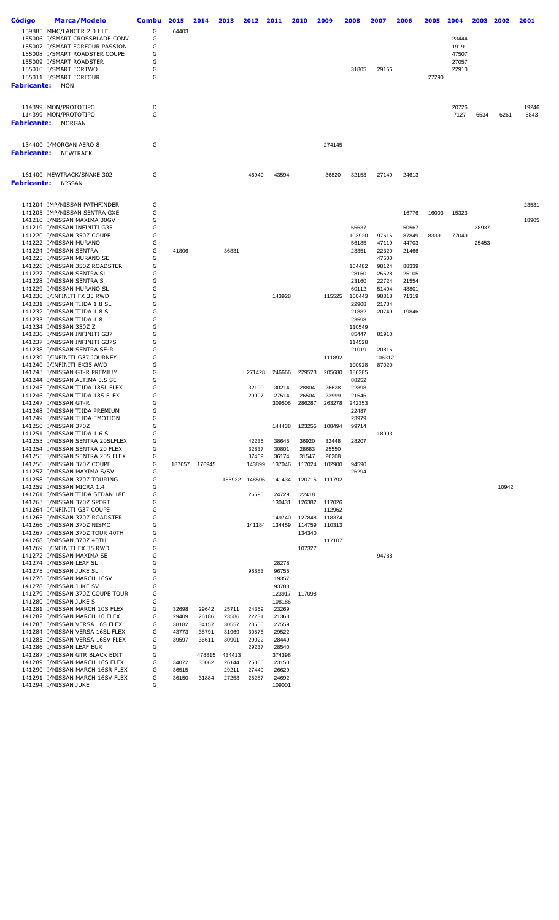| Código | Marca/Modelo | Combu | 2015 | 2014 | 2013 | 2012 | 2011 | 2010 | 2009 | 2008 | 2007 | 2006 | 2005 | 2004 | 2003 | 2002 | 2001 |
|---|---|---|---|---|---|---|---|---|---|---|---|---|---|---|---|---|---|
| 139885 | MMC/LANCER 2.0 HLE | G | 64403 | | | | | | | | | | | | | | |
| 155006 | I/SMART CROSSBLADE CONV | G | | | | | | | | | | | | 23444 | | | |
| 155007 | I/SMART FORFOUR PASSION | G | | | | | | | | | | | | 19191 | | | |
| 155008 | I/SMART ROADSTER COUPE | G | | | | | | | | | | | | 47507 | | | |
| 155009 | I/SMART ROADSTER | G | | | | | | | | | | | | 27057 | | | |
| 155010 | I/SMART FORTWO | G | | | | | | | | 31805 | 29156 | | | 22910 | | | |
| 155011 | I/SMART FORFOUR | G | | | | | | | | | | | 27290 | | | | |
| **Fabricante:** | MON | | | | | | | | | | | | | | | | |
| 114399 | MON/PROTOTIPO | D | | | | | | | | | | | | 20726 | | | 19246 |
| 114399 | MON/PROTOTIPO | G | | | | | | | | | | | | 7127 | 6534 | 6261 | 5843 |
| **Fabricante:** | MORGAN | | | | | | | | | | | | | | | | |
| 134400 | I/MORGAN AERO 8 | G | | | | | | | 274145 | | | | | | | | |
| **Fabricante:** | NEWTRACK | | | | | | | | | | | | | | | | |
| 161400 | NEWTRACK/SNAKE 302 | G | | | | 46940 | 43594 | | 36820 | 32153 | 27149 | 24613 | | | | | |
| **Fabricante:** | NISSAN | | | | | | | | | | | | | | | | |
| 141204 | IMP/NISSAN PATHFINDER | G | | | | | | | | | | | | | | | 23531 |
| 141205 | IMP/NISSAN SENTRA GXE | G | | | | | | | | | | 16776 | 16003 | 15323 | | | |
| 141210 | I/NISSAN MAXIMA 30GV | G | | | | | | | | | | | | | | | 18905 |
| 141219 | I/NISSAN INFINITI G35 | G | | | | | | | | 55637 | | 50567 | | | 38937 | | |
| 141220 | I/NISSAN 350Z COUPE | G | | | | | | | | 103920 | 97615 | 87849 | 83391 | 77049 | | | |
| 141222 | I/NISSAN MURANO | G | | | | | | | | 56185 | 47119 | 44703 | | | 25453 | | |
| 141224 | I/NISSAN SENTRA | G | 41806 | | 36831 | | | | | 23351 | 22320 | 21466 | | | | | |
| 141225 | I/NISSAN MURANO SE | G | | | | | | | | | 47500 | | | | | | |
| 141226 | I/NISSAN 350Z ROADSTER | G | | | | | | | | 104482 | 98124 | 88339 | | | | | |
| 141227 | I/NISSAN SENTRA SL | G | | | | | | | | 28160 | 25528 | 25105 | | | | | |
| 141228 | I/NISSAN SENTRA S | G | | | | | | | | 23160 | 22724 | 21554 | | | | | |
| 141229 | I/NISSAN MURANO SL | G | | | | | | | | 60112 | 51494 | 48801 | | | | | |
| 141230 | I/INFINITI FX 35 RWD | G | | | | | 143928 | | 115525 | 100443 | 98318 | 71319 | | | | | |
| 141231 | I/NISSAN TIIDA 1.8 SL | G | | | | | | | | 22908 | 21734 | | | | | | |
| 141232 | I/NISSAN TIIDA 1.8 S | G | | | | | | | | 21882 | 20749 | 19846 | | | | | |
| 141233 | I/NISSAN TIIDA 1.8 | G | | | | | | | | 23598 | | | | | | | |
| 141234 | I/NISSAN 350Z Z | G | | | | | | | | 110549 | | | | | | | |
| 141236 | I/NISSAN INFINITI G37 | G | | | | | | | | 85447 | 81910 | | | | | | |
| 141237 | I/NISSAN INFINITI G37S | G | | | | | | | | 114528 | | | | | | | |
| 141238 | I/NISSAN SENTRA SE-R | G | | | | | | | | 21019 | 20816 | | | | | | |
| 141239 | I/INFINITI G37 JOURNEY | G | | | | | | | 111892 | | 106312 | | | | | | |
| 141240 | I/INFINITI EX35 AWD | G | | | | | | | | 100928 | 87020 | | | | | | |
| 141243 | I/NISSAN GT-R PREMIUM | G | | | | 271428 | 246666 | 229523 | 205680 | 186285 | | | | | | | |
| 141244 | I/NISSAN ALTIMA 3.5 SE | G | | | | | | | | 88252 | | | | | | | |
| 141245 | I/NISSAN TIIDA 18SL FLEX | G | | | | 32190 | 30214 | 28804 | 26628 | 22898 | | | | | | | |
| 141246 | I/NISSAN TIIDA 18S FLEX | G | | | | 29997 | 27514 | 26504 | 23999 | 21546 | | | | | | | |
| 141247 | I/NISSAN GT-R | G | | | | | 309506 | 286287 | 263278 | 242353 | | | | | | | |
| 141248 | I/NISSAN TIIDA PREMIUM | G | | | | | | | | 22487 | | | | | | | |
| 141249 | I/NISSAN TIIDA EMOTION | G | | | | | | | | 23979 | | | | | | | |
| 141250 | I/NISSAN 370Z | G | | | | | 144438 | 123255 | 108494 | 99714 | | | | | | | |
| 141251 | I/NISSAN TIIDA 1.6 SL | G | | | | | | | | | 18993 | | | | | | |
| 141253 | I/NISSAN SENTRA 20SLFLEX | G | | | | 42235 | 38645 | 36920 | 32448 | 28207 | | | | | | | |
| 141254 | I/NISSAN SENTRA 20 FLEX | G | | | | 32837 | 30801 | 28683 | 25550 | | | | | | | | |
| 141255 | I/NISSAN SENTRA 20S FLEX | G | | | | 37469 | 36174 | 31547 | 26208 | | | | | | | | |
| 141256 | I/NISSAN 370Z COUPE | G | 187657 | 176945 | | 143899 | 137046 | 117024 | 102900 | 94590 | | | | | | | |
| 141257 | I/NISSAN MAXIMA S/SV | G | | | | | | | | 26294 | | | | | | | |
| 141258 | I/NISSAN 370Z TOURING | G | | | 155932 | 148506 | 141434 | 120715 | 111792 | | | | | | | | |
| 141259 | I/NISSAN MICRA 1.4 | G | | | | | | | | | | | | | | 10942 | |
| 141261 | I/NISSAN TIIDA SEDAN 18F | G | | | | 26595 | 24729 | 22418 | | | | | | | | | |
| 141263 | I/NISSAN 370Z SPORT | G | | | | | 130431 | 126382 | 117026 | | | | | | | | |
| 141264 | I/INFINITI G37 COUPE | G | | | | | | | 112962 | | | | | | | | |
| 141265 | I/NISSAN 370Z ROADSTER | G | | | | | 149740 | 127848 | 118374 | | | | | | | | |
| 141266 | I/NISSAN 370Z NISMO | G | | | | 141184 | 134459 | 114759 | 110313 | | | | | | | | |
| 141267 | I/NISSAN 370Z TOUR 40TH | G | | | | | | 134340 | | | | | | | | | |
| 141268 | I/NISSAN 370Z 40TH | G | | | | | | | 117107 | | | | | | | | |
| 141269 | I/INFINITI EX 35 RWD | G | | | | | | 107327 | | | | | | | | | |
| 141272 | I/NISSAN MAXIMA SE | G | | | | | | | | | 94788 | | | | | | |
| 141274 | I/NISSAN LEAF SL | G | | | | | 28278 | | | | | | | | | | |
| 141275 | I/NISSAN JUKE SL | G | | | | 98883 | 96755 | | | | | | | | | | |
| 141276 | I/NISSAN MARCH 16SV | G | | | | | 19357 | | | | | | | | | | |
| 141278 | I/NISSAN JUKE SV | G | | | | | 93783 | | | | | | | | | | |
| 141279 | I/NISSAN 370Z COUPE TOUR | G | | | | | 123917 | 117098 | | | | | | | | | |
| 141280 | I/NISSAN JUKE S | G | | | | | 108186 | | | | | | | | | | |
| 141281 | I/NISSAN MARCH 10S FLEX | G | 32698 | 29642 | 25711 | 24359 | 23269 | | | | | | | | | | |
| 141282 | I/NISSAN MARCH 10 FLEX | G | 29409 | 26186 | 23586 | 22231 | 21363 | | | | | | | | | | |
| 141283 | I/NISSAN VERSA 16S FLEX | G | 38182 | 34157 | 30557 | 28556 | 27559 | | | | | | | | | | |
| 141284 | I/NISSAN VERSA 16SL FLEX | G | 43773 | 38791 | 31969 | 30575 | 29522 | | | | | | | | | | |
| 141285 | I/NISSAN VERSA 16SV FLEX | G | 39597 | 36611 | 30901 | 29022 | 28449 | | | | | | | | | | |
| 141286 | I/NISSAN LEAF EUR | G | | | | 29237 | 28540 | | | | | | | | | | |
| 141287 | I/NISSAN GTR BLACK EDIT | G | | 478815 | 434413 | | 374398 | | | | | | | | | | |
| 141289 | I/NISSAN MARCH 16S FLEX | G | 34072 | 30062 | 26144 | 25066 | 23150 | | | | | | | | | | |
| 141290 | I/NISSAN MARCH 16SR FLEX | G | 36515 | | 29211 | 27449 | 26629 | | | | | | | | | | |
| 141291 | I/NISSAN MARCH 16SV FLEX | G | 36150 | 31884 | 27253 | 25287 | 24692 | | | | | | | | | | |
| 141294 | I/NISSAN JUKE | G | | | | | 109001 | | | | | | | | | | |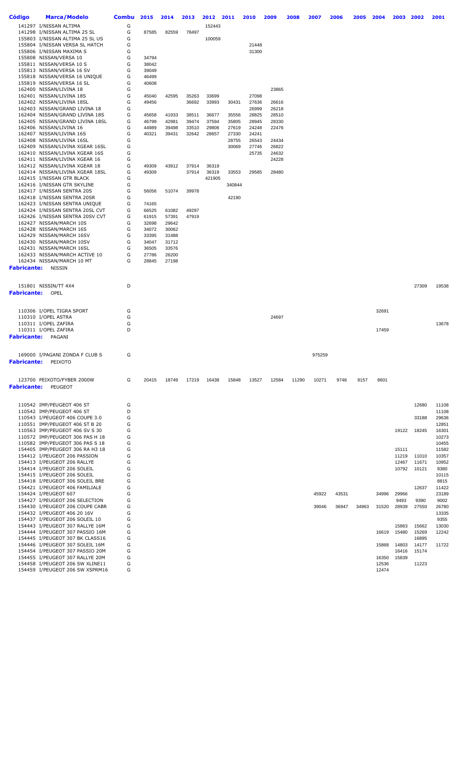| Código | Marca/Modelo | Combu | 2015 | 2014 | 2013 | 2012 | 2011 | 2010 | 2009 | 2008 | 2007 | 2006 | 2005 | 2004 | 2003 | 2002 | 2001 |
|---|---|---|---|---|---|---|---|---|---|---|---|---|---|---|---|---|---|
| 141297 | I/NISSAN ALTIMA | G | | | | 152443 | | | | | | | | | | | |
| 141298 | I/NISSAN ALTIMA 25 SL | G | 87585 | 82559 | 78497 | | | | | | | | | | | | |
| 155803 | I/NISSAN ALTIMA 25 SL US | G | | | | 100059 | | | | | | | | | | | |
| 155804 | I/NISSAN VERSA SL HATCH | G | | | | | | 21448 | | | | | | | | | |
| 155806 | I/NISSAN MAXIMA S | G | | | | | | 31300 | | | | | | | | | |
| 155808 | NISSAN/VERSA 10 | G | 34794 | | | | | | | | | | | | | | |
| 155811 | NISSAN/VERSA 10 S | G | 38042 | | | | | | | | | | | | | | |
| 155813 | NISSAN/VERSA 16 SV | G | 39049 | | | | | | | | | | | | | | |
| 155818 | NISSAN/VERSA 16 UNIQUE | G | 46499 | | | | | | | | | | | | | | |
| 155819 | NISSAN/VERSA 16 SL | G | 40608 | | | | | | | | | | | | | | |
| 162400 | NISSAN/LIVINA 18 | G | | | | | | | 23865 | | | | | | | | |
| 162401 | NISSAN/LIVINA 18S | G | 45040 | 42595 | 35263 | 33699 | | 27098 | | | | | | | | | |
| 162402 | NISSAN/LIVINA 18SL | G | 49456 | | 36692 | 33993 | 30431 | 27636 | 26616 | | | | | | | | |
| 162403 | NISSAN/GRAND LIVINA 18 | G | | | | | | 26999 | 26218 | | | | | | | | |
| 162404 | NISSAN/GRAND LIVINA 18S | G | 45658 | 41933 | 38511 | 36677 | 35556 | 28825 | 28510 | | | | | | | | |
| 162405 | NISSAN/GRAND LIVINA 18SL | G | 46799 | 42981 | 39474 | 37594 | 35805 | 28945 | 28330 | | | | | | | | |
| 162406 | NISSAN/LIVINA 16 | G | 44989 | 39498 | 33510 | 29806 | 27619 | 24248 | 22476 | | | | | | | | |
| 162407 | NISSAN/LIVINA 16S | G | 40321 | 39431 | 32642 | 28657 | 27330 | 24241 | | | | | | | | | |
| 162408 | NISSAN/LIVINA 16SL | G | | | | | 28755 | 26543 | 24434 | | | | | | | | |
| 162409 | NISSAN/LIVINA XGEAR 16SL | G | | | | | 30069 | 27746 | 26822 | | | | | | | | |
| 162410 | NISSAN/LIVINA XGEAR 16S | G | | | | | | 25735 | 24632 | | | | | | | | |
| 162411 | NISSAN/LIVINA XGEAR 16 | G | | | | | | | 24228 | | | | | | | | |
| 162412 | NISSAN/LIVINA XGEAR 18 | G | 49309 | 43912 | 37914 | 36319 | | | | | | | | | | | |
| 162414 | NISSAN/LIVINA XGEAR 18SL | G | 49309 | | 37914 | 36319 | 33553 | 29585 | 28480 | | | | | | | | |
| 162415 | I/NISSAN GTR BLACK | G | | | | 421905 | | | | | | | | | | | |
| 162416 | I/NISSAN GTR SKYLINE | G | | | | | 340844 | | | | | | | | | | |
| 162417 | I/NISSAN SENTRA 20S | G | 56056 | 51074 | 39978 | | | | | | | | | | | | |
| 162418 | I/NISSAN SENTRA 20SR | G | | | | | 42190 | | | | | | | | | | |
| 162423 | I/NISSAN SENTRA UNIQUE | G | 74165 | | | | | | | | | | | | | | |
| 162424 | I/NISSAN SENTRA 20SL CVT | G | 66525 | 61082 | 49297 | | | | | | | | | | | | |
| 162426 | I/NISSAN SENTRA 20SV CVT | G | 61915 | 57391 | 47919 | | | | | | | | | | | | |
| 162427 | NISSAN/MARCH 10S | G | 32698 | 29642 | | | | | | | | | | | | | |
| 162428 | NISSAN/MARCH 16S | G | 34072 | 30062 | | | | | | | | | | | | | |
| 162429 | NISSAN/MARCH 16SV | G | 33395 | 31488 | | | | | | | | | | | | | |
| 162430 | NISSAN/MARCH 10SV | G | 34047 | 31712 | | | | | | | | | | | | | |
| 162431 | NISSAN/MARCH 16SL | G | 36505 | 33576 | | | | | | | | | | | | | |
| 162433 | NISSAN/MARCH ACTIVE 10 | G | 27786 | 26200 | | | | | | | | | | | | | |
| 162434 | NISSAN/MARCH 10 MT | G | 28845 | 27198 | | | | | | | | | | | | | |
| **Fabricante:** | NISSIN | | | | | | | | | | | | | | | | |
| 151801 | NISSIN/TT 4X4 | D | | | | | | | | | | | | | | 27309 | 19538 |
| **Fabricante:** | OPEL | | | | | | | | | | | | | | | | |
| 110306 | I/OPEL TIGRA SPORT | G | | | | | | | | | | | | 32691 | | | |
| 110310 | I/OPEL ASTRA | G | | | | | | | 24697 | | | | | | | | |
| 110311 | I/OPEL ZAFIRA | G | | | | | | | | | | | | | | | 13678 |
| 110311 | I/OPEL ZAFIRA | D | | | | | | | | | | | | 17459 | | | |
| **Fabricante:** | PAGANI | | | | | | | | | | | | | | | | |
| 169000 | I/PAGANI ZONDA F CLUB S | G | | | | | | | | | 975259 | | | | | | |
| **Fabricante:** | PEIXOTO | | | | | | | | | | | | | | | | |
| 123700 | PEIXOTO/FYBER 2000W | G | 20415 | 18749 | 17219 | 16438 | 15848 | 13527 | 12584 | 11290 | 10271 | 9746 | 9157 | 8601 | | | |
| **Fabricante:** | PEUGEOT | | | | | | | | | | | | | | | | |
| 110542 | IMP/PEUGEOT 406 ST | G | | | | | | | | | | | | | | 12680 | 11108 |
| 110542 | IMP/PEUGEOT 406 ST | D | | | | | | | | | | | | | | | 11108 |
| 110543 | I/PEUGEOT 406 COUPE 3.0 | G | | | | | | | | | | | | | | 33188 | 29636 |
| 110551 | IMP/PEUGEOT 406 ST B 20 | G | | | | | | | | | | | | | | | 12851 |
| 110563 | IMP/PEUGEOT 406 SV S 30 | G | | | | | | | | | | | | | 19122 | 18245 | 16301 |
| 110572 | IMP/PEUGEOT 306 PAS H 18 | G | | | | | | | | | | | | | | | 10273 |
| 110582 | IMP/PEUGEOT 306 PAS S 18 | G | | | | | | | | | | | | | | | 10455 |
| 154405 | IMP/PEUGEOT 306 RA H3 18 | G | | | | | | | | | | | | | 15111 | | 11582 |
| 154412 | I/PEUGEOT 206 PASSION | G | | | | | | | | | | | | | 11219 | 11010 | 10357 |
| 154413 | I/PEUGEOT 206 RALLYE | G | | | | | | | | | | | | | 12467 | 11671 | 10952 |
| 154414 | I/PEUGEOT 206 SOLEIL | G | | | | | | | | | | | | | 10792 | 10121 | 9380 |
| 154415 | I/PEUGEOT 206 SOLEIL | G | | | | | | | | | | | | | | | 10115 |
| 154418 | I/PEUGEOT 306 SOLEIL BRE | G | | | | | | | | | | | | | | | 8815 |
| 154421 | I/PEUGEOT 406 FAMILIALE | G | | | | | | | | | | | | | | 12637 | 11422 |
| 154424 | I/PEUGEOT 607 | G | | | | | | | | | 45922 | 43531 | | 34996 | 29966 | | 23189 |
| 154427 | I/PEUGEOT 206 SELECTION | G | | | | | | | | | | | | | 9493 | 9390 | 9002 |
| 154430 | I/PEUGEOT 206 COUPE CABR | G | | | | | | | | | 39046 | 36947 | 34963 | 31520 | 28939 | 27550 | 26780 |
| 154432 | I/PEUGEOT 406 20 16V | G | | | | | | | | | | | | | | | 13335 |
| 154437 | I/PEUGEOT 206 SOLEIL 10 | G | | | | | | | | | | | | | | | 9355 |
| 154443 | I/PEUGEOT 307 RALLYE 16M | G | | | | | | | | | | | | | 15863 | 15662 | 13030 |
| 154444 | I/PEUGEOT 307 PASSIO 16M | G | | | | | | | | | | | | 16619 | 15480 | 15269 | 12242 |
| 154445 | I/PEUGEOT 307 BK CLASS16 | G | | | | | | | | | | | | | | 16895 | |
| 154446 | I/PEUGEOT 307 SOLEIL 16M | G | | | | | | | | | | | | 15868 | 14803 | 14177 | 11722 |
| 154454 | I/PEUGEOT 307 PASSIO 20M | G | | | | | | | | | | | | | 16416 | 15174 | |
| 154455 | I/PEUGEOT 307 RALLYE 20M | G | | | | | | | | | | | | 16350 | 15839 | | |
| 154458 | I/PEUGEOT 206 SW XLINE11 | G | | | | | | | | | | | | 12536 | | 11223 | |
| 154459 | I/PEUGEOT 206 SW XSPRM16 | G | | | | | | | | | | | | 12474 | | | |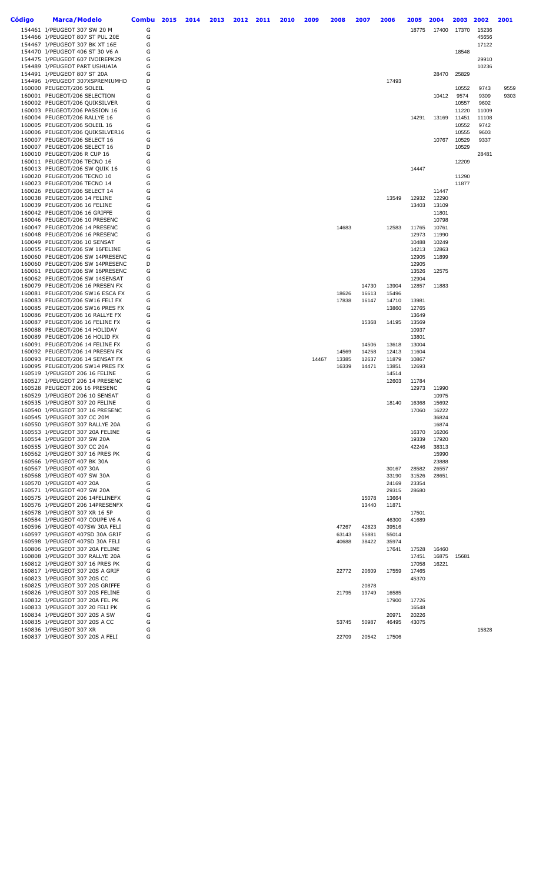| Código | Marca/Modelo | Combu | 2015 | 2014 | 2013 | 2012 | 2011 | 2010 | 2009 | 2008 | 2007 | 2006 | 2005 | 2004 | 2003 | 2002 | 2001 |
|---|---|---|---|---|---|---|---|---|---|---|---|---|---|---|---|---|---|
| 154461 | I/PEUGEOT 307 SW 20 M | G | | | | | | | | | | | 18775 | 17400 | 17370 | 15236 | |
| 154466 | I/PEUGEOT 807 ST PUL 20E | G | | | | | | | | | | | | | | 45656 | |
| 154467 | I/PEUGEOT 307 BK XT 16E | G | | | | | | | | | | | | | | 17122 | |
| 154470 | I/PEUGEOT 406 ST 30 V6 A | G | | | | | | | | | | | | | 18548 | | |
| 154475 | I/PEUGEOT 607 IVOIREPK29 | G | | | | | | | | | | | | | | 29910 | |
| 154489 | I/PEUGEOT PART USHUAIA | G | | | | | | | | | | | | | | 10236 | |
| 154491 | I/PEUGEOT 807 ST 20A | G | | | | | | | | | | | | 28470 | 25829 | | |
| 154496 | I/PEUGEOT 307XSPREMIUMHD | D | | | | | | | | | | 17493 | | | | | |
| 160000 | PEUGEOT/206 SOLEIL | G | | | | | | | | | | | | | 10552 | 9743 | 9559 |
| 160001 | PEUGEOT/206 SELECTION | G | | | | | | | | | | | | 10412 | 9574 | 9309 | 9303 |
| 160002 | PEUGEOT/206 QUIKSILVER | G | | | | | | | | | | | | | 10557 | 9602 | |
| 160003 | PEUGEOT/206 PASSION 16 | G | | | | | | | | | | | | | 11220 | 11009 | |
| 160004 | PEUGEOT/206 RALLYE 16 | G | | | | | | | | | | | 14291 | 13169 | 11451 | 11108 | |
| 160005 | PEUGEOT/206 SOLEIL 16 | G | | | | | | | | | | | | | 10552 | 9742 | |
| 160006 | PEUGEOT/206 QUIKSILVER16 | G | | | | | | | | | | | | | 10555 | 9603 | |
| 160007 | PEUGEOT/206 SELECT 16 | G | | | | | | | | | | | | 10767 | 10529 | 9337 | |
| 160007 | PEUGEOT/206 SELECT 16 | D | | | | | | | | | | | | | 10529 | | |
| 160010 | PEUGEOT/206 R CUP 16 | G | | | | | | | | | | | | | | 28481 | |
| 160011 | PEUGEOT/206 TECNO 16 | G | | | | | | | | | | | | | 12209 | | |
| 160013 | PEUGEOT/206 SW QUIK 16 | G | | | | | | | | | | | 14447 | | | | |
| 160020 | PEUGEOT/206 TECNO 10 | G | | | | | | | | | | | | | 11290 | | |
| 160023 | PEUGEOT/206 TECNO 14 | G | | | | | | | | | | | | | 11877 | | |
| 160026 | PEUGEOT/206 SELECT 14 | G | | | | | | | | | | | | 11447 | | | |
| 160038 | PEUGEOT/206 14 FELINE | G | | | | | | | | | | 13549 | 12932 | 12290 | | | |
| 160039 | PEUGEOT/206 16 FELINE | G | | | | | | | | | | | 13403 | 13109 | | | |
| 160042 | PEUGEOT/206 16 GRIFFE | G | | | | | | | | | | | | 11801 | | | |
| 160046 | PEUGEOT/206 10 PRESENC | G | | | | | | | | | | | | 10798 | | | |
| 160047 | PEUGEOT/206 14 PRESENC | G | | | | | | | | 14683 | | 12583 | 11765 | 10761 | | | |
| 160048 | PEUGEOT/206 16 PRESENC | G | | | | | | | | | | | 12973 | 11990 | | | |
| 160049 | PEUGEOT/206 10 SENSAT | G | | | | | | | | | | | 10488 | 10249 | | | |
| 160055 | PEUGEOT/206 SW 16FELINE | G | | | | | | | | | | | 14213 | 12863 | | | |
| 160060 | PEUGEOT/206 SW 14PRESENC | G | | | | | | | | | | | 12905 | 11899 | | | |
| 160060 | PEUGEOT/206 SW 14PRESENC | D | | | | | | | | | | | 12905 | | | | |
| 160061 | PEUGEOT/206 SW 16PRESENC | G | | | | | | | | | | | 13526 | 12575 | | | |
| 160062 | PEUGEOT/206 SW 14SENSAT | G | | | | | | | | | | | 12904 | | | | |
| 160079 | PEUGEOT/206 16 PRESEN FX | G | | | | | | | | | 14730 | 13904 | 12857 | 11883 | | | |
| 160081 | PEUGEOT/206 SW16 ESCA FX | G | | | | | | | | 18626 | 16613 | 15496 | | | | | |
| 160083 | PEUGEOT/206 SW16 FELI FX | G | | | | | | | | 17838 | 16147 | 14710 | 13981 | | | | |
| 160085 | PEUGEOT/206 SW16 PRES FX | G | | | | | | | | | | 13860 | 12765 | | | | |
| 160086 | PEUGEOT/206 16 RALLYE FX | G | | | | | | | | | | | 13649 | | | | |
| 160087 | PEUGEOT/206 16 FELINE FX | G | | | | | | | | | 15368 | 14195 | 13569 | | | | |
| 160088 | PEUGEOT/206 14 HOLIDAY | G | | | | | | | | | | | 10937 | | | | |
| 160089 | PEUGEOT/206 16 HOLID FX | G | | | | | | | | | | | 13801 | | | | |
| 160091 | PEUGEOT/206 14 FELINE FX | G | | | | | | | | | 14506 | 13618 | 13004 | | | | |
| 160092 | PEUGEOT/206 14 PRESEN FX | G | | | | | | | | 14569 | 14258 | 12413 | 11604 | | | | |
| 160093 | PEUGEOT/206 14 SENSAT FX | G | | | | | | | 14467 | 13385 | 12637 | 11879 | 10867 | | | | |
| 160095 | PEUGEOT/206 SW14 PRES FX | G | | | | | | | | 16339 | 14471 | 13851 | 12693 | | | | |
| 160519 | I/PEUGEOT 206 16 FELINE | G | | | | | | | | | | 14514 | | | | | |
| 160527 | I/PEUGEOT 206 14 PRESENC | G | | | | | | | | | | 12603 | 11784 | | | | |
| 160528 | PEUGEOT 206 16 PRESENC | G | | | | | | | | | | | 12973 | 11990 | | | |
| 160529 | I/PEUGEOT 206 10 SENSAT | G | | | | | | | | | | | | 10975 | | | |
| 160535 | I/PEUGEOT 307 20 FELINE | G | | | | | | | | | | 18140 | 16368 | 15692 | | | |
| 160540 | I/PEUGEOT 307 16 PRESENC | G | | | | | | | | | | | 17060 | 16222 | | | |
| 160545 | I/PEUGEOT 307 CC 20M | G | | | | | | | | | | | | 36824 | | | |
| 160550 | I/PEUGEOT 307 RALLYE 20A | G | | | | | | | | | | | | 16874 | | | |
| 160553 | I/PEUGEOT 307 20A FELINE | G | | | | | | | | | | | 16370 | 16206 | | | |
| 160554 | I/PEUGEOT 307 SW 20A | G | | | | | | | | | | | 19339 | 17920 | | | |
| 160555 | I/PEUGEOT 307 CC 20A | G | | | | | | | | | | | 42246 | 38313 | | | |
| 160562 | I/PEUGEOT 307 16 PRES PK | G | | | | | | | | | | | | 15990 | | | |
| 160566 | I/PEUGEOT 407 BK 30A | G | | | | | | | | | | | | 23888 | | | |
| 160567 | I/PEUGEOT 407 30A | G | | | | | | | | | | 30167 | 28582 | 26557 | | | |
| 160568 | I/PEUGEOT 407 SW 30A | G | | | | | | | | | | 33190 | 31526 | 28651 | | | |
| 160570 | I/PEUGEOT 407 20A | G | | | | | | | | | | 24169 | 23354 | | | | |
| 160571 | I/PEUGEOT 407 SW 20A | G | | | | | | | | | | 29315 | 28680 | | | | |
| 160575 | I/PEUGEOT 206 14FELINEFX | G | | | | | | | | | 15078 | 13664 | | | | | |
| 160576 | I/PEUGEOT 206 14PRESENFX | G | | | | | | | | | 13440 | 11871 | | | | | |
| 160578 | I/PEUGEOT 307 XR 16 5P | G | | | | | | | | | | | 17501 | | | | |
| 160584 | I/PEUGEOT 407 COUPE V6 A | G | | | | | | | | | | 46300 | 41689 | | | | |
| 160596 | I/PEUGEOT 407SW 30A FELI | G | | | | | | | | 47267 | 42823 | 39516 | | | | | |
| 160597 | I/PEUGEOT 407SD 30A GRIF | G | | | | | | | | 63143 | 55881 | 55014 | | | | | |
| 160598 | I/PEUGEOT 407SD 30A FELI | G | | | | | | | | 40688 | 38422 | 35974 | | | | | |
| 160806 | I/PEUGEOT 307 20A FELINE | G | | | | | | | | | | 17641 | 17528 | 16460 | | | |
| 160808 | I/PEUGEOT 307 RALLYE 20A | G | | | | | | | | | | | 17451 | 16875 | 15681 | | |
| 160812 | I/PEUGEOT 307 16 PRES PK | G | | | | | | | | | | | 17058 | 16221 | | | |
| 160817 | I/PEUGEOT 307 20S A GRIF | G | | | | | | | | 22772 | 20609 | 17559 | 17465 | | | | |
| 160823 | I/PEUGEOT 307 20S CC | G | | | | | | | | | | | 45370 | | | | |
| 160825 | I/PEUGEOT 307 20S GRIFFE | G | | | | | | | | | 20878 | | | | | | |
| 160826 | I/PEUGEOT 307 20S FELINE | G | | | | | | | | 21795 | 19749 | 16585 | | | | | |
| 160832 | I/PEUGEOT 307 20A FEL PK | G | | | | | | | | | | 17900 | 17726 | | | | |
| 160833 | I/PEUGEOT 307 20 FELI PK | G | | | | | | | | | | | 16548 | | | | |
| 160834 | I/PEUGEOT 307 20S A SW | G | | | | | | | | | | 20971 | 20226 | | | | |
| 160835 | I/PEUGEOT 307 20S A CC | G | | | | | | | | 53745 | 50987 | 46495 | 43075 | | | | |
| 160836 | I/PEUGEOT 307 XR | G | | | | | | | | | | | | | | 15828 | |
| 160837 | I/PEUGEOT 307 20S A FELI | G | | | | | | | | 22709 | 20542 | 17506 | | | | | |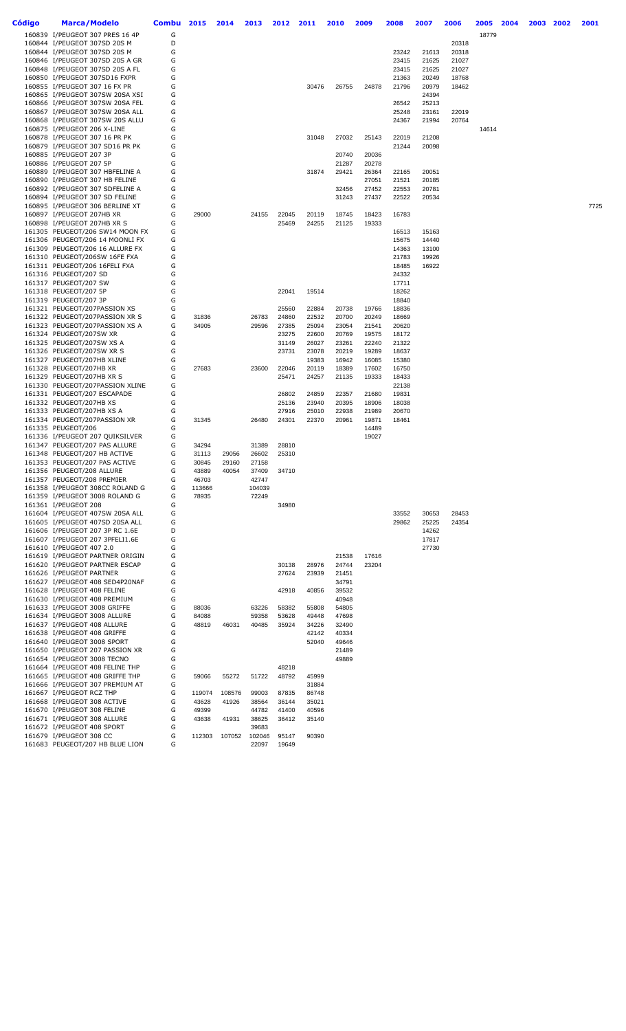| Código | Marca/Modelo | Combu | 2015 | 2014 | 2013 | 2012 | 2011 | 2010 | 2009 | 2008 | 2007 | 2006 | 2005 | 2004 | 2003 | 2002 | 2001 |
|---|---|---|---|---|---|---|---|---|---|---|---|---|---|---|---|---|---|
| 160839 | I/PEUGEOT 307 PRES 16 4P | G | | | | | | | | | | | 18779 | | | | |
| 160844 | I/PEUGEOT 307SD 20S M | D | | | | | | | | | | 20318 | | | | | |
| 160844 | I/PEUGEOT 307SD 20S M | G | | | | | | | | 23242 | 21613 | 20318 | | | | | |
| 160846 | I/PEUGEOT 307SD 20S A GR | G | | | | | | | | 23415 | 21625 | 21027 | | | | | |
| 160848 | I/PEUGEOT 307SD 20S A FL | G | | | | | | | | 23415 | 21625 | 21027 | | | | | |
| 160850 | I/PEUGEOT 307SD16 FXPR | G | | | | | | | | 21363 | 20249 | 18768 | | | | | |
| 160855 | I/PEUGEOT 307 16 FX PR | G | | | | | 30476 | 26755 | 24878 | 21796 | 20979 | 18462 | | | | | |
| 160865 | I/PEUGEOT 307SW 20SA XSI | G | | | | | | | | | 24394 | | | | | | |
| 160866 | I/PEUGEOT 307SW 20SA FEL | G | | | | | | | | 26542 | 25213 | | | | | | |
| 160867 | I/PEUGEOT 307SW 20SA ALL | G | | | | | | | | 25248 | 23161 | 22019 | | | | | |
| 160868 | I/PEUGEOT 307SW 20S ALLU | G | | | | | | | | 24367 | 21994 | 20764 | | | | | |
| 160875 | I/PEUGEOT 206 X-LINE | G | | | | | | | | | | | 14614 | | | | |
| 160878 | I/PEUGEOT 307 16 PR PK | G | | | | | 31048 | 27032 | 25143 | 22019 | 21208 | | | | | | |
| 160879 | I/PEUGEOT 307 SD16 PR PK | G | | | | | | | | 21244 | 20098 | | | | | | |
| 160885 | I/PEUGEOT 207 3P | G | | | | | | 20740 | 20036 | | | | | | | | |
| 160886 | I/PEUGEOT 207 5P | G | | | | | | 21287 | 20278 | | | | | | | | |
| 160889 | I/PEUGEOT 307 HBFELINE A | G | | | | | 31874 | 29421 | 26364 | 22165 | 20051 | | | | | | |
| 160890 | I/PEUGEOT 307 HB FELINE | G | | | | | | | 27051 | 21521 | 20185 | | | | | | |
| 160892 | I/PEUGEOT 307 SDFELINE A | G | | | | | | 32456 | 27452 | 22553 | 20781 | | | | | | |
| 160894 | I/PEUGEOT 307 SD FELINE | G | | | | | | 31243 | 27437 | 22522 | 20534 | | | | | | |
| 160895 | I/PEUGEOT 306 BERLINE XT | G | | | | | | | | | | | | | | | 7725 |
| 160897 | I/PEUGEOT 207HB XR | G | 29000 | | 24155 | 22045 | 20119 | 18745 | 18423 | 16783 | | | | | | | |
| 160898 | I/PEUGEOT 207HB XR S | G | | | | 25469 | 24255 | 21125 | 19333 | | | | | | | | |
| 161305 | PEUGEOT/206 SW14 MOON FX | G | | | | | | | | 16513 | 15163 | | | | | | |
| 161306 | PEUGEOT/206 14 MOONLI FX | G | | | | | | | | 15675 | 14440 | | | | | | |
| 161309 | PEUGEOT/206 16 ALLURE FX | G | | | | | | | | 14363 | 13100 | | | | | | |
| 161310 | PEUGEOT/206SW 16FE FXA | G | | | | | | | | 21783 | 19926 | | | | | | |
| 161311 | PEUGEOT/206 16FELI FXA | G | | | | | | | | 18485 | 16922 | | | | | | |
| 161316 | PEUGEOT/207 SD | G | | | | | | | | 24332 | | | | | | | |
| 161317 | PEUGEOT/207 SW | G | | | | | | | | 17711 | | | | | | | |
| 161318 | PEUGEOT/207 5P | G | | | | 22041 | 19514 | | | 18262 | | | | | | | |
| 161319 | PEUGEOT/207 3P | G | | | | | | | | 18840 | | | | | | | |
| 161321 | PEUGEOT/207PASSION XS | G | | | | 25560 | 22884 | 20738 | 19766 | 18836 | | | | | | | |
| 161322 | PEUGEOT/207PASSION XR S | G | 31836 | | 26783 | 24860 | 22532 | 20700 | 20249 | 18669 | | | | | | | |
| 161323 | PEUGEOT/207PASSION XS A | G | 34905 | | 29596 | 27385 | 25094 | 23054 | 21541 | 20620 | | | | | | | |
| 161324 | PEUGEOT/207SW XR | G | | | | 23275 | 22600 | 20769 | 19575 | 18172 | | | | | | | |
| 161325 | PEUGEOT/207SW XS A | G | | | | 31149 | 26027 | 23261 | 22240 | 21322 | | | | | | | |
| 161326 | PEUGEOT/207SW XR S | G | | | | 23731 | 23078 | 20219 | 19289 | 18637 | | | | | | | |
| 161327 | PEUGEOT/207HB XLINE | G | | | | | 19383 | 16942 | 16085 | 15380 | | | | | | | |
| 161328 | PEUGEOT/207HB XR | G | 27683 | | 23600 | 22046 | 20119 | 18389 | 17602 | 16750 | | | | | | | |
| 161329 | PEUGEOT/207HB XR S | G | | | | 25471 | 24257 | 21135 | 19333 | 18433 | | | | | | | |
| 161330 | PEUGEOT/207PASSION XLINE | G | | | | | | | | 22138 | | | | | | | |
| 161331 | PEUGEOT/207 ESCAPADE | G | | | | 26802 | 24859 | 22357 | 21680 | 19831 | | | | | | | |
| 161332 | PEUGEOT/207HB XS | G | | | | 25136 | 23940 | 20395 | 18906 | 18038 | | | | | | | |
| 161333 | PEUGEOT/207HB XS A | G | | | | 27916 | 25010 | 22938 | 21989 | 20670 | | | | | | | |
| 161334 | PEUGEOT/207PASSION XR | G | 31345 | | 26480 | 24301 | 22370 | 20961 | 19871 | 18461 | | | | | | | |
| 161335 | PEUGEOT/206 | G | | | | | | | 14489 | | | | | | | | |
| 161336 | I/PEUGEOT 207 QUIKSILVER | G | | | | | | | 19027 | | | | | | | | |
| 161347 | PEUGEOT/207 PAS ALLURE | G | 34294 | | 31389 | 28810 | | | | | | | | | | | |
| 161348 | PEUGEOT/207 HB ACTIVE | G | 31113 | 29056 | 26602 | 25310 | | | | | | | | | | | |
| 161353 | PEUGEOT/207 PAS ACTIVE | G | 30845 | 29160 | 27158 | | | | | | | | | | | | |
| 161356 | PEUGEOT/208 ALLURE | G | 43889 | 40054 | 37409 | 34710 | | | | | | | | | | | |
| 161357 | PEUGEOT/208 PREMIER | G | 46703 | | 42747 | | | | | | | | | | | | |
| 161358 | I/PEUGEOT 308CC ROLAND G | G | 113666 | | 104039 | | | | | | | | | | | | |
| 161359 | I/PEUGEOT 3008 ROLAND G | G | 78935 | | 72249 | | | | | | | | | | | | |
| 161361 | I/PEUGEOT 208 | G | | | | 34980 | | | | | | | | | | | |
| 161604 | I/PEUGEOT 407SW 20SA ALL | G | | | | | | | | 33552 | 30653 | 28453 | | | | | |
| 161605 | I/PEUGEOT 407SD 20SA ALL | G | | | | | | | | 29862 | 25225 | 24354 | | | | | |
| 161606 | I/PEUGEOT 207 3P RC 1.6E | D | | | | | | | | | 14262 | | | | | | |
| 161607 | I/PEUGEOT 207 3PFELI1.6E | G | | | | | | | | | 17817 | | | | | | |
| 161610 | I/PEUGEOT 407 2.0 | G | | | | | | | | | 27730 | | | | | | |
| 161619 | I/PEUGEOT PARTNER ORIGIN | G | | | | | | 21538 | 17616 | | | | | | | | |
| 161620 | I/PEUGEOT PARTNER ESCAP | G | | | | 30138 | 28976 | 24744 | 23204 | | | | | | | | |
| 161626 | I/PEUGEOT PARTNER | G | | | | 27624 | 23939 | 21451 | | | | | | | | | |
| 161627 | I/PEUGEOT 408 SED4P20NAF | G | | | | | | 34791 | | | | | | | | | |
| 161628 | I/PEUGEOT 408 FELINE | G | | | | 42918 | 40856 | 39532 | | | | | | | | | |
| 161630 | I/PEUGEOT 408 PREMIUM | G | | | | | | 40948 | | | | | | | | | |
| 161633 | I/PEUGEOT 3008 GRIFFE | G | 88036 | | 63226 | 58382 | 55808 | 54805 | | | | | | | | | |
| 161634 | I/PEUGEOT 3008 ALLURE | G | 84088 | | 59358 | 53628 | 49448 | 47698 | | | | | | | | | |
| 161637 | I/PEUGEOT 408 ALLURE | G | 48819 | 46031 | 40485 | 35924 | 34226 | 32490 | | | | | | | | | |
| 161638 | I/PEUGEOT 408 GRIFFE | G | | | | | 42142 | 40334 | | | | | | | | | |
| 161640 | I/PEUGEOT 3008 SPORT | G | | | | | 52040 | 49646 | | | | | | | | | |
| 161650 | I/PEUGEOT 207 PASSION XR | G | | | | | | 21489 | | | | | | | | | |
| 161654 | I/PEUGEOT 3008 TECNO | G | | | | | | 49889 | | | | | | | | | |
| 161664 | I/PEUGEOT 408 FELINE THP | G | | | | 48218 | | | | | | | | | | | |
| 161665 | I/PEUGEOT 408 GRIFFE THP | G | 59066 | 55272 | 51722 | 48792 | 45999 | | | | | | | | | | |
| 161666 | I/PEUGEOT 307 PREMIUM AT | G | | | | | 31884 | | | | | | | | | | |
| 161667 | I/PEUGEOT RCZ THP | G | 119074 | 108576 | 99003 | 87835 | 86748 | | | | | | | | | | |
| 161668 | I/PEUGEOT 308 ACTIVE | G | 43628 | 41926 | 38564 | 36144 | 35021 | | | | | | | | | | |
| 161670 | I/PEUGEOT 308 FELINE | G | 49399 | | 44782 | 41400 | 40596 | | | | | | | | | | |
| 161671 | I/PEUGEOT 308 ALLURE | G | 43638 | 41931 | 38625 | 36412 | 35140 | | | | | | | | | | |
| 161672 | I/PEUGEOT 408 SPORT | G | | | 39683 | | | | | | | | | | | | |
| 161679 | I/PEUGEOT 308 CC | G | 112303 | 107052 | 102046 | 95147 | 90390 | | | | | | | | | | |
| 161683 | PEUGEOT/207 HB BLUE LION | G | | | 22097 | 19649 | | | | | | | | | | | |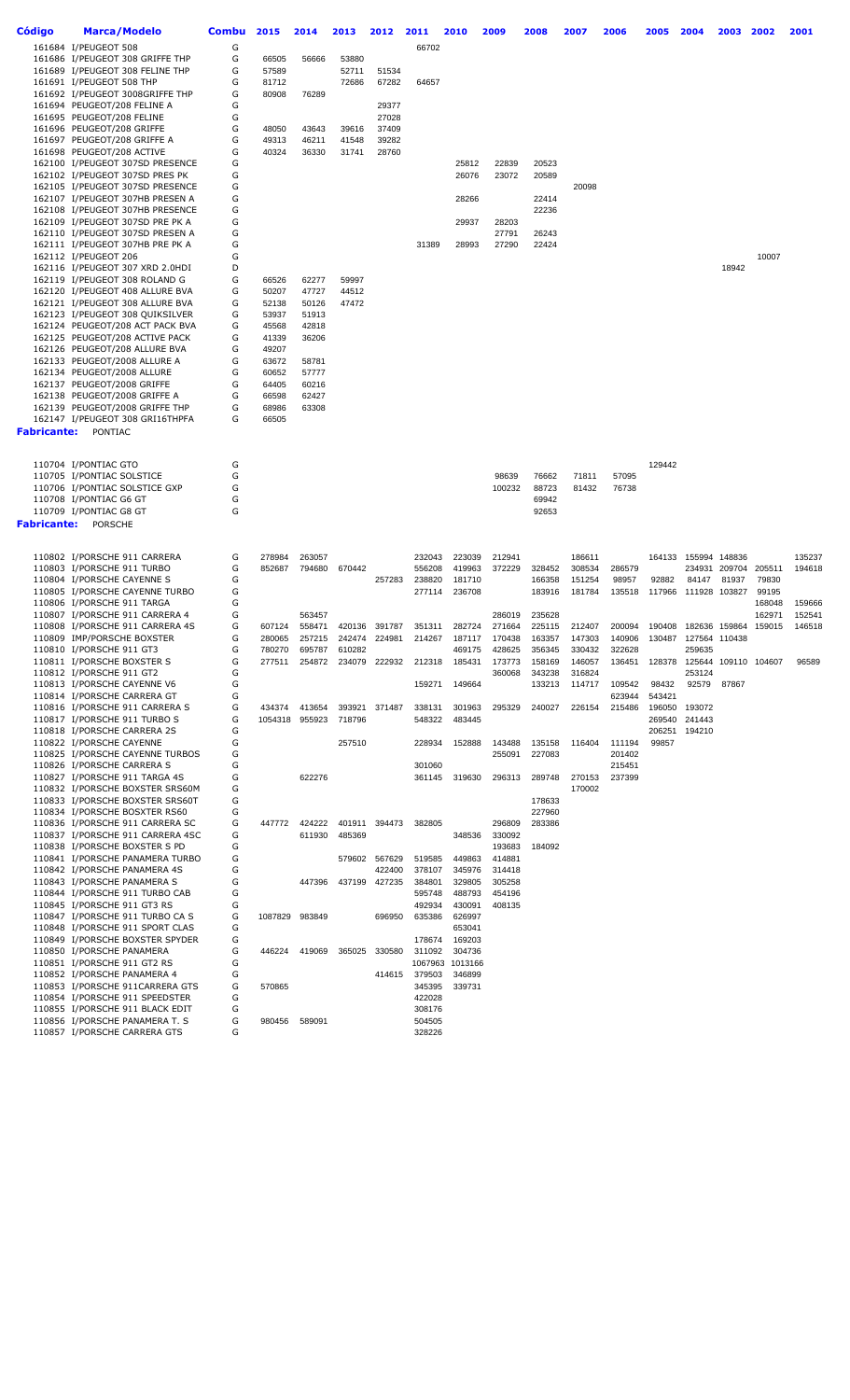| Código | Marca/Modelo | Combu | 2015 | 2014 | 2013 | 2012 | 2011 | 2010 | 2009 | 2008 | 2007 | 2006 | 2005 | 2004 | 2003 | 2002 | 2001 |
|---|---|---|---|---|---|---|---|---|---|---|---|---|---|---|---|---|---|
| 161684 | I/PEUGEOT 508 | G | | | | | 66702 | | | | | | | | | | |
| 161686 | I/PEUGEOT 308 GRIFFE THP | G | 66505 | 56666 | 53880 | | | | | | | | | | | | |
| 161689 | I/PEUGEOT 308 FELINE THP | G | 57589 | | 52711 | 51534 | | | | | | | | | | | |
| 161691 | I/PEUGEOT 508 THP | G | 81712 | | 72686 | 67282 | 64657 | | | | | | | | | | |
| 161692 | I/PEUGEOT 3008GRIFFE THP | G | 80908 | 76289 | | | | | | | | | | | | | |
| 161694 | PEUGEOT/208 FELINE A | G | | | | 29377 | | | | | | | | | | | |
| 161695 | PEUGEOT/208 FELINE | G | | | | 27028 | | | | | | | | | | | |
| 161696 | PEUGEOT/208 GRIFFE | G | 48050 | 43643 | 39616 | 37409 | | | | | | | | | | | |
| 161697 | PEUGEOT/208 GRIFFE A | G | 49313 | 46211 | 41548 | 39282 | | | | | | | | | | | |
| 161698 | PEUGEOT/208 ACTIVE | G | 40324 | 36330 | 31741 | 28760 | | | | | | | | | | | |
| 162100 | I/PEUGEOT 307SD PRESENCE | G | | | | | | 25812 | 22839 | 20523 | | | | | | | |
| 162102 | I/PEUGEOT 307SD PRES PK | G | | | | | | 26076 | 23072 | 20589 | | | | | | | |
| 162105 | I/PEUGEOT 307SD PRESENCE | G | | | | | | | | | 20098 | | | | | | |
| 162107 | I/PEUGEOT 307HB PRESEN A | G | | | | | | 28266 | | 22414 | | | | | | | |
| 162108 | I/PEUGEOT 307HB PRESENCE | G | | | | | | | | 22236 | | | | | | | |
| 162109 | I/PEUGEOT 307SD PRE PK A | G | | | | | | 29937 | 28203 | | | | | | | | |
| 162110 | I/PEUGEOT 307SD PRESEN A | G | | | | | | | 27791 | 26243 | | | | | | | |
| 162111 | I/PEUGEOT 307HB PRE PK A | G | | | | | 31389 | 28993 | 27290 | 22424 | | | | | | | |
| 162112 | I/PEUGEOT 206 | G | | | | | | | | | | | | | | 10007 | |
| 162116 | I/PEUGEOT 307 XRD 2.0HDI | D | | | | | | | | | | | | | 18942 | | |
| 162119 | I/PEUGEOT 308 ROLAND G | G | 66526 | 62277 | 59997 | | | | | | | | | | | | |
| 162120 | I/PEUGEOT 408 ALLURE BVA | G | 50207 | 47727 | 44512 | | | | | | | | | | | | |
| 162121 | I/PEUGEOT 308 ALLURE BVA | G | 52138 | 50126 | 47472 | | | | | | | | | | | | |
| 162123 | I/PEUGEOT 308 QUIKSILVER | G | 53937 | 51913 | | | | | | | | | | | | | |
| 162124 | PEUGEOT/208 ACT PACK BVA | G | 45568 | 42818 | | | | | | | | | | | | | |
| 162125 | PEUGEOT/208 ACTIVE PACK | G | 41339 | 36206 | | | | | | | | | | | | | |
| 162126 | PEUGEOT/208 ALLURE BVA | G | 49207 | | | | | | | | | | | | | | |
| 162133 | PEUGEOT/2008 ALLURE A | G | 63672 | 58781 | | | | | | | | | | | | | |
| 162134 | PEUGEOT/2008 ALLURE | G | 60652 | 57777 | | | | | | | | | | | | | |
| 162137 | PEUGEOT/2008 GRIFFE | G | 64405 | 60216 | | | | | | | | | | | | | |
| 162138 | PEUGEOT/2008 GRIFFE A | G | 66598 | 62427 | | | | | | | | | | | | | |
| 162139 | PEUGEOT/2008 GRIFFE THP | G | 68986 | 63308 | | | | | | | | | | | | | |
| 162147 | I/PEUGEOT 308 GRI16THPFA | G | 66505 | | | | | | | | | | | | | | |
| **Fabricante:** | PONTIAC | | | | | | | | | | | | | | | | |
| 110704 | I/PONTIAC GTO | G | | | | | | | | | | | 129442 | | | | |
| 110705 | I/PONTIAC SOLSTICE | G | | | | | | | 98639 | 76662 | 71811 | 57095 | | | | | |
| 110706 | I/PONTIAC SOLSTICE GXP | G | | | | | | | 100232 | 88723 | 81432 | 76738 | | | | | |
| 110708 | I/PONTIAC G6 GT | G | | | | | | | | 69942 | | | | | | | |
| 110709 | I/PONTIAC G8 GT | G | | | | | | | | 92653 | | | | | | | |
| **Fabricante:** | PORSCHE | | | | | | | | | | | | | | | | |
| 110802 | I/PORSCHE 911 CARRERA | G | 278984 | 263057 | | | 232043 | 223039 | 212941 | | 186611 | | 164133 | 155994 | 148836 | | 135237 |
| 110803 | I/PORSCHE 911 TURBO | G | 852687 | 794680 | 670442 | | 556208 | 419963 | 372229 | 328452 | 308534 | 286579 | | 234931 | 209704 | 205511 | 194618 |
| 110804 | I/PORSCHE CAYENNE S | G | | | | 257283 | 238820 | 181710 | | 166358 | 151254 | 98957 | 92882 | 84147 | 81937 | 79830 | |
| 110805 | I/PORSCHE CAYENNE TURBO | G | | | | | 277114 | 236708 | | 183916 | 181784 | 135518 | 117966 | 111928 | 103827 | 99195 | |
| 110806 | I/PORSCHE 911 TARGA | G | | | | | | | | | | | | | | 168048 | 159666 |
| 110807 | I/PORSCHE 911 CARRERA 4 | G | | 563457 | | | | | 286019 | 235628 | | | | | | 162971 | 152541 |
| 110808 | I/PORSCHE 911 CARRERA 4S | G | 607124 | 558471 | 420136 | 391787 | 351311 | 282724 | 271664 | 225115 | 212407 | 200094 | 190408 | 182636 | 159864 | 159015 | 146518 |
| 110809 | IMP/PORSCHE BOXSTER | G | 280065 | 257215 | 242474 | 224981 | 214267 | 187117 | 170438 | 163357 | 147303 | 140906 | 130487 | 127564 | 110438 | | |
| 110810 | I/PORSCHE 911 GT3 | G | 780270 | 695787 | 610282 | | | 469175 | 428625 | 356345 | 330432 | 322628 | | 259635 | | | |
| 110811 | I/PORSCHE BOXTER S | G | 277511 | 254872 | 234079 | 222932 | 212318 | 185431 | 173773 | 158169 | 146057 | 136451 | 128378 | 125644 | 109110 | 104607 | 96589 |
| 110812 | I/PORSCHE 911 GT2 | G | | | | | | | 360068 | 343238 | 316824 | | | 253124 | | | |
| 110813 | I/PORSCHE CAYENNE V6 | G | | | | | 159271 | 149664 | | 133213 | 114717 | 109542 | 98432 | 92579 | 87867 | | |
| 110814 | I/PORSCHE CARRERA GT | G | | | | | | | | | | 623944 | 543421 | | | | |
| 110816 | I/PORSCHE 911 CARRERA S | G | 434374 | 413654 | 393921 | 371487 | 338131 | 301963 | 295329 | 240027 | 226154 | 215486 | 196050 | 193072 | | | |
| 110817 | I/PORSCHE 911 TURBO S | G | 1054318 | 955923 | 718796 | | 548322 | 483445 | | | | | 269540 | 241443 | | | |
| 110818 | I/PORSCHE CARRERA 2S | G | | | | | | | | | | | 206251 | 194210 | | | |
| 110822 | I/PORSCHE CAYENNE | G | | | 257510 | | 228934 | 152888 | 143488 | 135158 | 116404 | 111194 | 99857 | | | | |
| 110825 | I/PORSCHE CAYENNE TURBOS | G | | | | | | | 255091 | 227083 | | 201402 | | | | | |
| 110826 | I/PORSCHE CARRERA S | G | | | | | 301060 | | | | | 215451 | | | | | |
| 110827 | I/PORSCHE 911 TARGA 4S | G | | 622276 | | | 361145 | 319630 | 296313 | 289748 | 270153 | 237399 | | | | | |
| 110832 | I/PORSCHE BOXSTER SRS60M | G | | | | | | | | | 170002 | | | | | | |
| 110833 | I/PORSCHE BOXSTER SRS60T | G | | | | | | | | 178633 | | | | | | | |
| 110834 | I/PORSCHE BOXSTER RS60 | G | | | | | | | | 227960 | | | | | | | |
| 110836 | I/PORSCHE 911 CARRERA SC | G | 447772 | 424222 | 401911 | 394473 | 382805 | | | | | | | | | | |
| 110837 | I/PORSCHE 911 CARRERA 4SC | G | | 611930 | 485369 | | | 348536 | 330092 | | | | | | | | |
| 110838 | I/PORSCHE BOXSTER S PD | G | | | | | | | 193683 | 184092 | | | | | | | |
| 110841 | I/PORSCHE PANAMERA TURBO | G | | | 579602 | 567629 | 519585 | 449863 | 414881 | | | | | | | | |
| 110842 | I/PORSCHE PANAMERA 4S | G | | | | 422400 | 378107 | 345976 | 314418 | | | | | | | | |
| 110843 | I/PORSCHE PANAMERA S | G | | 447396 | 437199 | 427235 | 384801 | 329805 | 305258 | | | | | | | | |
| 110844 | I/PORSCHE 911 TURBO CAB | G | | | | | 595748 | 488793 | 454196 | | | | | | | | |
| 110845 | I/PORSCHE 911 GT3 RS | G | | | | | 492934 | 430091 | 408135 | | | | | | | | |
| 110847 | I/PORSCHE 911 TURBO CA S | G | 1087829 | 983849 | | 696950 | 635386 | 626997 | | | | | | | | | |
| 110848 | I/PORSCHE 911 SPORT CLAS | G | | | | | | 653041 | | | | | | | | | |
| 110849 | I/PORSCHE BOXSTER SPYDER | G | | | | | 178674 | 169203 | | | | | | | | | |
| 110850 | I/PORSCHE PANAMERA | G | 446224 | 419069 | 365025 | 330580 | 311092 | 304736 | | | | | | | | | |
| 110851 | I/PORSCHE 911 GT2 RS | G | | | | | 1067963 | 1013166 | | | | | | | | | |
| 110852 | I/PORSCHE PANAMERA 4 | G | | | | 414615 | 379503 | 346899 | | | | | | | | | |
| 110853 | I/PORSCHE 911CARRERA GTS | G | 570865 | | | | 345395 | 339731 | | | | | | | | | |
| 110854 | I/PORSCHE 911 SPEEDSTER | G | | | | | 422028 | | | | | | | | | | |
| 110855 | I/PORSCHE 911 BLACK EDIT | G | | | | | 308176 | | | | | | | | | | |
| 110856 | I/PORSCHE PANAMERA T. S | G | 980456 | 589091 | | | 504505 | | | | | | | | | | |
| 110857 | I/PORSCHE CARRERA GTS | G | | | | | 328226 | | | | | | | | | | |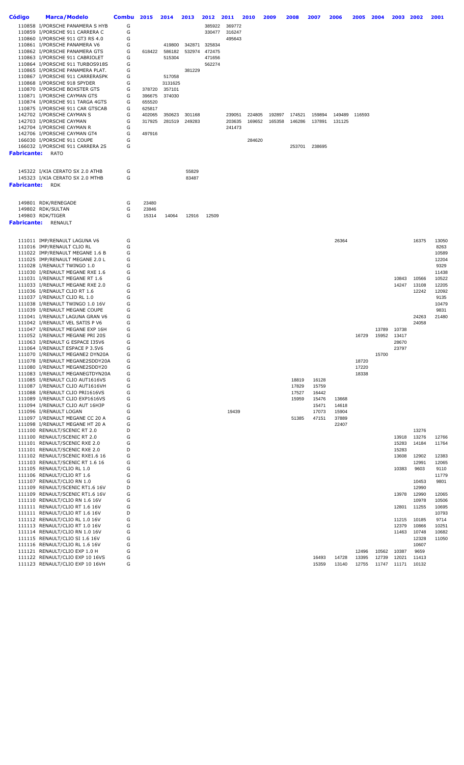| Código | Marca/Modelo | Combu | 2015 | 2014 | 2013 | 2012 | 2011 | 2010 | 2009 | 2008 | 2007 | 2006 | 2005 | 2004 | 2003 | 2002 | 2001 |
|---|---|---|---|---|---|---|---|---|---|---|---|---|---|---|---|---|---|
| 110858 | I/PORSCHE PANAMERA S HYB | G | | | | 385922 | 369772 | | | | | | | | | | |
| 110859 | I/PORSCHE 911 CARRERA C | G | | | | 330477 | 316247 | | | | | | | | | | |
| 110860 | I/PORSCHE 911 GT3 RS 4.0 | G | | | | | 495643 | | | | | | | | | | |
| 110861 | I/PORSCHE PANAMERA V6 | G | | 419800 | 342871 | 325834 | | | | | | | | | | | |
| 110862 | I/PORSCHE PANAMERA GTS | G | 618422 | 586182 | 532974 | 472475 | | | | | | | | | | | |
| 110863 | I/PORSCHE 911 CABRIOLET | G | | 515304 | | 471656 | | | | | | | | | | | |
| 110864 | I/PORSCHE 911 TURBOS918S | G | | | | 562274 | | | | | | | | | | | |
| 110865 | I/PORSCHE PANAMERA PLAT. | G | | | 381229 | | | | | | | | | | | | |
| 110867 | I/PORSCHE 911 CARRERASPK | G | | 517058 | | | | | | | | | | | | | |
| 110868 | I/PORSCHE 918 SPYDER | G | | 3131625 | | | | | | | | | | | | | |
| 110870 | I/PORSCHE BOXSTER GTS | G | 378720 | 357101 | | | | | | | | | | | | | |
| 110871 | I/PORSCHE CAYMAN GTS | G | 396675 | 374030 | | | | | | | | | | | | | |
| 110874 | I/PORSCHE 911 TARGA 4GTS | G | 655520 | | | | | | | | | | | | | | |
| 110875 | I/PORSCHE 911 CAR GTSCAB | G | 625817 | | | | | | | | | | | | | | |
| 142702 | I/PORSCHE CAYMAN S | G | 402065 | 350623 | 301168 | | 239051 | 224805 | 192897 | 174521 | 159894 | 149489 | 116593 | | | | |
| 142703 | I/PORSCHE CAYMAN | G | 317925 | 281519 | 249283 | | 203635 | 169652 | 165358 | 146286 | 137891 | 131125 | | | | | |
| 142704 | I/PORSCHE CAYMAN R | G | | | | | 241473 | | | | | | | | | | |
| 142706 | I/PORSCHE CAYMAN GT4 | G | 497916 | | | | | | | | | | | | | | |
| 166030 | I/PORSCHE 911 COUPE | G | | | | | | 284620 | | | | | | | | | |
| 166032 | I/PORSCHE 911 CARRERA 2S | G | | | | | | | | 253701 | 238695 | | | | | | |
| **Fabricante:** | RATO | | | | | | | | | | | | | | | | |
| 145322 | I/KIA CERATO SX 2.0 ATHB | G | | | 55829 | | | | | | | | | | | | |
| 145323 | I/KIA CERATO SX 2.0 MTHB | G | | | 83487 | | | | | | | | | | | | |
| **Fabricante:** | RDK | | | | | | | | | | | | | | | | |
| 149801 | RDK/RENEGADE | G | 23480 | | | | | | | | | | | | | | |
| 149802 | RDK/SULTAN | G | 23846 | | | | | | | | | | | | | | |
| 149803 | RDK/TIGER | G | 15314 | 14064 | 12916 | 12509 | | | | | | | | | | | |
| **Fabricante:** | RENAULT | | | | | | | | | | | | | | | | |
| 111011 | IMP/RENAULT LAGUNA V6 | G | | | | | | | | | | 26364 | | | | 16375 | 13050 |
| 111016 | IMP/RENAULT CLIO RL | G | | | | | | | | | | | | | | | 8263 |
| 111022 | IMP/RENAULT MEGANE 1.6 B | G | | | | | | | | | | | | | | | 10589 |
| 111025 | IMP/RENAULT MEGANE 2.0 L | G | | | | | | | | | | | | | | | 12204 |
| 111028 | I/RENAULT TWINGO 1.0 | G | | | | | | | | | | | | | | | 9329 |
| 111030 | I/RENAULT MEGANE RXE 1.6 | G | | | | | | | | | | | | | | | 11438 |
| 111031 | I/RENAULT MEGANE RT 1.6 | G | | | | | | | | | | | | | 10843 | 10566 | 10522 |
| 111033 | I/RENAULT MEGANE RXE 2.0 | G | | | | | | | | | | | | | 14247 | 13108 | 12205 |
| 111036 | I/RENAULT CLIO RT 1.6 | G | | | | | | | | | | | | | | 12242 | 12092 |
| 111037 | I/RENAULT CLIO RL 1.0 | G | | | | | | | | | | | | | | | 9135 |
| 111038 | I/RENAULT TWINGO 1.0 16V | G | | | | | | | | | | | | | | | 10479 |
| 111039 | I/RENAULT MEGANE COUPE | G | | | | | | | | | | | | | | | 9831 |
| 111041 | I/RENAULT LAGUNA GRAN V6 | G | | | | | | | | | | | | | | 24263 | 21480 |
| 111042 | I/RENAULT VEL SATIS P V6 | G | | | | | | | | | | | | | | 24058 | |
| 111047 | I/RENAULT MEGANE EXP 16H | G | | | | | | | | | | | | 13789 | 10738 | | |
| 111052 | I/RENAULT MEGANE PRI 20S | G | | | | | | | | | | | 16729 | 15952 | 13417 | | |
| 111063 | I/RENAULT G ESPACE I35V6 | G | | | | | | | | | | | | | 28670 | | |
| 111064 | I/RENAULT ESPACE P 3.5V6 | G | | | | | | | | | | | | | 23797 | | |
| 111070 | I/RENAULT MEGANE2 DYN20A | G | | | | | | | | | | | | 15700 | | | |
| 111078 | I/RENAULT MEGANE2SDDY20A | G | | | | | | | | | | | 18720 | | | | |
| 111080 | I/RENAULT MEGANE2SDDY20 | G | | | | | | | | | | | 17220 | | | | |
| 111083 | I/RENAULT MEGANEGTDYN20A | G | | | | | | | | | | | 18338 | | | | |
| 111085 | I/RENAULT CLIO AUT16VS | G | | | | | | | | 18819 | 16128 | | | | | | |
| 111087 | I/RENAULT CLIO AUT1616VH | G | | | | | | | | 17829 | 15759 | | | | | | |
| 111088 | I/RENAULT CLIO PRI1616VS | G | | | | | | | | 17527 | 16442 | | | | | | |
| 111089 | I/RENAULT CLIO EXP1616VS | G | | | | | | | | 15959 | 15476 | 13668 | | | | | |
| 111094 | I/RENAULT CLIO AUT 16H3P | G | | | | | | | | | 15471 | 14618 | | | | | |
| 111096 | I/RENAULT LOGAN | G | | | | | 19439 | | | | 17073 | 15904 | | | | | |
| 111097 | I/RENAULT MEGANE CC 20 A | G | | | | | | | | 51385 | 47151 | 37889 | | | | | |
| 111098 | I/RENAULT MEGANE HT 20 A | G | | | | | | | | | | 22407 | | | | | |
| 111100 | RENAULT/SCENIC RT 2.0 | D | | | | | | | | | | | | | | 13276 | |
| 111100 | RENAULT/SCENIC RT 2.0 | G | | | | | | | | | | | | | 13918 | 13276 | 12766 |
| 111101 | RENAULT/SCENIC RXE 2.0 | G | | | | | | | | | | | | | 15283 | 14184 | 11764 |
| 111101 | RENAULT/SCENIC RXE 2.0 | D | | | | | | | | | | | | | 15283 | | |
| 111102 | RENAULT/SCENIC RXE1.6 16 | G | | | | | | | | | | | | | 13608 | 12902 | 12383 |
| 111103 | RENAULT/SCENIC RT 1.6 16 | G | | | | | | | | | | | | | | 12991 | 12065 |
| 111105 | RENAULT/CLIO RL 1.0 | G | | | | | | | | | | | | | 10383 | 9603 | 9110 |
| 111106 | RENAULT/CLIO RT 1.6 | G | | | | | | | | | | | | | | | 11779 |
| 111107 | RENAULT/CLIO RN 1.0 | G | | | | | | | | | | | | | | 10453 | 9801 |
| 111109 | RENAULT/SCENIC RT1.6 16V | D | | | | | | | | | | | | | | 12990 | |
| 111109 | RENAULT/SCENIC RT1.6 16V | G | | | | | | | | | | | | | 13978 | 12990 | 12065 |
| 111110 | RENAULT/CLIO RN 1.6 16V | G | | | | | | | | | | | | | | 10978 | 10506 |
| 111111 | RENAULT/CLIO RT 1.6 16V | G | | | | | | | | | | | | | 12801 | 11255 | 10695 |
| 111111 | RENAULT/CLIO RT 1.6 16V | D | | | | | | | | | | | | | | | 10793 |
| 111112 | RENAULT/CLIO RL 1.0 16V | G | | | | | | | | | | | | | 11215 | 10185 | 9714 |
| 111113 | RENAULT/CLIO RT 1.0 16V | G | | | | | | | | | | | | | 12379 | 10866 | 10251 |
| 111114 | RENAULT/CLIO RN 1.0 16V | G | | | | | | | | | | | | | 11463 | 10748 | 10682 |
| 111115 | RENAULT/CLIO SI 1.6 16V | G | | | | | | | | | | | | | | 12328 | 11050 |
| 111116 | RENAULT/CLIO RL 1.6 16V | G | | | | | | | | | | | | | | 10607 | |
| 111121 | RENAULT/CLIO EXP 1.0 H | G | | | | | | | | | | | 12496 | 10562 | 10387 | 9659 | |
| 111122 | RENAULT/CLIO EXP 10 16VS | G | | | | | | | | | 16493 | 14728 | 13395 | 12739 | 12021 | 11413 | |
| 111123 | RENAULT/CLIO EXP 10 16VH | G | | | | | | | | | 15359 | 13140 | 12755 | 11747 | 11171 | 10132 | |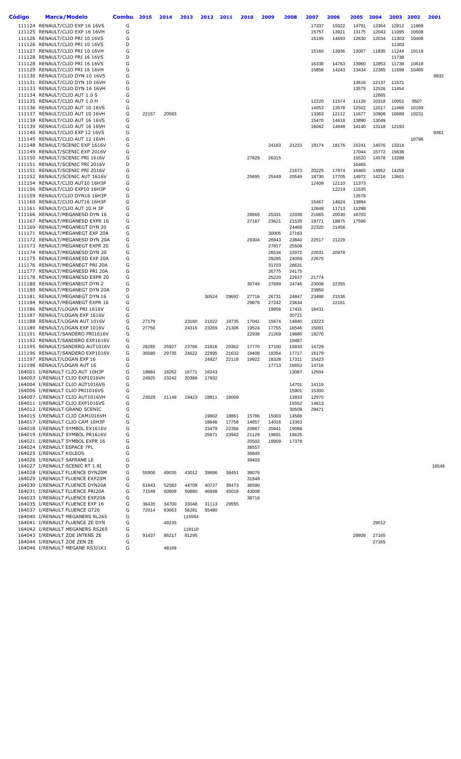| Código | Marca/Modelo | Combu | 2015 | 2014 | 2013 | 2012 | 2011 | 2010 | 2009 | 2008 | 2007 | 2006 | 2005 | 2004 | 2003 | 2002 | 2001 |
|---|---|---|---|---|---|---|---|---|---|---|---|---|---|---|---|---|---|
| 111124 | RENAULT/CLIO EXP 16 16VS | G | | | | | | | | | 17337 | 15922 | 14791 | 13364 | 12812 | 11869 | |
| 111125 | RENAULT/CLIO EXP 16 16VH | G | | | | | | | | | 15757 | 13921 | 13175 | 12043 | 11095 | 10508 | |
| 111126 | RENAULT/CLIO PRI 10 16VS | G | | | | | | | | | 15195 | 14693 | 12630 | 12034 | 11303 | 10408 | |
| 111126 | RENAULT/CLIO PRI 10 16VS | D | | | | | | | | | | | | | 11303 | | |
| 111127 | RENAULT/CLIO PRI 10 16VH | G | | | | | | | | | 15160 | 13936 | 13007 | 11835 | 11244 | 10119 | |
| 111128 | RENAULT/CLIO PRI 16 16VS | D | | | | | | | | | | | | | 11738 | | |
| 111128 | RENAULT/CLIO PRI 16 16VS | G | | | | | | | | | 16338 | 14763 | 13960 | 12853 | 11738 | 10619 | |
| 111129 | RENAULT/CLIO PRI 16 16VH | G | | | | | | | | | 15856 | 14243 | 13434 | 12385 | 11599 | 10460 | |
| 111130 | RENAULT/CLIO DYN 10 16VS | G | | | | | | | | | | | | | | | 9932 |
| 111131 | RENAULT/CLIO DYN 10 16VH | G | | | | | | | | | | | 13616 | 12137 | 11571 | | |
| 111133 | RENAULT/CLIO DYN 16 16VH | G | | | | | | | | | | | 13579 | 12526 | 11454 | | |
| 111134 | RENAULT/CLIO AUT 1.0 S | G | | | | | | | | | | | | 12665 | | | |
| 111135 | RENAULT/CLIO AUT 1.0 H | G | | | | | | | | | 12220 | 11574 | 11126 | 10318 | 10051 | 9507 | |
| 111136 | RENAULT/CLIO AUT 10 16VS | G | | | | | | | | | 14053 | 13578 | 12502 | 12017 | 11466 | 10169 | |
| 111137 | RENAULT/CLIO AUT 10 16VH | G | 22157 | 20583 | | | | | | | 13363 | 12112 | 11677 | 10908 | 10689 | 10231 | |
| 111138 | RENAULT/CLIO AUT 16 16VS | G | | | | | | | | | 15470 | 14618 | 13890 | 13049 | | | |
| 111139 | RENAULT/CLIO AUT 16 16VH | G | | | | | | | | | 16042 | 14848 | 14140 | 13118 | 12193 | | |
| 111140 | RENAULT/CLIO EXP 12 16VS | G | | | | | | | | | | | | | | | 9361 |
| 111145 | RENAULT/CLIO AUT 12 16VH | G | | | | | | | | | | | | | | 10796 | |
| 111148 | RENAULT/SCENIC EXP 1616V | G | | | | | | | 24183 | 21223 | 19174 | 18176 | 15241 | 14076 | 13314 | | |
| 111149 | RENAULT/SCENIC EXP 2016V | G | | | | | | | | | | | 17044 | 15772 | 15638 | | |
| 111150 | RENAULT/SCENIC PRI 1616V | G | | | | | | 27829 | 26315 | | | | 15520 | 14578 | 13288 | | |
| 111151 | RENAULT/SCENIC PRI 2016V | D | | | | | | | | | | | 16465 | | | | |
| 111151 | RENAULT/SCENIC PRI 2016V | G | | | | | | | | 21673 | 20225 | 17874 | 16465 | 14952 | 14258 | | |
| 111152 | RENAULT/SCENIC AUT 1616V | G | | | | | | 25695 | 25449 | 20549 | 18730 | 17705 | 14972 | 14216 | 13601 | | |
| 111154 | RENAULT/CLIO AUT10 16H3P | G | | | | | | | | | 12409 | 12110 | 11373 | | | | |
| 111156 | RENAULT/CLIO EXP10 16H3P | G | | | | | | | | | | 12214 | 11535 | | | | |
| 111159 | RENAULT/CLIO DYN16 16H3P | G | | | | | | | | | | | 13579 | | | | |
| 111160 | RENAULT/CLIO AUT16 16H3P | G | | | | | | | | | 15467 | 14624 | 13894 | | | | |
| 111161 | RENAULT/CLIO AUT 10 H 3P | G | | | | | | | | | 12648 | 11713 | 11298 | | | | |
| 111166 | RENAULT/MEGANESD DYN 16 | G | | | | | | 28665 | 25331 | 22938 | 21665 | 20030 | 18703 | | | | |
| 111167 | RENAULT/MEGANESD EXPR 16 | G | | | | | | 27187 | 23621 | 21535 | 19771 | 18875 | 17596 | | | | |
| 111169 | RENAULT/MEGANET DYN 20 | G | | | | | | | | 24468 | 22320 | 21456 | | | | | |
| 111171 | RENAULT/MEGANET EXP 20A | G | | | | | | | 30005 | 27163 | | | | | | | |
| 111172 | RENAULT/MEGANESD DYN 20A | G | | | | | | 29304 | 26943 | 23840 | 22517 | 21229 | | | | | |
| 111173 | RENAULT/MEGANET EXPR 20 | G | | | | | | | 27817 | 25508 | | | | | | | |
| 111174 | RENAULT/MEGANESD DYN 20 | G | | | | | | | 26534 | 22972 | 22031 | 20978 | | | | | |
| 111175 | RENAULT/MEGANESD EXP 20A | G | | | | | | | 28285 | 24058 | 22675 | | | | | | |
| 111176 | RENAULT/MEGANET PRI 20A | G | | | | | | | 31703 | 28631 | | | | | | | |
| 111177 | RENAULT/MEGANESD PRI 20A | G | | | | | | | 26775 | 24175 | | | | | | | |
| 111178 | RENAULT/MEGANESD EXPR 20 | G | | | | | | | 25220 | 22637 | 21774 | | | | | | |
| 111180 | RENAULT/MEGANET DYN 2 | G | | | | | | 30749 | 27699 | 24746 | 23008 | 22355 | | | | | |
| 111180 | RENAULT/MEGANET DYN 20A | D | | | | | | | | | 23950 | | | | | | |
| 111181 | RENAULT/MEGANET DYN 16 | G | | | | 30524 | 29692 | 27716 | 26731 | 24847 | 23488 | 21536 | | | | | |
| 111184 | RENAULT/MEGANET EXPR 16 | G | | | | | | 29878 | 27242 | 23634 | | 22161 | | | | | |
| 111186 | RENAULT/LOGAN PRI 1616V | G | | | | | | | 19856 | 17431 | 16431 | | | | | | |
| 111187 | RENAULT/LOGAN EXP 1616V | G | | | | | | | | 20721 | | | | | | | |
| 111188 | RENAULT/LOGAN AUT 1016V | G | 27179 | | 23160 | 21022 | 19735 | 17041 | 15674 | 14840 | 13223 | | | | | | |
| 111189 | RENAULT/LOGAN EXP 1016V | G | 27750 | | 24316 | 23269 | 21306 | 19524 | 17755 | 16546 | 15091 | | | | | | |
| 111191 | RENAULT/SANDERO PRI1616V | G | | | | | | 22938 | 21269 | 19880 | 18276 | | | | | | |
| 111192 | RENAULT/SANDERO EXP1616V | G | | | | | | | | 19487 | | | | | | | |
| 111195 | RENAULT/SANDERO AUT1016V | G | 28285 | 25927 | 23766 | 21816 | 20362 | 17770 | 17100 | 15830 | 14729 | | | | | | |
| 111196 | RENAULT/SANDERO EXP1016V | G | 35580 | 29735 | 24622 | 22995 | 21632 | 19408 | 18354 | 17717 | 16179 | | | | | | |
| 111197 | RENAULT/LOGAN EXP 16 | G | | | | 24927 | 22118 | 19922 | 18328 | 17311 | 15423 | | | | | | |
| 111198 | RENAULT/LOGAN AUT 16 | G | | | | | | | 17713 | 16653 | 14716 | | | | | | |
| 164001 | I/RENAULT CLIO AUT 10H3P | G | 19884 | 18262 | 16771 | 16243 | | | | 13087 | 12504 | | | | | | |
| 164003 | I/RENAULT CLIO EXP1016VH | G | 24925 | 23242 | 20388 | 17932 | | | | | | | | | | | |
| 164004 | I/RENAULT CLIO AUT1016VS | G | | | | | | | | 14701 | 14119 | | | | | | |
| 164006 | I/RENAULT CLIO PRI1016VS | G | | | | | | | | 15901 | 15300 | | | | | | |
| 164007 | I/RENAULT CLIO AUT1016VH | G | 23029 | 21149 | 19423 | 18811 | 18008 | | | 13933 | 12970 | | | | | | |
| 164011 | I/RENAULT CLIO EXP1016VS | G | | | | | | | | 15552 | 14613 | | | | | | |
| 164012 | I/RENAULT GRAND SCENIC | G | | | | | | | | 30509 | 29471 | | | | | | |
| 164015 | I/RENAULT CLIO CAM1016VH | G | | | | 19802 | 18861 | 15786 | 15003 | 14568 | | | | | | | |
| 164017 | I/RENAULT CLIO CAM 10H3P | G | | | | 18646 | 17758 | 14857 | 14016 | 13363 | | | | | | | |
| 164018 | I/RENAULT SYMBOL EX1616V | G | | | | 23479 | 22356 | 20867 | 20441 | 19068 | | | | | | | |
| 164019 | I/RENAULT SYMBOL PR1616V | G | | | | 25671 | 23942 | 21129 | 19691 | 18625 | | | | | | | |
| 164021 | I/RENAULT SYMBOL EXPR 16 | G | | | | | | 20502 | 18909 | 17378 | | | | | | | |
| 164024 | I/RENAULT ESPACE 7PL | G | | | | | | 38557 | | | | | | | | | |
| 164025 | I/RENAULT KOLEOS | G | | | | | | 30645 | | | | | | | | | |
| 164026 | I/RENAULT SAFRANE LE | G | | | | | | 39403 | | | | | | | | | |
| 164027 | I/RENAULT SCENIC RT 1.9I | D | | | | | | | | | | | | | | | 16546 |
| 164028 | I/RENAULT FLUENCE DYN20M | G | 55900 | 49035 | 43012 | 39686 | 38451 | 38076 | | | | | | | | | |
| 164029 | I/RENAULT FLUENCE EXP20M | G | | | | | | 31848 | | | | | | | | | |
| 164030 | I/RENAULT FLUENCE DYN20A | G | 61843 | 52583 | 44709 | 40727 | 38473 | 36590 | | | | | | | | | |
| 164031 | I/RENAULT FLUENCE PRI20A | G | 71549 | 60809 | 50880 | 46848 | 45019 | 43008 | | | | | | | | | |
| 164033 | I/RENAULT FLUENCE EXP20A | G | | | | | | 38716 | | | | | | | | | |
| 164035 | I/RENAULT FLUENCE EXP 16 | G | 36435 | 34700 | 33048 | 31113 | 29555 | | | | | | | | | | |
| 164037 | I/RENAULT FLUENCE GT20 | G | 72014 | 63663 | 56281 | 55480 | | | | | | | | | | | |
| 164040 | I/RENAULT MEGANERS RL265 | G | | | 115554 | | | | | | | | | | | | |
| 164041 | I/RENAULT FLUENCE ZE DYN | G | | 49235 | | | | | | | | | | 29012 | | | |
| 164042 | I/RENAULT MEGANERS RS265 | G | | | 119110 | | | | | | | | | | | | |
| 164043 | I/RENAULT ZOE INTENS ZE | G | 91437 | 86217 | 81295 | | | | | | | | 28809 | 27165 | | | |
| 164044 | I/RENAULT ZOE ZEN ZE | G | | | | | | | | | | | | 27165 | | | |
| 164046 | I/RENAULT MEGANE RS3J1K1 | G | | 48169 | | | | | | | | | | | | | |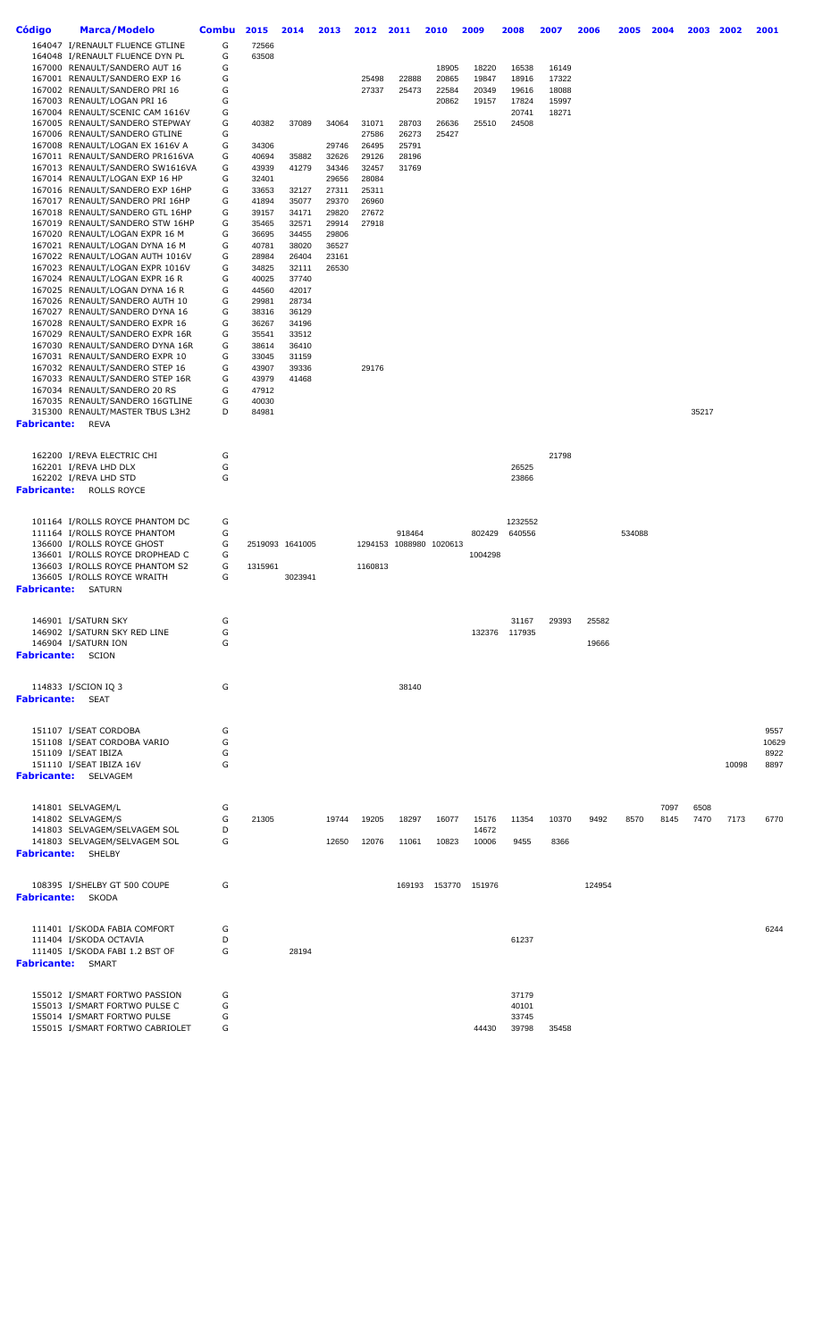| Código | Marca/Modelo | Combu | 2015 | 2014 | 2013 | 2012 | 2011 | 2010 | 2009 | 2008 | 2007 | 2006 | 2005 | 2004 | 2003 | 2002 | 2001 |
|---|---|---|---|---|---|---|---|---|---|---|---|---|---|---|---|---|---|
| 164047 | I/RENAULT FLUENCE GTLINE | G | 72566 | | | | | | | | | | | | | | |
| 164048 | I/RENAULT FLUENCE DYN PL | G | 63508 | | | | | | | | | | | | | | |
| 167000 | RENAULT/SANDERO AUT 16 | G | | | | | | 18905 | 18220 | 16538 | 16149 | | | | | | |
| 167001 | RENAULT/SANDERO EXP 16 | G | | | | 25498 | 22888 | 20865 | 19847 | 18916 | 17322 | | | | | | |
| 167002 | RENAULT/SANDERO PRI 16 | G | | | | 27337 | 25473 | 22584 | 20349 | 19616 | 18088 | | | | | | |
| 167003 | RENAULT/LOGAN PRI 16 | G | | | | | | 20862 | 19157 | 17824 | 15997 | | | | | | |
| 167004 | RENAULT/SCENIC CAM 1616V | G | | | | | | | | 20741 | 18271 | | | | | | |
| 167005 | RENAULT/SANDERO STEPWAY | G | 40382 | 37089 | 34064 | 31071 | 28703 | 26636 | 25510 | 24508 | | | | | | | |
| 167006 | RENAULT/SANDERO GTLINE | G | | | | 27586 | 26273 | 25427 | | | | | | | | | |
| 167008 | RENAULT/LOGAN EX 1616V A | G | 34306 | | 29746 | 26495 | 25791 | | | | | | | | | | |
| 167011 | RENAULT/SANDERO PR1616VA | G | 40694 | 35882 | 32626 | 29126 | 28196 | | | | | | | | | | |
| 167013 | RENAULT/SANDERO SW1616VA | G | 43939 | 41279 | 34346 | 32457 | 31769 | | | | | | | | | | |
| 167014 | RENAULT/LOGAN EXP 16 HP | G | 32401 | | 29656 | 28084 | | | | | | | | | | | |
| 167016 | RENAULT/SANDERO EXP 16HP | G | 33653 | 32127 | 27311 | 25311 | | | | | | | | | | | |
| 167017 | RENAULT/SANDERO PRI 16HP | G | 41894 | 35077 | 29370 | 26960 | | | | | | | | | | | |
| 167018 | RENAULT/SANDERO GTL 16HP | G | 39157 | 34171 | 29820 | 27672 | | | | | | | | | | | |
| 167019 | RENAULT/SANDERO STW 16HP | G | 35465 | 32571 | 29914 | 27918 | | | | | | | | | | | |
| 167020 | RENAULT/LOGAN EXPR 16 M | G | 36695 | 34455 | 29806 | | | | | | | | | | | | |
| 167021 | RENAULT/LOGAN DYNA 16 M | G | 40781 | 38020 | 36527 | | | | | | | | | | | | |
| 167022 | RENAULT/LOGAN AUTH 1016V | G | 28984 | 26404 | 23161 | | | | | | | | | | | | |
| 167023 | RENAULT/LOGAN EXPR 1016V | G | 34825 | 32111 | 26530 | | | | | | | | | | | | |
| 167024 | RENAULT/LOGAN EXPR 16 R | G | 40025 | 37740 | | | | | | | | | | | | | |
| 167025 | RENAULT/LOGAN DYNA 16 R | G | 44560 | 42017 | | | | | | | | | | | | | |
| 167026 | RENAULT/SANDERO AUTH 10 | G | 29981 | 28734 | | | | | | | | | | | | | |
| 167027 | RENAULT/SANDERO DYNA 16 | G | 38316 | 36129 | | | | | | | | | | | | | |
| 167028 | RENAULT/SANDERO EXPR 16 | G | 36267 | 34196 | | | | | | | | | | | | | |
| 167029 | RENAULT/SANDERO EXPR 16R | G | 35541 | 33512 | | | | | | | | | | | | | |
| 167030 | RENAULT/SANDERO DYNA 16R | G | 38614 | 36410 | | | | | | | | | | | | | |
| 167031 | RENAULT/SANDERO EXPR 10 | G | 33045 | 31159 | | | | | | | | | | | | | |
| 167032 | RENAULT/SANDERO STEP 16 | G | 43907 | 39336 | | 29176 | | | | | | | | | | | |
| 167033 | RENAULT/SANDERO STEP 16R | G | 43979 | 41468 | | | | | | | | | | | | | |
| 167034 | RENAULT/SANDERO 20 RS | G | 47912 | | | | | | | | | | | | | | |
| 167035 | RENAULT/SANDERO 16GTLINE | G | 40030 | | | | | | | | | | | | | | |
| 315300 | RENAULT/MASTER TBUS L3H2 | D | 84981 | | | | | | | | | | | 35217 | | | |
| **Fabricante:** | REVA | | | | | | | | | | | | | | | | |
| 162200 | I/REVA ELECTRIC CHI | G | | | | | | | | | 21798 | | | | | | |
| 162201 | I/REVA LHD DLX | G | | | | | | | | 26525 | | | | | | | |
| 162202 | I/REVA LHD STD | G | | | | | | | | 23866 | | | | | | | |
| **Fabricante:** | ROLLS ROYCE | | | | | | | | | | | | | | | | |
| 101164 | I/ROLLS ROYCE PHANTOM DC | G | | | | | | | | 1232552 | | | | | | | |
| 111164 | I/ROLLS ROYCE PHANTOM | G | | | | | 918464 | | 802429 | 640556 | | | 534088 | | | | |
| 136600 | I/ROLLS ROYCE GHOST | G | 2519093 | 1641005 | | 1294153 | 1088980 | 1020613 | | | | | | | | | |
| 136601 | I/ROLLS ROYCE DROPHEAD C | G | | | | | | | 1004298 | | | | | | | | |
| 136603 | I/ROLLS ROYCE PHANTOM S2 | G | 1315961 | | | 1160813 | | | | | | | | | | | |
| 136605 | I/ROLLS ROYCE WRAITH | G | | 3023941 | | | | | | | | | | | | | |
| **Fabricante:** | SATURN | | | | | | | | | | | | | | | | |
| 146901 | I/SATURN SKY | G | | | | | | | | 31167 | 29393 | 25582 | | | | | |
| 146902 | I/SATURN SKY RED LINE | G | | | | | | | 132376 | 117935 | | | | | | | |
| 146904 | I/SATURN ION | G | | | | | | | | | | 19666 | | | | | |
| **Fabricante:** | SCION | | | | | | | | | | | | | | | | |
| 114833 | I/SCION IQ 3 | G | | | | | 38140 | | | | | | | | | | |
| **Fabricante:** | SEAT | | | | | | | | | | | | | | | | |
| 151107 | I/SEAT CORDOBA | G | | | | | | | | | | | | | | | 9557 |
| 151108 | I/SEAT CORDOBA VARIO | G | | | | | | | | | | | | | | | 10629 |
| 151109 | I/SEAT IBIZA | G | | | | | | | | | | | | | | | 8922 |
| 151110 | I/SEAT IBIZA 16V | G | | | | | | | | | | | | | | 10098 | 8897 |
| **Fabricante:** | SELVAGEM | | | | | | | | | | | | | | | | |
| 141801 | SELVAGEM/L | G | | | | | | | | | | | | 7097 | 6508 | | |
| 141802 | SELVAGEM/S | G | 21305 | | 19744 | 19205 | 18297 | 16077 | 15176 | 11354 | 10370 | 9492 | 8570 | 8145 | 7470 | 7173 | 6770 |
| 141803 | SELVAGEM/SELVAGEM SOL | D | | | | | | | 14672 | | | | | | | | |
| 141803 | SELVAGEM/SELVAGEM SOL | G | | | 12650 | 12076 | 11061 | 10823 | 10006 | 9455 | 8366 | | | | | | |
| **Fabricante:** | SHELBY | | | | | | | | | | | | | | | | |
| 108395 | I/SHELBY GT 500 COUPE | G | | | | | 169193 | 153770 | 151976 | | | 124954 | | | | | |
| **Fabricante:** | SKODA | | | | | | | | | | | | | | | | |
| 111401 | I/SKODA FABIA COMFORT | G | | | | | | | | | | | | | | | 6244 |
| 111404 | I/SKODA OCTAVIA | D | | | | | | | | 61237 | | | | | | | |
| 111405 | I/SKODA FABI 1.2 BST OF | G | | 28194 | | | | | | | | | | | | | |
| **Fabricante:** | SMART | | | | | | | | | | | | | | | | |
| 155012 | I/SMART FORTWO PASSION | G | | | | | | | | 37179 | | | | | | | |
| 155013 | I/SMART FORTWO PULSE C | G | | | | | | | | 40101 | | | | | | | |
| 155014 | I/SMART FORTWO PULSE | G | | | | | | | | 33745 | | | | | | | |
| 155015 | I/SMART FORTWO CABRIOLET | G | | | | | | | 44430 | 39798 | 35458 | | | | | | |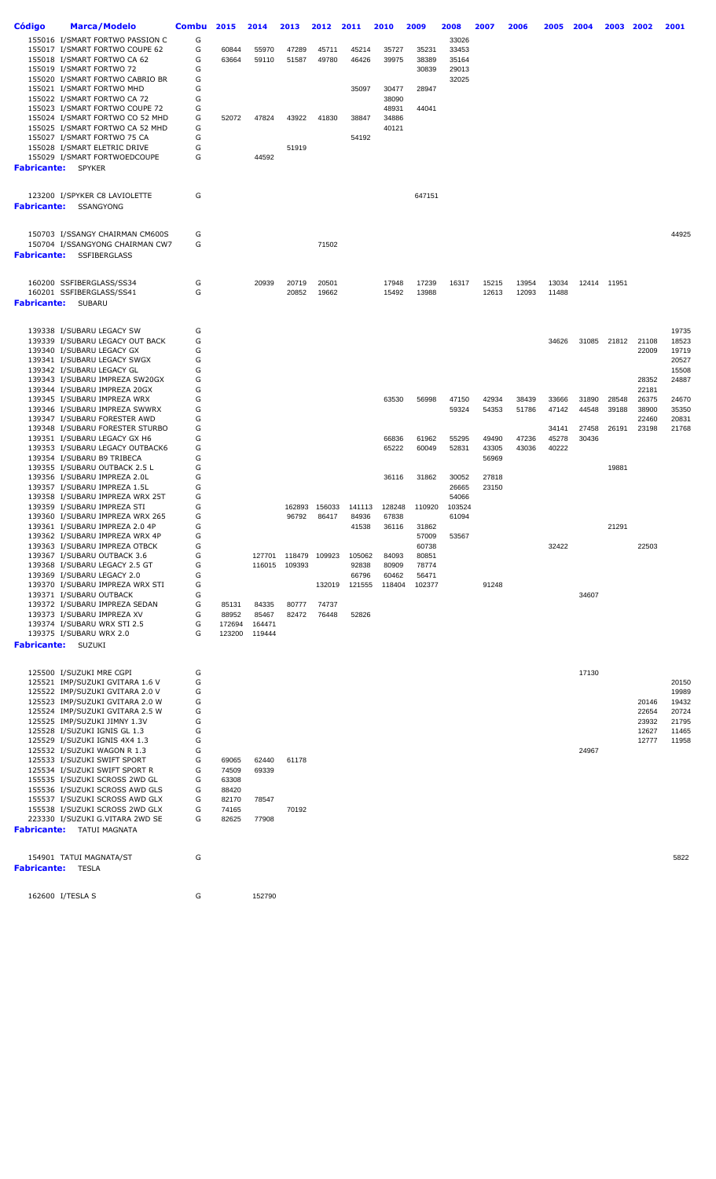| Código | Marca/Modelo | Combu | 2015 | 2014 | 2013 | 2012 | 2011 | 2010 | 2009 | 2008 | 2007 | 2006 | 2005 | 2004 | 2003 | 2002 | 2001 |
|---|---|---|---|---|---|---|---|---|---|---|---|---|---|---|---|---|---|
| 155016 | I/SMART FORTWO PASSION C | G | | | | | | | | 33026 | | | | | | | |
| 155017 | I/SMART FORTWO COUPE 62 | G | 60844 | 55970 | 47289 | 45711 | 45214 | 35727 | 35231 | 33453 | | | | | | | |
| 155018 | I/SMART FORTWO CA 62 | G | 63664 | 59110 | 51587 | 49780 | 46426 | 39975 | 38389 | 35164 | | | | | | | |
| 155019 | I/SMART FORTWO 72 | G | | | | | | | 30839 | 29013 | | | | | | | |
| 155020 | I/SMART FORTWO CABRIO BR | G | | | | | | | | 32025 | | | | | | | |
| 155021 | I/SMART FORTWO MHD | G | | | | | 35097 | 30477 | 28947 | | | | | | | | |
| 155022 | I/SMART FORTWO CA 72 | G | | | | | | 38090 | | | | | | | | | |
| 155023 | I/SMART FORTWO COUPE 72 | G | | | | | | 48931 | 44041 | | | | | | | | |
| 155024 | I/SMART FORTWO CO 52 MHD | G | 52072 | 47824 | 43922 | 41830 | 38847 | 34886 | | | | | | | | | |
| 155025 | I/SMART FORTWO CA 52 MHD | G | | | | | | 40121 | | | | | | | | | |
| 155027 | I/SMART FORTWO 75 CA | G | | | | | 54192 | | | | | | | | | | |
| 155028 | I/SMART ELETRIC DRIVE | G | | | 51919 | | | | | | | | | | | | |
| 155029 | I/SMART FORTWOEDCOUPE | G | | 44592 | | | | | | | | | | | | | |
| **Fabricante:** | SPYKER | | | | | | | | | | | | | | | | |
| 123200 | I/SPYKER C8 LAVIOLETTE | G | | | | | | | 647151 | | | | | | | | |
| **Fabricante:** | SSANGYONG | | | | | | | | | | | | | | | | |
| 150703 | I/SSANGY CHAIRMAN CM600S | G | | | | | | | | | | | | | | | 44925 |
| 150704 | I/SSANGYONG CHAIRMAN CW7 | G | | | | 71502 | | | | | | | | | | | |
| **Fabricante:** | SSFIBERGLASS | | | | | | | | | | | | | | | | |
| 160200 | SSFIBERGLASS/SS34 | G | | 20939 | 20719 | 20501 | | 17948 | 17239 | 16317 | 15215 | 13954 | 13034 | 12414 | 11951 | | |
| 160201 | SSFIBERGLASS/SS41 | G | | | 20852 | 19662 | | 15492 | 13988 | | 12613 | 12093 | 11488 | | | | |
| **Fabricante:** | SUBARU | | | | | | | | | | | | | | | | |
| 139338 | I/SUBARU LEGACY SW | G | | | | | | | | | | | | | | | 19735 |
| 139339 | I/SUBARU LEGACY OUT BACK | G | | | | | | | | | | | 34626 | 31085 | 21812 | 21108 | 18523 |
| 139340 | I/SUBARU LEGACY GX | G | | | | | | | | | | | | | | 22009 | 19719 |
| 139341 | I/SUBARU LEGACY SWGX | G | | | | | | | | | | | | | | | 20527 |
| 139342 | I/SUBARU LEGACY GL | G | | | | | | | | | | | | | | | 15508 |
| 139343 | I/SUBARU IMPREZA SW20GX | G | | | | | | | | | | | | | | 28352 | 24887 |
| 139344 | I/SUBARU IMPREZA 20GX | G | | | | | | | | | | | | | | 22181 | |
| 139345 | I/SUBARU IMPREZA WRX | G | | | | | | 63530 | 56998 | 47150 | 42934 | 38439 | 33666 | 31890 | 28548 | 26375 | 24670 |
| 139346 | I/SUBARU IMPREZA SWWRX | G | | | | | | | | 59324 | 54353 | 51786 | 47142 | 44548 | 39188 | 38900 | 35350 |
| 139347 | I/SUBARU FORESTER AWD | G | | | | | | | | | | | | | | 22460 | 20831 |
| 139348 | I/SUBARU FORESTER STURBO | G | | | | | | | | | | | 34141 | 27458 | 26191 | 23198 | 21768 |
| 139351 | I/SUBARU LEGACY GX H6 | G | | | | | | 66836 | 61962 | 55295 | 49490 | 47236 | 45278 | 30436 | | | |
| 139353 | I/SUBARU LEGACY OUTBACK6 | G | | | | | | 65222 | 60049 | 52831 | 43305 | 43036 | 40222 | | | | |
| 139354 | I/SUBARU B9 TRIBECA | G | | | | | | | | | 56969 | | | | | | |
| 139355 | I/SUBARU OUTBACK 2.5 L | G | | | | | | | | | | | | | 19881 | | |
| 139356 | I/SUBARU IMPREZA 2.0L | G | | | | | | 36116 | 31862 | 30052 | 27818 | | | | | | |
| 139357 | I/SUBARU IMPREZA 1.5L | G | | | | | | | | 26665 | 23150 | | | | | | |
| 139358 | I/SUBARU IMPREZA WRX 25T | G | | | | | | | | 54066 | | | | | | | |
| 139359 | I/SUBARU IMPREZA STI | G | | | 162893 | 156033 | 141113 | 128248 | 110920 | 103524 | | | | | | | |
| 139360 | I/SUBARU IMPREZA WRX 265 | G | | | 96792 | 86417 | 84936 | 67838 | | 61094 | | | | | | | |
| 139361 | I/SUBARU IMPREZA 2.0 4P | G | | | | | 41538 | 36116 | 31862 | | | | | | 21291 | | |
| 139362 | I/SUBARU IMPREZA WRX 4P | G | | | | | | | 57009 | 53567 | | | | | | | |
| 139363 | I/SUBARU IMPREZA OTBCK | G | | | | | | | 60738 | | | | 32422 | | | 22503 | |
| 139367 | I/SUBARU OUTBACK 3.6 | G | | 127701 | 118479 | 109923 | 105062 | 84093 | 80851 | | | | | | | | |
| 139368 | I/SUBARU LEGACY 2.5 GT | G | | 116015 | 109393 | | 92838 | 80909 | 78774 | | | | | | | | |
| 139369 | I/SUBARU LEGACY 2.0 | G | | | | | 66796 | 60462 | 56471 | | | | | | | | |
| 139370 | I/SUBARU IMPREZA WRX STI | G | | | | 132019 | 121555 | 118404 | 102377 | | 91248 | | | | | | |
| 139371 | I/SUBARU OUTBACK | G | | | | | | | | | | | | 34607 | | | |
| 139372 | I/SUBARU IMPREZA SEDAN | G | 85131 | 84335 | 80777 | 74737 | | | | | | | | | | | |
| 139373 | I/SUBARU IMPREZA XV | G | 88952 | 85467 | 82472 | 76448 | 52826 | | | | | | | | | | |
| 139374 | I/SUBARU WRX STI 2.5 | G | 172694 | 164471 | | | | | | | | | | | | | |
| 139375 | I/SUBARU WRX 2.0 | G | 123200 | 119444 | | | | | | | | | | | | | |
| **Fabricante:** | SUZUKI | | | | | | | | | | | | | | | | |
| 125500 | I/SUZUKI MRE CGPI | G | | | | | | | | | | | | 17130 | | | |
| 125521 | IMP/SUZUKI GVITARA 1.6 V | G | | | | | | | | | | | | | | | 20150 |
| 125522 | IMP/SUZUKI GVITARA 2.0 V | G | | | | | | | | | | | | | | | 19989 |
| 125523 | IMP/SUZUKI GVITARA 2.0 W | G | | | | | | | | | | | | | | 20146 | 19432 |
| 125524 | IMP/SUZUKI GVITARA 2.5 W | G | | | | | | | | | | | | | | 22654 | 20724 |
| 125525 | IMP/SUZUKI JIMNY 1.3V | G | | | | | | | | | | | | | | 23932 | 21795 |
| 125528 | I/SUZUKI IGNIS GL 1.3 | G | | | | | | | | | | | | | | 12627 | 11465 |
| 125529 | I/SUZUKI IGNIS 4X4 1.3 | G | | | | | | | | | | | | | | 12777 | 11958 |
| 125532 | I/SUZUKI WAGON R 1.3 | G | | | | | | | | | | | | 24967 | | | |
| 125533 | I/SUZUKI SWIFT SPORT | G | 69065 | 62440 | 61178 | | | | | | | | | | | | |
| 125534 | I/SUZUKI SWIFT SPORT R | G | 74509 | 69339 | | | | | | | | | | | | | |
| 155535 | I/SUZUKI SCROSS 2WD GL | G | 63308 | | | | | | | | | | | | | | |
| 155536 | I/SUZUKI SCROSS AWD GLS | G | 88420 | | | | | | | | | | | | | | |
| 155537 | I/SUZUKI SCROSS AWD GLX | G | 82170 | 78547 | | | | | | | | | | | | | |
| 155538 | I/SUZUKI SCROSS 2WD GLX | G | 74165 | | 70192 | | | | | | | | | | | | |
| 223330 | I/SUZUKI G.VITARA 2WD SE | G | 82625 | 77908 | | | | | | | | | | | | | |
| **Fabricante:** | TATUI MAGNATA | | | | | | | | | | | | | | | | |
| 154901 | TATUI MAGNATA/ST | G | | | | | | | | | | | | | | | 5822 |
| **Fabricante:** | TESLA | | | | | | | | | | | | | | | | |
| 162600 | I/TESLA S | G | | 152790 | | | | | | | | | | | | | |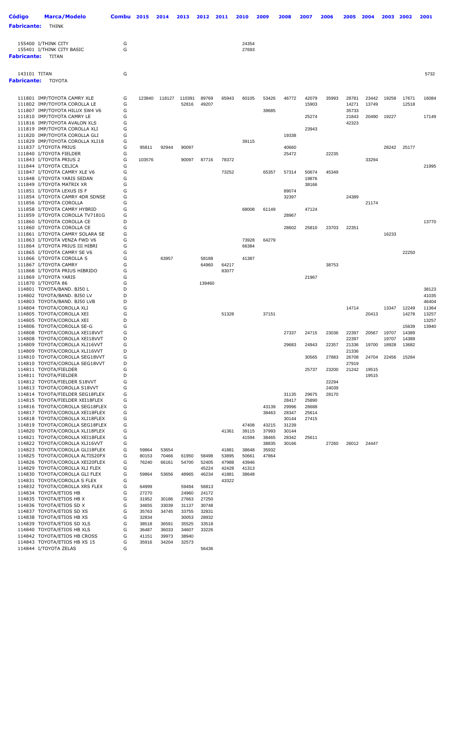| Código | Marca/Modelo | Combu | 2015 | 2014 | 2013 | 2012 | 2011 | 2010 | 2009 | 2008 | 2007 | 2006 | 2005 | 2004 | 2003 | 2002 | 2001 |
|---|---|---|---|---|---|---|---|---|---|---|---|---|---|---|---|---|---|
| **Fabricante:** | THINK | | | | | | | | | | | | | | | | |
| 155400 | I/THINK CITY | G | | | | | | 24354 | | | | | | | | | |
| 155401 | I/THINK CITY BASIC | G | | | | | | 27693 | | | | | | | | | |
| **Fabricante:** | TITAN | | | | | | | | | | | | | | | | |
| 143101 | TITAN | G | | | | | | | | | | | | | | | 5732 |
| **Fabricante:** | TOYOTA | | | | | | | | | | | | | | | | |
| 111801 | IMP/TOYOTA CAMRY XLE | G | 123840 | 118127 | 110391 | 89769 | 65943 | 60105 | 53426 | 46772 | 42079 | 35993 | 28781 | 23442 | 19258 | 17671 | 16084 |
| 111802 | IMP/TOYOTA COROLLA LE | G | | | 52816 | 49207 | | | | | 15903 | | 14271 | 13749 | | 12518 | |
| 111807 | IMP/TOYOTA HILUX SW4 V6 | G | | | | | | | 39685 | | | | 35733 | | | | |
| 111810 | IMP/TOYOTA CAMRY LE | G | | | | | | | | | 25274 | | 21843 | 20490 | 19227 | | 17149 |
| 111816 | IMP/TOYOTA AVALON XLS | G | | | | | | | | | | | 42323 | | | | |
| 111819 | IMP/TOYOTA COROLLA XLI | G | | | | | | | | | 23943 | | | | | | |
| 111820 | IMP/TOYOTA COROLLA GLI | G | | | | | | | | 19338 | | | | | | | |
| 111829 | IMP/TOYOTA COROLLA XLI18 | G | | | | | | 39115 | | | | | | | | | |
| 111837 | I/TOYOTA PRIUS | G | 95811 | 92944 | 90097 | | | | | 40660 | | | | | 28242 | 25177 | |
| 111840 | I/TOYOTA FIELDER | G | | | | | | | | 25472 | | 22235 | | | | | |
| 111843 | I/TOYOTA PRIUS 2 | G | 103576 | | 90097 | 87716 | 78372 | | | | | | | 33294 | | | |
| 111844 | I/TOYOTA CELICA | G | | | | | | | | | | | | | | | 21995 |
| 111847 | I/TOYOTA CAMRY XLE V6 | G | | | | | 73252 | | 65357 | 57314 | 50674 | 45349 | | | | | |
| 111848 | I/TOYOTA YARIS SEDAN | G | | | | | | | | | 19876 | | | | | | |
| 111849 | I/TOYOTA MATRIX XR | G | | | | | | | | | 38166 | | | | | | |
| 111851 | I/TOYOTA LEXUS IS F | G | | | | | | | | 89074 | | | | | | | |
| 111854 | I/TOYOTA CAMRY 4DR SDNSE | G | | | | | | | | 32397 | | | 24389 | | | | |
| 111856 | I/TOYOTA COROLLA | G | | | | | | | | | | | | 21174 | | | |
| 111858 | I/TOYOTA CAMRY HYBRID | G | | | | | | 68008 | 61149 | | 47124 | | | | | | |
| 111859 | I/TOYOTA COROLLA TV7181G | G | | | | | | | | 28967 | | | | | | | |
| 111860 | I/TOYOTA COROLLA CE | D | | | | | | | | | | | | | | | 13770 |
| 111860 | I/TOYOTA COROLLA CE | G | | | | | | | | 28602 | 25810 | 23703 | 22351 | | | | |
| 111861 | I/TOYOTA CAMRY SOLARA SE | G | | | | | | | | | | | | | 16233 | | |
| 111863 | I/TOYOTA VENZA FWD V6 | G | | | | | | 73928 | 64279 | | | | | | | | |
| 111864 | I/TOYOTA PRIUS III HIBRI | G | | | | | | 66384 | | | | | | | | | |
| 111865 | I/TOYOTA CAMRY SE V6 | G | | | | | | | | | | | | | | 22250 | |
| 111866 | I/TOYOTA COROLLA S | G | | 63957 | | 58188 | | 41387 | | | | | | | | | |
| 111867 | I/TOYOTA CAMRY | G | | | | 64960 | 64217 | | | | | 38753 | | | | | |
| 111868 | I/TOYOTA PRIUS HIBRIDO | G | | | | | 83077 | | | | | | | | | | |
| 111869 | I/TOYOTA YARIS | G | | | | | | | | | 21967 | | | | | | |
| 111870 | I/TOYOTA 86 | G | | | | 139460 | | | | | | | | | | | |
| 114801 | TOYOTA/BAND. BJ50 L | D | | | | | | | | | | | | | | | 38123 |
| 114802 | TOYOTA/BAND. BJ50 LV | D | | | | | | | | | | | | | | | 41035 |
| 114803 | TOYOTA/BAND. BJ50 LVB | D | | | | | | | | | | | | | | | 46404 |
| 114804 | TOYOTA/COROLLA XLI | G | | | | | | | | | | | 14714 | | 13347 | 12249 | 11364 |
| 114805 | TOYOTA/COROLLA XEI | G | | | | | 51328 | | 37151 | | | | | 20413 | | 14278 | 13257 |
| 114805 | TOYOTA/COROLLA XEI | D | | | | | | | | | | | | | | | 13257 |
| 114806 | TOYOTA/COROLLA SE-G | G | | | | | | | | | | | | | | 15639 | 13940 |
| 114808 | TOYOTA/COROLLA XEI18VVT | G | | | | | | | | 27337 | 24715 | 23036 | 22397 | 20567 | 19707 | 14389 | |
| 114808 | TOYOTA/COROLLA XEI18VVT | D | | | | | | | | | | | 22397 | | 19707 | 14389 | |
| 114809 | TOYOTA/COROLLA XLI16VVT | G | | | | | | | | 29683 | 24943 | 22357 | 21336 | 19700 | 18928 | 13682 | |
| 114809 | TOYOTA/COROLLA XLI16VVT | D | | | | | | | | | | | 21336 | | | | |
| 114810 | TOYOTA/COROLLA SEG18VVT | G | | | | | | | | | 30565 | 27883 | 26708 | 24704 | 22456 | 15284 | |
| 114810 | TOYOTA/COROLLA SEG18VVT | D | | | | | | | | | | | 27919 | | | | |
| 114811 | TOYOTA/FIELDER | G | | | | | | | | | 25737 | 23200 | 21242 | 19515 | | | |
| 114811 | TOYOTA/FIELDER | D | | | | | | | | | | | | 19515 | | | |
| 114812 | TOYOTA/FIELDER S18VVT | G | | | | | | | | | | 22294 | | | | | |
| 114813 | TOYOTA/COROLLA S18VVT | G | | | | | | | | | | 24039 | | | | | |
| 114814 | TOYOTA/FIELDER SEG18FLEX | G | | | | | | | | 31135 | 29675 | 28170 | | | | | |
| 114815 | TOYOTA/FIELDER XEI18FLEX | G | | | | | | | | 28417 | 25890 | | | | | | |
| 114816 | TOYOTA/COROLLA SEG18FLEX | G | | | | | | | 43139 | 29996 | 28688 | | | | | | |
| 114817 | TOYOTA/COROLLA XEI18FLEX | G | | | | | | | 38463 | 28347 | 25614 | | | | | | |
| 114818 | TOYOTA/COROLLA XLI18FLEX | G | | | | | | | | 30144 | 27415 | | | | | | |
| 114819 | TOYOTA/COROLLA SEG18FLEX | G | | | | | | 47408 | 43215 | 31239 | | | | | | | |
| 114820 | TOYOTA/COROLLA XLI18FLEX | G | | | | | 41361 | 39115 | 37993 | 30144 | | | | | | | |
| 114821 | TOYOTA/COROLLA XEI18FLEX | G | | | | | | 41594 | 38465 | 28342 | 25611 | | | | | | |
| 114822 | TOYOTA/COROLLA XLI16VVT | G | | | | | | | 38835 | 30166 | | 27260 | 26012 | 24447 | | | |
| 114823 | TOYOTA/COROLLA GLI18FLEX | G | 59864 | 53654 | | | 41881 | 38648 | 35932 | | | | | | | | |
| 114825 | TOYOTA/COROLLA ALTIS20FX | G | 80153 | 70466 | 61950 | 58498 | 53895 | 50661 | 47864 | | | | | | | | |
| 114826 | TOYOTA/COROLLA XEI20FLEX | G | 76240 | 66161 | 54700 | 52405 | 47988 | 43946 | | | | | | | | | |
| 114829 | TOYOTA/COROLLA XLI FLEX | G | | | | 45224 | 42428 | 41313 | | | | | | | | | |
| 114830 | TOYOTA/COROLLA GLI FLEX | G | 59864 | 53656 | 48965 | 46234 | 41881 | 38648 | | | | | | | | | |
| 114831 | TOYOTA/COROLLA S FLEX | G | | | | | 43322 | | | | | | | | | | |
| 114832 | TOYOTA/COROLLA XRS FLEX | G | 64999 | | 59494 | 56813 | | | | | | | | | | | |
| 114834 | TOYOTA/ETIOS HB | G | 27270 | | 24960 | 24172 | | | | | | | | | | | |
| 114835 | TOYOTA/ETIOS HB X | G | 31952 | 30186 | 27663 | 27250 | | | | | | | | | | | |
| 114836 | TOYOTA/ETIOS SD X | G | 34655 | 33039 | 31137 | 30748 | | | | | | | | | | | |
| 114837 | TOYOTA/ETIOS SD XS | G | 35763 | 34745 | 33755 | 32831 | | | | | | | | | | | |
| 114838 | TOYOTA/ETIOS HB XS | G | 32834 | | 30053 | 28932 | | | | | | | | | | | |
| 114839 | TOYOTA/ETIOS SD XLS | G | 38518 | 36591 | 35525 | 33518 | | | | | | | | | | | |
| 114840 | TOYOTA/ETIOS HB XLS | G | 36487 | 36033 | 34607 | 33226 | | | | | | | | | | | |
| 114842 | TOYOTA/ETIOS HB CROSS | G | 41151 | 39973 | 38940 | | | | | | | | | | | | |
| 114843 | TOYOTA/ETIOS HB XS 15 | G | 35916 | 34204 | 32573 | | | | | | | | | | | | |
| 114844 | I/TOYOTA ZELAS | G | | | | 56436 | | | | | | | | | | | |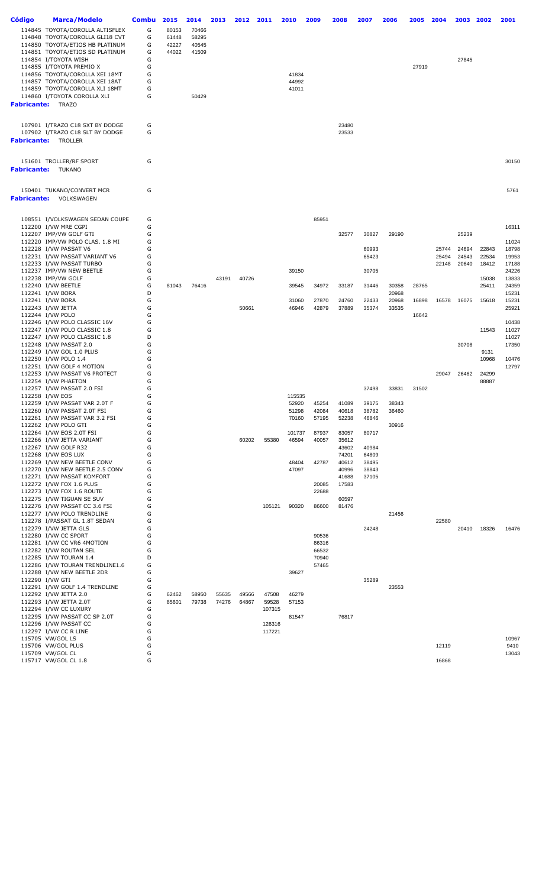| Código | Marca/Modelo | Combu | 2015 | 2014 | 2013 | 2012 | 2011 | 2010 | 2009 | 2008 | 2007 | 2006 | 2005 | 2004 | 2003 | 2002 | 2001 |
|---|---|---|---|---|---|---|---|---|---|---|---|---|---|---|---|---|---|
| 114845 | TOYOTA/COROLLA ALTISFLEX | G | 80153 | 70466 | | | | | | | | | | | | | |
| 114848 | TOYOTA/COROLLA GLI18 CVT | G | 61448 | 58295 | | | | | | | | | | | | | |
| 114850 | TOYOTA/ETIOS HB PLATINUM | G | 42227 | 40545 | | | | | | | | | | | | | |
| 114851 | TOYOTA/ETIOS SD PLATINUM | G | 44022 | 41509 | | | | | | | | | | | | | |
| 114854 | I/TOYOTA WISH | G | | | | | | | | | | | | | 27845 | | |
| 114855 | I/TOYOTA PREMIO X | G | | | | | | | | | | | 27919 | | | | |
| 114856 | TOYOTA/COROLLA XEI 18MT | G | | | | | | 41834 | | | | | | | | | |
| 114857 | TOYOTA/COROLLA XEI 18AT | G | | | | | | 44992 | | | | | | | | | |
| 114859 | TOYOTA/COROLLA XLI 18MT | G | | | | | | 41011 | | | | | | | | | |
| 114860 | I/TOYOTA COROLLA XLI | G | | 50429 | | | | | | | | | | | | | |
| **Fabricante:** | TRAZO | | | | | | | | | | | | | | | | |
| 107901 | I/TRAZO C18 SXT BY DODGE | G | | | | | | | | 23480 | | | | | | | |
| 107902 | I/TRAZO C18 SLT BY DODGE | G | | | | | | | | 23533 | | | | | | | |
| **Fabricante:** | TROLLER | | | | | | | | | | | | | | | | |
| 151601 | TROLLER/RF SPORT | G | | | | | | | | | | | | | | | 30150 |
| **Fabricante:** | TUKANO | | | | | | | | | | | | | | | | |
| 150401 | TUKANO/CONVERT MCR | G | | | | | | | | | | | | | | | 5761 |
| **Fabricante:** | VOLKSWAGEN | | | | | | | | | | | | | | | | |
| 108551 | I/VOLKSWAGEN SEDAN COUPE | G | | | | | | | 85951 | | | | | | | | |
| 112200 | I/VW MRE CGPI | G | | | | | | | | | | | | | 25239 | | 16311 |
| 112207 | IMP/VW GOLF GTI | G | | | | | | | | 32577 | 30827 | 29190 | | | | | |
| 112220 | IMP/VW POLO CLAS. 1.8 MI | G | | | | | | | | | | | | | | | 11024 |
| 112228 | I/VW PASSAT V6 | G | | | | | | | | | 60993 | | | 25744 | 24694 | 22843 | 18798 |
| 112231 | I/VW PASSAT VARIANT V6 | G | | | | | | | | | 65423 | | | 25494 | 24543 | 22534 | 19953 |
| 112233 | I/VW PASSAT TURBO | G | | | | | | | | | | | | 22148 | 20640 | 18412 | 17188 |
| 112237 | IMP/VW NEW BEETLE | G | | | | | | 39150 | | | 30705 | | | | | | 24226 |
| 112238 | IMP/VW GOLF | G | | | 43191 | 40726 | | | | | | | | | | 15038 | 13833 |
| 112240 | I/VW BEETLE | G | 81043 | 76416 | | | | 39545 | 34972 | 33187 | 31446 | 30358 | 28765 | | | 25411 | 24359 |
| 112241 | I/VW BORA | D | | | | | | | | | | 20968 | | | | | 15231 |
| 112241 | I/VW BORA | G | | | | | | 31060 | 27870 | 24760 | 22433 | 20968 | 16898 | 16578 | 16075 | 15618 | 15231 |
| 112243 | I/VW JETTA | G | | | | 50661 | | 46946 | 42879 | 37889 | 35374 | 33535 | | | | | 25921 |
| 112244 | I/VW POLO | G | | | | | | | | | | | 16642 | | | | |
| 112246 | I/VW POLO CLASSIC 16V | G | | | | | | | | | | | | | | | 10438 |
| 112247 | I/VW POLO CLASSIC 1.8 | G | | | | | | | | | | | | | | 11543 | 11027 |
| 112247 | I/VW POLO CLASSIC 1.8 | D | | | | | | | | | | | | | | | 11027 |
| 112248 | I/VW PASSAT 2.0 | G | | | | | | | | | | | | | 30708 | | 17350 |
| 112249 | I/VW GOL 1.0 PLUS | G | | | | | | | | | | | | | | 9131 | |
| 112250 | I/VW POLO 1.4 | G | | | | | | | | | | | | | | 10968 | 10476 |
| 112251 | I/VW GOLF 4 MOTION | G | | | | | | | | | | | | | | | 12797 |
| 112253 | I/VW PASSAT V6 PROTECT | G | | | | | | | | | | | | 29047 | 26462 | 24299 | |
| 112254 | I/VW PHAETON | G | | | | | | | | | | | | | | 88887 | |
| 112257 | I/VW PASSAT 2.0 FSI | G | | | | | | | | | 37498 | 33831 | 31502 | | | | |
| 112258 | I/VW EOS | G | | | | | | 115535 | | | | | | | | | |
| 112259 | I/VW PASSAT VAR 2.0T F | G | | | | | | 52920 | 45254 | 41089 | 39175 | 38343 | | | | | |
| 112260 | I/VW PASSAT 2.0T FSI | G | | | | | | 51298 | 42084 | 40618 | 38782 | 36460 | | | | | |
| 112261 | I/VW PASSAT VAR 3.2 FSI | G | | | | | | 70160 | 57195 | 52238 | 46846 | | | | | | |
| 112262 | I/VW POLO GTI | G | | | | | | | | | | 30916 | | | | | |
| 112264 | I/VW EOS 2.0T FSI | G | | | | | | 101737 | 87937 | 83057 | 80717 | | | | | | |
| 112266 | I/VW JETTA VARIANT | G | | | | 60202 | 55380 | 46594 | 40057 | 35612 | | | | | | | |
| 112267 | I/VW GOLF R32 | G | | | | | | | | 43602 | 40984 | | | | | | |
| 112268 | I/VW EOS LUX | G | | | | | | | | 74201 | 64809 | | | | | | |
| 112269 | I/VW NEW BEETLE CONV | G | | | | | | 48404 | 42787 | 40612 | 38495 | | | | | | |
| 112270 | I/VW NEW BEETLE 2.5 CONV | G | | | | | | 47097 | | 40996 | 38843 | | | | | | |
| 112271 | I/VW PASSAT KOMFORT | G | | | | | | | | 41688 | 37105 | | | | | | |
| 112272 | I/VW FOX 1.6 PLUS | G | | | | | | | 20085 | 17583 | | | | | | | |
| 112273 | I/VW FOX 1.6 ROUTE | G | | | | | | | 22688 | | | | | | | | |
| 112275 | I/VW TIGUAN SE SUV | G | | | | | | | | 60597 | | | | | | | |
| 112276 | I/VW PASSAT CC 3.6 FSI | G | | | | | 105121 | 90320 | 86600 | 81476 | | | | | | | |
| 112277 | I/VW POLO TRENDLINE | G | | | | | | | | | | 21456 | | | | | |
| 112278 | I/PASSAT GL 1.8T SEDAN | G | | | | | | | | | | | | 22580 | | | |
| 112279 | I/VW JETTA GLS | G | | | | | | | | | 24248 | | | | 20410 | 18326 | 16476 |
| 112280 | I/VW CC SPORT | G | | | | | | | 90536 | | | | | | | | |
| 112281 | I/VW CC VR6 4MOTION | G | | | | | | | 86316 | | | | | | | | |
| 112282 | I/VW ROUTAN SEL | G | | | | | | | 66532 | | | | | | | | |
| 112285 | I/VW TOURAN 1.4 | D | | | | | | | 70940 | | | | | | | | |
| 112286 | I/VW TOURAN TRENDLINE1.6 | G | | | | | | | 57465 | | | | | | | | |
| 112288 | I/VW NEW BEETLE 2DR | G | | | | | | 39627 | | | | | | | | | |
| 112290 | I/VW GTI | G | | | | | | | | | 35289 | | | | | | |
| 112291 | I/VW GOLF 1.4 TRENDLINE | G | | | | | | | | | | 23553 | | | | | |
| 112292 | I/VW JETTA 2.0 | G | 62462 | 58950 | 55635 | 49566 | 47508 | 46279 | | | | | | | | | |
| 112293 | I/VW JETTA 2.0T | G | 85601 | 79738 | 74276 | 64867 | 59528 | 57153 | | | | | | | | | |
| 112294 | I/VW CC LUXURY | G | | | | | 107315 | | | | | | | | | | |
| 112295 | I/VW PASSAT CC SP 2.0T | G | | | | | | 81547 | | 76817 | | | | | | | |
| 112296 | I/VW PASSAT CC | G | | | | | 126316 | | | | | | | | | | |
| 112297 | I/VW CC R LINE | G | | | | | 117221 | | | | | | | | | | |
| 115705 | VW/GOL LS | G | | | | | | | | | | | | | | | 10967 |
| 115706 | VW/GOL PLUS | G | | | | | | | | | | | | 12119 | | | 9410 |
| 115709 | VW/GOL CL | G | | | | | | | | | | | | | | | 13043 |
| 115717 | VW/GOL CL 1.8 | G | | | | | | | | | | | | 16868 | | | |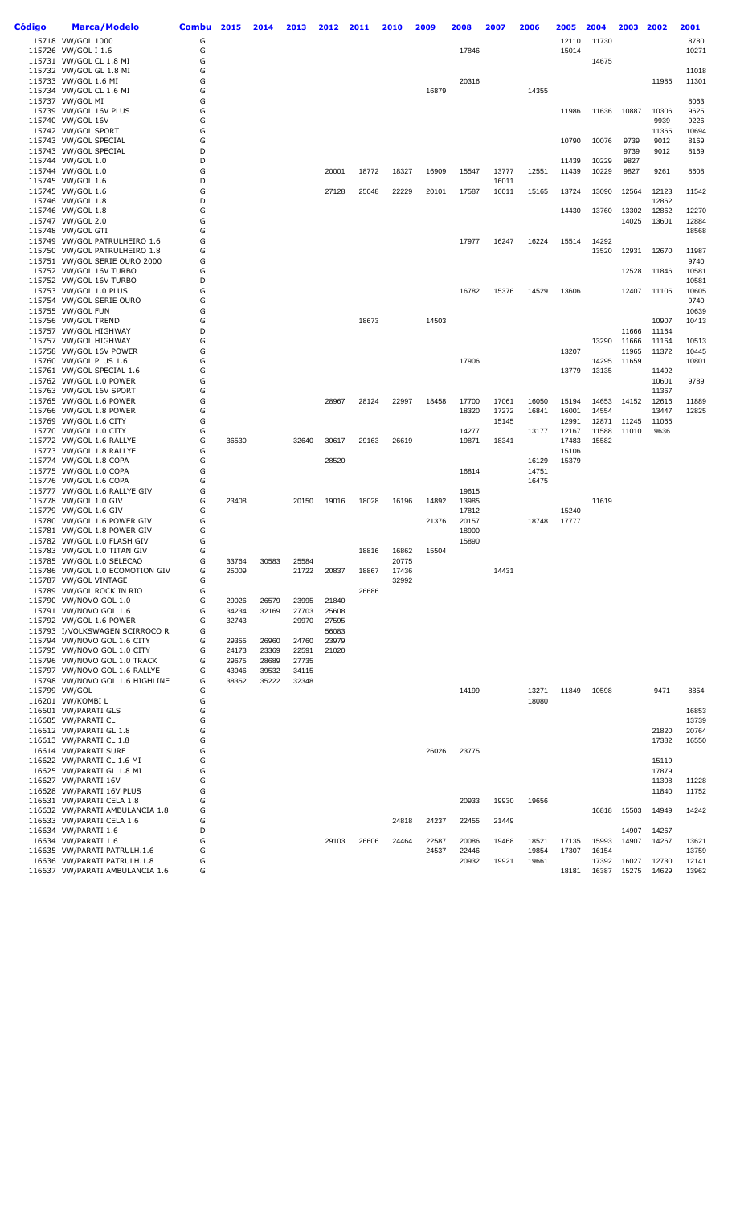| Código | Marca/Modelo | Combu | 2015 | 2014 | 2013 | 2012 | 2011 | 2010 | 2009 | 2008 | 2007 | 2006 | 2005 | 2004 | 2003 | 2002 | 2001 |
|---|---|---|---|---|---|---|---|---|---|---|---|---|---|---|---|---|---|
| 115718 | VW/GOL 1000 | G | | | | | | | | | | | 12110 | 11730 | | | 8780 |
| 115726 | VW/GOL I 1.6 | G | | | | | | | | 17846 | | | 15014 | | | | 10271 |
| 115731 | VW/GOL CL 1.8 MI | G | | | | | | | | | | | | 14675 | | | |
| 115732 | VW/GOL GL 1.8 MI | G | | | | | | | | | | | | | | | 11018 |
| 115733 | VW/GOL 1.6 MI | G | | | | | | | | 20316 | | | | | | 11985 | 11301 |
| 115734 | VW/GOL CL 1.6 MI | G | | | | | | | 16879 | | | 14355 | | | | | |
| 115737 | VW/GOL MI | G | | | | | | | | | | | | | | | 8063 |
| 115739 | VW/GOL 16V PLUS | G | | | | | | | | | | | 11986 | 11636 | 10887 | 10306 | 9625 |
| 115740 | VW/GOL 16V | G | | | | | | | | | | | | | | 9939 | 9226 |
| 115742 | VW/GOL SPORT | G | | | | | | | | | | | | | | 11365 | 10694 |
| 115743 | VW/GOL SPECIAL | G | | | | | | | | | | | 10790 | 10076 | 9739 | 9012 | 8169 |
| 115743 | VW/GOL SPECIAL | D | | | | | | | | | | | | | 9739 | 9012 | 8169 |
| 115744 | VW/GOL 1.0 | D | | | | | | | | | | | 11439 | 10229 | 9827 | | |
| 115744 | VW/GOL 1.0 | G | | | | 20001 | 18772 | 18327 | 16909 | 15547 | 13777 | 12551 | 11439 | 10229 | 9827 | 9261 | 8608 |
| 115745 | VW/GOL 1.6 | D | | | | | | | | | 16011 | | | | | | |
| 115745 | VW/GOL 1.6 | G | | | | 27128 | 25048 | 22229 | 20101 | 17587 | 16011 | 15165 | 13724 | 13090 | 12564 | 12123 | 11542 |
| 115746 | VW/GOL 1.8 | D | | | | | | | | | | | | | | 12862 | |
| 115746 | VW/GOL 1.8 | G | | | | | | | | | | | 14430 | 13760 | 13302 | 12862 | 12270 |
| 115747 | VW/GOL 2.0 | G | | | | | | | | | | | | | 14025 | 13601 | 12884 |
| 115748 | VW/GOL GTI | G | | | | | | | | | | | | | | | 18568 |
| 115749 | VW/GOL PATRULHEIRO 1.6 | G | | | | | | | | 17977 | 16247 | 16224 | 15514 | 14292 | | | |
| 115750 | VW/GOL PATRULHEIRO 1.8 | G | | | | | | | | | | | | 13520 | 12931 | 12670 | 11987 |
| 115751 | VW/GOL SERIE OURO 2000 | G | | | | | | | | | | | | | | | 9740 |
| 115752 | VW/GOL 16V TURBO | G | | | | | | | | | | | | | 12528 | 11846 | 10581 |
| 115752 | VW/GOL 16V TURBO | D | | | | | | | | | | | | | | | 10581 |
| 115753 | VW/GOL 1.0 PLUS | G | | | | | | | | 16782 | 15376 | 14529 | 13606 | | 12407 | 11105 | 10605 |
| 115754 | VW/GOL SERIE OURO | G | | | | | | | | | | | | | | | 9740 |
| 115755 | VW/GOL FUN | G | | | | | | | | | | | | | | | 10639 |
| 115756 | VW/GOL TREND | G | | | | | 18673 | | 14503 | | | | | | | 10907 | 10413 |
| 115757 | VW/GOL HIGHWAY | D | | | | | | | | | | | | | 11666 | 11164 | |
| 115757 | VW/GOL HIGHWAY | G | | | | | | | | | | | | 13290 | 11666 | 11164 | 10513 |
| 115758 | VW/GOL 16V POWER | G | | | | | | | | | | | 13207 | | 11965 | 11372 | 10445 |
| 115760 | VW/GOL PLUS 1.6 | G | | | | | | | | 17906 | | | | 14295 | 11659 | | 10801 |
| 115761 | VW/GOL SPECIAL 1.6 | G | | | | | | | | | | | 13779 | 13135 | | 11492 | |
| 115762 | VW/GOL 1.0 POWER | G | | | | | | | | | | | | | | 10601 | 9789 |
| 115763 | VW/GOL 16V SPORT | G | | | | | | | | | | | | | | 11367 | |
| 115765 | VW/GOL 1.6 POWER | G | | | | 28967 | 28124 | 22997 | 18458 | 17700 | 17061 | 16050 | 15194 | 14653 | 14152 | 12616 | 11889 |
| 115766 | VW/GOL 1.8 POWER | G | | | | | | | | 18320 | 17272 | 16841 | 16001 | 14554 | | 13447 | 12825 |
| 115769 | VW/GOL 1.6 CITY | G | | | | | | | | | 15145 | | 12991 | 12871 | 11245 | 11065 | |
| 115770 | VW/GOL 1.0 CITY | G | | | | | | | | 14277 | | 13177 | 12167 | 11588 | 11010 | 9636 | |
| 115772 | VW/GOL 1.6 RALLYE | G | 36530 | | 32640 | 30617 | 29163 | 26619 | | 19871 | 18341 | | 17483 | 15582 | | | |
| 115773 | VW/GOL 1.8 RALLYE | G | | | | | | | | | | | 15106 | | | | |
| 115774 | VW/GOL 1.8 COPA | G | | | | 28520 | | | | | | 16129 | 15379 | | | | |
| 115775 | VW/GOL 1.0 COPA | G | | | | | | | | 16814 | | 14751 | | | | | |
| 115776 | VW/GOL 1.6 COPA | G | | | | | | | | | | 16475 | | | | | |
| 115777 | VW/GOL 1.6 RALLYE GIV | G | | | | | | | | 19615 | | | | | | | |
| 115778 | VW/GOL 1.0 GIV | G | 23408 | | 20150 | 19016 | 18028 | 16196 | 14892 | 13985 | | | | 11619 | | | |
| 115779 | VW/GOL 1.6 GIV | G | | | | | | | | 17812 | | | 15240 | | | | |
| 115780 | VW/GOL 1.6 POWER GIV | G | | | | | | | 21376 | 20157 | | 18748 | 17777 | | | | |
| 115781 | VW/GOL 1.8 POWER GIV | G | | | | | | | | 18900 | | | | | | | |
| 115782 | VW/GOL 1.0 FLASH GIV | G | | | | | | | | 15890 | | | | | | | |
| 115783 | VW/GOL 1.0 TITAN GIV | G | | | | | 18816 | 16862 | 15504 | | | | | | | | |
| 115785 | VW/GOL 1.0 SELECAO | G | 33764 | 30583 | 25584 | | | 20775 | | | | | | | | | |
| 115786 | VW/GOL 1.0 ECOMOTION GIV | G | 25009 | | 21722 | 20837 | 18867 | 17436 | | | 14431 | | | | | | |
| 115787 | VW/GOL VINTAGE | G | | | | | | 32992 | | | | | | | | | |
| 115789 | VW/GOL ROCK IN RIO | G | | | | | 26686 | | | | | | | | | | |
| 115790 | VW/NOVO GOL 1.0 | G | 29026 | 26579 | 23995 | 21840 | | | | | | | | | | | |
| 115791 | VW/NOVO GOL 1.6 | G | 34234 | 32169 | 27703 | 25608 | | | | | | | | | | | |
| 115792 | VW/GOL 1.6 POWER | G | 32743 | | 29970 | 27595 | | | | | | | | | | | |
| 115793 | I/VOLKSWAGEN SCIRROCO R | G | | | | 56083 | | | | | | | | | | | |
| 115794 | VW/NOVO GOL 1.6 CITY | G | 29355 | 26960 | 24760 | 23979 | | | | | | | | | | | |
| 115795 | VW/NOVO GOL 1.0 CITY | G | 24173 | 23369 | 22591 | 21020 | | | | | | | | | | | |
| 115796 | VW/NOVO GOL 1.0 TRACK | G | 29675 | 28689 | 27735 | | | | | | | | | | | | |
| 115797 | VW/NOVO GOL 1.6 RALLYE | G | 43946 | 39532 | 34115 | | | | | | | | | | | | |
| 115798 | VW/NOVO GOL 1.6 HIGHLINE | G | 38352 | 35222 | 32348 | | | | | | | | | | | | |
| 115799 | VW/GOL | G | | | | | | | | 14199 | | 13271 | 11849 | 10598 | | 9471 | 8854 |
| 116201 | VW/KOMBI L | G | | | | | | | | | | 18080 | | | | | |
| 116601 | VW/PARATI GLS | G | | | | | | | | | | | | | | | 16853 |
| 116605 | VW/PARATI CL | G | | | | | | | | | | | | | | | 13739 |
| 116612 | VW/PARATI GL 1.8 | G | | | | | | | | | | | | | | 21820 | 20764 |
| 116613 | VW/PARATI CL 1.8 | G | | | | | | | | | | | | | | 17382 | 16550 |
| 116614 | VW/PARATI SURF | G | | | | | | | 26026 | 23775 | | | | | | | |
| 116622 | VW/PARATI CL 1.6 MI | G | | | | | | | | | | | | | | 15119 | |
| 116625 | VW/PARATI GL 1.8 MI | G | | | | | | | | | | | | | | 17879 | |
| 116627 | VW/PARATI 16V | G | | | | | | | | | | | | | | 11308 | 11228 |
| 116628 | VW/PARATI 16V PLUS | G | | | | | | | | | | | | | | 11840 | 11752 |
| 116631 | VW/PARATI CELA 1.8 | G | | | | | | | | 20933 | 19930 | 19656 | | | | | |
| 116632 | VW/PARATI AMBULANCIA 1.8 | G | | | | | | | | | | | | 16818 | 15503 | 14949 | 14242 |
| 116633 | VW/PARATI CELA 1.6 | G | | | | | | 24818 | 24237 | 22455 | 21449 | | | | | | |
| 116634 | VW/PARATI 1.6 | D | | | | | | | | | | | | | 14907 | 14267 | |
| 116634 | VW/PARATI 1.6 | G | | | | 29103 | 26606 | 24464 | 22587 | 20086 | 19468 | 18521 | 17135 | 15993 | 14907 | 14267 | 13621 |
| 116635 | VW/PARATI PATRULH.1.6 | G | | | | | | | 24537 | 22446 | | 19854 | 17307 | 16154 | | | 13759 |
| 116636 | VW/PARATI PATRULH.1.8 | G | | | | | | | | 20932 | 19921 | 19661 | | 17392 | 16027 | 12730 | 12141 |
| 116637 | VW/PARATI AMBULANCIA 1.6 | G | | | | | | | | | | | 18181 | 16387 | 15275 | 14629 | 13962 |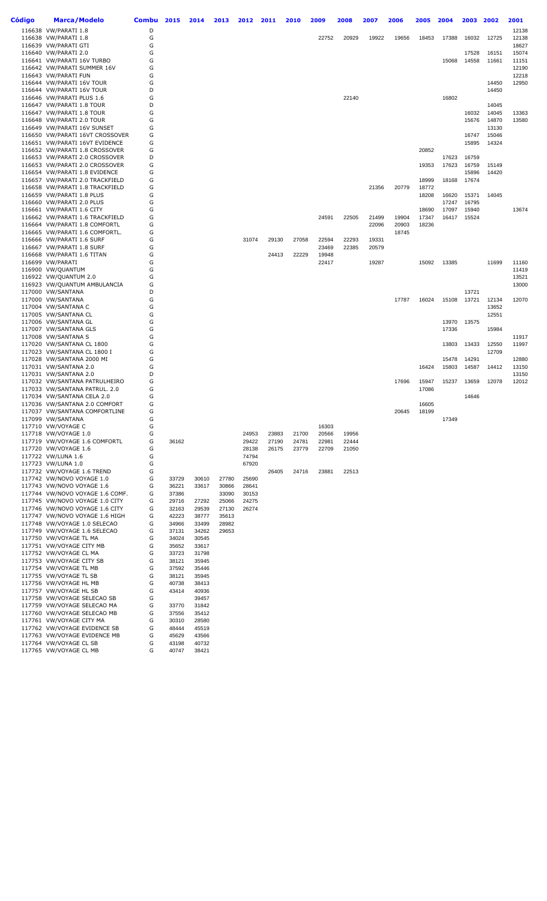| Código | Marca/Modelo | Combu | 2015 | 2014 | 2013 | 2012 | 2011 | 2010 | 2009 | 2008 | 2007 | 2006 | 2005 | 2004 | 2003 | 2002 | 2001 |
|---|---|---|---|---|---|---|---|---|---|---|---|---|---|---|---|---|---|
| 116638 | VW/PARATI 1.8 | D | | | | | | | | | | | | | | | 12138 |
| 116638 | VW/PARATI 1.8 | G | | | | | | | 22752 | 20929 | 19922 | 19656 | 18453 | 17388 | 16032 | 12725 | 12138 |
| 116639 | VW/PARATI GTI | G | | | | | | | | | | | | | | | 18627 |
| 116640 | VW/PARATI 2.0 | G | | | | | | | | | | | | | 17528 | 16151 | 15074 |
| 116641 | VW/PARATI 16V TURBO | G | | | | | | | | | | | | 15068 | 14558 | 11661 | 11151 |
| 116642 | VW/PARATI SUMMER 16V | G | | | | | | | | | | | | | | | 12190 |
| 116643 | VW/PARATI FUN | G | | | | | | | | | | | | | | | 12218 |
| 116644 | VW/PARATI 16V TOUR | G | | | | | | | | | | | | | | 14450 | 12950 |
| 116644 | VW/PARATI 16V TOUR | D | | | | | | | | | | | | | | 14450 | |
| 116646 | VW/PARATI PLUS 1.6 | G | | | | | | | | 22140 | | | | 16802 | | | |
| 116647 | VW/PARATI 1.8 TOUR | D | | | | | | | | | | | | | | 14045 | |
| 116647 | VW/PARATI 1.8 TOUR | G | | | | | | | | | | | | | 16032 | 14045 | 13363 |
| 116648 | VW/PARATI 2.0 TOUR | G | | | | | | | | | | | | | 15676 | 14870 | 13580 |
| 116649 | VW/PARATI 16V SUNSET | G | | | | | | | | | | | | | | 13130 | |
| 116650 | VW/PARATI 16VT CROSSOVER | G | | | | | | | | | | | | | 16747 | 15046 | |
| 116651 | VW/PARATI 16VT EVIDENCE | G | | | | | | | | | | | | | 15895 | 14324 | |
| 116652 | VW/PARATI 1.8 CROSSOVER | G | | | | | | | | | | | 20852 | | | | |
| 116653 | VW/PARATI 2.0 CROSSOVER | D | | | | | | | | | | | | 17623 | 16759 | | |
| 116653 | VW/PARATI 2.0 CROSSOVER | G | | | | | | | | | | | 19353 | 17623 | 16759 | 15149 | |
| 116654 | VW/PARATI 1.8 EVIDENCE | G | | | | | | | | | | | | | 15896 | 14420 | |
| 116657 | VW/PARATI 2.0 TRACKFIELD | G | | | | | | | | | | | 18999 | 18168 | 17674 | | |
| 116658 | VW/PARATI 1.8 TRACKFIELD | G | | | | | | | | | 21356 | 20779 | 18772 | | | | |
| 116659 | VW/PARATI 1.8 PLUS | G | | | | | | | | | | | 18208 | 16620 | 15371 | 14045 | |
| 116660 | VW/PARATI 2.0 PLUS | G | | | | | | | | | | | | 17247 | 16795 | | |
| 116661 | VW/PARATI 1.6 CITY | G | | | | | | | | | | | 18690 | 17097 | 15940 | | 13674 |
| 116662 | VW/PARATI 1.6 TRACKFIELD | G | | | | | | | 24591 | 22505 | 21499 | 19904 | 17347 | 16417 | 15524 | | |
| 116664 | VW/PARATI 1.8 COMFORTL | G | | | | | | | | | 22096 | 20903 | 18236 | | | | |
| 116665 | VW/PARATI 1.6 COMFORTL. | G | | | | | | | | | | 18745 | | | | | |
| 116666 | VW/PARATI 1.6 SURF | G | | | | 31074 | 29130 | 27058 | 22594 | 22293 | 19331 | | | | | | |
| 116667 | VW/PARATI 1.8 SURF | G | | | | | | | 23469 | 22385 | 20579 | | | | | | |
| 116668 | VW/PARATI 1.6 TITAN | G | | | | | 24413 | 22229 | 19948 | | | | | | | | |
| 116699 | VW/PARATI | G | | | | | | | 22417 | | 19287 | | 15092 | 13385 | | 11699 | 11160 |
| 116900 | VW/QUANTUM | G | | | | | | | | | | | | | | | 11419 |
| 116922 | VW/QUANTUM 2.0 | G | | | | | | | | | | | | | | | 13521 |
| 116923 | VW/QUANTUM AMBULANCIA | G | | | | | | | | | | | | | | | 13000 |
| 117000 | VW/SANTANA | D | | | | | | | | | | | | | 13721 | | |
| 117000 | VW/SANTANA | G | | | | | | | | | | 17787 | 16024 | 15108 | 13721 | 12134 | 12070 |
| 117004 | VW/SANTANA C | G | | | | | | | | | | | | | | 13652 | |
| 117005 | VW/SANTANA CL | G | | | | | | | | | | | | | | 12551 | |
| 117006 | VW/SANTANA GL | G | | | | | | | | | | | | 13970 | 13575 | | |
| 117007 | VW/SANTANA GLS | G | | | | | | | | | | | | 17336 | | 15984 | |
| 117008 | VW/SANTANA S | G | | | | | | | | | | | | | | | 11917 |
| 117020 | VW/SANTANA CL 1800 | G | | | | | | | | | | | | 13803 | 13433 | 12550 | 11997 |
| 117023 | VW/SANTANA CL 1800 I | G | | | | | | | | | | | | | | 12709 | |
| 117028 | VW/SANTANA 2000 MI | G | | | | | | | | | | | | 15478 | 14291 | | 12880 |
| 117031 | VW/SANTANA 2.0 | G | | | | | | | | | | | 16424 | 15803 | 14587 | 14412 | 13150 |
| 117031 | VW/SANTANA 2.0 | D | | | | | | | | | | | | | | | 13150 |
| 117032 | VW/SANTANA PATRULHEIRO | G | | | | | | | | | | 17696 | 15947 | 15237 | 13659 | 12078 | 12012 |
| 117033 | VW/SANTANA PATRUL. 2.0 | G | | | | | | | | | | | 17086 | | | | |
| 117034 | VW/SANTANA CELA 2.0 | G | | | | | | | | | | | | | 14646 | | |
| 117036 | VW/SANTANA 2.0 COMFORT | G | | | | | | | | | | | 16605 | | | | |
| 117037 | VW/SANTANA COMFORTLINE | G | | | | | | | | | | 20645 | 18199 | | | | |
| 117099 | VW/SANTANA | G | | | | | | | | | | | | 17349 | | | |
| 117710 | VW/VOYAGE C | G | | | | | | | 16303 | | | | | | | | |
| 117718 | VW/VOYAGE 1.0 | G | | | | 24953 | 23883 | 21700 | 20566 | 19956 | | | | | | | |
| 117719 | VW/VOYAGE 1.6 COMFORTL | G | 36162 | | | 29422 | 27190 | 24781 | 22981 | 22444 | | | | | | | |
| 117720 | VW/VOYAGE 1.6 | G | | | | 28138 | 26175 | 23779 | 22709 | 21050 | | | | | | | |
| 117722 | VW/LUNA 1.6 | G | | | | 74794 | | | | | | | | | | | |
| 117723 | VW/LUNA 1.0 | G | | | | 67920 | | | | | | | | | | | |
| 117732 | VW/VOYAGE 1.6 TREND | G | | | | | 26405 | 24716 | 23881 | 22513 | | | | | | | |
| 117742 | VW/NOVO VOYAGE 1.0 | G | 33729 | 30610 | 27780 | 25690 | | | | | | | | | | | |
| 117743 | VW/NOVO VOYAGE 1.6 | G | 36221 | 33617 | 30866 | 28641 | | | | | | | | | | | |
| 117744 | VW/NOVO VOYAGE 1.6 COMF. | G | 37386 | | 33090 | 30153 | | | | | | | | | | | |
| 117745 | VW/NOVO VOYAGE 1.0 CITY | G | 29716 | 27292 | 25066 | 24275 | | | | | | | | | | | |
| 117746 | VW/NOVO VOYAGE 1.6 CITY | G | 32163 | 29539 | 27130 | 26274 | | | | | | | | | | | |
| 117747 | VW/NOVO VOYAGE 1.6 HIGH | G | 42223 | 38777 | 35613 | | | | | | | | | | | | |
| 117748 | VW/VOYAGE 1.0 SELECAO | G | 34966 | 33499 | 28982 | | | | | | | | | | | | |
| 117749 | VW/VOYAGE 1.6 SELECAO | G | 37131 | 34262 | 29653 | | | | | | | | | | | | |
| 117750 | VW/VOYAGE TL MA | G | 34024 | 30545 | | | | | | | | | | | | | |
| 117751 | VW/VOYAGE CITY MB | G | 35652 | 33617 | | | | | | | | | | | | | |
| 117752 | VW/VOYAGE CL MA | G | 33723 | 31798 | | | | | | | | | | | | | |
| 117753 | VW/VOYAGE CITY SB | G | 38121 | 35945 | | | | | | | | | | | | | |
| 117754 | VW/VOYAGE TL MB | G | 37592 | 35446 | | | | | | | | | | | | | |
| 117755 | VW/VOYAGE TL SB | G | 38121 | 35945 | | | | | | | | | | | | | |
| 117756 | VW/VOYAGE HL MB | G | 40738 | 38413 | | | | | | | | | | | | | |
| 117757 | VW/VOYAGE HL SB | G | 43414 | 40936 | | | | | | | | | | | | | |
| 117758 | VW/VOYAGE SELECAO SB | G | | 39457 | | | | | | | | | | | | | |
| 117759 | VW/VOYAGE SELECAO MA | G | 33770 | 31842 | | | | | | | | | | | | | |
| 117760 | VW/VOYAGE SELECAO MB | G | 37556 | 35412 | | | | | | | | | | | | | |
| 117761 | VW/VOYAGE CITY MA | G | 30310 | 28580 | | | | | | | | | | | | | |
| 117762 | VW/VOYAGE EVIDENCE SB | G | 48444 | 45519 | | | | | | | | | | | | | |
| 117763 | VW/VOYAGE EVIDENCE MB | G | 45629 | 43566 | | | | | | | | | | | | | |
| 117764 | VW/VOYAGE CL SB | G | 43198 | 40732 | | | | | | | | | | | | | |
| 117765 | VW/VOYAGE CL MB | G | 40747 | 38421 | | | | | | | | | | | | | |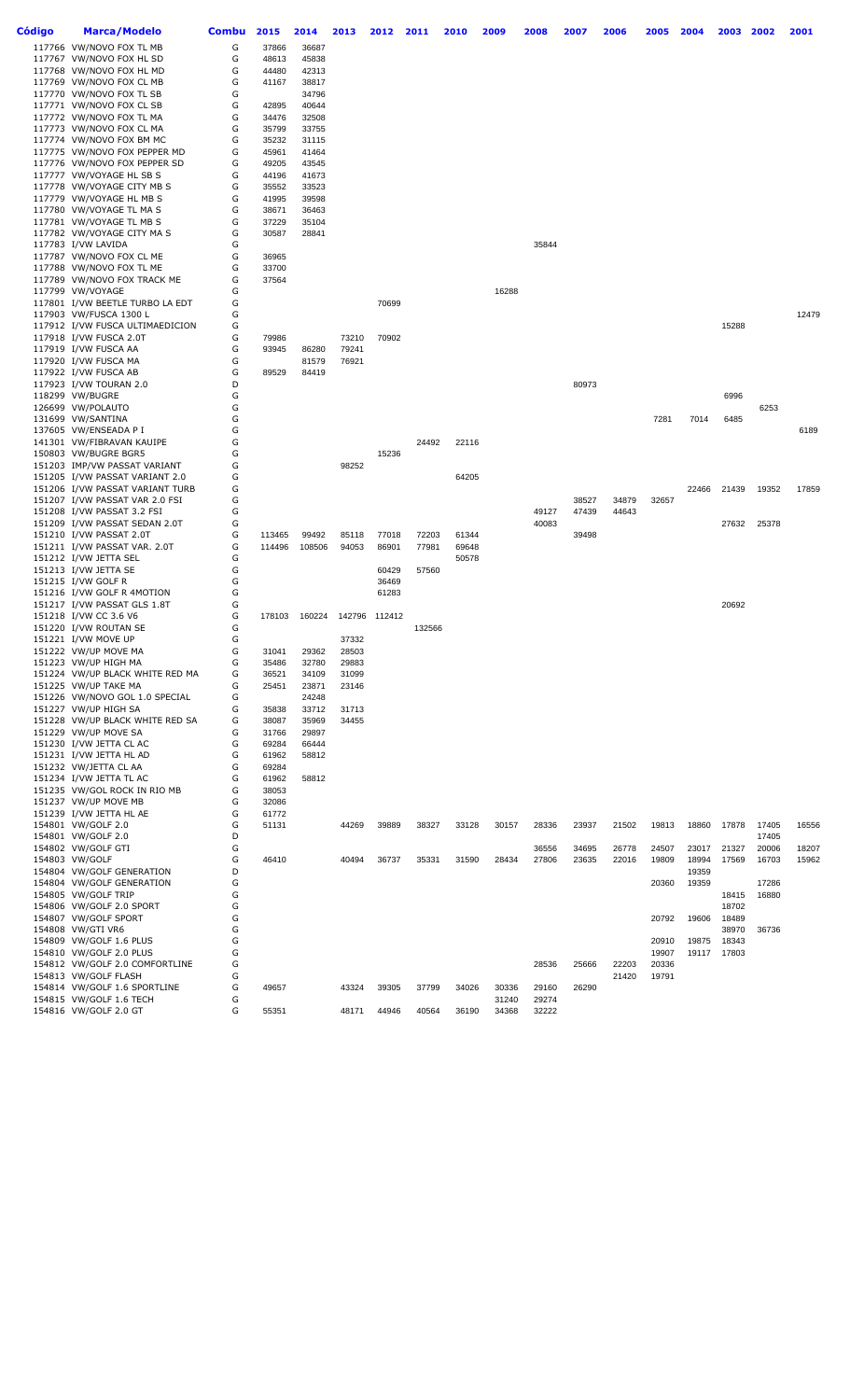| Código | Marca/Modelo | Combu | 2015 | 2014 | 2013 | 2012 | 2011 | 2010 | 2009 | 2008 | 2007 | 2006 | 2005 | 2004 | 2003 | 2002 | 2001 |
|---|---|---|---|---|---|---|---|---|---|---|---|---|---|---|---|---|---|
| 117766 | VW/NOVO FOX TL MB | G | 37866 | 36687 | | | | | | | | | | | | | |
| 117767 | VW/NOVO FOX HL SD | G | 48613 | 45838 | | | | | | | | | | | | | |
| 117768 | VW/NOVO FOX HL MD | G | 44480 | 42313 | | | | | | | | | | | | | |
| 117769 | VW/NOVO FOX CL MB | G | 41167 | 38817 | | | | | | | | | | | | | |
| 117770 | VW/NOVO FOX TL SB | G | | 34796 | | | | | | | | | | | | | |
| 117771 | VW/NOVO FOX CL SB | G | 42895 | 40644 | | | | | | | | | | | | | |
| 117772 | VW/NOVO FOX TL MA | G | 34476 | 32508 | | | | | | | | | | | | | |
| 117773 | VW/NOVO FOX CL MA | G | 35799 | 33755 | | | | | | | | | | | | | |
| 117774 | VW/NOVO FOX BM MC | G | 35232 | 31115 | | | | | | | | | | | | | |
| 117775 | VW/NOVO FOX PEPPER MD | G | 45961 | 41464 | | | | | | | | | | | | | |
| 117776 | VW/NOVO FOX PEPPER SD | G | 49205 | 43545 | | | | | | | | | | | | | |
| 117777 | VW/VOYAGE HL SB S | G | 44196 | 41673 | | | | | | | | | | | | | |
| 117778 | VW/VOYAGE CITY MB S | G | 35552 | 33523 | | | | | | | | | | | | | |
| 117779 | VW/VOYAGE HL MB S | G | 41995 | 39598 | | | | | | | | | | | | | |
| 117780 | VW/VOYAGE TL MA S | G | 38671 | 36463 | | | | | | | | | | | | | |
| 117781 | VW/VOYAGE TL MB S | G | 37229 | 35104 | | | | | | | | | | | | | |
| 117782 | VW/VOYAGE CITY MA S | G | 30587 | 28841 | | | | | | | | | | | | | |
| 117783 | I/VW LAVIDA | G | | | | | | | | 35844 | | | | | | | |
| 117787 | VW/NOVO FOX CL ME | G | 36965 | | | | | | | | | | | | | | |
| 117788 | VW/NOVO FOX TL ME | G | 33700 | | | | | | | | | | | | | | |
| 117789 | VW/NOVO FOX TRACK ME | G | 37564 | | | | | | | | | | | | | | |
| 117799 | VW/VOYAGE | G | | | | | | | 16288 | | | | | | | | |
| 117801 | I/VW BEETLE TURBO LA EDT | G | | | | 70699 | | | | | | | | | | | |
| 117903 | VW/FUSCA 1300 L | G | | | | | | | | | | | | | | | 12479 |
| 117912 | I/VW FUSCA ULTIMAEDICION | G | | | | | | | | | | | | | 15288 | | |
| 117918 | I/VW FUSCA 2.0T | G | 79986 | | 73210 | 70902 | | | | | | | | | | | |
| 117919 | I/VW FUSCA AA | G | 93945 | 86280 | 79241 | | | | | | | | | | | | |
| 117920 | I/VW FUSCA MA | G | | 81579 | 76921 | | | | | | | | | | | | |
| 117922 | I/VW FUSCA AB | G | 89529 | 84419 | | | | | | | | | | | | | |
| 117923 | I/VW TOURAN 2.0 | D | | | | | | | | | 80973 | | | | | | |
| 118299 | VW/BUGRE | G | | | | | | | | | | | | | 6996 | | |
| 126699 | VW/POLAUTO | G | | | | | | | | | | | | | | 6253 | |
| 131699 | VW/SANTINA | G | | | | | | | | | | | 7281 | 7014 | 6485 | | |
| 137605 | VW/ENSEADA P I | G | | | | | | | | | | | | | | | 6189 |
| 141301 | VW/FIBRAVAN KAUIPE | G | | | | | 24492 | 22116 | | | | | | | | | |
| 150803 | VW/BUGRE BGR5 | G | | | | 15236 | | | | | | | | | | | |
| 151203 | IMP/VW PASSAT VARIANT | G | | | 98252 | | | | | | | | | | | | |
| 151205 | I/VW PASSAT VARIANT 2.0 | G | | | | | | 64205 | | | | | | | | | |
| 151206 | I/VW PASSAT VARIANT TURB | G | | | | | | | | | | | | 22466 | 21439 | 19352 | 17859 |
| 151207 | I/VW PASSAT VAR 2.0 FSI | G | | | | | | | | | 38527 | 34879 | 32657 | | | | |
| 151208 | I/VW PASSAT 3.2 FSI | G | | | | | | | | 49127 | 47439 | 44643 | | | | | |
| 151209 | I/VW PASSAT SEDAN 2.0T | G | | | | | | | | 40083 | 39498 | | | | 27632 | 25378 | |
| 151210 | I/VW PASSAT 2.0T | G | 113465 | 99492 | 85118 | 77018 | 72203 | 61344 | | | | | | | | | |
| 151211 | I/VW PASSAT VAR. 2.0T | G | 114496 | 108506 | 94053 | 86901 | 77981 | 69648 | | | | | | | | | |
| 151212 | I/VW JETTA SEL | G | | | | | | 50578 | | | | | | | | | |
| 151213 | I/VW JETTA SE | G | | | | 60429 | 57560 | | | | | | | | | | |
| 151215 | I/VW GOLF R | G | | | | 36469 | | | | | | | | | | | |
| 151216 | I/VW GOLF R 4MOTION | G | | | | 61283 | | | | | | | | | | | |
| 151217 | I/VW PASSAT GLS 1.8T | G | | | | | | | | | | | | | 20692 | | |
| 151218 | I/VW CC 3.6 V6 | G | 178103 | 160224 | 142796 | 112412 | | | | | | | | | | | |
| 151220 | I/VW ROUTAN SE | G | | | | | 132566 | | | | | | | | | | |
| 151221 | I/VW MOVE UP | G | | | 37332 | | | | | | | | | | | | |
| 151222 | VW/UP MOVE MA | G | 31041 | 29362 | 28503 | | | | | | | | | | | | |
| 151223 | VW/UP HIGH MA | G | 35486 | 32780 | 29883 | | | | | | | | | | | | |
| 151224 | VW/UP BLACK WHITE RED MA | G | 36521 | 34109 | 31099 | | | | | | | | | | | | |
| 151225 | VW/UP TAKE MA | G | 25451 | 23871 | 23146 | | | | | | | | | | | | |
| 151226 | VW/NOVO GOL 1.0 SPECIAL | G | | 24248 | | | | | | | | | | | | | |
| 151227 | VW/UP HIGH SA | G | 35838 | 33712 | 31713 | | | | | | | | | | | | |
| 151228 | VW/UP BLACK WHITE RED SA | G | 38087 | 35969 | 34455 | | | | | | | | | | | | |
| 151229 | VW/UP MOVE SA | G | 31766 | 29897 | | | | | | | | | | | | | |
| 151230 | I/VW JETTA CL AC | G | 69284 | 66444 | | | | | | | | | | | | | |
| 151231 | I/VW JETTA HL AD | G | 61962 | 58812 | | | | | | | | | | | | | |
| 151232 | VW/JETTA CL AA | G | 69284 | | | | | | | | | | | | | | |
| 151234 | I/VW JETTA TL AC | G | 61962 | 58812 | | | | | | | | | | | | | |
| 151235 | VW/GOL ROCK IN RIO MB | G | 38053 | | | | | | | | | | | | | | |
| 151237 | VW/UP MOVE MB | G | 32086 | | | | | | | | | | | | | | |
| 151239 | I/VW JETTA HL AE | G | 61772 | | | | | | | | | | | | | | |
| 154800 | VW/GOLF 2.0 | G | 51131 | | 44269 | 39889 | 38327 | 33128 | 30157 | 28336 | 23937 | 21502 | 19813 | 18860 | 17878 | 17405 | 16556 |
| 154801 | VW/GOLF 2.0 | D | | | | | | | | | | | | | | 17405 | |
| 154802 | VW/GOLF GTI | G | | | | | | | | 36556 | 34695 | 26778 | 24507 | 23017 | 21327 | 20006 | 18207 |
| 154803 | VW/GOLF | G | 46410 | | 40494 | 36737 | 35331 | 31590 | 28434 | 27806 | 23635 | 22016 | 19809 | 18994 | 17569 | 16703 | 15962 |
| 154804 | VW/GOLF GENERATION | D | | | | | | | | | | | | 19359 | | | |
| 154804 | VW/GOLF GENERATION | G | | | | | | | | | | | 20360 | 19359 | | 17286 | |
| 154805 | VW/GOLF TRIP | G | | | | | | | | | | | | | 18415 | 16880 | |
| 154806 | VW/GOLF 2.0 SPORT | G | | | | | | | | | | | | | 18702 | | |
| 154807 | VW/GOLF SPORT | G | | | | | | | | | | | 20792 | 19606 | 18489 | | |
| 154808 | VW/GTI VR6 | G | | | | | | | | | | | | | 38970 | 36736 | |
| 154809 | VW/GOLF 1.6 PLUS | G | | | | | | | | | | | 20910 | 19875 | 18343 | | |
| 154810 | VW/GOLF 2.0 PLUS | G | | | | | | | | | | | 19907 | 19117 | 17803 | | |
| 154812 | VW/GOLF 2.0 COMFORTLINE | G | | | | | | | | 28536 | 25666 | 22203 | 20336 | | | | |
| 154813 | VW/GOLF FLASH | G | | | | | | | | | | 21420 | 19791 | | | | |
| 154814 | VW/GOLF 1.6 SPORTLINE | G | 49657 | | 43324 | 39305 | 37799 | 34026 | 30336 | 29160 | 26290 | | | | | | |
| 154815 | VW/GOLF 1.6 TECH | G | | | | | | | 31240 | 29274 | | | | | | | |
| 154816 | VW/GOLF 2.0 GT | G | 55351 | | 48171 | 44946 | 40564 | 36190 | 34368 | 32222 | | | | | | | |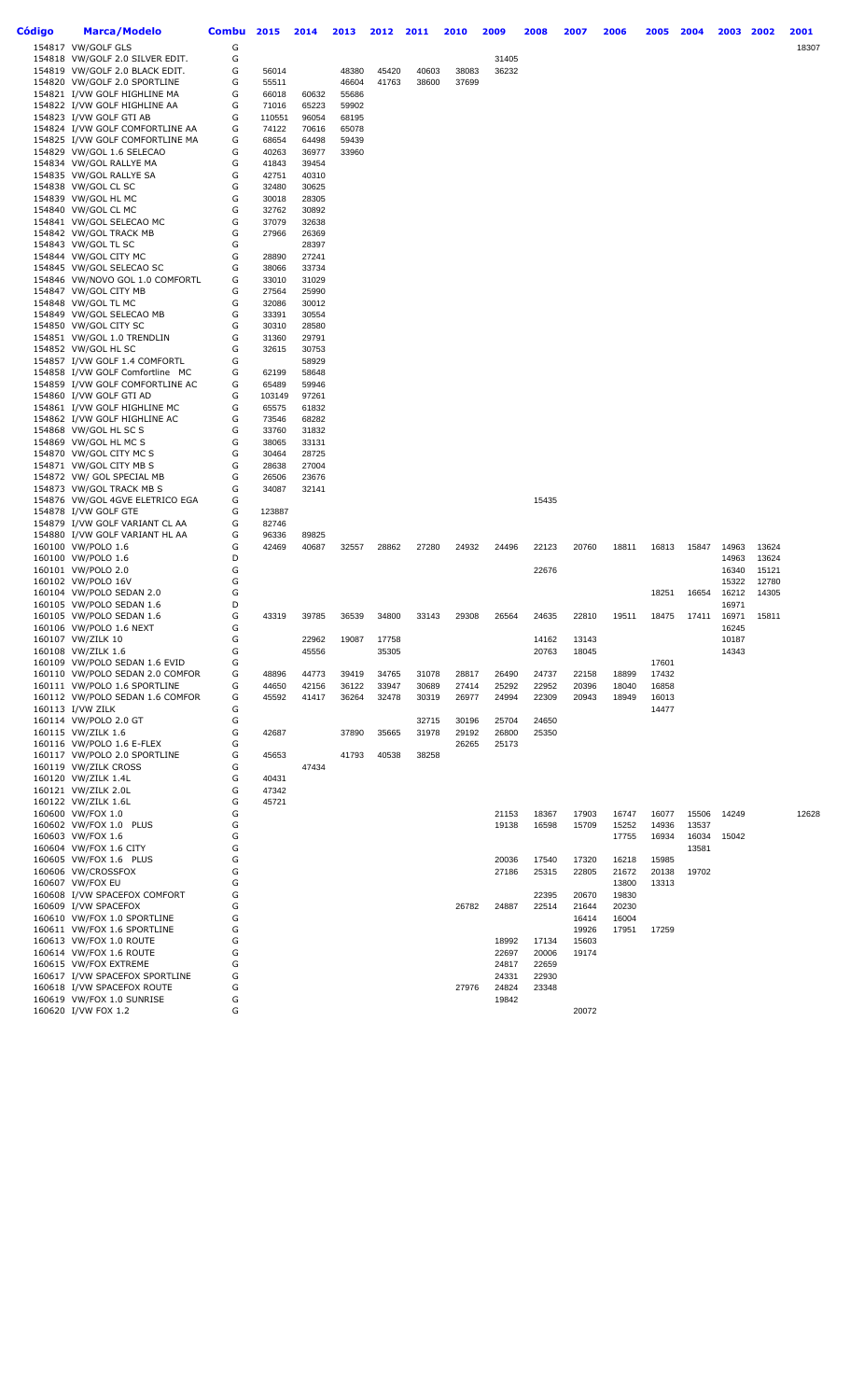| Código | Marca/Modelo | Combu | 2015 | 2014 | 2013 | 2012 | 2011 | 2010 | 2009 | 2008 | 2007 | 2006 | 2005 | 2004 | 2003 | 2002 | 2001 |
|---|---|---|---|---|---|---|---|---|---|---|---|---|---|---|---|---|---|
| 154817 | VW/GOLF GLS | G | | | | | | | | | | | | | | | 18307 |
| 154818 | VW/GOLF 2.0 SILVER EDIT. | G | | | | | | | 31405 | | | | | | | | |
| 154819 | VW/GOLF 2.0 BLACK EDIT. | G | 56014 | | 48380 | 45420 | 40603 | 38083 | 36232 | | | | | | | | |
| 154820 | VW/GOLF 2.0 SPORTLINE | G | 55511 | | 46604 | 41763 | 38600 | 37699 | | | | | | | | | |
| 154821 | I/VW GOLF HIGHLINE MA | G | 66018 | 60632 | 55686 | | | | | | | | | | | | |
| 154822 | I/VW GOLF HIGHLINE AA | G | 71016 | 65223 | 59902 | | | | | | | | | | | | |
| 154823 | I/VW GOLF GTI AB | G | 110551 | 96054 | 68195 | | | | | | | | | | | | |
| 154824 | I/VW GOLF COMFORTLINE AA | G | 74122 | 70616 | 65078 | | | | | | | | | | | | |
| 154825 | I/VW GOLF COMFORTLINE MA | G | 68654 | 64498 | 59439 | | | | | | | | | | | | |
| 154829 | VW/GOL 1.6 SELECAO | G | 40263 | 36977 | 33960 | | | | | | | | | | | | |
| 154834 | VW/GOL RALLYE MA | G | 41843 | 39454 | | | | | | | | | | | | | |
| 154835 | VW/GOL RALLYE SA | G | 42751 | 40310 | | | | | | | | | | | | | |
| 154838 | VW/GOL CL SC | G | 32480 | 30625 | | | | | | | | | | | | | |
| 154839 | VW/GOL HL MC | G | 30018 | 28305 | | | | | | | | | | | | | |
| 154840 | VW/GOL CL MC | G | 32762 | 30892 | | | | | | | | | | | | | |
| 154841 | VW/GOL SELECAO MC | G | 37079 | 32638 | | | | | | | | | | | | | |
| 154842 | VW/GOL TRACK MB | G | 27966 | 26369 | | | | | | | | | | | | | |
| 154843 | VW/GOL TL SC | G | | 28397 | | | | | | | | | | | | | |
| 154844 | VW/GOL CITY MC | G | 28890 | 27241 | | | | | | | | | | | | | |
| 154845 | VW/GOL SELECAO SC | G | 38066 | 33734 | | | | | | | | | | | | | |
| 154846 | VW/NOVO GOL 1.0 COMFORTL | G | 33010 | 31029 | | | | | | | | | | | | | |
| 154847 | VW/GOL CITY MB | G | 27564 | 25990 | | | | | | | | | | | | | |
| 154848 | VW/GOL TL MC | G | 32086 | 30012 | | | | | | | | | | | | | |
| 154849 | VW/GOL SELECAO MB | G | 33391 | 30554 | | | | | | | | | | | | | |
| 154850 | VW/GOL CITY SC | G | 30310 | 28580 | | | | | | | | | | | | | |
| 154851 | VW/GOL 1.0 TRENDLIN | G | 31360 | 29791 | | | | | | | | | | | | | |
| 154852 | VW/GOL HL SC | G | 32615 | 30753 | | | | | | | | | | | | | |
| 154857 | I/VW GOLF 1.4 COMFORTL | G | | 58929 | | | | | | | | | | | | | |
| 154858 | I/VW GOLF Comfortline MC | G | 62199 | 58648 | | | | | | | | | | | | | |
| 154859 | I/VW GOLF COMFORTLINE AC | G | 65489 | 59946 | | | | | | | | | | | | | |
| 154860 | I/VW GOLF GTI AD | G | 103149 | 97261 | | | | | | | | | | | | | |
| 154861 | I/VW GOLF HIGHLINE MC | G | 65575 | 61832 | | | | | | | | | | | | | |
| 154862 | I/VW GOLF HIGHLINE AC | G | 73546 | 68282 | | | | | | | | | | | | | |
| 154868 | VW/GOL HL SC S | G | 33760 | 31832 | | | | | | | | | | | | | |
| 154869 | VW/GOL HL MC S | G | 38065 | 33131 | | | | | | | | | | | | | |
| 154870 | VW/GOL CITY MC S | G | 30464 | 28725 | | | | | | | | | | | | | |
| 154871 | VW/GOL CITY MB S | G | 28638 | 27004 | | | | | | | | | | | | | |
| 154872 | VW/ GOL SPECIAL MB | G | 26506 | 23676 | | | | | | | | | | | | | |
| 154873 | VW/GOL TRACK MB S | G | 34087 | 32141 | | | | | | | | | | | | | |
| 154876 | VW/GOL 4GVE ELETRICO EGA | G | | | | | | | | 15435 | | | | | | | |
| 154878 | I/VW GOLF GTE | G | 123887 | | | | | | | | | | | | | | |
| 154879 | I/VW GOLF VARIANT CL AA | G | 82746 | | | | | | | | | | | | | | |
| 154880 | I/VW GOLF VARIANT HL AA | G | 96336 | 89825 | | | | | | | | | | | | | |
| 160100 | VW/POLO 1.6 | G | 42469 | 40687 | 32557 | 28862 | 27280 | 24932 | 24496 | 22123 | 20760 | 18811 | 16813 | 15847 | 14963 | 13624 | |
| 160100 | VW/POLO 1.6 | D | | | | | | | | | | | | | 14963 | 13624 | |
| 160101 | VW/POLO 2.0 | G | | | | | | | | 22676 | | | | | 16340 | 15121 | |
| 160102 | VW/POLO 16V | G | | | | | | | | | | | | | 15322 | 12780 | |
| 160104 | VW/POLO SEDAN 2.0 | G | | | | | | | | | | | 18251 | 16654 | 16212 | 14305 | |
| 160105 | VW/POLO SEDAN 1.6 | D | | | | | | | | | | | | | 16971 | | |
| 160105 | VW/POLO SEDAN 1.6 | G | 43319 | 39785 | 36539 | 34800 | 33143 | 29308 | 26564 | 24635 | 22810 | 19511 | 18475 | 17411 | 16971 | 15811 | |
| 160106 | VW/POLO 1.6 NEXT | G | | | | | | | | | | | | | 16245 | | |
| 160107 | VW/ZILK 10 | G | | 22962 | 19087 | 17758 | | | | 14162 | 13143 | | | | 10187 | | |
| 160108 | VW/ZILK 1.6 | G | | 45556 | | 35305 | | | | 20763 | 18045 | | | | 14343 | | |
| 160109 | VW/POLO SEDAN 1.6 EVID | G | | | | | | | | | | | 17601 | | | | |
| 160110 | VW/POLO SEDAN 2.0 COMFOR | G | 48896 | 44773 | 39419 | 34765 | 31078 | 28817 | 26490 | 24737 | 22158 | 18899 | 17432 | | | | |
| 160111 | VW/POLO 1.6 SPORTLINE | G | 44650 | 42156 | 36122 | 33947 | 30689 | 27414 | 25292 | 22952 | 20396 | 18040 | 16858 | | | | |
| 160112 | VW/POLO SEDAN 1.6 COMFOR | G | 45592 | 41417 | 36264 | 32478 | 30319 | 26977 | 24994 | 22309 | 20943 | 18949 | 16013 | | | | |
| 160113 | I/VW ZILK | G | | | | | | | | | | | 14477 | | | | |
| 160114 | VW/POLO 2.0 GT | G | | | | | 32715 | 30196 | 25704 | 24650 | | | | | | | |
| 160115 | VW/ZILK 1.6 | G | 42687 | | 37890 | 35665 | 31978 | 29192 | 26800 | 25350 | | | | | | | |
| 160116 | VW/POLO 1.6 E-FLEX | G | | | | | | 26265 | 25173 | | | | | | | | |
| 160117 | VW/POLO 2.0 SPORTLINE | G | 45653 | | 41793 | 40538 | 38258 | | | | | | | | | | |
| 160119 | VW/ZILK CROSS | G | | 47434 | | | | | | | | | | | | | |
| 160120 | VW/ZILK 1.4L | G | 40431 | | | | | | | | | | | | | | |
| 160121 | VW/ZILK 2.0L | G | 47342 | | | | | | | | | | | | | | |
| 160122 | VW/ZILK 1.6L | G | 45721 | | | | | | | | | | | | | | |
| 160600 | VW/FOX 1.0 | G | | | | | | | 21153 | 18367 | 17903 | 16747 | 16077 | 15506 | 14249 | | 12628 |
| 160602 | VW/FOX 1.0 PLUS | G | | | | | | | 19138 | 16598 | 15709 | 15252 | 14936 | 13537 | | | |
| 160603 | VW/FOX 1.6 | G | | | | | | | | | | 17755 | 16934 | 16034 | 15042 | | |
| 160604 | VW/FOX 1.6 CITY | G | | | | | | | | | | | | 13581 | | | |
| 160605 | VW/FOX 1.6 PLUS | G | | | | | | | 20036 | 17540 | 17320 | 16218 | 15985 | | | | |
| 160606 | VW/CROSSFOX | G | | | | | | | 27186 | 25315 | 22805 | 21672 | 20138 | 19702 | | | |
| 160607 | VW/FOX EU | G | | | | | | | | | | 13800 | 13313 | | | | |
| 160608 | I/VW SPACEFOX COMFORT | G | | | | | | | | 22395 | 20670 | 19830 | | | | | |
| 160609 | I/VW SPACEFOX | G | | | | | | 26782 | 24887 | 22514 | 21644 | 20230 | | | | | |
| 160610 | VW/FOX 1.0 SPORTLINE | G | | | | | | | | | 16414 | 16004 | | | | | |
| 160611 | VW/FOX 1.6 SPORTLINE | G | | | | | | | | | 19926 | 17951 | 17259 | | | | |
| 160613 | VW/FOX 1.0 ROUTE | G | | | | | | | 18992 | 17134 | 15603 | | | | | | |
| 160614 | VW/FOX 1.6 ROUTE | G | | | | | | | 22697 | 20006 | 19174 | | | | | | |
| 160615 | VW/FOX EXTREME | G | | | | | | | 24817 | 22659 | | | | | | | |
| 160617 | I/VW SPACEFOX SPORTLINE | G | | | | | | | 24331 | 22930 | | | | | | | |
| 160618 | I/VW SPACEFOX ROUTE | G | | | | | | 27976 | 24824 | 23348 | | | | | | | |
| 160619 | VW/FOX 1.0 SUNRISE | G | | | | | | | 19842 | | | | | | | | |
| 160620 | I/VW FOX 1.2 | G | | | | | | | | | 20072 | | | | | | |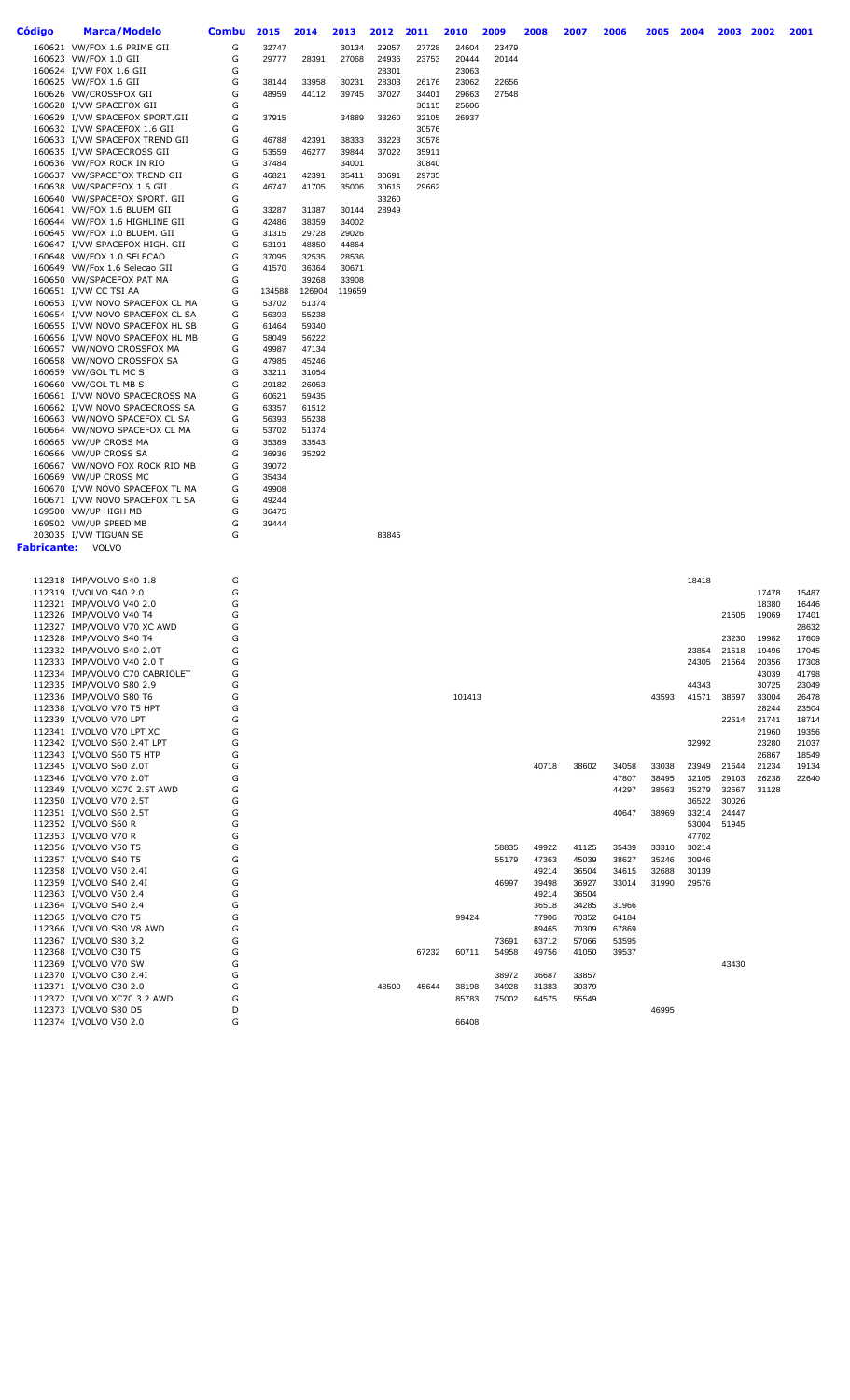| Código | Marca/Modelo | Combu | 2015 | 2014 | 2013 | 2012 | 2011 | 2010 | 2009 | 2008 | 2007 | 2006 | 2005 | 2004 | 2003 | 2002 | 2001 |
|---|---|---|---|---|---|---|---|---|---|---|---|---|---|---|---|---|---|
| 160621 | VW/FOX 1.6 PRIME GII | G | 32747 | | 30134 | 29057 | 27728 | 24604 | 23479 | | | | | | | | |
| 160623 | VW/FOX 1.0 GII | G | 29777 | 28391 | 27068 | 24936 | 23753 | 20444 | 20144 | | | | | | | | |
| 160624 | I/VW FOX 1.6 GII | G | | | | 28301 | | 23063 | | | | | | | | | |
| 160625 | VW/FOX 1.6 GII | G | 38144 | 33958 | 30231 | 28303 | 26176 | 23062 | 22656 | | | | | | | | |
| 160626 | VW/CROSSFOX GII | G | 48959 | 44112 | 39745 | 37027 | 34401 | 29663 | 27548 | | | | | | | | |
| 160628 | I/VW SPACEFOX GII | G | | | | | 30115 | 25606 | | | | | | | | | |
| 160629 | I/VW SPACEFOX SPORT.GII | G | 37915 | | 34889 | 33260 | 32105 | 26937 | | | | | | | | | |
| 160632 | I/VW SPACEFOX 1.6 GII | G | | | | | 30576 | | | | | | | | | | |
| 160633 | I/VW SPACEFOX TREND GII | G | 46788 | 42391 | 38333 | 33223 | 30578 | | | | | | | | | | |
| 160635 | I/VW SPACECROSS GII | G | 53559 | 46277 | 39844 | 37022 | 35911 | | | | | | | | | | |
| 160636 | VW/FOX ROCK IN RIO | G | 37484 | | 34001 | | 30840 | | | | | | | | | | |
| 160637 | VW/SPACEFOX TREND GII | G | 46821 | 42391 | 35411 | 30691 | 29735 | | | | | | | | | | |
| 160638 | VW/SPACEFOX 1.6 GII | G | 46747 | 41705 | 35006 | 30616 | 29662 | | | | | | | | | | |
| 160640 | VW/SPACEFOX SPORT. GII | G | | | | 33260 | | | | | | | | | | | |
| 160641 | VW/FOX 1.6 BLUEM GII | G | 33287 | 31387 | 30144 | 28949 | | | | | | | | | | | |
| 160644 | VW/FOX 1.6 HIGHLINE GII | G | 42486 | 38359 | 34002 | | | | | | | | | | | | |
| 160645 | VW/FOX 1.0 BLUEM. GII | G | 31315 | 29728 | 29026 | | | | | | | | | | | | |
| 160647 | I/VW SPACEFOX HIGH. GII | G | 53191 | 48850 | 44864 | | | | | | | | | | | | |
| 160648 | VW/FOX 1.0 SELECAO | G | 37095 | 32535 | 28536 | | | | | | | | | | | | |
| 160649 | VW/Fox 1.6 Selecao GII | G | 41570 | 36364 | 30671 | | | | | | | | | | | | |
| 160650 | VW/SPACEFOX PAT MA | G | | 39268 | 33908 | | | | | | | | | | | | |
| 160651 | I/VW CC TSI AA | G | 134588 | 126904 | 119659 | | | | | | | | | | | | |
| 160653 | I/VW NOVO SPACEFOX CL MA | G | 53702 | 51374 | | | | | | | | | | | | | |
| 160654 | I/VW NOVO SPACEFOX CL SA | G | 56393 | 55238 | | | | | | | | | | | | | |
| 160655 | I/VW NOVO SPACEFOX HL SB | G | 61464 | 59340 | | | | | | | | | | | | | |
| 160656 | I/VW NOVO SPACEFOX HL MB | G | 58049 | 56222 | | | | | | | | | | | | | |
| 160657 | VW/NOVO CROSSFOX MA | G | 49987 | 47134 | | | | | | | | | | | | | |
| 160658 | VW/NOVO CROSSFOX SA | G | 47985 | 45246 | | | | | | | | | | | | | |
| 160659 | VW/GOL TL MC S | G | 33211 | 31054 | | | | | | | | | | | | | |
| 160660 | VW/GOL TL MB S | G | 29182 | 26053 | | | | | | | | | | | | | |
| 160661 | I/VW NOVO SPACECROSS MA | G | 60621 | 59435 | | | | | | | | | | | | | |
| 160662 | I/VW NOVO SPACECROSS SA | G | 63357 | 61512 | | | | | | | | | | | | | |
| 160663 | VW/NOVO SPACEFOX CL SA | G | 56393 | 55238 | | | | | | | | | | | | | |
| 160664 | VW/NOVO SPACEFOX CL MA | G | 53702 | 51374 | | | | | | | | | | | | | |
| 160665 | VW/UP CROSS MA | G | 35389 | 33543 | | | | | | | | | | | | | |
| 160666 | VW/UP CROSS SA | G | 36936 | 35292 | | | | | | | | | | | | | |
| 160667 | VW/NOVO FOX ROCK RIO MB | G | 39072 | | | | | | | | | | | | | | |
| 160669 | VW/UP CROSS MC | G | 35434 | | | | | | | | | | | | | | |
| 160670 | I/VW NOVO SPACEFOX TL MA | G | 49908 | | | | | | | | | | | | | | |
| 160671 | I/VW NOVO SPACEFOX TL SA | G | 49244 | | | | | | | | | | | | | | |
| 169500 | VW/UP HIGH MB | G | 36475 | | | | | | | | | | | | | | |
| 169502 | VW/UP SPEED MB | G | 39444 | | | | | | | | | | | | | | |
| 203035 | I/VW TIGUAN SE | G | | | | 83845 | | | | | | | | | | | |

**Fabricante:** VOLVO

| Código | Marca/Modelo | Combu | 2015 | 2014 | 2013 | 2012 | 2011 | 2010 | 2009 | 2008 | 2007 | 2006 | 2005 | 2004 | 2003 | 2002 | 2001 |
|---|---|---|---|---|---|---|---|---|---|---|---|---|---|---|---|---|---|
| 112318 | IMP/VOLVO S40 1.8 | G | | | | | | | | | | | | 18418 | | | |
| 112319 | I/VOLVO S40 2.0 | G | | | | | | | | | | | | | | 17478 | 15487 |
| 112321 | IMP/VOLVO V40 2.0 | G | | | | | | | | | | | | | | 18380 | 16446 |
| 112326 | IMP/VOLVO V40 T4 | G | | | | | | | | | | | | | 21505 | 19069 | 17401 |
| 112327 | IMP/VOLVO V70 XC AWD | G | | | | | | | | | | | | | | | 28632 |
| 112328 | IMP/VOLVO S40 T4 | G | | | | | | | | | | | | | 23230 | 19982 | 17609 |
| 112332 | IMP/VOLVO S40 2.0T | G | | | | | | | | | | | | 23854 | 21518 | 19496 | 17045 |
| 112333 | IMP/VOLVO V40 2.0 T | G | | | | | | | | | | | | 24305 | 21564 | 20356 | 17308 |
| 112334 | IMP/VOLVO C70 CABRIOLET | G | | | | | | | | | | | | | | 43039 | 41798 |
| 112335 | IMP/VOLVO S80 2.9 | G | | | | | | | | | | | | 44343 | | 30725 | 23049 |
| 112336 | IMP/VOLVO S80 T6 | G | | | | | | 101413 | | | | | 43593 | 41571 | 38697 | 33004 | 26478 |
| 112338 | I/VOLVO V70 T5 HPT | G | | | | | | | | | | | | | | 28244 | 23504 |
| 112339 | I/VOLVO V70 LPT | G | | | | | | | | | | | | | 22614 | 21741 | 18714 |
| 112341 | I/VOLVO V70 LPT XC | G | | | | | | | | | | | | | | 21960 | 19356 |
| 112342 | I/VOLVO S60 2.4T LPT | G | | | | | | | | | | | | 32992 | | 23280 | 21037 |
| 112343 | I/VOLVO S60 T5 HTP | G | | | | | | | | | | | | | | 26867 | 18549 |
| 112345 | I/VOLVO S60 2.0T | G | | | | | | | | 40718 | 38602 | 34058 | 33038 | 23949 | 21644 | 21234 | 19134 |
| 112346 | I/VOLVO V70 2.0T | G | | | | | | | | | | 47807 | 38495 | 32105 | 29103 | 26238 | 22640 |
| 112349 | I/VOLVO XC70 2.5T AWD | G | | | | | | | | | | 44297 | 38563 | 35279 | 32667 | 31128 | |
| 112350 | I/VOLVO V70 2.5T | G | | | | | | | | | | | | 36522 | 30026 | | |
| 112351 | I/VOLVO S60 2.5T | G | | | | | | | | | | 40647 | 38969 | 33214 | 24447 | | |
| 112352 | I/VOLVO S60 R | G | | | | | | | | | | | | 53004 | 51945 | | |
| 112353 | I/VOLVO V70 R | G | | | | | | | | | | | | 47702 | | | |
| 112356 | I/VOLVO V50 T5 | G | | | | | | | 58835 | 49922 | 41125 | 35439 | 33310 | 30214 | | | |
| 112357 | I/VOLVO S40 T5 | G | | | | | | | 55179 | 47363 | 45039 | 38627 | 35246 | 30946 | | | |
| 112358 | I/VOLVO V50 2.4I | G | | | | | | | | 49214 | 36504 | 34615 | 32688 | 30139 | | | |
| 112359 | I/VOLVO S40 2.4I | G | | | | | | | 46997 | 39498 | 36927 | 33014 | 31990 | 29576 | | | |
| 112363 | I/VOLVO V50 2.4 | G | | | | | | | | 49214 | 36504 | | | | | | |
| 112364 | I/VOLVO S40 2.4 | G | | | | | | | | 36518 | 34285 | 31966 | | | | | |
| 112365 | I/VOLVO C70 T5 | G | | | | | | 99424 | | 77906 | 70352 | 64184 | | | | | |
| 112366 | I/VOLVO S80 V8 AWD | G | | | | | | | | 89465 | 70309 | 67869 | | | | | |
| 112367 | I/VOLVO S80 3.2 | G | | | | | | | 73691 | 63712 | 57066 | 53595 | | | | | |
| 112368 | I/VOLVO C30 T5 | G | | | | | 67232 | 60711 | 54958 | 49756 | 41050 | 39537 | | | | | |
| 112369 | I/VOLVO V70 SW | G | | | | | | | | | | | | | 43430 | | |
| 112370 | I/VOLVO C30 2.4I | G | | | | | | | 38972 | 36687 | 33857 | | | | | | |
| 112371 | I/VOLVO C30 2.0 | G | | | | 48500 | 45644 | 38198 | 34928 | 31383 | 30379 | | | | | | |
| 112372 | I/VOLVO XC70 3.2 AWD | G | | | | | | 85783 | 75002 | 64575 | 55549 | | | | | | |
| 112373 | I/VOLVO S80 D5 | D | | | | | | | | | | | 46995 | | | | |
| 112374 | I/VOLVO V50 2.0 | G | | | | | | 66408 | | | | | | | | | |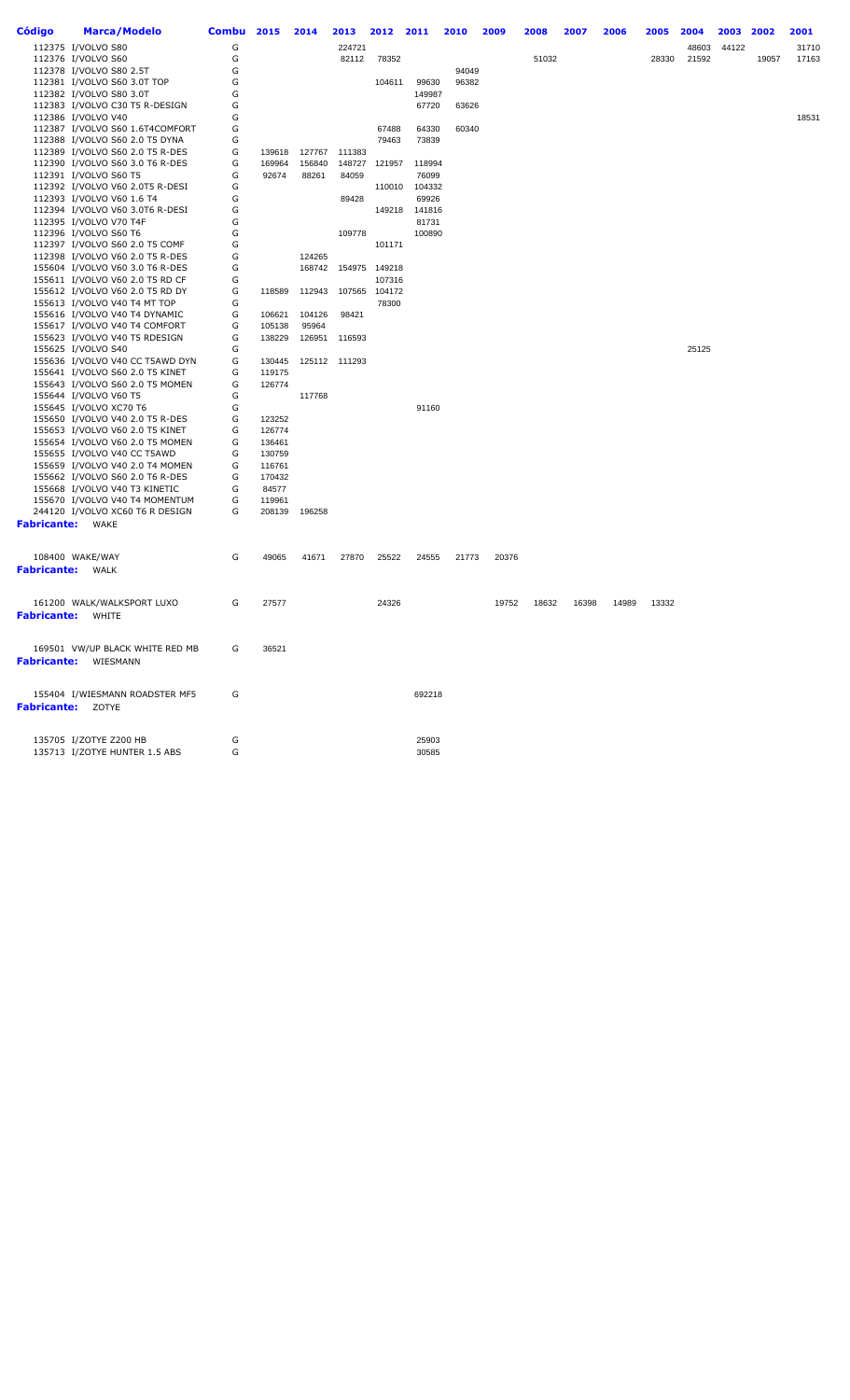| Código | Marca/Modelo | Combu | 2015 | 2014 | 2013 | 2012 | 2011 | 2010 | 2009 | 2008 | 2007 | 2006 | 2005 | 2004 | 2003 | 2002 | 2001 |
|---|---|---|---|---|---|---|---|---|---|---|---|---|---|---|---|---|---|
| 112375 | I/VOLVO S80 | G | | | 224721 | | | | | | | | | 48603 | 44122 | | 31710 |
| 112376 | I/VOLVO S60 | G | | | 82112 | 78352 | | | | 51032 | | | 28330 | 21592 | | 19057 | 17163 |
| 112378 | I/VOLVO S80 2.5T | G | | | | | | 94049 | | | | | | | | | |
| 112381 | I/VOLVO S60 3.0T TOP | G | | | | 104611 | 99630 | 96382 | | | | | | | | | |
| 112382 | I/VOLVO S80 3.0T | G | | | | | 149987 | | | | | | | | | | |
| 112383 | I/VOLVO C30 T5 R-DESIGN | G | | | | | 67720 | 63626 | | | | | | | | | |
| 112386 | I/VOLVO V40 | G | | | | | | | | | | | | | | | 18531 |
| 112387 | I/VOLVO S60 1.6T4COMFORT | G | | | | 67488 | 64330 | 60340 | | | | | | | | | |
| 112388 | I/VOLVO S60 2.0 T5 DYNA | G | | | | 79463 | 73839 | | | | | | | | | | |
| 112389 | I/VOLVO S60 2.0 T5 R-DES | G | 139618 | 127767 | 111383 | | | | | | | | | | | | |
| 112390 | I/VOLVO S60 3.0 T6 R-DES | G | 169964 | 156840 | 148727 | 121957 | 118994 | | | | | | | | | | |
| 112391 | I/VOLVO S60 T5 | G | 92674 | 88261 | 84059 | | 76099 | | | | | | | | | | |
| 112392 | I/VOLVO V60 2.0T5 R-DESI | G | | | | 110010 | 104332 | | | | | | | | | | |
| 112393 | I/VOLVO V60 1.6 T4 | G | | | 89428 | | 69926 | | | | | | | | | | |
| 112394 | I/VOLVO V60 3.0T6 R-DESI | G | | | | 149218 | 141816 | | | | | | | | | | |
| 112395 | I/VOLVO V70 T4F | G | | | | | 81731 | | | | | | | | | | |
| 112396 | I/VOLVO S60 T6 | G | | | 109778 | | 100890 | | | | | | | | | | |
| 112397 | I/VOLVO S60 2.0 T5 COMF | G | | | | 101171 | | | | | | | | | | | |
| 112398 | I/VOLVO V60 2.0 T5 R-DES | G | | 124265 | | | | | | | | | | | | | |
| 155604 | I/VOLVO V60 3.0 T6 R-DES | G | | 168742 | 154975 | 149218 | | | | | | | | | | | |
| 155611 | I/VOLVO V60 2.0 T5 RD CF | G | | | | 107316 | | | | | | | | | | | |
| 155612 | I/VOLVO V60 2.0 T5 RD DY | G | 118589 | 112943 | 107565 | 104172 | | | | | | | | | | | |
| 155613 | I/VOLVO V40 T4 MT TOP | G | | | | 78300 | | | | | | | | | | | |
| 155616 | I/VOLVO V40 T4 DYNAMIC | G | 106621 | 104126 | 98421 | | | | | | | | | | | | |
| 155617 | I/VOLVO V40 T4 COMFORT | G | 105138 | 95964 | | | | | | | | | | | | | |
| 155623 | I/VOLVO V40 T5 RDESIGN | G | 138229 | 126951 | 116593 | | | | | | | | | | | | |
| 155625 | I/VOLVO S40 | G | | | | | | | | | | | | 25125 | | | |
| 155636 | I/VOLVO V40 CC T5AWD DYN | G | 130445 | 125112 | 111293 | | | | | | | | | | | | |
| 155641 | I/VOLVO S60 2.0 T5 KINET | G | 119175 | | | | | | | | | | | | | | |
| 155643 | I/VOLVO S60 2.0 T5 MOMEN | G | 126774 | | | | | | | | | | | | | | |
| 155644 | I/VOLVO V60 T5 | G | | 117768 | | | | | | | | | | | | | |
| 155645 | I/VOLVO XC70 T6 | G | | | | | 91160 | | | | | | | | | | |
| 155650 | I/VOLVO V40 2.0 T5 R-DES | G | 123252 | | | | | | | | | | | | | | |
| 155653 | I/VOLVO V60 2.0 T5 KINET | G | 126774 | | | | | | | | | | | | | | |
| 155654 | I/VOLVO V60 2.0 T5 MOMEN | G | 136461 | | | | | | | | | | | | | | |
| 155655 | I/VOLVO V40 CC T5AWD | G | 130759 | | | | | | | | | | | | | | |
| 155659 | I/VOLVO V40 2.0 T4 MOMEN | G | 116761 | | | | | | | | | | | | | | |
| 155662 | I/VOLVO S60 2.0 T6 R-DES | G | 170432 | | | | | | | | | | | | | | |
| 155668 | I/VOLVO V40 T3 KINETIC | G | 84577 | | | | | | | | | | | | | | |
| 155670 | I/VOLVO V40 T4 MOMENTUM | G | 119961 | | | | | | | | | | | | | | |
| 244120 | I/VOLVO XC60 T6 R DESIGN | G | 208139 | 196258 | | | | | | | | | | | | | |
| **Fabricante:** | WAKE | | | | | | | | | | | | | | | | |
| 108400 | WAKE/WAY | G | 49065 | 41671 | 27870 | 25522 | 24555 | 21773 | 20376 | | | | | | | | |
| **Fabricante:** | WALK | | | | | | | | | | | | | | | | |
| 161200 | WALK/WALKSPORT LUXO | G | 27577 | | | 24326 | | | 19752 | 18632 | 16398 | 14989 | 13332 | | | | |
| **Fabricante:** | WHITE | | | | | | | | | | | | | | | | |
| 169501 | VW/UP BLACK WHITE RED MB | G | 36521 | | | | | | | | | | | | | | |
| **Fabricante:** | WIESMANN | | | | | | | | | | | | | | | | |
| 155404 | I/WIESMANN ROADSTER MF5 | G | | | | | 692218 | | | | | | | | | | |
| **Fabricante:** | ZOTYE | | | | | | | | | | | | | | | | |
| 135705 | I/ZOTYE Z200 HB | G | | | | | 25903 | | | | | | | | | | |
| 135713 | I/ZOTYE HUNTER 1.5 ABS | G | | | | | 30585 | | | | | | | | | | |